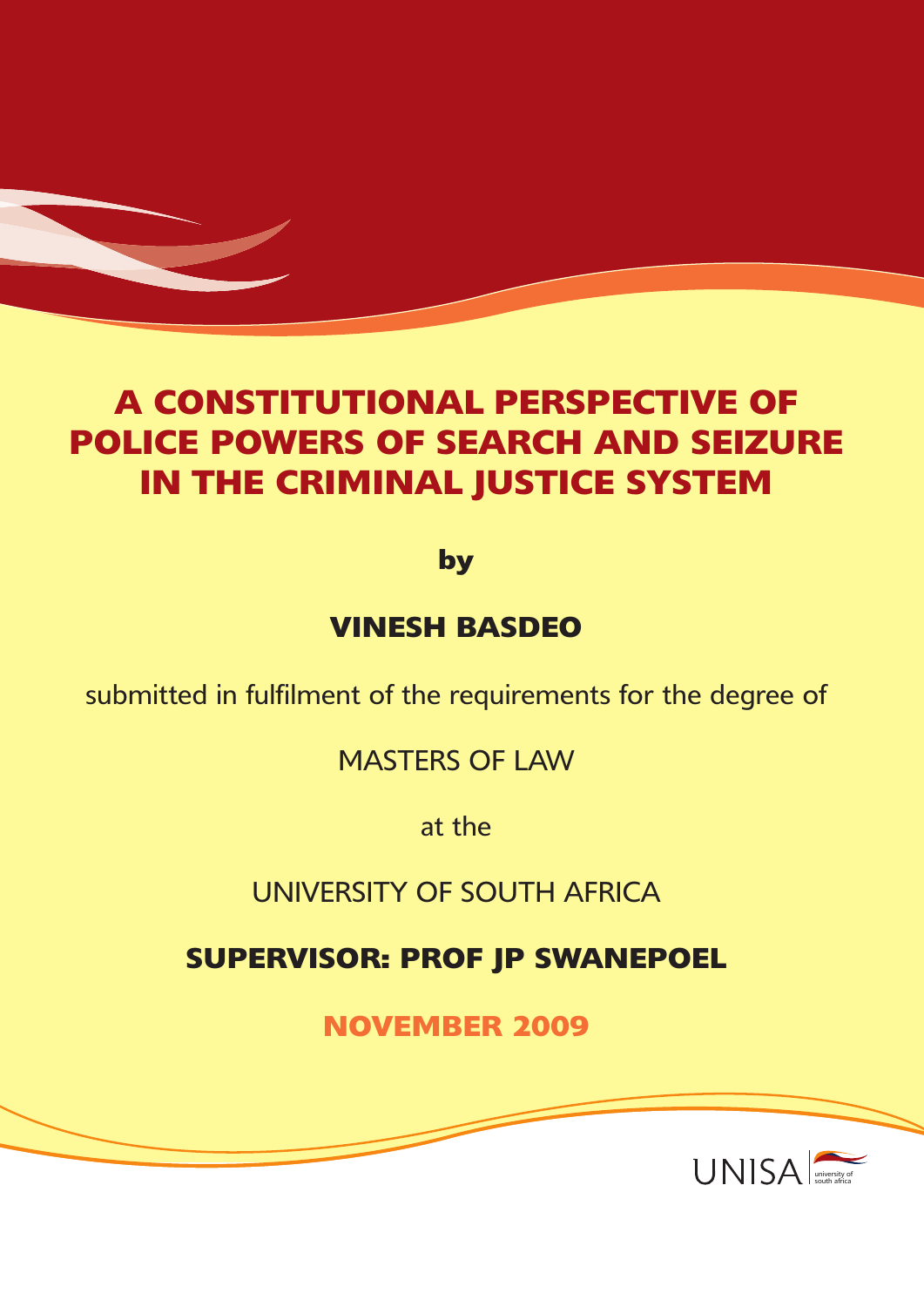# A CONSTITUTIONAL PERSPECTIVE OF POLICE POWERS OF SEARCH AND SEIZURE IN THE CRIMINAL JUSTICE SYSTEM

**by**

**VINESH BASDEO**

submitted in fulfilment of the requirements for the degree of

MASTERS OF LAW

at the

UNIVERSITY OF SOUTH AFRICA

**SUPERVISOR: PROF JP SWANEPOEL**

**NOVEMBER 2009**

UNISA university of south africa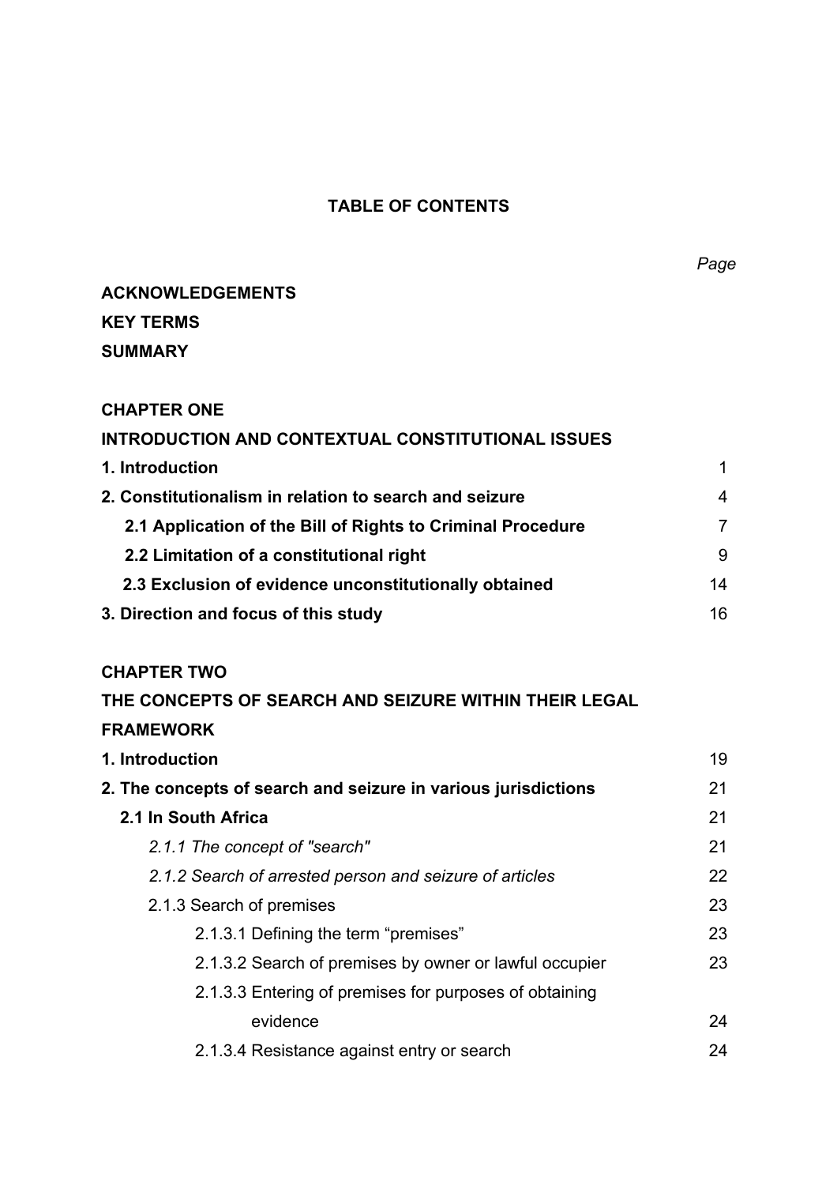**TABLE OF CONTENTS**

| | *Page* |
|---|---|
| **ACKNOWLEDGEMENTS** | |
| **KEY TERMS** | |
| **SUMMARY** | |
| | |
| **CHAPTER ONE** | |
| **INTRODUCTION AND CONTEXTUAL CONSTITUTIONAL ISSUES** | |
| **1. Introduction** | 1 |
| **2. Constitutionalism in relation to search and seizure** | 4 |
| **2.1 Application of the Bill of Rights to Criminal Procedure** | 7 |
| **2.2 Limitation of a constitutional right** | 9 |
| **2.3 Exclusion of evidence unconstitutionally obtained** | 14 |
| **3. Direction and focus of this study** | 16 |
| | |
| **CHAPTER TWO** | |
| **THE CONCEPTS OF SEARCH AND SEIZURE WITHIN THEIR LEGAL FRAMEWORK** | |
| **1. Introduction** | 19 |
| **2. The concepts of search and seizure in various jurisdictions** | 21 |
| **2.1 In South Africa** | 21 |
| *2.1.1 The concept of "search"* | 21 |
| *2.1.2 Search of arrested person and seizure of articles* | 22 |
| 2.1.3 Search of premises | 23 |
| 2.1.3.1 Defining the term "premises" | 23 |
| 2.1.3.2 Search of premises by owner or lawful occupier | 23 |
| 2.1.3.3 Entering of premises for purposes of obtaining evidence | 24 |
| 2.1.3.4 Resistance against entry or search | 24 |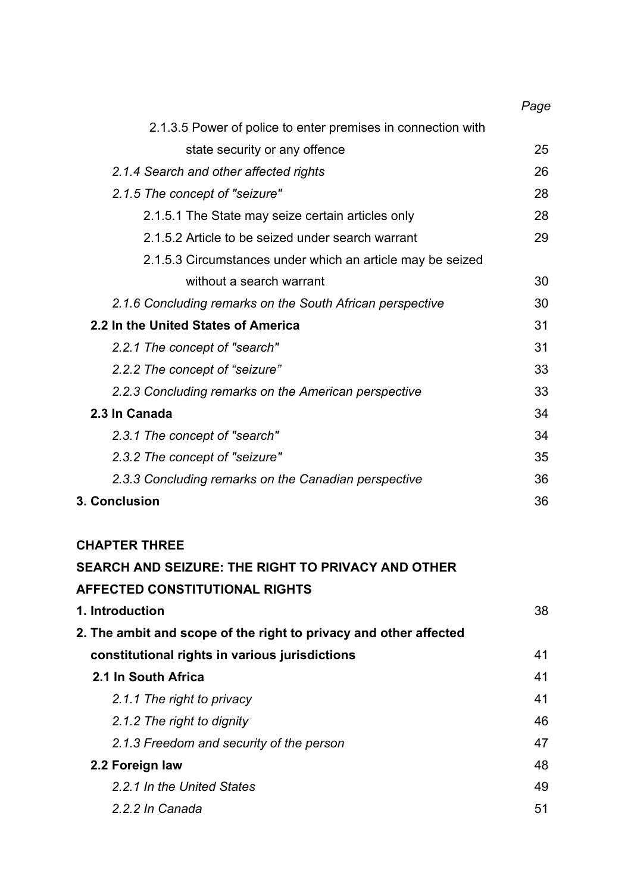*Page*

2.1.3.5 Power of police to enter premises in connection with state security or any offence 25

*2.1.4 Search and other affected rights* 26

*2.1.5 The concept of "seizure"* 28

2.1.5.1 The State may seize certain articles only 28

2.1.5.2 Article to be seized under search warrant 29

2.1.5.3 Circumstances under which an article may be seized without a search warrant 30

*2.1.6 Concluding remarks on the South African perspective* 30

**2.2 In the United States of America** 31

*2.2.1 The concept of "search"* 31

*2.2.2 The concept of "seizure"* 33

*2.2.3 Concluding remarks on the American perspective* 33

**2.3 In Canada** 34

*2.3.1 The concept of "search"* 34

*2.3.2 The concept of "seizure"* 35

*2.3.3 Concluding remarks on the Canadian perspective* 36

**3. Conclusion** 36

**CHAPTER THREE**

**SEARCH AND SEIZURE: THE RIGHT TO PRIVACY AND OTHER AFFECTED CONSTITUTIONAL RIGHTS**

**1. Introduction** 38

**2. The ambit and scope of the right to privacy and other affected constitutional rights in various jurisdictions** 41

**2.1 In South Africa** 41

*2.1.1 The right to privacy* 41

*2.1.2 The right to dignity* 46

*2.1.3 Freedom and security of the person* 47

**2.2 Foreign law** 48

*2.2.1 In the United States* 49

*2.2.2 In Canada* 51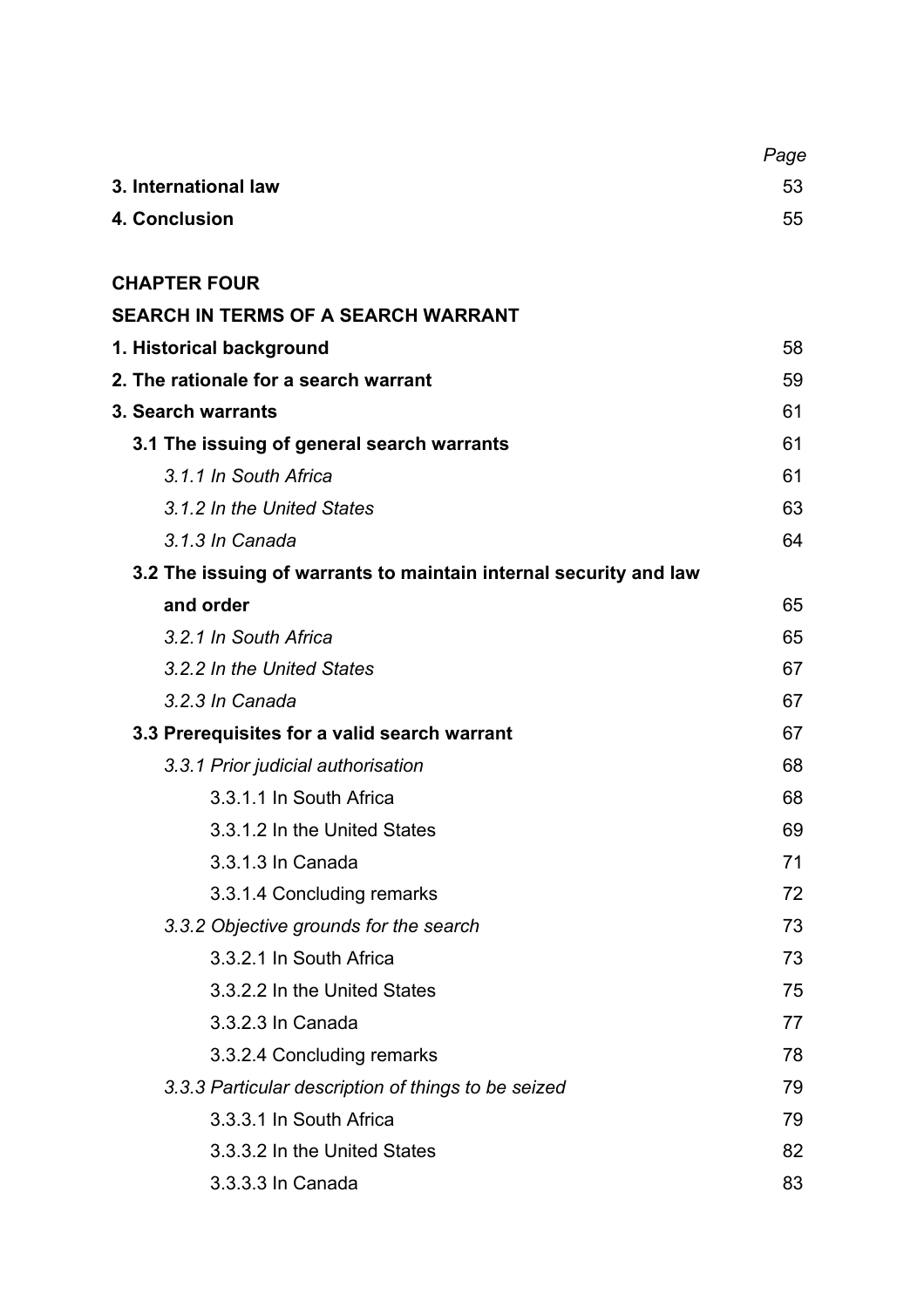| | Page |
|---|---|
| **3. International law** | 53 |
| **4. Conclusion** | 55 |
| | |
| **CHAPTER FOUR** | |
| **SEARCH IN TERMS OF A SEARCH WARRANT** | |
| **1. Historical background** | 58 |
| **2. The rationale for a search warrant** | 59 |
| **3. Search warrants** | 61 |
| **3.1 The issuing of general search warrants** | 61 |
| *3.1.1 In South Africa* | 61 |
| *3.1.2 In the United States* | 63 |
| *3.1.3 In Canada* | 64 |
| **3.2 The issuing of warrants to maintain internal security and law and order** | 65 |
| *3.2.1 In South Africa* | 65 |
| *3.2.2 In the United States* | 67 |
| *3.2.3 In Canada* | 67 |
| **3.3 Prerequisites for a valid search warrant** | 67 |
| *3.3.1 Prior judicial authorisation* | 68 |
| 3.3.1.1 In South Africa | 68 |
| 3.3.1.2 In the United States | 69 |
| 3.3.1.3 In Canada | 71 |
| 3.3.1.4 Concluding remarks | 72 |
| *3.3.2 Objective grounds for the search* | 73 |
| 3.3.2.1 In South Africa | 73 |
| 3.3.2.2 In the United States | 75 |
| 3.3.2.3 In Canada | 77 |
| 3.3.2.4 Concluding remarks | 78 |
| *3.3.3 Particular description of things to be seized* | 79 |
| 3.3.3.1 In South Africa | 79 |
| 3.3.3.2 In the United States | 82 |
| 3.3.3.3 In Canada | 83 |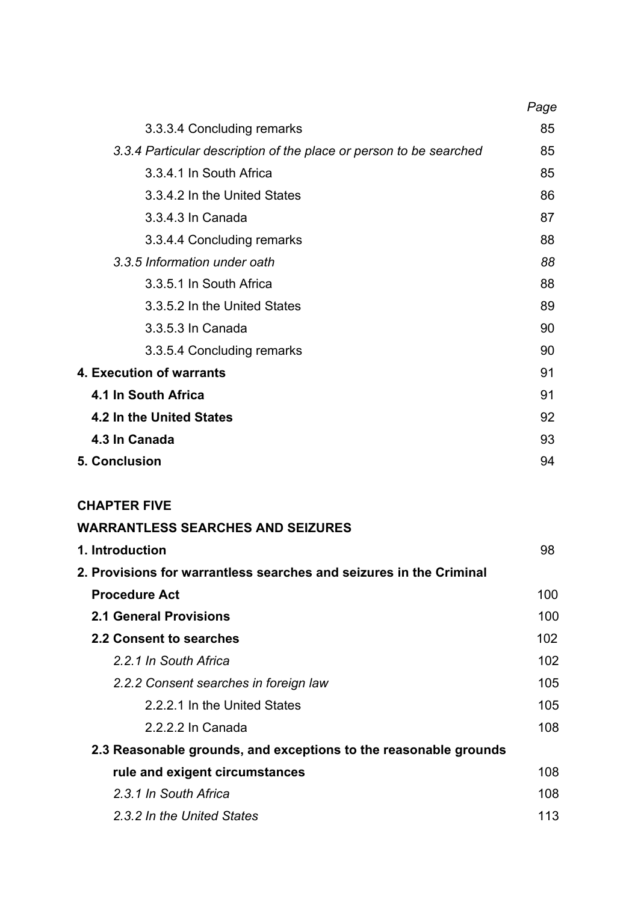| | Page |
|---|---|
| 3.3.3.4 Concluding remarks | 85 |
| *3.3.4 Particular description of the place or person to be searched* | 85 |
| 3.3.4.1 In South Africa | 85 |
| 3.3.4.2 In the United States | 86 |
| 3.3.4.3 In Canada | 87 |
| 3.3.4.4 Concluding remarks | 88 |
| *3.3.5 Information under oath* | *88* |
| 3.3.5.1 In South Africa | 88 |
| 3.3.5.2 In the United States | 89 |
| 3.3.5.3 In Canada | 90 |
| 3.3.5.4 Concluding remarks | 90 |
| **4. Execution of warrants** | 91 |
| **4.1 In South Africa** | 91 |
| **4.2 In the United States** | 92 |
| **4.3 In Canada** | 93 |
| **5. Conclusion** | 94 |

**CHAPTER FIVE**

**WARRANTLESS SEARCHES AND SEIZURES**

| | |
|---|---|
| **1. Introduction** | 98 |
| **2. Provisions for warrantless searches and seizures in the Criminal Procedure Act** | 100 |
| **2.1 General Provisions** | 100 |
| **2.2 Consent to searches** | 102 |
| *2.2.1 In South Africa* | 102 |
| *2.2.2 Consent searches in foreign law* | 105 |
| 2.2.2.1 In the United States | 105 |
| 2.2.2.2 In Canada | 108 |
| **2.3 Reasonable grounds, and exceptions to the reasonable grounds rule and exigent circumstances** | 108 |
| *2.3.1 In South Africa* | 108 |
| *2.3.2 In the United States* | 113 |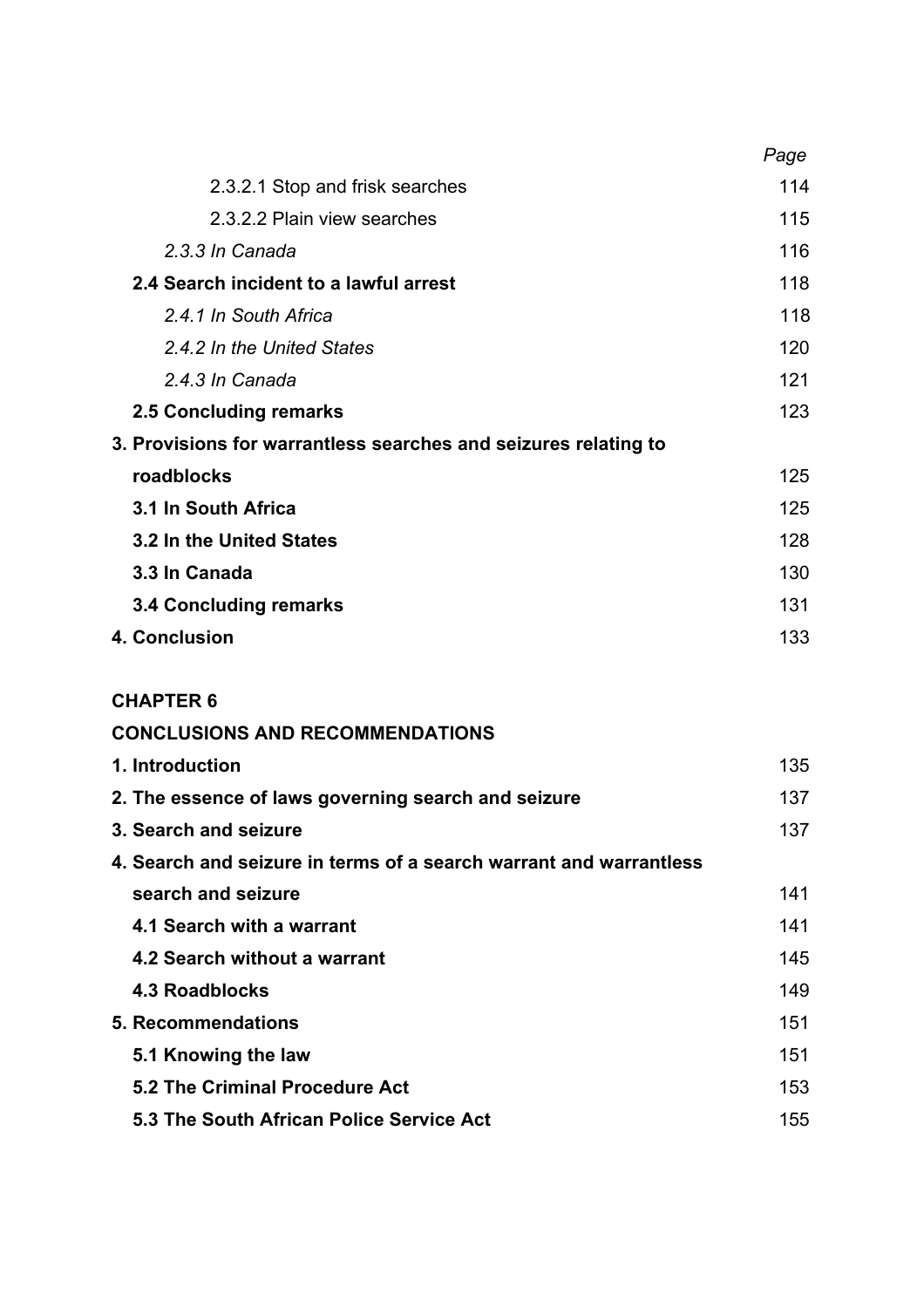| | Page |
|---|---|
| 2.3.2.1 Stop and frisk searches | 114 |
| 2.3.2.2 Plain view searches | 115 |
| *2.3.3 In Canada* | 116 |
| **2.4 Search incident to a lawful arrest** | 118 |
| *2.4.1 In South Africa* | 118 |
| *2.4.2 In the United States* | 120 |
| *2.4.3 In Canada* | 121 |
| **2.5 Concluding remarks** | 123 |
| **3. Provisions for warrantless searches and seizures relating to roadblocks** | 125 |
| **3.1 In South Africa** | 125 |
| **3.2 In the United States** | 128 |
| **3.3 In Canada** | 130 |
| **3.4 Concluding remarks** | 131 |
| **4. Conclusion** | 133 |

**CHAPTER 6**

**CONCLUSIONS AND RECOMMENDATIONS**

| | |
|---|---|
| **1. Introduction** | 135 |
| **2. The essence of laws governing search and seizure** | 137 |
| **3. Search and seizure** | 137 |
| **4. Search and seizure in terms of a search warrant and warrantless search and seizure** | 141 |
| **4.1 Search with a warrant** | 141 |
| **4.2 Search without a warrant** | 145 |
| **4.3 Roadblocks** | 149 |
| **5. Recommendations** | 151 |
| **5.1 Knowing the law** | 151 |
| **5.2 The Criminal Procedure Act** | 153 |
| **5.3 The South African Police Service Act** | 155 |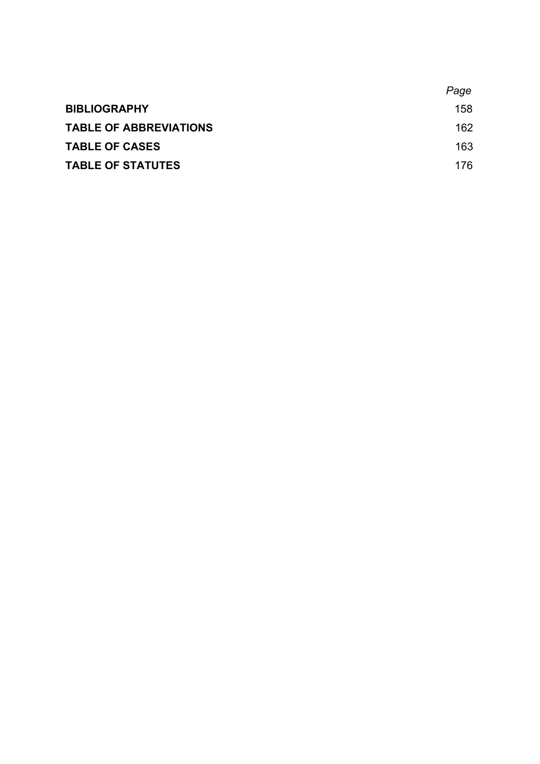| | *Page* |
|---|---|
| **BIBLIOGRAPHY** | 158 |
| **TABLE OF ABBREVIATIONS** | 162 |
| **TABLE OF CASES** | 163 |
| **TABLE OF STATUTES** | 176 |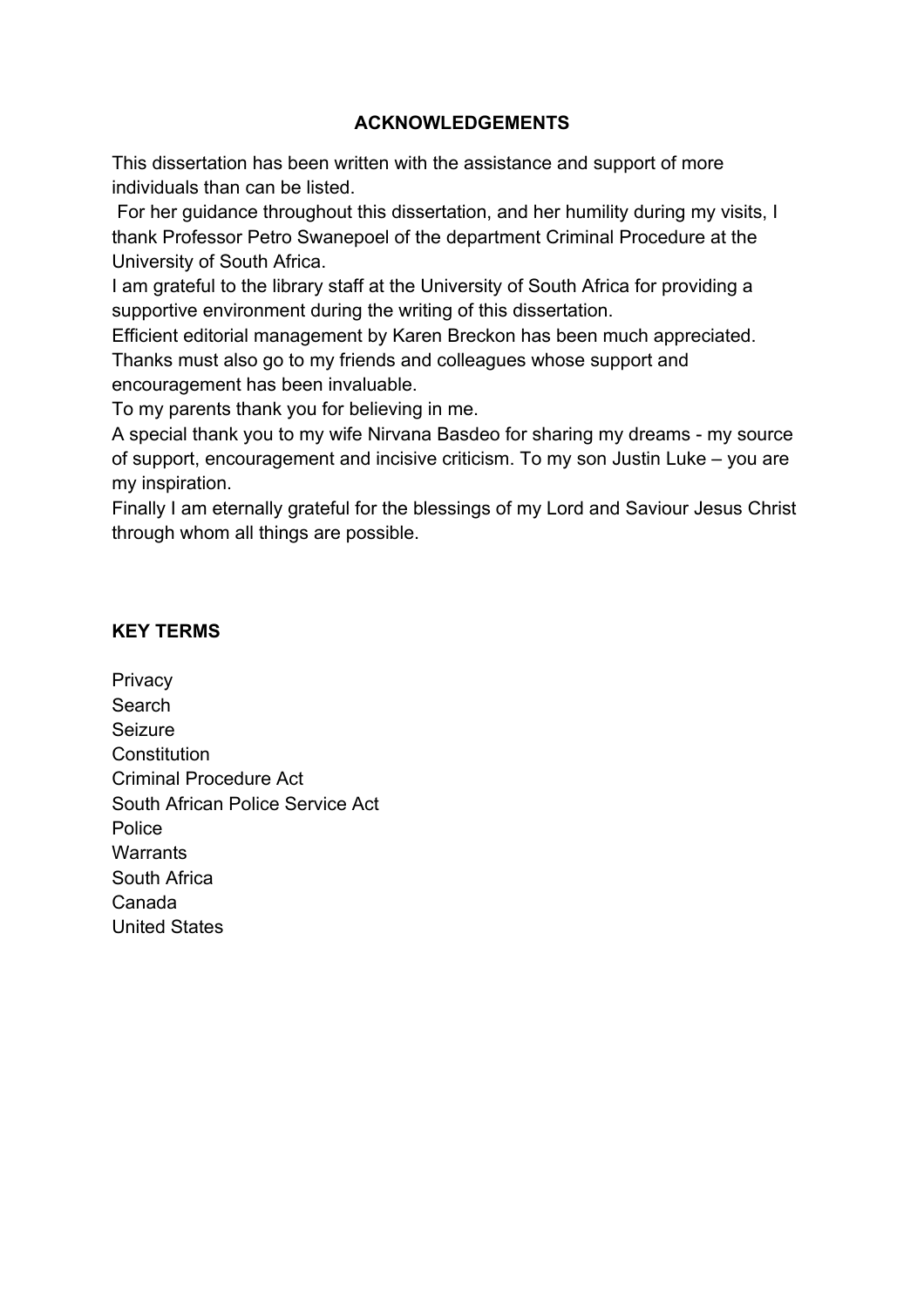## ACKNOWLEDGEMENTS

This dissertation has been written with the assistance and support of more individuals than can be listed.

For her guidance throughout this dissertation, and her humility during my visits, I thank Professor Petro Swanepoel of the department Criminal Procedure at the University of South Africa.

I am grateful to the library staff at the University of South Africa for providing a supportive environment during the writing of this dissertation.

Efficient editorial management by Karen Breckon has been much appreciated.

Thanks must also go to my friends and colleagues whose support and encouragement has been invaluable.

To my parents thank you for believing in me.

A special thank you to my wife Nirvana Basdeo for sharing my dreams - my source of support, encouragement and incisive criticism. To my son Justin Luke – you are my inspiration.

Finally I am eternally grateful for the blessings of my Lord and Saviour Jesus Christ through whom all things are possible.

## KEY TERMS

Privacy
Search
Seizure
Constitution
Criminal Procedure Act
South African Police Service Act
Police
Warrants
South Africa
Canada
United States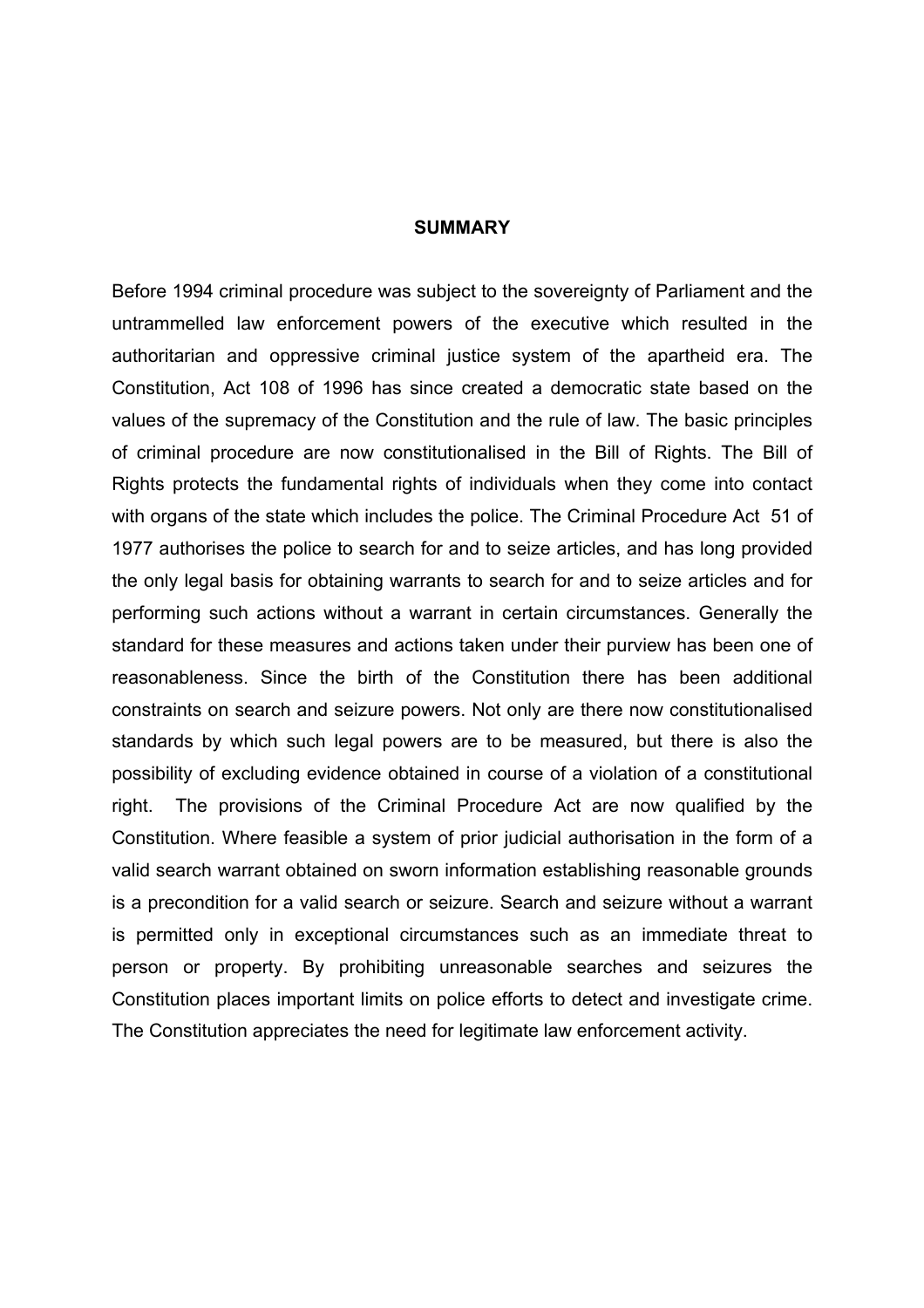## SUMMARY

Before 1994 criminal procedure was subject to the sovereignty of Parliament and the untrammelled law enforcement powers of the executive which resulted in the authoritarian and oppressive criminal justice system of the apartheid era. The Constitution, Act 108 of 1996 has since created a democratic state based on the values of the supremacy of the Constitution and the rule of law. The basic principles of criminal procedure are now constitutionalised in the Bill of Rights. The Bill of Rights protects the fundamental rights of individuals when they come into contact with organs of the state which includes the police. The Criminal Procedure Act 51 of 1977 authorises the police to search for and to seize articles, and has long provided the only legal basis for obtaining warrants to search for and to seize articles and for performing such actions without a warrant in certain circumstances. Generally the standard for these measures and actions taken under their purview has been one of reasonableness. Since the birth of the Constitution there has been additional constraints on search and seizure powers. Not only are there now constitutionalised standards by which such legal powers are to be measured, but there is also the possibility of excluding evidence obtained in course of a violation of a constitutional right. The provisions of the Criminal Procedure Act are now qualified by the Constitution. Where feasible a system of prior judicial authorisation in the form of a valid search warrant obtained on sworn information establishing reasonable grounds is a precondition for a valid search or seizure. Search and seizure without a warrant is permitted only in exceptional circumstances such as an immediate threat to person or property. By prohibiting unreasonable searches and seizures the Constitution places important limits on police efforts to detect and investigate crime. The Constitution appreciates the need for legitimate law enforcement activity.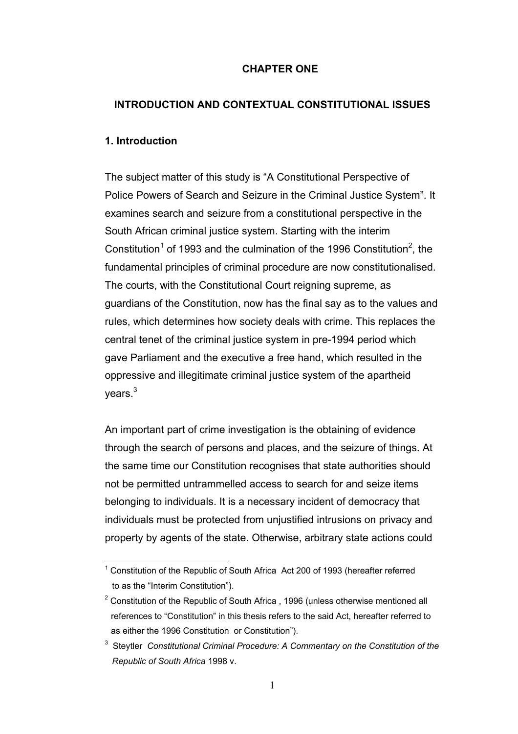# CHAPTER ONE

## INTRODUCTION AND CONTEXTUAL CONSTITUTIONAL ISSUES

### 1. Introduction

The subject matter of this study is "A Constitutional Perspective of Police Powers of Search and Seizure in the Criminal Justice System". It examines search and seizure from a constitutional perspective in the South African criminal justice system. Starting with the interim Constitution[1] of 1993 and the culmination of the 1996 Constitution[2], the fundamental principles of criminal procedure are now constitutionalised. The courts, with the Constitutional Court reigning supreme, as guardians of the Constitution, now has the final say as to the values and rules, which determines how society deals with crime. This replaces the central tenet of the criminal justice system in pre-1994 period which gave Parliament and the executive a free hand, which resulted in the oppressive and illegitimate criminal justice system of the apartheid years.[3]

An important part of crime investigation is the obtaining of evidence through the search of persons and places, and the seizure of things. At the same time our Constitution recognises that state authorities should not be permitted untrammelled access to search for and seize items belonging to individuals. It is a necessary incident of democracy that individuals must be protected from unjustified intrusions on privacy and property by agents of the state. Otherwise, arbitrary state actions could

---

[1] Constitution of the Republic of South Africa Act 200 of 1993 (hereafter referred to as the "Interim Constitution").

[2] Constitution of the Republic of South Africa , 1996 (unless otherwise mentioned all references to "Constitution" in this thesis refers to the said Act, hereafter referred to as either the 1996 Constitution or Constitution").

[3] Steytler *Constitutional Criminal Procedure: A Commentary on the Constitution of the Republic of South Africa* 1998 v.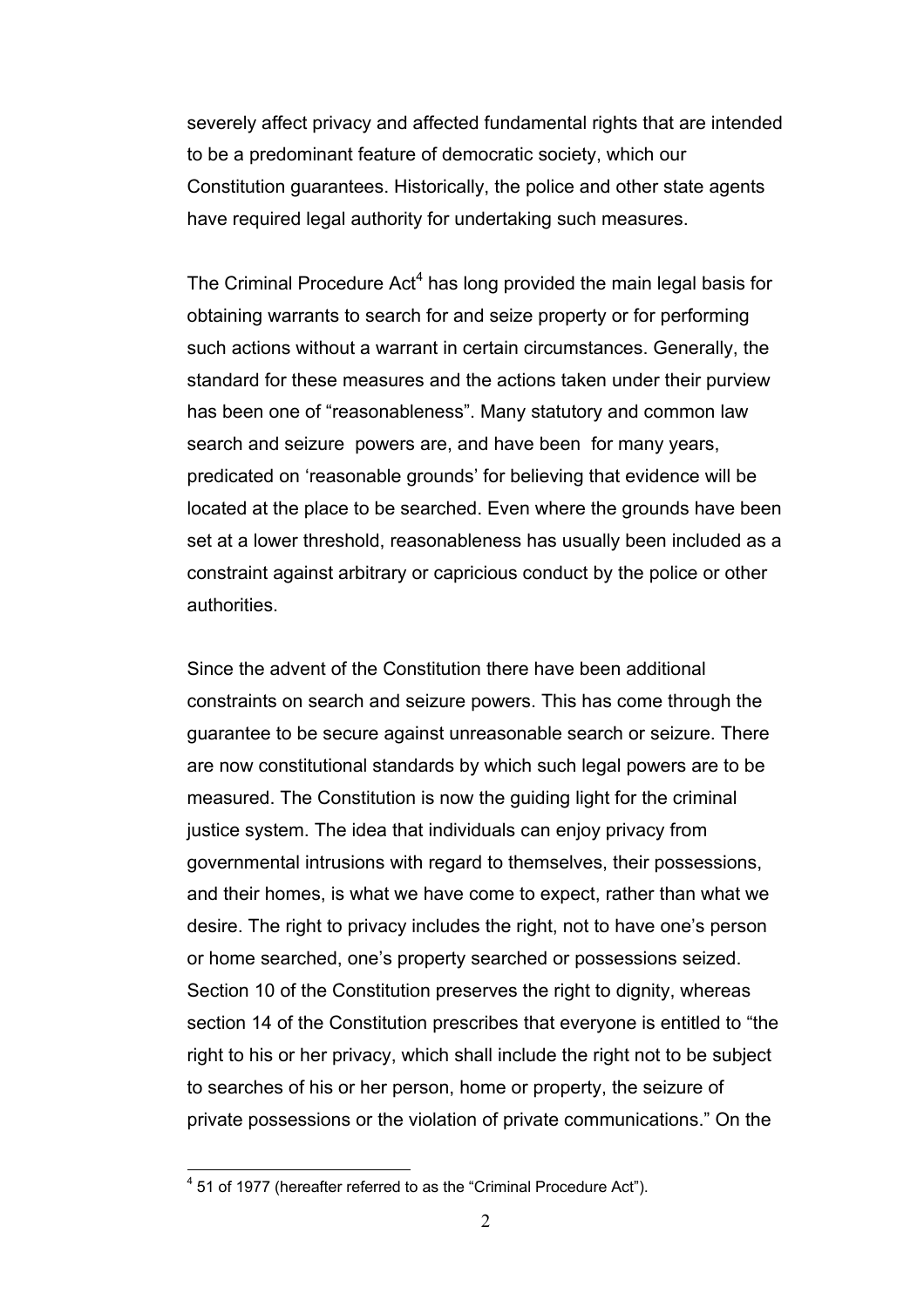severely affect privacy and affected fundamental rights that are intended to be a predominant feature of democratic society, which our Constitution guarantees. Historically, the police and other state agents have required legal authority for undertaking such measures.

The Criminal Procedure Act[4] has long provided the main legal basis for obtaining warrants to search for and seize property or for performing such actions without a warrant in certain circumstances. Generally, the standard for these measures and the actions taken under their purview has been one of "reasonableness". Many statutory and common law search and seizure powers are, and have been for many years, predicated on 'reasonable grounds' for believing that evidence will be located at the place to be searched. Even where the grounds have been set at a lower threshold, reasonableness has usually been included as a constraint against arbitrary or capricious conduct by the police or other authorities.

Since the advent of the Constitution there have been additional constraints on search and seizure powers. This has come through the guarantee to be secure against unreasonable search or seizure. There are now constitutional standards by which such legal powers are to be measured. The Constitution is now the guiding light for the criminal justice system. The idea that individuals can enjoy privacy from governmental intrusions with regard to themselves, their possessions, and their homes, is what we have come to expect, rather than what we desire. The right to privacy includes the right, not to have one's person or home searched, one's property searched or possessions seized. Section 10 of the Constitution preserves the right to dignity, whereas section 14 of the Constitution prescribes that everyone is entitled to "the right to his or her privacy, which shall include the right not to be subject to searches of his or her person, home or property, the seizure of private possessions or the violation of private communications." On the

---

[4] 51 of 1977 (hereafter referred to as the "Criminal Procedure Act").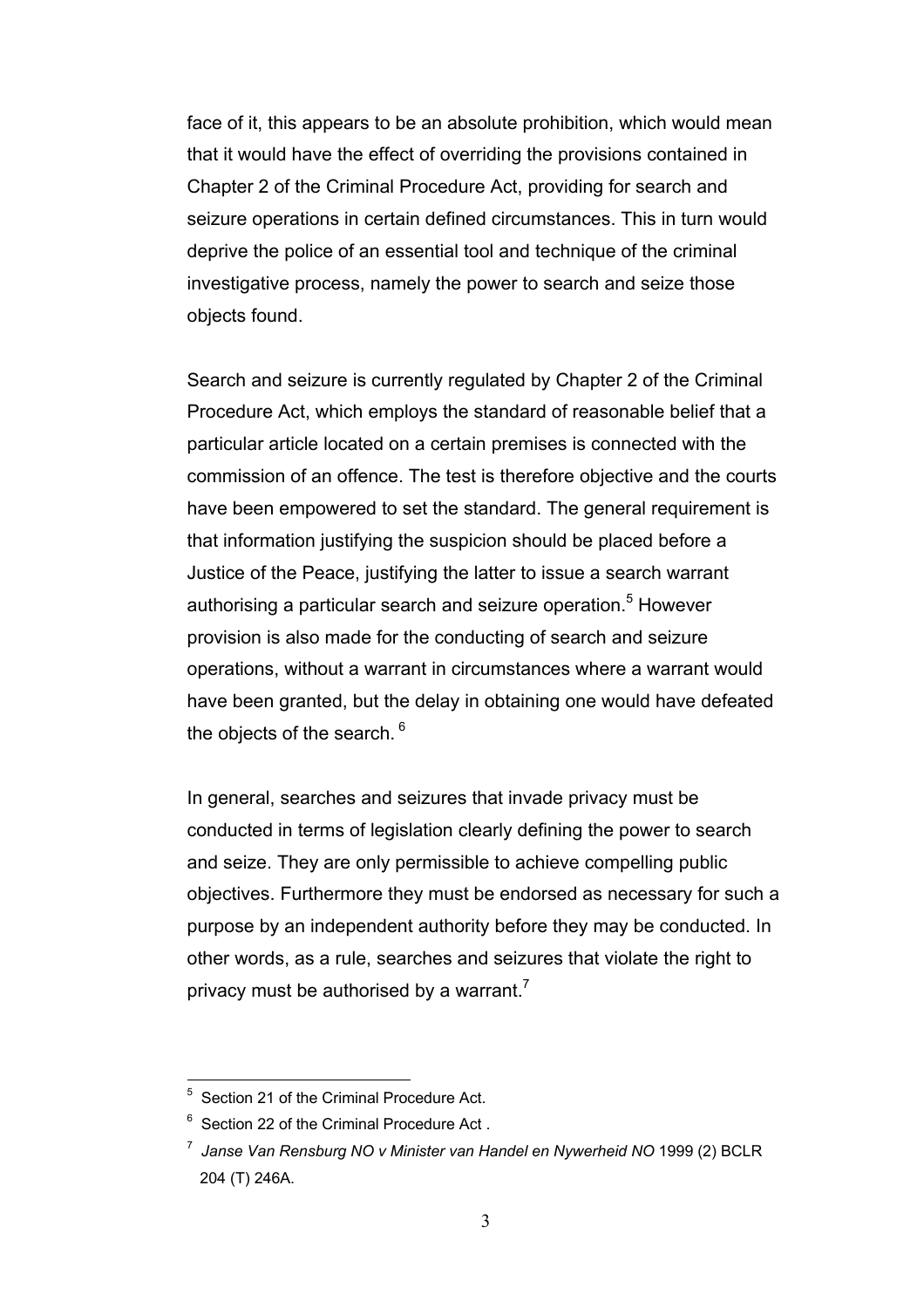face of it, this appears to be an absolute prohibition, which would mean that it would have the effect of overriding the provisions contained in Chapter 2 of the Criminal Procedure Act, providing for search and seizure operations in certain defined circumstances. This in turn would deprive the police of an essential tool and technique of the criminal investigative process, namely the power to search and seize those objects found.

Search and seizure is currently regulated by Chapter 2 of the Criminal Procedure Act, which employs the standard of reasonable belief that a particular article located on a certain premises is connected with the commission of an offence. The test is therefore objective and the courts have been empowered to set the standard. The general requirement is that information justifying the suspicion should be placed before a Justice of the Peace, justifying the latter to issue a search warrant authorising a particular search and seizure operation.[5] However provision is also made for the conducting of search and seizure operations, without a warrant in circumstances where a warrant would have been granted, but the delay in obtaining one would have defeated the objects of the search. [6]

In general, searches and seizures that invade privacy must be conducted in terms of legislation clearly defining the power to search and seize. They are only permissible to achieve compelling public objectives. Furthermore they must be endorsed as necessary for such a purpose by an independent authority before they may be conducted. In other words, as a rule, searches and seizures that violate the right to privacy must be authorised by a warrant.[7]

---

[5] Section 21 of the Criminal Procedure Act.

[6] Section 22 of the Criminal Procedure Act .

[7] *Janse Van Rensburg NO v Minister van Handel en Nywerheid NO* 1999 (2) BCLR 204 (T) 246A.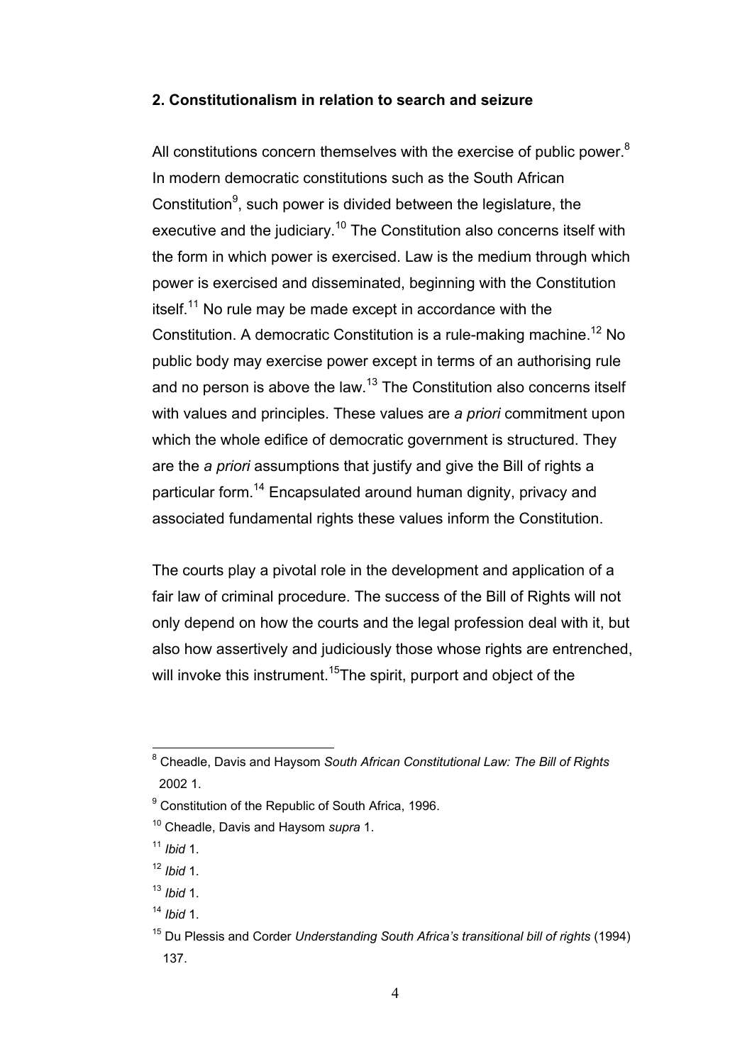## 2. Constitutionalism in relation to search and seizure

All constitutions concern themselves with the exercise of public power.[8] In modern democratic constitutions such as the South African Constitution[9], such power is divided between the legislature, the executive and the judiciary.[10] The Constitution also concerns itself with the form in which power is exercised. Law is the medium through which power is exercised and disseminated, beginning with the Constitution itself.[11] No rule may be made except in accordance with the Constitution. A democratic Constitution is a rule-making machine.[12] No public body may exercise power except in terms of an authorising rule and no person is above the law.[13] The Constitution also concerns itself with values and principles. These values are *a priori* commitment upon which the whole edifice of democratic government is structured. They are the *a priori* assumptions that justify and give the Bill of rights a particular form.[14] Encapsulated around human dignity, privacy and associated fundamental rights these values inform the Constitution.

The courts play a pivotal role in the development and application of a fair law of criminal procedure. The success of the Bill of Rights will not only depend on how the courts and the legal profession deal with it, but also how assertively and judiciously those whose rights are entrenched, will invoke this instrument.[15]The spirit, purport and object of the

---

[8] Cheadle, Davis and Haysom *South African Constitutional Law: The Bill of Rights* 2002 1.

[9] Constitution of the Republic of South Africa, 1996.

[10] Cheadle, Davis and Haysom *supra* 1.

[11] *Ibid* 1.

[12] *Ibid* 1.

[13] *Ibid* 1.

[14] *Ibid* 1.

[15] Du Plessis and Corder *Understanding South Africa's transitional bill of rights* (1994) 137.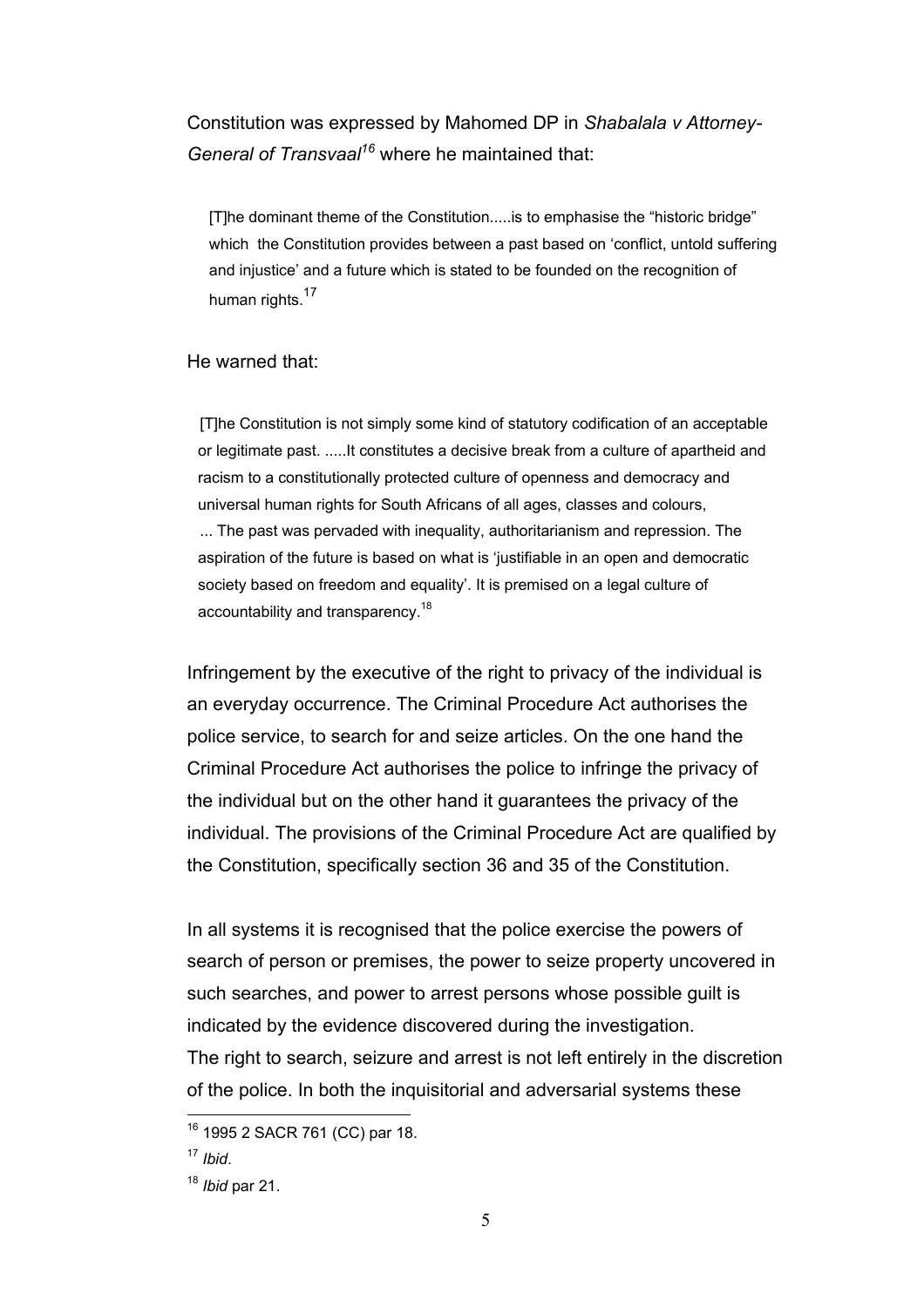Constitution was expressed by Mahomed DP in *Shabalala v Attorney-General of Transvaal*[16] where he maintained that:

> [T]he dominant theme of the Constitution.....is to emphasise the “historic bridge” which the Constitution provides between a past based on ‘conflict, untold suffering and injustice’ and a future which is stated to be founded on the recognition of human rights.[17]

He warned that:

> [T]he Constitution is not simply some kind of statutory codification of an acceptable or legitimate past. .....It constitutes a decisive break from a culture of apartheid and racism to a constitutionally protected culture of openness and democracy and universal human rights for South Africans of all ages, classes and colours, ... The past was pervaded with inequality, authoritarianism and repression. The aspiration of the future is based on what is ‘justifiable in an open and democratic society based on freedom and equality’. It is premised on a legal culture of accountability and transparency.[18]

Infringement by the executive of the right to privacy of the individual is an everyday occurrence. The Criminal Procedure Act authorises the police service, to search for and seize articles. On the one hand the Criminal Procedure Act authorises the police to infringe the privacy of the individual but on the other hand it guarantees the privacy of the individual. The provisions of the Criminal Procedure Act are qualified by the Constitution, specifically section 36 and 35 of the Constitution.

In all systems it is recognised that the police exercise the powers of search of person or premises, the power to seize property uncovered in such searches, and power to arrest persons whose possible guilt is indicated by the evidence discovered during the investigation.
The right to search, seizure and arrest is not left entirely in the discretion of the police. In both the inquisitorial and adversarial systems these

---

[16] 1995 2 SACR 761 (CC) par 18.

[17] *Ibid*.

[18] *Ibid* par 21.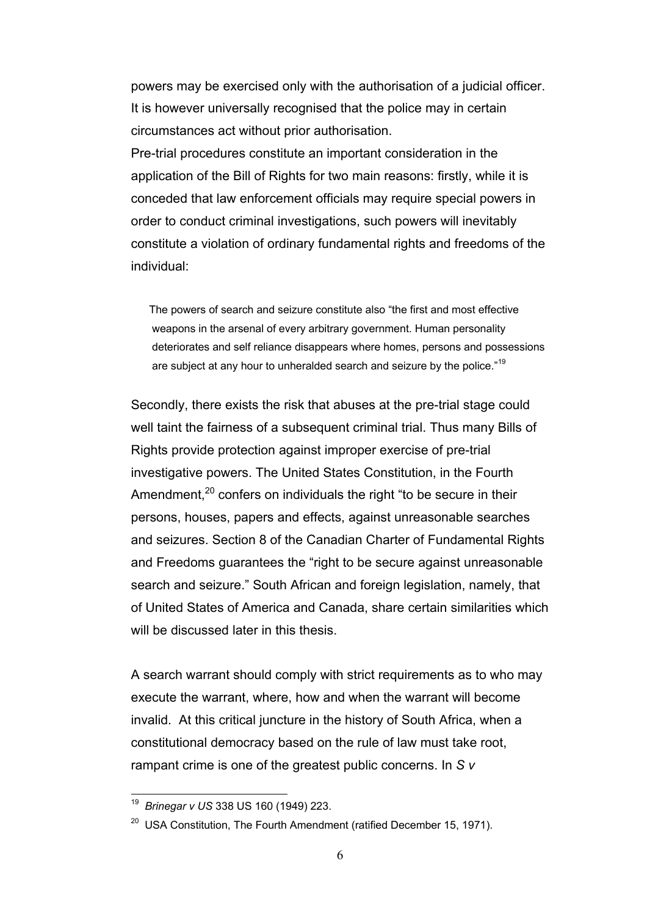powers may be exercised only with the authorisation of a judicial officer. It is however universally recognised that the police may in certain circumstances act without prior authorisation.

Pre-trial procedures constitute an important consideration in the application of the Bill of Rights for two main reasons: firstly, while it is conceded that law enforcement officials may require special powers in order to conduct criminal investigations, such powers will inevitably constitute a violation of ordinary fundamental rights and freedoms of the individual:

> The powers of search and seizure constitute also "the first and most effective weapons in the arsenal of every arbitrary government. Human personality deteriorates and self reliance disappears where homes, persons and possessions are subject at any hour to unheralded search and seizure by the police."[19]

Secondly, there exists the risk that abuses at the pre-trial stage could well taint the fairness of a subsequent criminal trial. Thus many Bills of Rights provide protection against improper exercise of pre-trial investigative powers. The United States Constitution, in the Fourth Amendment,[20] confers on individuals the right "to be secure in their persons, houses, papers and effects, against unreasonable searches and seizures. Section 8 of the Canadian Charter of Fundamental Rights and Freedoms guarantees the "right to be secure against unreasonable search and seizure." South African and foreign legislation, namely, that of United States of America and Canada, share certain similarities which will be discussed later in this thesis.

A search warrant should comply with strict requirements as to who may execute the warrant, where, how and when the warrant will become invalid. At this critical juncture in the history of South Africa, when a constitutional democracy based on the rule of law must take root, rampant crime is one of the greatest public concerns. In *S v*

---

[19] *Brinegar v US* 338 US 160 (1949) 223.

[20] USA Constitution, The Fourth Amendment (ratified December 15, 1971).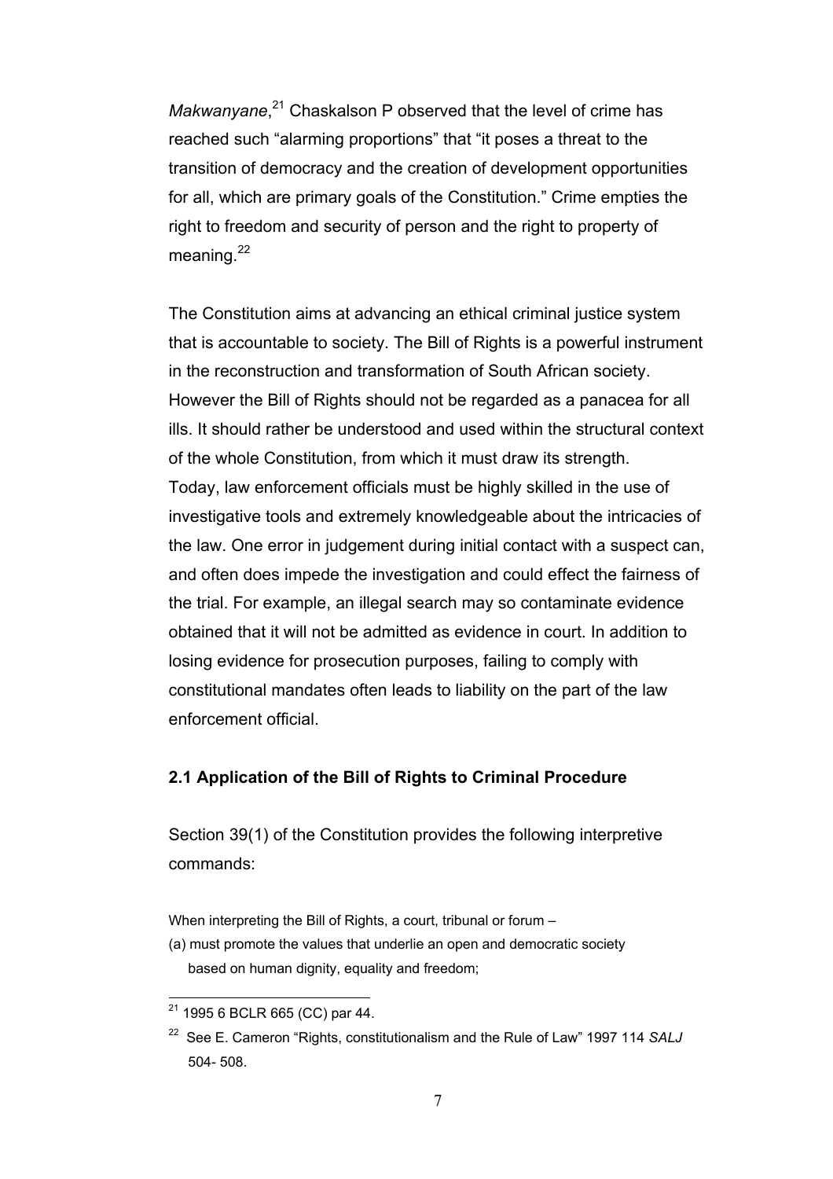*Makwanyane*,[21] Chaskalson P observed that the level of crime has reached such "alarming proportions" that "it poses a threat to the transition of democracy and the creation of development opportunities for all, which are primary goals of the Constitution." Crime empties the right to freedom and security of person and the right to property of meaning.[22]

The Constitution aims at advancing an ethical criminal justice system that is accountable to society. The Bill of Rights is a powerful instrument in the reconstruction and transformation of South African society. However the Bill of Rights should not be regarded as a panacea for all ills. It should rather be understood and used within the structural context of the whole Constitution, from which it must draw its strength. Today, law enforcement officials must be highly skilled in the use of investigative tools and extremely knowledgeable about the intricacies of the law. One error in judgement during initial contact with a suspect can, and often does impede the investigation and could effect the fairness of the trial. For example, an illegal search may so contaminate evidence obtained that it will not be admitted as evidence in court. In addition to losing evidence for prosecution purposes, failing to comply with constitutional mandates often leads to liability on the part of the law enforcement official.

## 2.1 Application of the Bill of Rights to Criminal Procedure

Section 39(1) of the Constitution provides the following interpretive commands:

When interpreting the Bill of Rights, a court, tribunal or forum –

(a) must promote the values that underlie an open and democratic society based on human dignity, equality and freedom;

---

[21] 1995 6 BCLR 665 (CC) par 44.

[22] See E. Cameron "Rights, constitutionalism and the Rule of Law" 1997 114 *SALJ* 504- 508.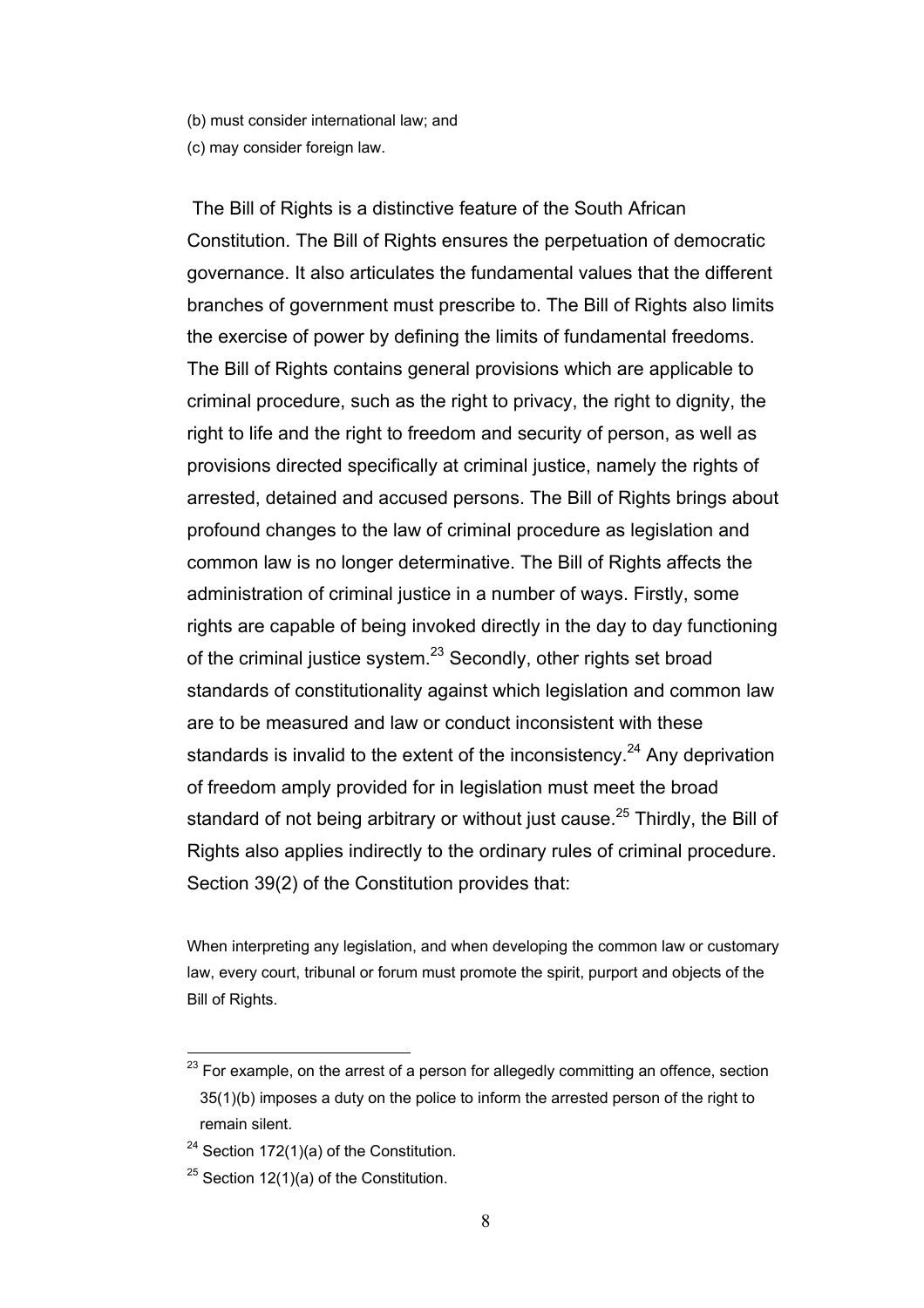(b) must consider international law; and

(c) may consider foreign law.

The Bill of Rights is a distinctive feature of the South African Constitution. The Bill of Rights ensures the perpetuation of democratic governance. It also articulates the fundamental values that the different branches of government must prescribe to. The Bill of Rights also limits the exercise of power by defining the limits of fundamental freedoms. The Bill of Rights contains general provisions which are applicable to criminal procedure, such as the right to privacy, the right to dignity, the right to life and the right to freedom and security of person, as well as provisions directed specifically at criminal justice, namely the rights of arrested, detained and accused persons. The Bill of Rights brings about profound changes to the law of criminal procedure as legislation and common law is no longer determinative. The Bill of Rights affects the administration of criminal justice in a number of ways. Firstly, some rights are capable of being invoked directly in the day to day functioning of the criminal justice system.[23] Secondly, other rights set broad standards of constitutionality against which legislation and common law are to be measured and law or conduct inconsistent with these standards is invalid to the extent of the inconsistency.[24] Any deprivation of freedom amply provided for in legislation must meet the broad standard of not being arbitrary or without just cause.[25] Thirdly, the Bill of Rights also applies indirectly to the ordinary rules of criminal procedure. Section 39(2) of the Constitution provides that:

> When interpreting any legislation, and when developing the common law or customary law, every court, tribunal or forum must promote the spirit, purport and objects of the Bill of Rights.

---

[23] For example, on the arrest of a person for allegedly committing an offence, section 35(1)(b) imposes a duty on the police to inform the arrested person of the right to remain silent.

[24] Section 172(1)(a) of the Constitution.

[25] Section 12(1)(a) of the Constitution.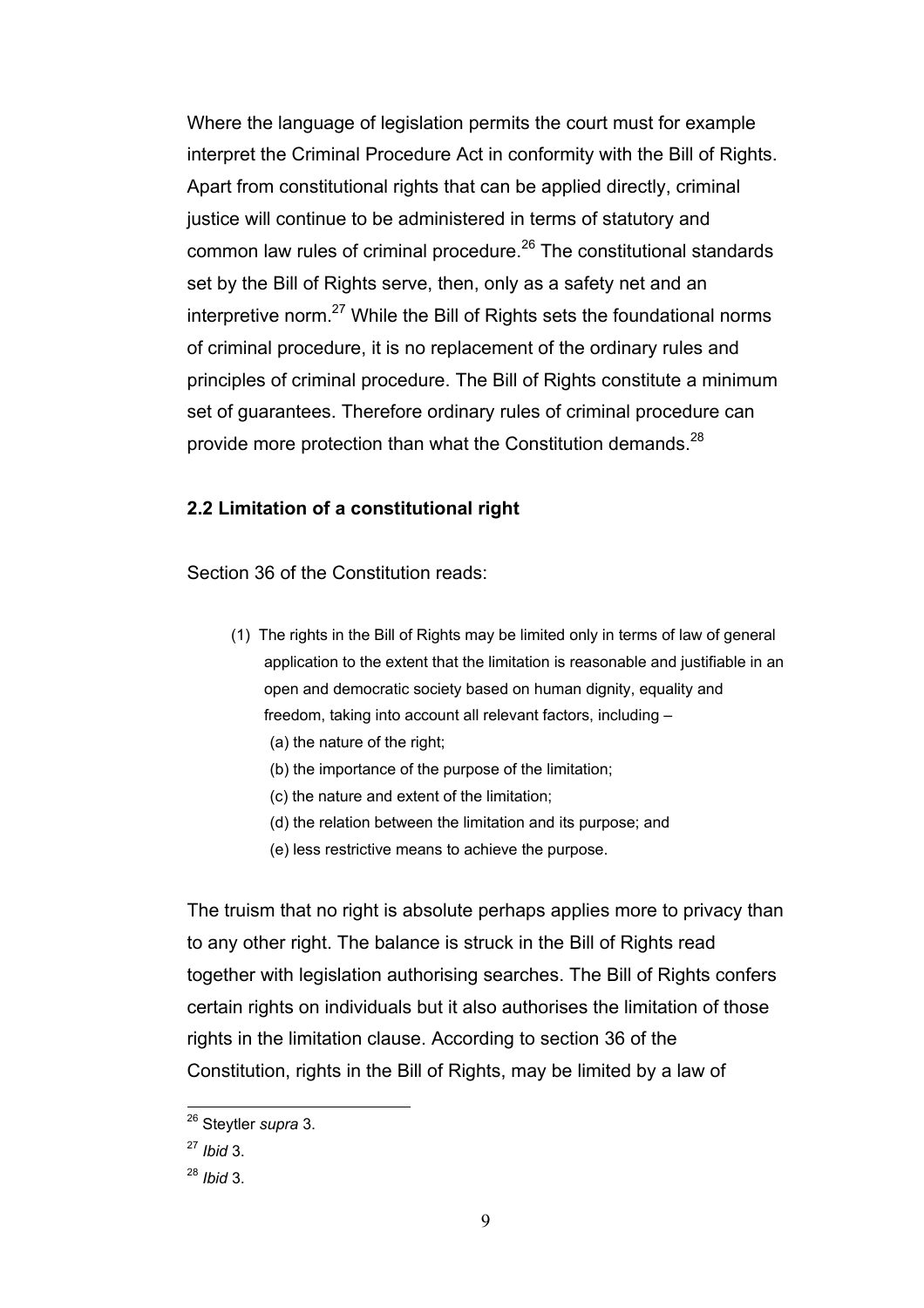Where the language of legislation permits the court must for example interpret the Criminal Procedure Act in conformity with the Bill of Rights. Apart from constitutional rights that can be applied directly, criminal justice will continue to be administered in terms of statutory and common law rules of criminal procedure.[26] The constitutional standards set by the Bill of Rights serve, then, only as a safety net and an interpretive norm.[27] While the Bill of Rights sets the foundational norms of criminal procedure, it is no replacement of the ordinary rules and principles of criminal procedure. The Bill of Rights constitute a minimum set of guarantees. Therefore ordinary rules of criminal procedure can provide more protection than what the Constitution demands.[28]

### 2.2 Limitation of a constitutional right

Section 36 of the Constitution reads:

> (1) The rights in the Bill of Rights may be limited only in terms of law of general application to the extent that the limitation is reasonable and justifiable in an open and democratic society based on human dignity, equality and freedom, taking into account all relevant factors, including –
>
> (a) the nature of the right;
>
> (b) the importance of the purpose of the limitation;
>
> (c) the nature and extent of the limitation;
>
> (d) the relation between the limitation and its purpose; and
>
> (e) less restrictive means to achieve the purpose.

The truism that no right is absolute perhaps applies more to privacy than to any other right. The balance is struck in the Bill of Rights read together with legislation authorising searches. The Bill of Rights confers certain rights on individuals but it also authorises the limitation of those rights in the limitation clause. According to section 36 of the Constitution, rights in the Bill of Rights, may be limited by a law of

---

[26] Steytler *supra* 3.

[27] *Ibid* 3.

[28] *Ibid* 3.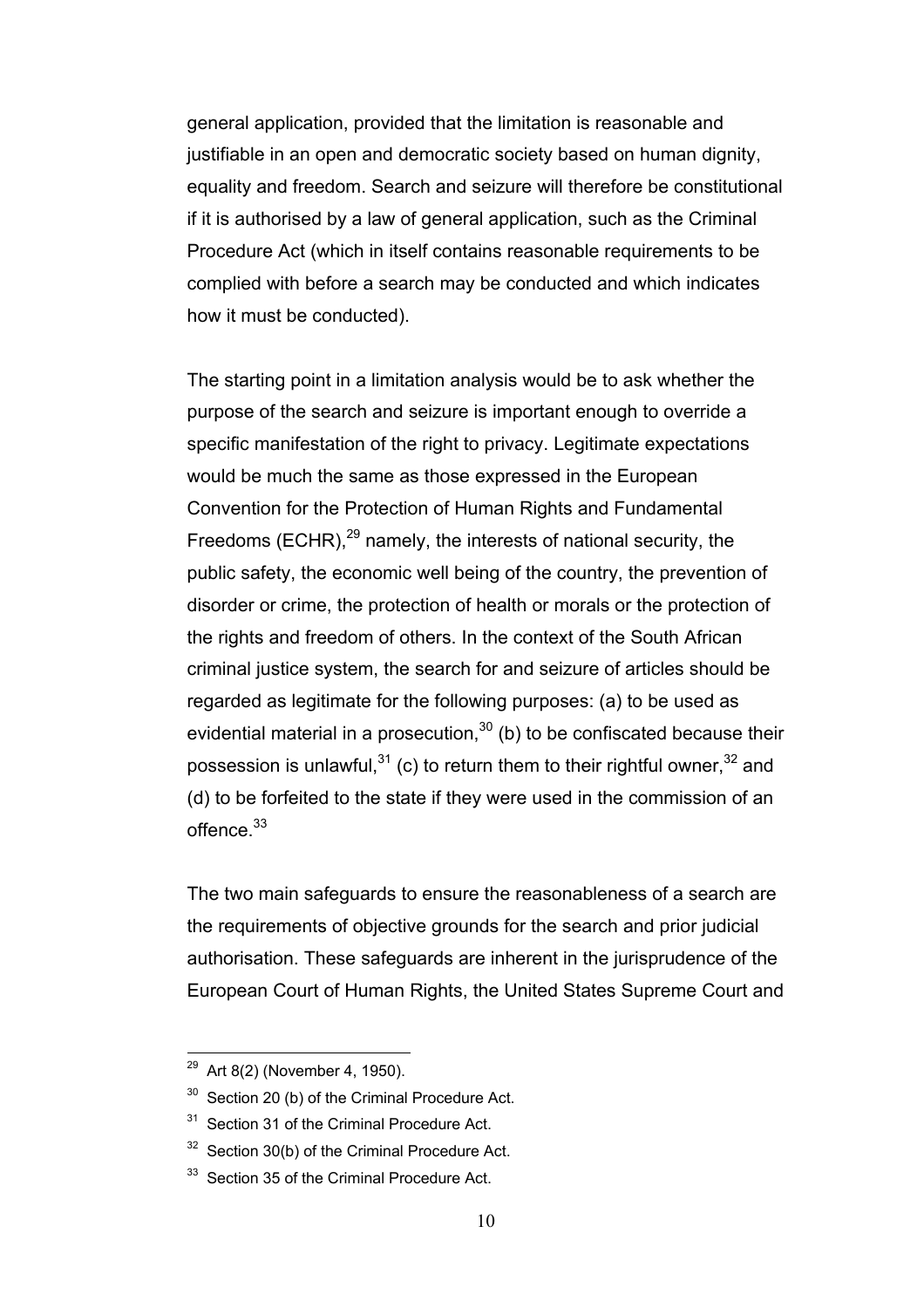general application, provided that the limitation is reasonable and justifiable in an open and democratic society based on human dignity, equality and freedom. Search and seizure will therefore be constitutional if it is authorised by a law of general application, such as the Criminal Procedure Act (which in itself contains reasonable requirements to be complied with before a search may be conducted and which indicates how it must be conducted).

The starting point in a limitation analysis would be to ask whether the purpose of the search and seizure is important enough to override a specific manifestation of the right to privacy. Legitimate expectations would be much the same as those expressed in the European Convention for the Protection of Human Rights and Fundamental Freedoms (ECHR),[29] namely, the interests of national security, the public safety, the economic well being of the country, the prevention of disorder or crime, the protection of health or morals or the protection of the rights and freedom of others. In the context of the South African criminal justice system, the search for and seizure of articles should be regarded as legitimate for the following purposes: (a) to be used as evidential material in a prosecution,[30] (b) to be confiscated because their possession is unlawful,[31] (c) to return them to their rightful owner,[32] and (d) to be forfeited to the state if they were used in the commission of an offence.[33]

The two main safeguards to ensure the reasonableness of a search are the requirements of objective grounds for the search and prior judicial authorisation. These safeguards are inherent in the jurisprudence of the European Court of Human Rights, the United States Supreme Court and

---

[29] Art 8(2) (November 4, 1950).

[30] Section 20 (b) of the Criminal Procedure Act.

[31] Section 31 of the Criminal Procedure Act.

[32] Section 30(b) of the Criminal Procedure Act.

[33] Section 35 of the Criminal Procedure Act.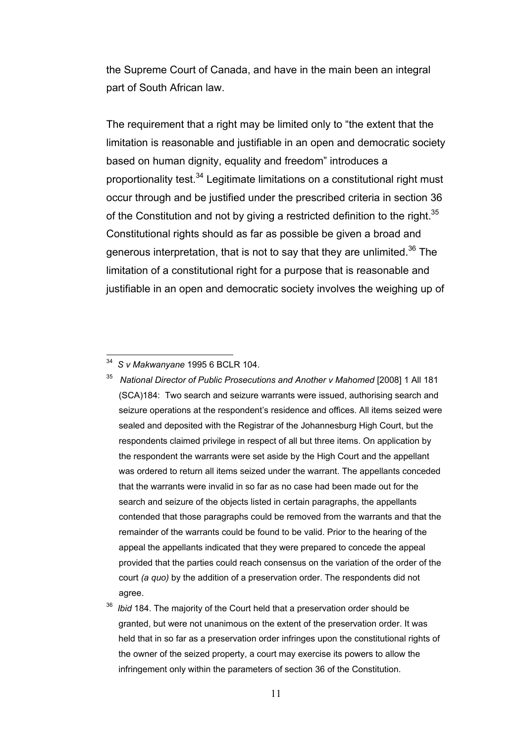the Supreme Court of Canada, and have in the main been an integral part of South African law.

The requirement that a right may be limited only to "the extent that the limitation is reasonable and justifiable in an open and democratic society based on human dignity, equality and freedom" introduces a proportionality test.[34] Legitimate limitations on a constitutional right must occur through and be justified under the prescribed criteria in section 36 of the Constitution and not by giving a restricted definition to the right.[35] Constitutional rights should as far as possible be given a broad and generous interpretation, that is not to say that they are unlimited.[36] The limitation of a constitutional right for a purpose that is reasonable and justifiable in an open and democratic society involves the weighing up of

---

[34] *S v Makwanyane* 1995 6 BCLR 104.

[35] *National Director of Public Prosecutions and Another v Mahomed* [2008] 1 All 181 (SCA)184: Two search and seizure warrants were issued, authorising search and seizure operations at the respondent's residence and offices. All items seized were sealed and deposited with the Registrar of the Johannesburg High Court, but the respondents claimed privilege in respect of all but three items. On application by the respondent the warrants were set aside by the High Court and the appellant was ordered to return all items seized under the warrant. The appellants conceded that the warrants were invalid in so far as no case had been made out for the search and seizure of the objects listed in certain paragraphs, the appellants contended that those paragraphs could be removed from the warrants and that the remainder of the warrants could be found to be valid. Prior to the hearing of the appeal the appellants indicated that they were prepared to concede the appeal provided that the parties could reach consensus on the variation of the order of the court *(a quo)* by the addition of a preservation order. The respondents did not agree.

[36] *Ibid* 184. The majority of the Court held that a preservation order should be granted, but were not unanimous on the extent of the preservation order. It was held that in so far as a preservation order infringes upon the constitutional rights of the owner of the seized property, a court may exercise its powers to allow the infringement only within the parameters of section 36 of the Constitution.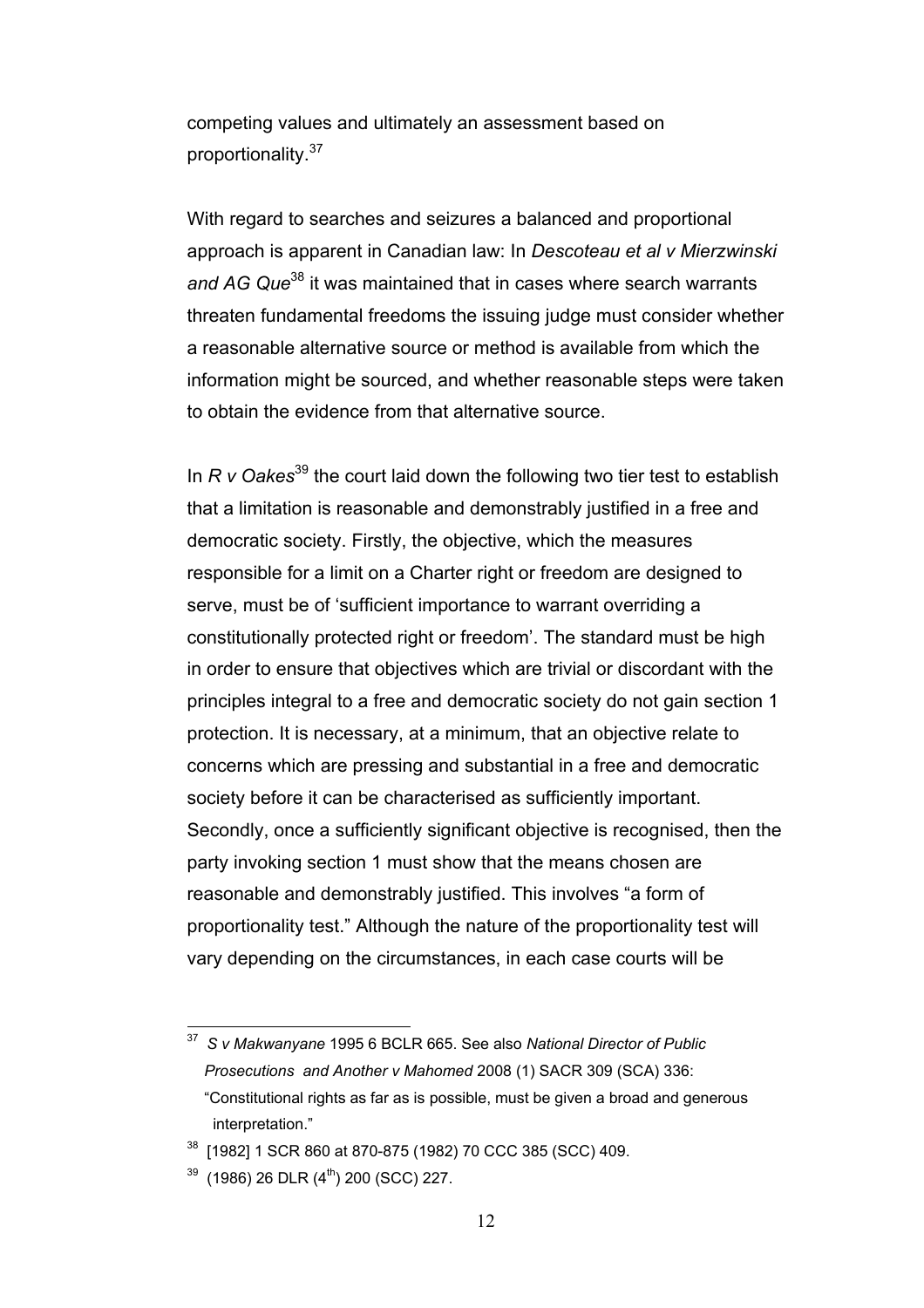competing values and ultimately an assessment based on proportionality.[37]

With regard to searches and seizures a balanced and proportional approach is apparent in Canadian law: In *Descoteau et al v Mierzwinski and AG Que*[38] it was maintained that in cases where search warrants threaten fundamental freedoms the issuing judge must consider whether a reasonable alternative source or method is available from which the information might be sourced, and whether reasonable steps were taken to obtain the evidence from that alternative source.

In *R v Oakes*[39] the court laid down the following two tier test to establish that a limitation is reasonable and demonstrably justified in a free and democratic society. Firstly, the objective, which the measures responsible for a limit on a Charter right or freedom are designed to serve, must be of 'sufficient importance to warrant overriding a constitutionally protected right or freedom'. The standard must be high in order to ensure that objectives which are trivial or discordant with the principles integral to a free and democratic society do not gain section 1 protection. It is necessary, at a minimum, that an objective relate to concerns which are pressing and substantial in a free and democratic society before it can be characterised as sufficiently important. Secondly, once a sufficiently significant objective is recognised, then the party invoking section 1 must show that the means chosen are reasonable and demonstrably justified. This involves "a form of proportionality test." Although the nature of the proportionality test will vary depending on the circumstances, in each case courts will be

---

[37] *S v Makwanyane* 1995 6 BCLR 665. See also *National Director of Public Prosecutions and Another v Mahomed* 2008 (1) SACR 309 (SCA) 336: "Constitutional rights as far as is possible, must be given a broad and generous interpretation."

[38] [1982] 1 SCR 860 at 870-875 (1982) 70 CCC 385 (SCC) 409.

[39] (1986) 26 DLR (4th) 200 (SCC) 227.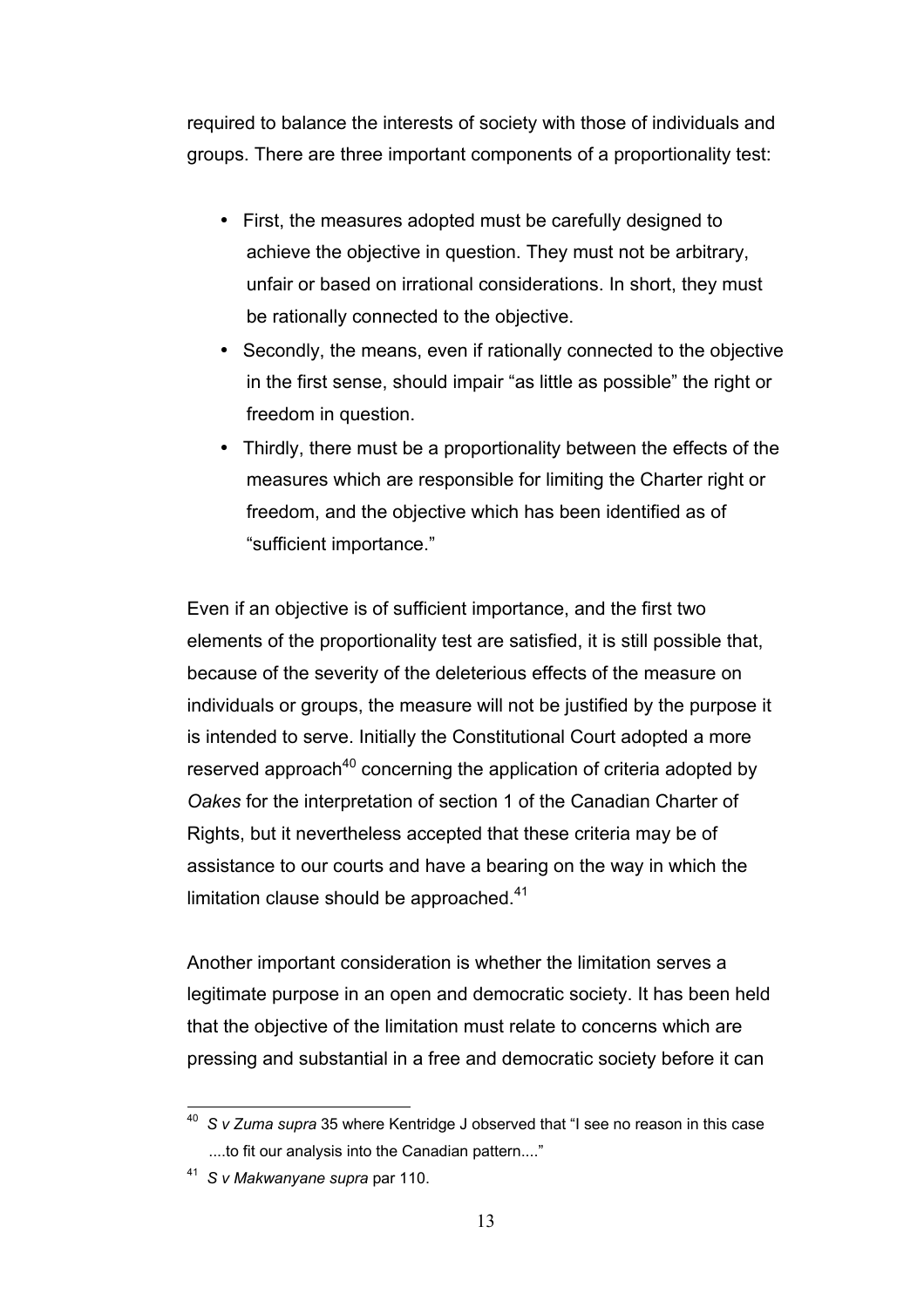required to balance the interests of society with those of individuals and groups. There are three important components of a proportionality test:

- First, the measures adopted must be carefully designed to achieve the objective in question. They must not be arbitrary, unfair or based on irrational considerations. In short, they must be rationally connected to the objective.
- Secondly, the means, even if rationally connected to the objective in the first sense, should impair "as little as possible" the right or freedom in question.
- Thirdly, there must be a proportionality between the effects of the measures which are responsible for limiting the Charter right or freedom, and the objective which has been identified as of "sufficient importance."

Even if an objective is of sufficient importance, and the first two elements of the proportionality test are satisfied, it is still possible that, because of the severity of the deleterious effects of the measure on individuals or groups, the measure will not be justified by the purpose it is intended to serve. Initially the Constitutional Court adopted a more reserved approach[40] concerning the application of criteria adopted by *Oakes* for the interpretation of section 1 of the Canadian Charter of Rights, but it nevertheless accepted that these criteria may be of assistance to our courts and have a bearing on the way in which the limitation clause should be approached.[41]

Another important consideration is whether the limitation serves a legitimate purpose in an open and democratic society. It has been held that the objective of the limitation must relate to concerns which are pressing and substantial in a free and democratic society before it can

---

[40] *S v Zuma supra* 35 where Kentridge J observed that "I see no reason in this case ....to fit our analysis into the Canadian pattern...."

[41] *S v Makwanyane supra* par 110.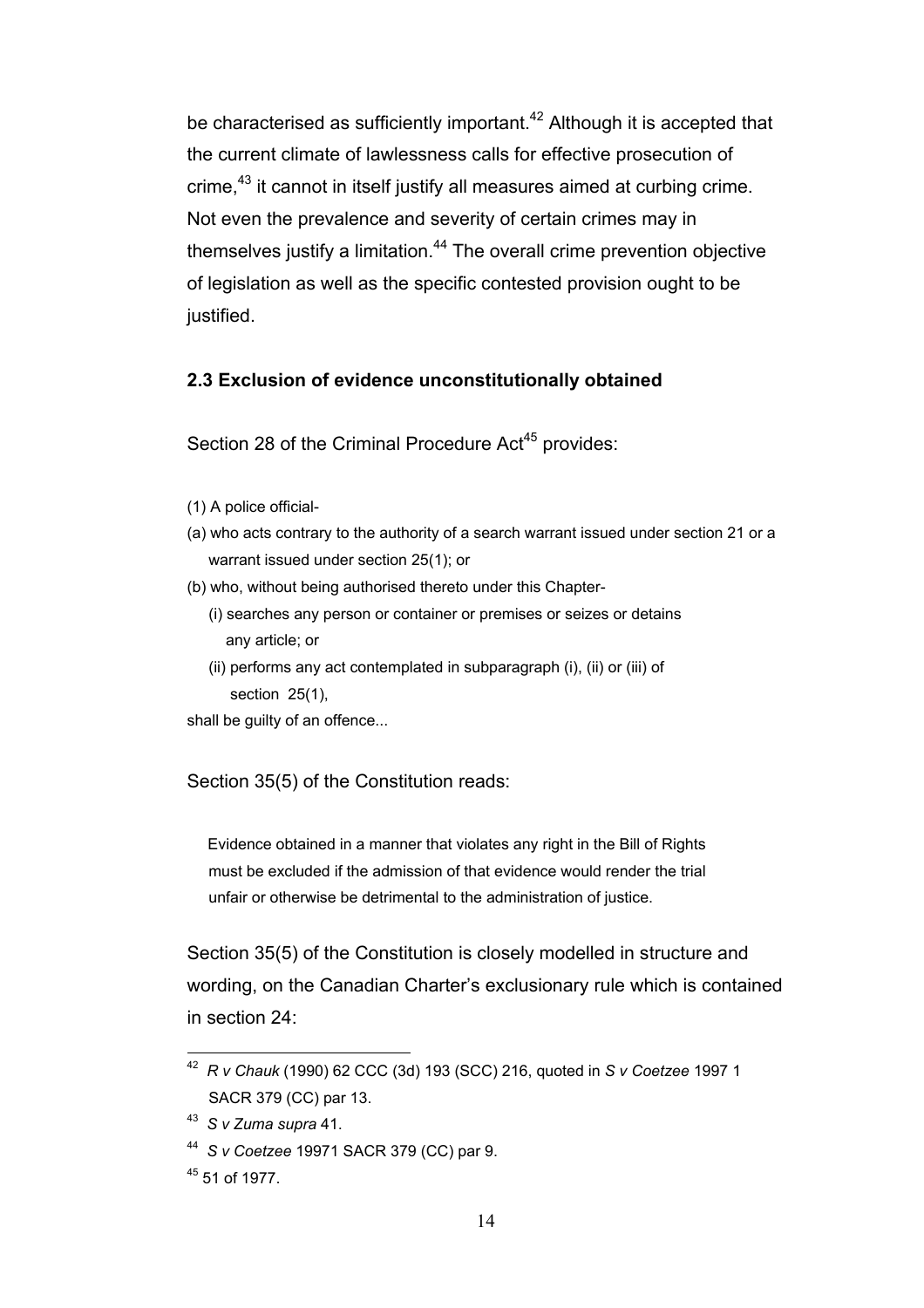be characterised as sufficiently important.[42] Although it is accepted that the current climate of lawlessness calls for effective prosecution of crime,[43] it cannot in itself justify all measures aimed at curbing crime. Not even the prevalence and severity of certain crimes may in themselves justify a limitation.[44] The overall crime prevention objective of legislation as well as the specific contested provision ought to be justified.

### 2.3 Exclusion of evidence unconstitutionally obtained

Section 28 of the Criminal Procedure Act[45] provides:

> (1) A police official-
>
> (a) who acts contrary to the authority of a search warrant issued under section 21 or a warrant issued under section 25(1); or
>
> (b) who, without being authorised thereto under this Chapter-
>
> (i) searches any person or container or premises or seizes or detains any article; or
>
> (ii) performs any act contemplated in subparagraph (i), (ii) or (iii) of section 25(1),
>
> shall be guilty of an offence...

Section 35(5) of the Constitution reads:

> Evidence obtained in a manner that violates any right in the Bill of Rights must be excluded if the admission of that evidence would render the trial unfair or otherwise be detrimental to the administration of justice.

Section 35(5) of the Constitution is closely modelled in structure and wording, on the Canadian Charter's exclusionary rule which is contained in section 24:

---

[42] *R v Chauk* (1990) 62 CCC (3d) 193 (SCC) 216, quoted in *S v Coetzee* 1997 1 SACR 379 (CC) par 13.

[43] *S v Zuma supra* 41.

[44] *S v Coetzee* 19971 SACR 379 (CC) par 9.

[45] 51 of 1977.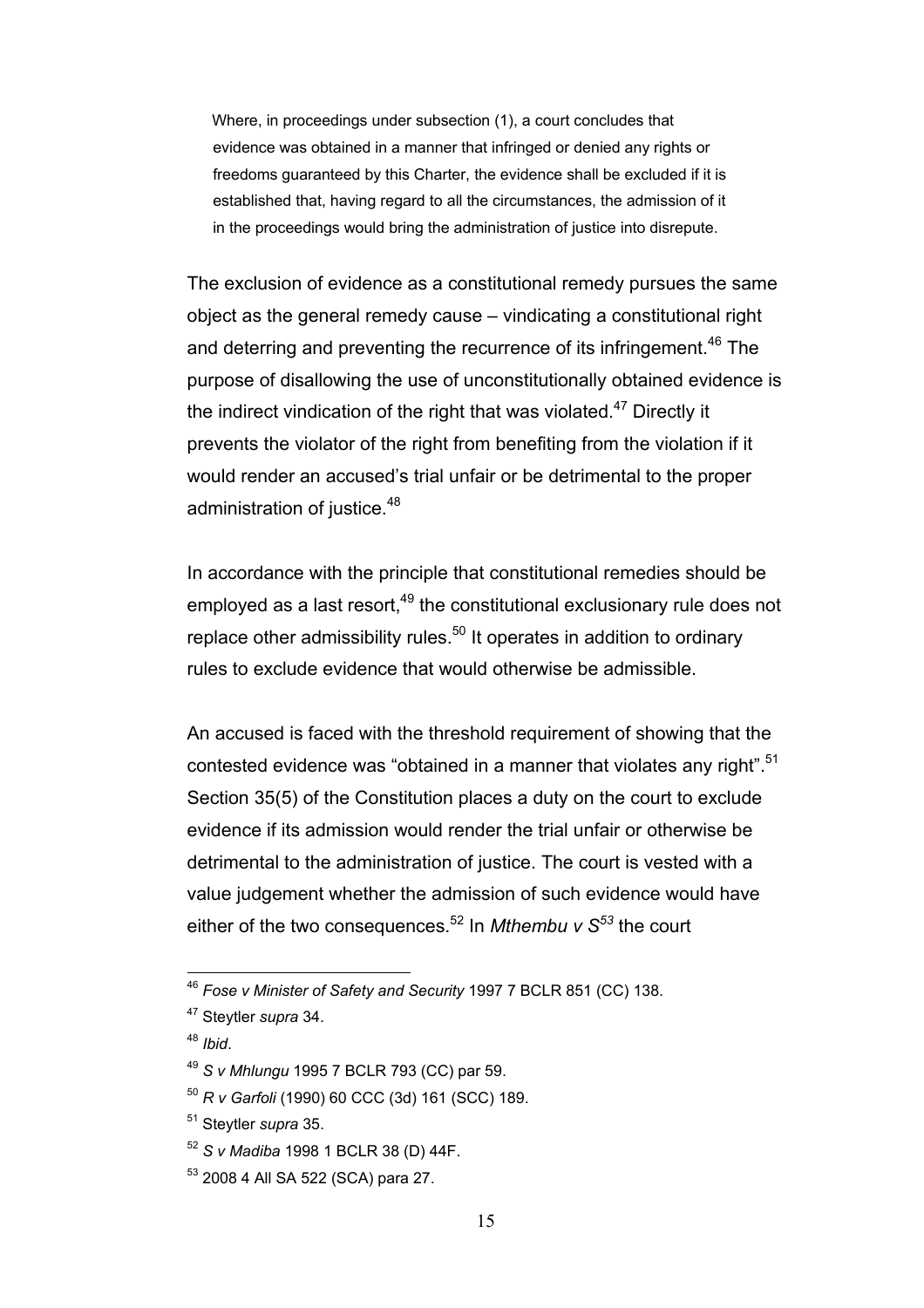> Where, in proceedings under subsection (1), a court concludes that evidence was obtained in a manner that infringed or denied any rights or freedoms guaranteed by this Charter, the evidence shall be excluded if it is established that, having regard to all the circumstances, the admission of it in the proceedings would bring the administration of justice into disrepute.

The exclusion of evidence as a constitutional remedy pursues the same object as the general remedy cause – vindicating a constitutional right and deterring and preventing the recurrence of its infringement.[46] The purpose of disallowing the use of unconstitutionally obtained evidence is the indirect vindication of the right that was violated.[47] Directly it prevents the violator of the right from benefiting from the violation if it would render an accused's trial unfair or be detrimental to the proper administration of justice.[48]

In accordance with the principle that constitutional remedies should be employed as a last resort,[49] the constitutional exclusionary rule does not replace other admissibility rules.[50] It operates in addition to ordinary rules to exclude evidence that would otherwise be admissible.

An accused is faced with the threshold requirement of showing that the contested evidence was "obtained in a manner that violates any right".[51] Section 35(5) of the Constitution places a duty on the court to exclude evidence if its admission would render the trial unfair or otherwise be detrimental to the administration of justice. The court is vested with a value judgement whether the admission of such evidence would have either of the two consequences.[52] In *Mthembu v S*[53] the court

---

[46] *Fose v Minister of Safety and Security* 1997 7 BCLR 851 (CC) 138.

[47] Steytler *supra* 34.

[48] *Ibid*.

[49] *S v Mhlungu* 1995 7 BCLR 793 (CC) par 59.

[50] *R v Garfoli* (1990) 60 CCC (3d) 161 (SCC) 189.

[51] Steytler *supra* 35.

[52] *S v Madiba* 1998 1 BCLR 38 (D) 44F.

[53] 2008 4 All SA 522 (SCA) para 27.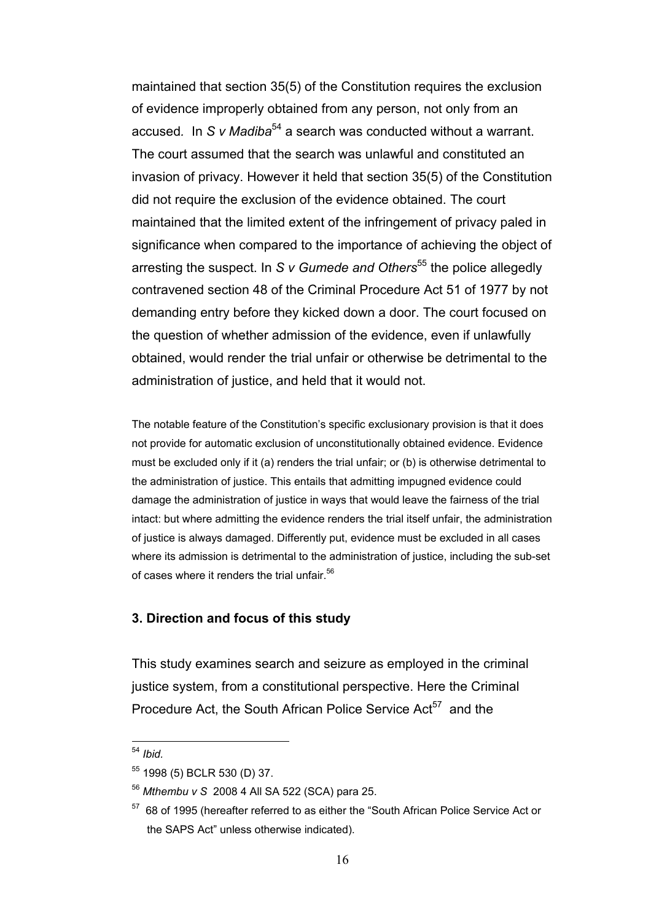maintained that section 35(5) of the Constitution requires the exclusion of evidence improperly obtained from any person, not only from an accused. In *S v Madiba*[54] a search was conducted without a warrant. The court assumed that the search was unlawful and constituted an invasion of privacy. However it held that section 35(5) of the Constitution did not require the exclusion of the evidence obtained. The court maintained that the limited extent of the infringement of privacy paled in significance when compared to the importance of achieving the object of arresting the suspect. In *S v Gumede and Others*[55] the police allegedly contravened section 48 of the Criminal Procedure Act 51 of 1977 by not demanding entry before they kicked down a door. The court focused on the question of whether admission of the evidence, even if unlawfully obtained, would render the trial unfair or otherwise be detrimental to the administration of justice, and held that it would not.

> The notable feature of the Constitution's specific exclusionary provision is that it does not provide for automatic exclusion of unconstitutionally obtained evidence. Evidence must be excluded only if it (a) renders the trial unfair; or (b) is otherwise detrimental to the administration of justice. This entails that admitting impugned evidence could damage the administration of justice in ways that would leave the fairness of the trial intact: but where admitting the evidence renders the trial itself unfair, the administration of justice is always damaged. Differently put, evidence must be excluded in all cases where its admission is detrimental to the administration of justice, including the sub-set of cases where it renders the trial unfair.[56]

### 3. Direction and focus of this study

This study examines search and seizure as employed in the criminal justice system, from a constitutional perspective. Here the Criminal Procedure Act, the South African Police Service Act[57] and the

---

[54] *Ibid.*

[55] 1998 (5) BCLR 530 (D) 37.

[56] *Mthembu v S* 2008 4 All SA 522 (SCA) para 25.

[57] 68 of 1995 (hereafter referred to as either the "South African Police Service Act or the SAPS Act" unless otherwise indicated).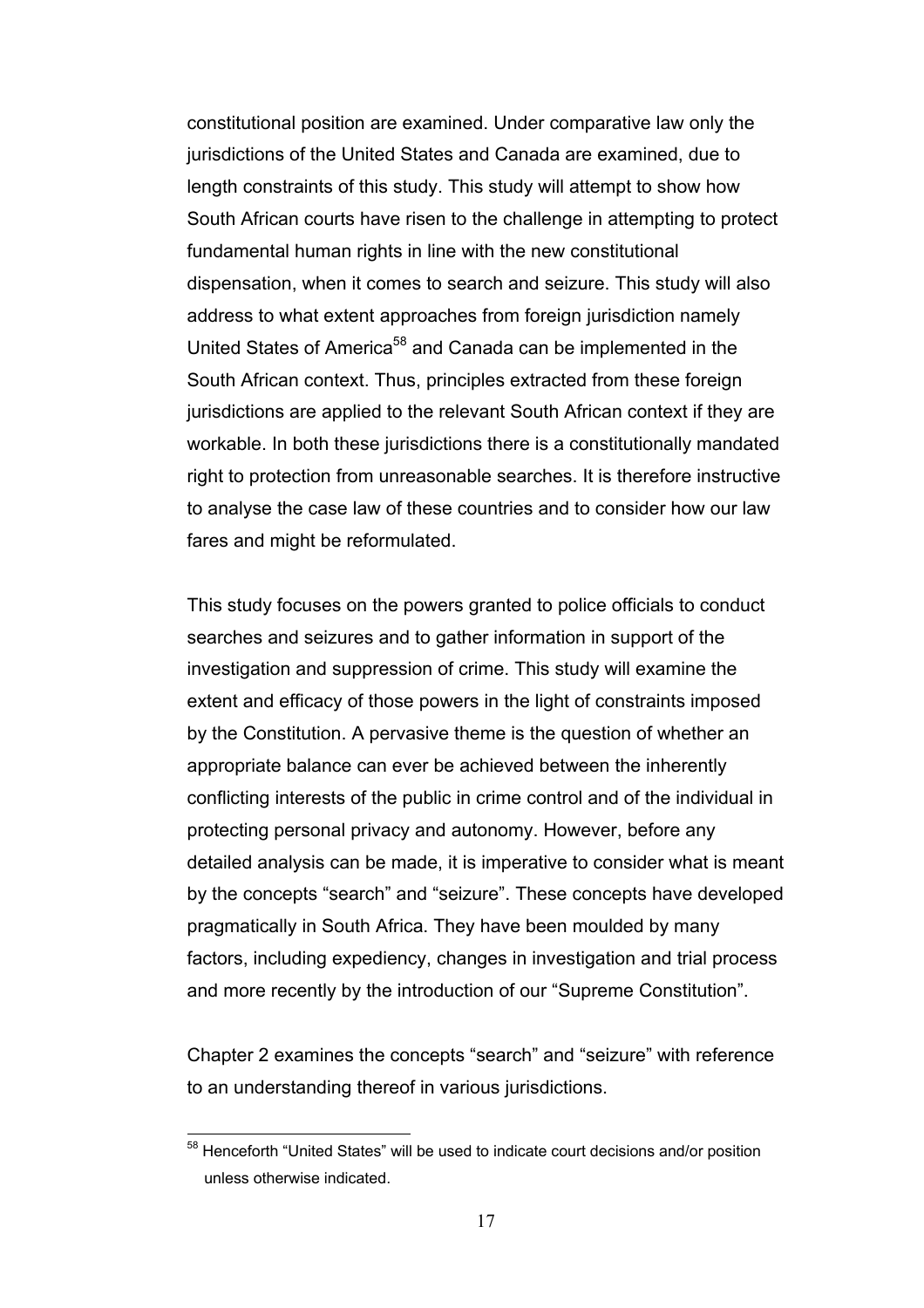constitutional position are examined. Under comparative law only the jurisdictions of the United States and Canada are examined, due to length constraints of this study. This study will attempt to show how South African courts have risen to the challenge in attempting to protect fundamental human rights in line with the new constitutional dispensation, when it comes to search and seizure. This study will also address to what extent approaches from foreign jurisdiction namely United States of America[58] and Canada can be implemented in the South African context. Thus, principles extracted from these foreign jurisdictions are applied to the relevant South African context if they are workable. In both these jurisdictions there is a constitutionally mandated right to protection from unreasonable searches. It is therefore instructive to analyse the case law of these countries and to consider how our law fares and might be reformulated.

This study focuses on the powers granted to police officials to conduct searches and seizures and to gather information in support of the investigation and suppression of crime. This study will examine the extent and efficacy of those powers in the light of constraints imposed by the Constitution. A pervasive theme is the question of whether an appropriate balance can ever be achieved between the inherently conflicting interests of the public in crime control and of the individual in protecting personal privacy and autonomy. However, before any detailed analysis can be made, it is imperative to consider what is meant by the concepts "search" and "seizure". These concepts have developed pragmatically in South Africa. They have been moulded by many factors, including expediency, changes in investigation and trial process and more recently by the introduction of our "Supreme Constitution".

Chapter 2 examines the concepts "search" and "seizure" with reference to an understanding thereof in various jurisdictions.

---

[58] Henceforth "United States" will be used to indicate court decisions and/or position unless otherwise indicated.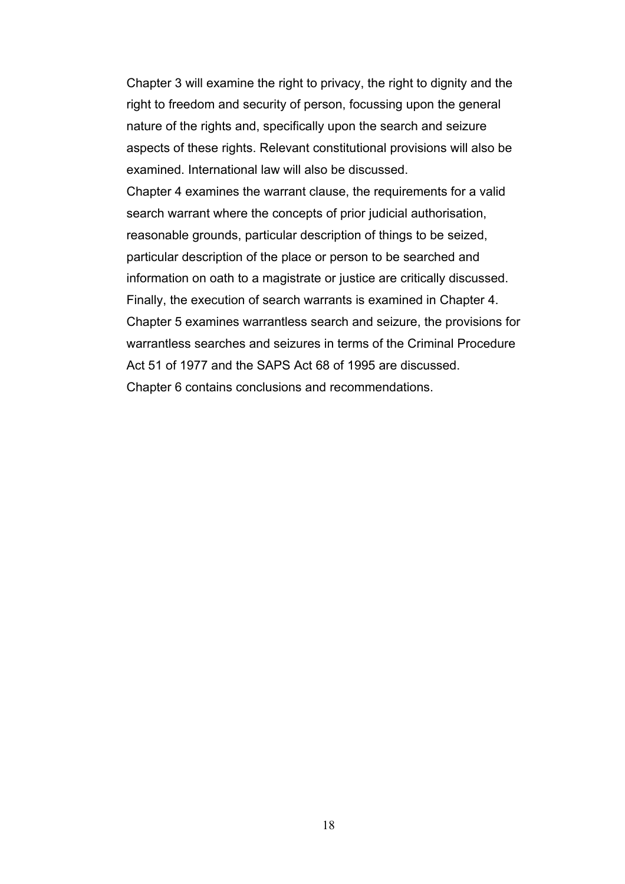Chapter 3 will examine the right to privacy, the right to dignity and the right to freedom and security of person, focussing upon the general nature of the rights and, specifically upon the search and seizure aspects of these rights. Relevant constitutional provisions will also be examined. International law will also be discussed.

Chapter 4 examines the warrant clause, the requirements for a valid search warrant where the concepts of prior judicial authorisation, reasonable grounds, particular description of things to be seized, particular description of the place or person to be searched and information on oath to a magistrate or justice are critically discussed. Finally, the execution of search warrants is examined in Chapter 4.

Chapter 5 examines warrantless search and seizure, the provisions for warrantless searches and seizures in terms of the Criminal Procedure Act 51 of 1977 and the SAPS Act 68 of 1995 are discussed.

Chapter 6 contains conclusions and recommendations.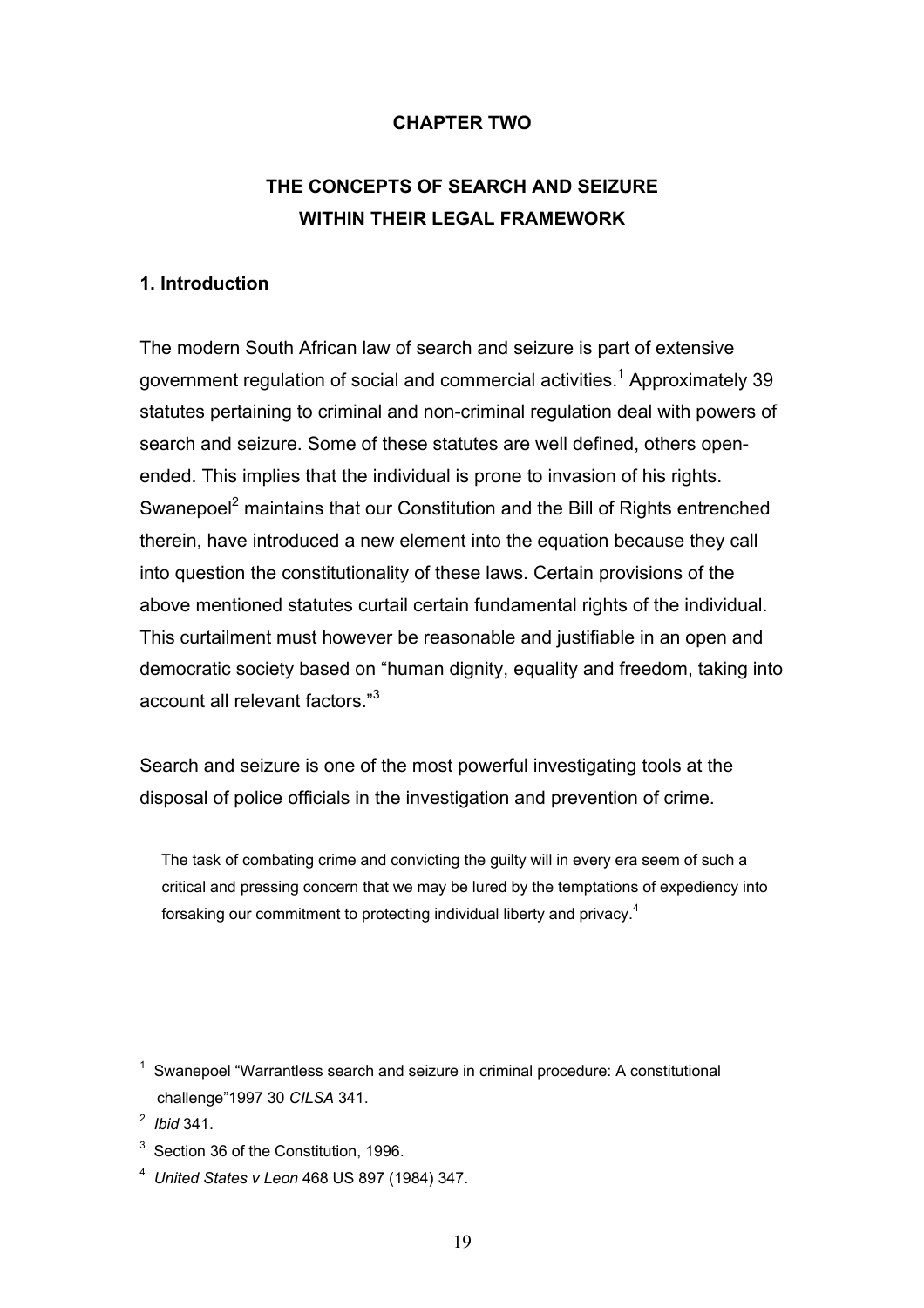# CHAPTER TWO

## THE CONCEPTS OF SEARCH AND SEIZURE WITHIN THEIR LEGAL FRAMEWORK

### 1. Introduction

The modern South African law of search and seizure is part of extensive government regulation of social and commercial activities.[1] Approximately 39 statutes pertaining to criminal and non-criminal regulation deal with powers of search and seizure. Some of these statutes are well defined, others open-ended. This implies that the individual is prone to invasion of his rights. Swanepoel[2] maintains that our Constitution and the Bill of Rights entrenched therein, have introduced a new element into the equation because they call into question the constitutionality of these laws. Certain provisions of the above mentioned statutes curtail certain fundamental rights of the individual. This curtailment must however be reasonable and justifiable in an open and democratic society based on "human dignity, equality and freedom, taking into account all relevant factors."[3]

Search and seizure is one of the most powerful investigating tools at the disposal of police officials in the investigation and prevention of crime.

> The task of combating crime and convicting the guilty will in every era seem of such a critical and pressing concern that we may be lured by the temptations of expediency into forsaking our commitment to protecting individual liberty and privacy.[4]

---

[1] Swanepoel "Warrantless search and seizure in criminal procedure: A constitutional challenge"1997 30 *CILSA* 341.

[2] *Ibid* 341.

[3] Section 36 of the Constitution, 1996.

[4] *United States v Leon* 468 US 897 (1984) 347.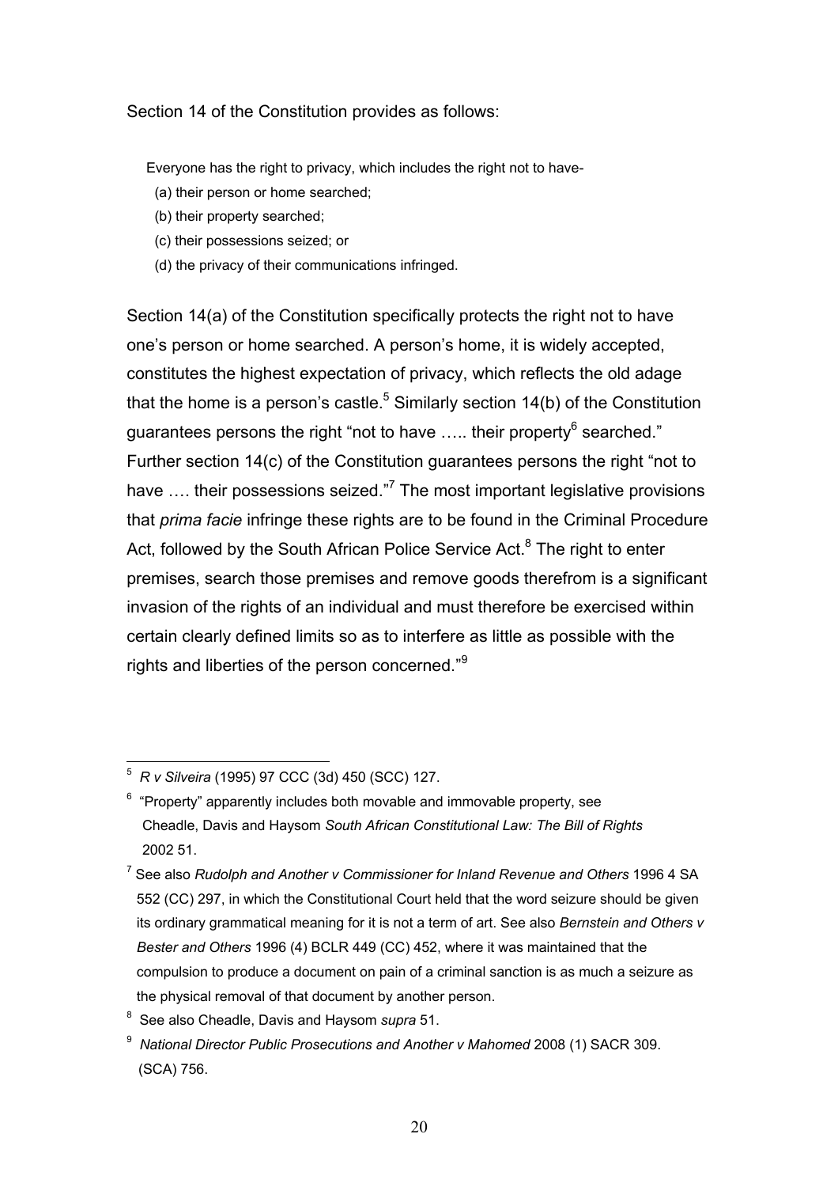Section 14 of the Constitution provides as follows:

> Everyone has the right to privacy, which includes the right not to have-
>
> (a) their person or home searched;
>
> (b) their property searched;
>
> (c) their possessions seized; or
>
> (d) the privacy of their communications infringed.

Section 14(a) of the Constitution specifically protects the right not to have one's person or home searched. A person's home, it is widely accepted, constitutes the highest expectation of privacy, which reflects the old adage that the home is a person's castle.[5] Similarly section 14(b) of the Constitution guarantees persons the right "not to have ….. their property[6] searched." Further section 14(c) of the Constitution guarantees persons the right "not to have …. their possessions seized."[7] The most important legislative provisions that *prima facie* infringe these rights are to be found in the Criminal Procedure Act, followed by the South African Police Service Act.[8] The right to enter premises, search those premises and remove goods therefrom is a significant invasion of the rights of an individual and must therefore be exercised within certain clearly defined limits so as to interfere as little as possible with the rights and liberties of the person concerned."[9]

---

[5] *R v Silveira* (1995) 97 CCC (3d) 450 (SCC) 127.

[6] "Property" apparently includes both movable and immovable property, see Cheadle, Davis and Haysom *South African Constitutional Law: The Bill of Rights* 2002 51.

[7] See also *Rudolph and Another v Commissioner for Inland Revenue and Others* 1996 4 SA 552 (CC) 297, in which the Constitutional Court held that the word seizure should be given its ordinary grammatical meaning for it is not a term of art. See also *Bernstein and Others v Bester and Others* 1996 (4) BCLR 449 (CC) 452, where it was maintained that the compulsion to produce a document on pain of a criminal sanction is as much a seizure as the physical removal of that document by another person.

[8] See also Cheadle, Davis and Haysom *supra* 51.

[9] *National Director Public Prosecutions and Another v Mahomed* 2008 (1) SACR 309. (SCA) 756.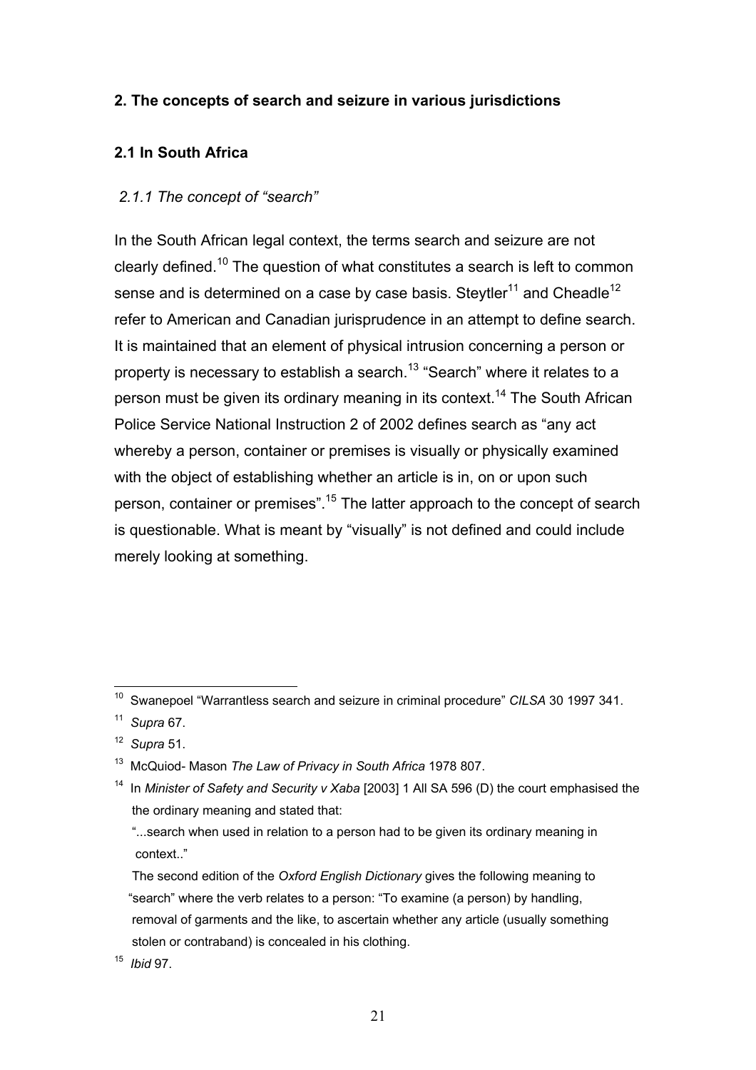## 2. The concepts of search and seizure in various jurisdictions

### 2.1 In South Africa

#### *2.1.1 The concept of "search"*

In the South African legal context, the terms search and seizure are not clearly defined.[10] The question of what constitutes a search is left to common sense and is determined on a case by case basis. Steytler[11] and Cheadle[12] refer to American and Canadian jurisprudence in an attempt to define search. It is maintained that an element of physical intrusion concerning a person or property is necessary to establish a search.[13] "Search" where it relates to a person must be given its ordinary meaning in its context.[14] The South African Police Service National Instruction 2 of 2002 defines search as "any act whereby a person, container or premises is visually or physically examined with the object of establishing whether an article is in, on or upon such person, container or premises".[15] The latter approach to the concept of search is questionable. What is meant by "visually" is not defined and could include merely looking at something.

---

[10] Swanepoel "Warrantless search and seizure in criminal procedure" *CILSA* 30 1997 341.

[11] *Supra* 67.

[12] *Supra* 51.

[13] McQuiod- Mason *The Law of Privacy in South Africa* 1978 807.

[14] In *Minister of Safety and Security v Xaba* [2003] 1 All SA 596 (D) the court emphasised the the ordinary meaning and stated that:

"...search when used in relation to a person had to be given its ordinary meaning in context.."

The second edition of the *Oxford English Dictionary* gives the following meaning to "search" where the verb relates to a person: "To examine (a person) by handling, removal of garments and the like, to ascertain whether any article (usually something stolen or contraband) is concealed in his clothing.

[15] *Ibid* 97.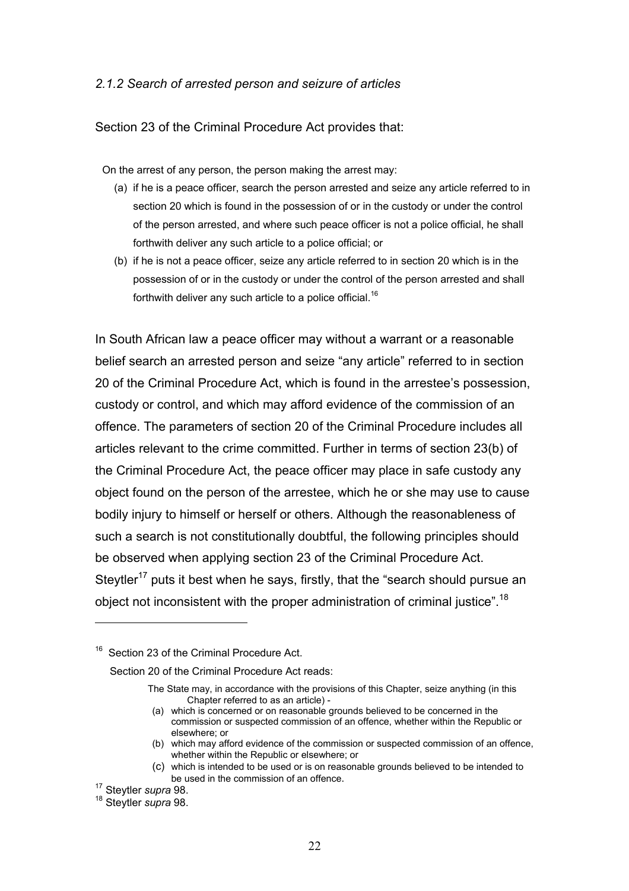### *2.1.2 Search of arrested person and seizure of articles*

Section 23 of the Criminal Procedure Act provides that:

> On the arrest of any person, the person making the arrest may:
>
> (a) if he is a peace officer, search the person arrested and seize any article referred to in section 20 which is found in the possession of or in the custody or under the control of the person arrested, and where such peace officer is not a police official, he shall forthwith deliver any such article to a police official; or
>
> (b) if he is not a peace officer, seize any article referred to in section 20 which is in the possession of or in the custody or under the control of the person arrested and shall forthwith deliver any such article to a police official.[16]

In South African law a peace officer may without a warrant or a reasonable belief search an arrested person and seize "any article" referred to in section 20 of the Criminal Procedure Act, which is found in the arrestee's possession, custody or control, and which may afford evidence of the commission of an offence. The parameters of section 20 of the Criminal Procedure includes all articles relevant to the crime committed. Further in terms of section 23(b) of the Criminal Procedure Act, the peace officer may place in safe custody any object found on the person of the arrestee, which he or she may use to cause bodily injury to himself or herself or others. Although the reasonableness of such a search is not constitutionally doubtful, the following principles should be observed when applying section 23 of the Criminal Procedure Act. Steytler[17] puts it best when he says, firstly, that the "search should pursue an object not inconsistent with the proper administration of criminal justice".[18]

---

[16] Section 23 of the Criminal Procedure Act.

Section 20 of the Criminal Procedure Act reads:

> The State may, in accordance with the provisions of this Chapter, seize anything (in this Chapter referred to as an article) -
>
> (a) which is concerned or on reasonable grounds believed to be concerned in the commission or suspected commission of an offence, whether within the Republic or elsewhere; or
>
> (b) which may afford evidence of the commission or suspected commission of an offence, whether within the Republic or elsewhere; or
>
> (c) which is intended to be used or is on reasonable grounds believed to be intended to be used in the commission of an offence.

[17] Steytler *supra* 98.

[18] Steytler *supra* 98.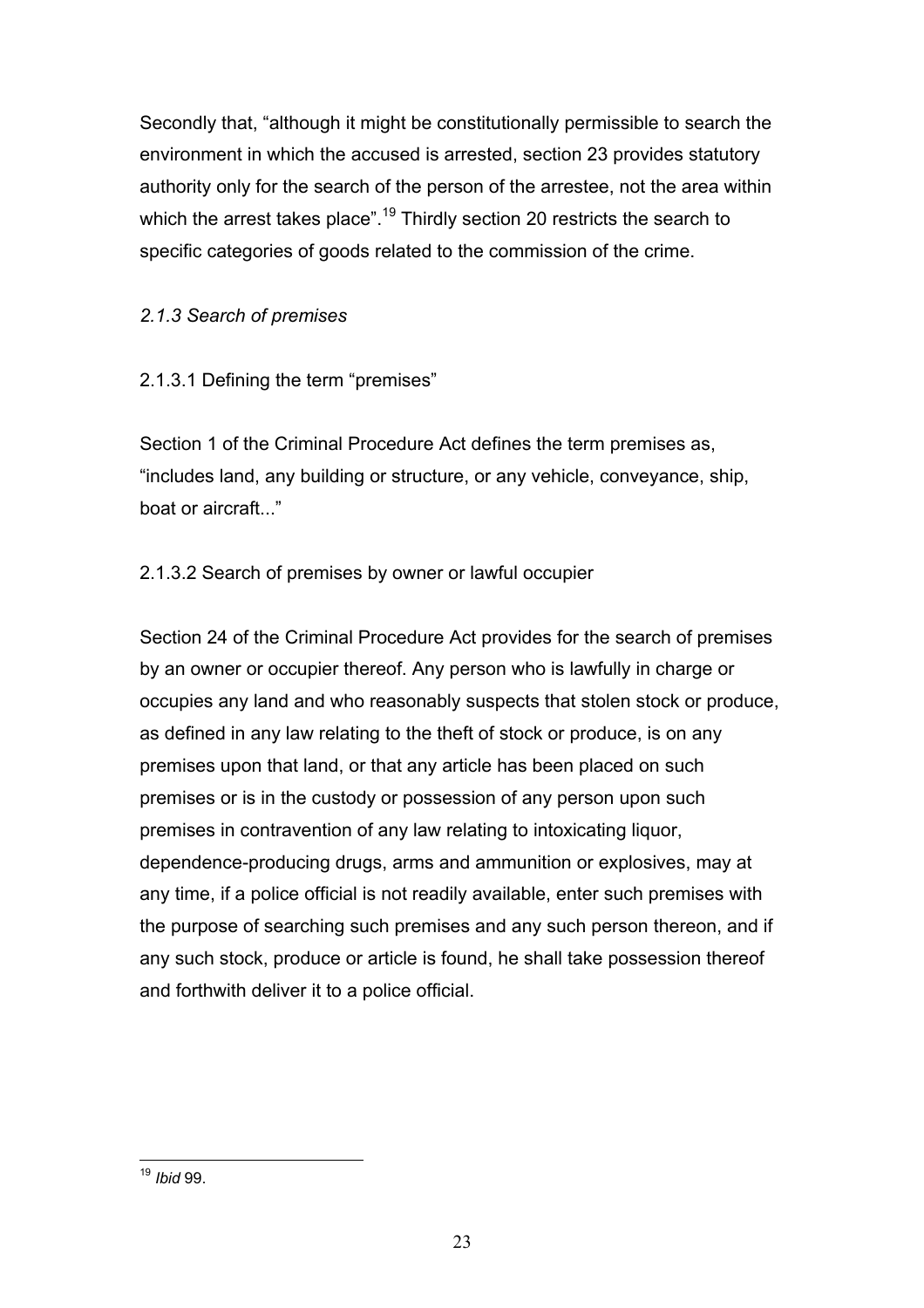Secondly that, "although it might be constitutionally permissible to search the environment in which the accused is arrested, section 23 provides statutory authority only for the search of the person of the arrestee, not the area within which the arrest takes place".[19] Thirdly section 20 restricts the search to specific categories of goods related to the commission of the crime.

### *2.1.3 Search of premises*

#### 2.1.3.1 Defining the term "premises"

Section 1 of the Criminal Procedure Act defines the term premises as, "includes land, any building or structure, or any vehicle, conveyance, ship, boat or aircraft..."

#### 2.1.3.2 Search of premises by owner or lawful occupier

Section 24 of the Criminal Procedure Act provides for the search of premises by an owner or occupier thereof. Any person who is lawfully in charge or occupies any land and who reasonably suspects that stolen stock or produce, as defined in any law relating to the theft of stock or produce, is on any premises upon that land, or that any article has been placed on such premises or is in the custody or possession of any person upon such premises in contravention of any law relating to intoxicating liquor, dependence-producing drugs, arms and ammunition or explosives, may at any time, if a police official is not readily available, enter such premises with the purpose of searching such premises and any such person thereon, and if any such stock, produce or article is found, he shall take possession thereof and forthwith deliver it to a police official.

---

[19] *Ibid* 99.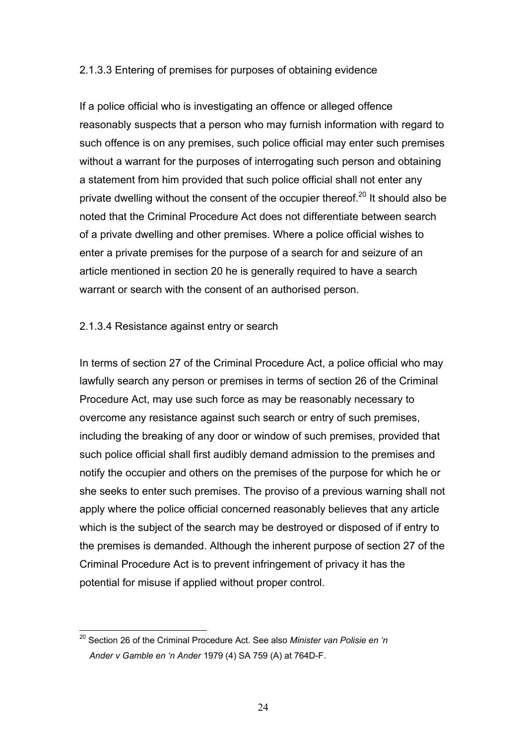#### 2.1.3.3 Entering of premises for purposes of obtaining evidence

If a police official who is investigating an offence or alleged offence reasonably suspects that a person who may furnish information with regard to such offence is on any premises, such police official may enter such premises without a warrant for the purposes of interrogating such person and obtaining a statement from him provided that such police official shall not enter any private dwelling without the consent of the occupier thereof.[20] It should also be noted that the Criminal Procedure Act does not differentiate between search of a private dwelling and other premises. Where a police official wishes to enter a private premises for the purpose of a search for and seizure of an article mentioned in section 20 he is generally required to have a search warrant or search with the consent of an authorised person.

#### 2.1.3.4 Resistance against entry or search

In terms of section 27 of the Criminal Procedure Act, a police official who may lawfully search any person or premises in terms of section 26 of the Criminal Procedure Act, may use such force as may be reasonably necessary to overcome any resistance against such search or entry of such premises, including the breaking of any door or window of such premises, provided that such police official shall first audibly demand admission to the premises and notify the occupier and others on the premises of the purpose for which he or she seeks to enter such premises. The proviso of a previous warning shall not apply where the police official concerned reasonably believes that any article which is the subject of the search may be destroyed or disposed of if entry to the premises is demanded. Although the inherent purpose of section 27 of the Criminal Procedure Act is to prevent infringement of privacy it has the potential for misuse if applied without proper control.

---

[20] Section 26 of the Criminal Procedure Act. See also *Minister van Polisie en 'n Ander v Gamble en 'n Ander* 1979 (4) SA 759 (A) at 764D-F.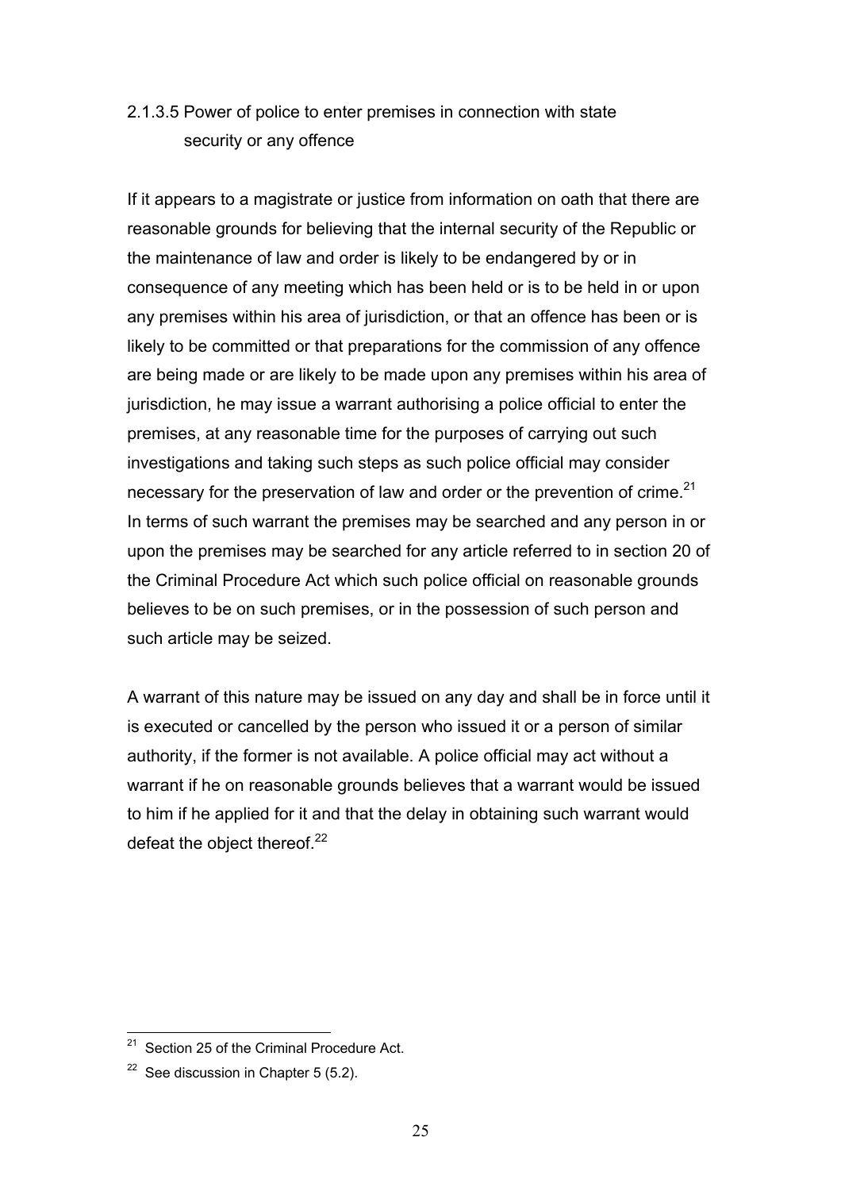#### 2.1.3.5 Power of police to enter premises in connection with state security or any offence

If it appears to a magistrate or justice from information on oath that there are reasonable grounds for believing that the internal security of the Republic or the maintenance of law and order is likely to be endangered by or in consequence of any meeting which has been held or is to be held in or upon any premises within his area of jurisdiction, or that an offence has been or is likely to be committed or that preparations for the commission of any offence are being made or are likely to be made upon any premises within his area of jurisdiction, he may issue a warrant authorising a police official to enter the premises, at any reasonable time for the purposes of carrying out such investigations and taking such steps as such police official may consider necessary for the preservation of law and order or the prevention of crime.[21] In terms of such warrant the premises may be searched and any person in or upon the premises may be searched for any article referred to in section 20 of the Criminal Procedure Act which such police official on reasonable grounds believes to be on such premises, or in the possession of such person and such article may be seized.

A warrant of this nature may be issued on any day and shall be in force until it is executed or cancelled by the person who issued it or a person of similar authority, if the former is not available. A police official may act without a warrant if he on reasonable grounds believes that a warrant would be issued to him if he applied for it and that the delay in obtaining such warrant would defeat the object thereof.[22]

---

[21] Section 25 of the Criminal Procedure Act.

[22] See discussion in Chapter 5 (5.2).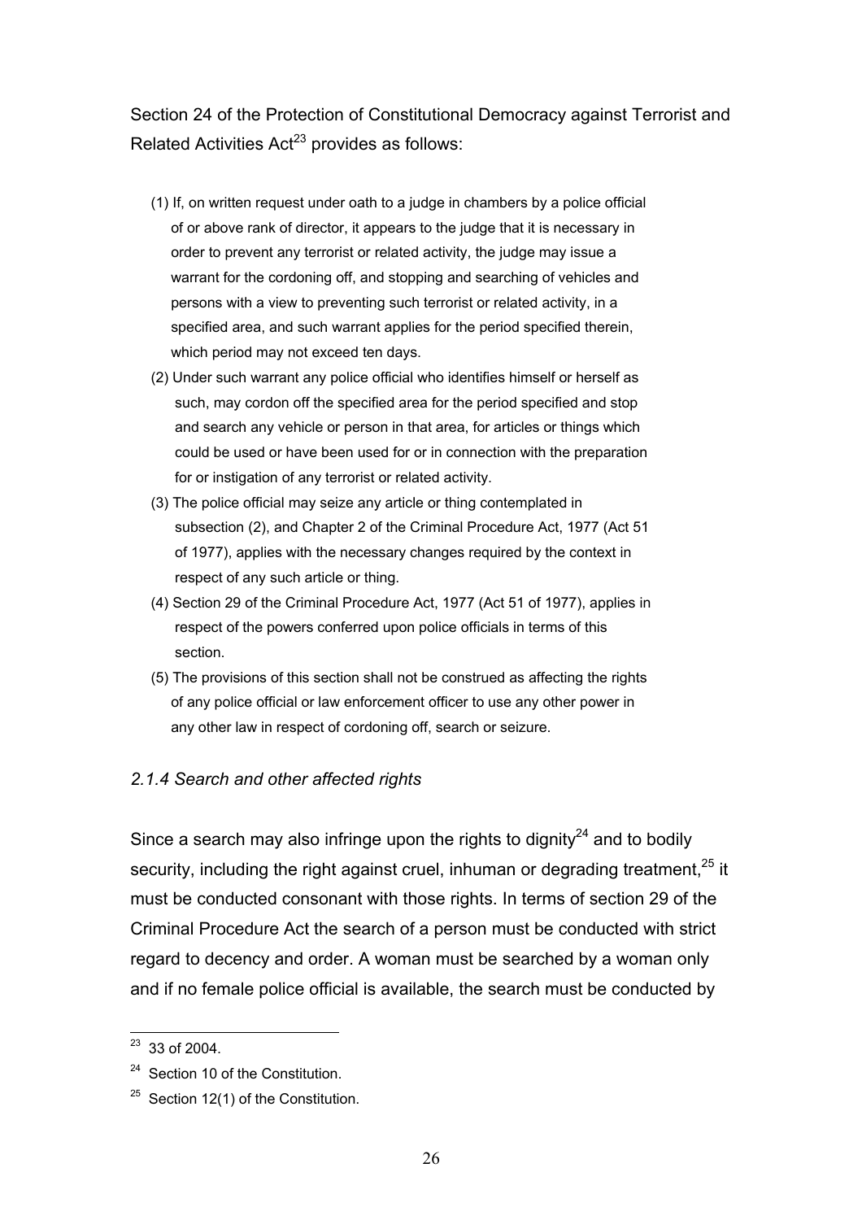Section 24 of the Protection of Constitutional Democracy against Terrorist and Related Activities Act[23] provides as follows:

> (1) If, on written request under oath to a judge in chambers by a police official of or above rank of director, it appears to the judge that it is necessary in order to prevent any terrorist or related activity, the judge may issue a warrant for the cordoning off, and stopping and searching of vehicles and persons with a view to preventing such terrorist or related activity, in a specified area, and such warrant applies for the period specified therein, which period may not exceed ten days.
>
> (2) Under such warrant any police official who identifies himself or herself as such, may cordon off the specified area for the period specified and stop and search any vehicle or person in that area, for articles or things which could be used or have been used for or in connection with the preparation for or instigation of any terrorist or related activity.
>
> (3) The police official may seize any article or thing contemplated in subsection (2), and Chapter 2 of the Criminal Procedure Act, 1977 (Act 51 of 1977), applies with the necessary changes required by the context in respect of any such article or thing.
>
> (4) Section 29 of the Criminal Procedure Act, 1977 (Act 51 of 1977), applies in respect of the powers conferred upon police officials in terms of this section.
>
> (5) The provisions of this section shall not be construed as affecting the rights of any police official or law enforcement officer to use any other power in any other law in respect of cordoning off, search or seizure.

### *2.1.4 Search and other affected rights*

Since a search may also infringe upon the rights to dignity[24] and to bodily security, including the right against cruel, inhuman or degrading treatment,[25] it must be conducted consonant with those rights. In terms of section 29 of the Criminal Procedure Act the search of a person must be conducted with strict regard to decency and order. A woman must be searched by a woman only and if no female police official is available, the search must be conducted by

---

[23] 33 of 2004.

[24] Section 10 of the Constitution.

[25] Section 12(1) of the Constitution.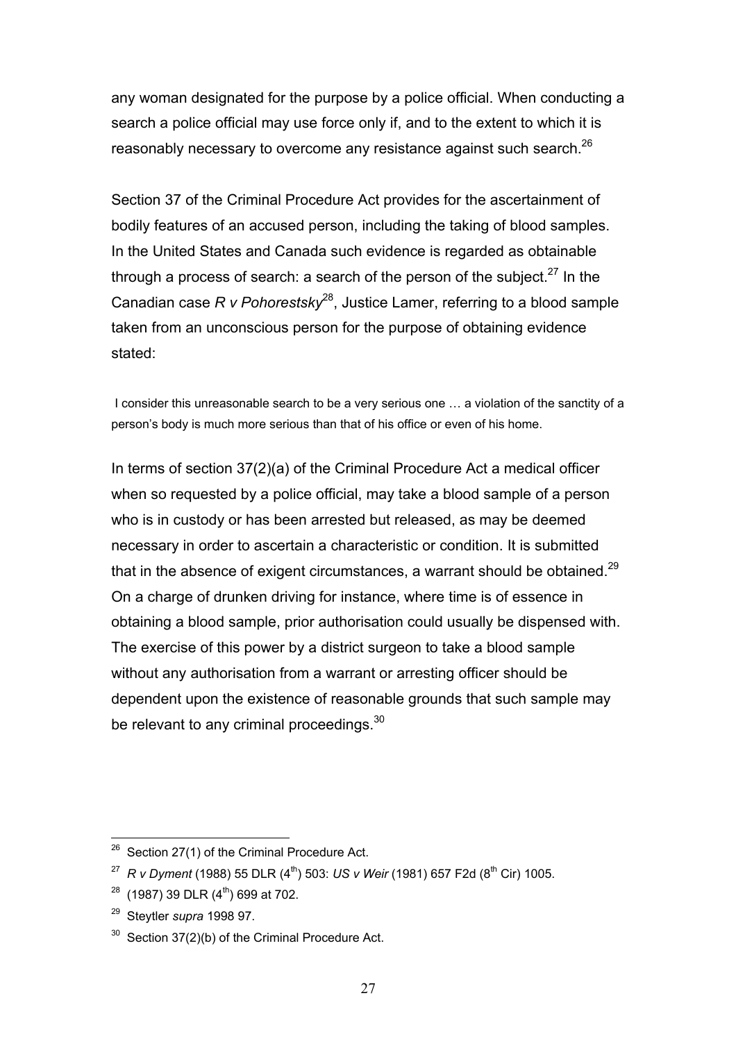any woman designated for the purpose by a police official. When conducting a search a police official may use force only if, and to the extent to which it is reasonably necessary to overcome any resistance against such search.[26]

Section 37 of the Criminal Procedure Act provides for the ascertainment of bodily features of an accused person, including the taking of blood samples. In the United States and Canada such evidence is regarded as obtainable through a process of search: a search of the person of the subject.[27] In the Canadian case *R v Pohorestsky*[28], Justice Lamer, referring to a blood sample taken from an unconscious person for the purpose of obtaining evidence stated:

> I consider this unreasonable search to be a very serious one … a violation of the sanctity of a person's body is much more serious than that of his office or even of his home.

In terms of section 37(2)(a) of the Criminal Procedure Act a medical officer when so requested by a police official, may take a blood sample of a person who is in custody or has been arrested but released, as may be deemed necessary in order to ascertain a characteristic or condition. It is submitted that in the absence of exigent circumstances, a warrant should be obtained.[29] On a charge of drunken driving for instance, where time is of essence in obtaining a blood sample, prior authorisation could usually be dispensed with. The exercise of this power by a district surgeon to take a blood sample without any authorisation from a warrant or arresting officer should be dependent upon the existence of reasonable grounds that such sample may be relevant to any criminal proceedings.[30]

---

[26] Section 27(1) of the Criminal Procedure Act.

[27] *R v Dyment* (1988) 55 DLR (4th) 503: *US v Weir* (1981) 657 F2d (8th Cir) 1005.

[28] (1987) 39 DLR (4th) 699 at 702.

[29] Steytler *supra* 1998 97.

[30] Section 37(2)(b) of the Criminal Procedure Act.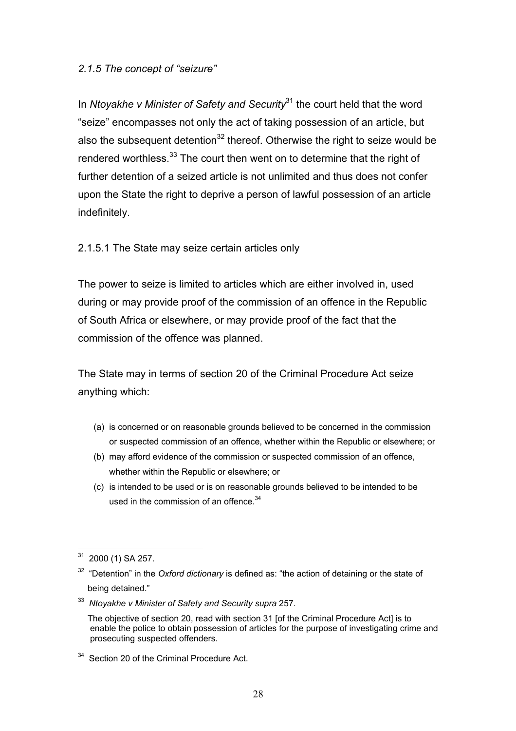### *2.1.5 The concept of "seizure"*

In *Ntoyakhe v Minister of Safety and Security*[31] the court held that the word "seize" encompasses not only the act of taking possession of an article, but also the subsequent detention[32] thereof. Otherwise the right to seize would be rendered worthless.[33] The court then went on to determine that the right of further detention of a seized article is not unlimited and thus does not confer upon the State the right to deprive a person of lawful possession of an article indefinitely.

#### 2.1.5.1 The State may seize certain articles only

The power to seize is limited to articles which are either involved in, used during or may provide proof of the commission of an offence in the Republic of South Africa or elsewhere, or may provide proof of the fact that the commission of the offence was planned.

The State may in terms of section 20 of the Criminal Procedure Act seize anything which:

- (a) is concerned or on reasonable grounds believed to be concerned in the commission or suspected commission of an offence, whether within the Republic or elsewhere; or
- (b) may afford evidence of the commission or suspected commission of an offence, whether within the Republic or elsewhere; or
- (c) is intended to be used or is on reasonable grounds believed to be intended to be used in the commission of an offence.[34]

---

[31] 2000 (1) SA 257.

[32] "Detention" in the *Oxford dictionary* is defined as: "the action of detaining or the state of being detained."

[33] *Ntoyakhe v Minister of Safety and Security supra* 257.

The objective of section 20, read with section 31 [of the Criminal Procedure Act] is to enable the police to obtain possession of articles for the purpose of investigating crime and prosecuting suspected offenders.

[34] Section 20 of the Criminal Procedure Act.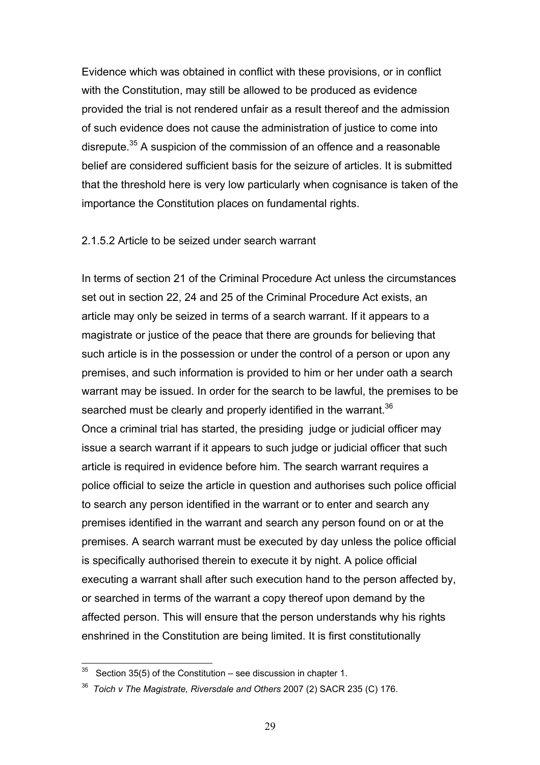Evidence which was obtained in conflict with these provisions, or in conflict with the Constitution, may still be allowed to be produced as evidence provided the trial is not rendered unfair as a result thereof and the admission of such evidence does not cause the administration of justice to come into disrepute.[35] A suspicion of the commission of an offence and a reasonable belief are considered sufficient basis for the seizure of articles. It is submitted that the threshold here is very low particularly when cognisance is taken of the importance the Constitution places on fundamental rights.

2.1.5.2 Article to be seized under search warrant

In terms of section 21 of the Criminal Procedure Act unless the circumstances set out in section 22, 24 and 25 of the Criminal Procedure Act exists, an article may only be seized in terms of a search warrant. If it appears to a magistrate or justice of the peace that there are grounds for believing that such article is in the possession or under the control of a person or upon any premises, and such information is provided to him or her under oath a search warrant may be issued. In order for the search to be lawful, the premises to be searched must be clearly and properly identified in the warrant.[36]
Once a criminal trial has started, the presiding judge or judicial officer may issue a search warrant if it appears to such judge or judicial officer that such article is required in evidence before him. The search warrant requires a police official to seize the article in question and authorises such police official to search any person identified in the warrant or to enter and search any premises identified in the warrant and search any person found on or at the premises. A search warrant must be executed by day unless the police official is specifically authorised therein to execute it by night. A police official executing a warrant shall after such execution hand to the person affected by, or searched in terms of the warrant a copy thereof upon demand by the affected person. This will ensure that the person understands why his rights enshrined in the Constitution are being limited. It is first constitutionally

---

[35] Section 35(5) of the Constitution – see discussion in chapter 1.

[36] *Toich v The Magistrate, Riversdale and Others* 2007 (2) SACR 235 (C) 176.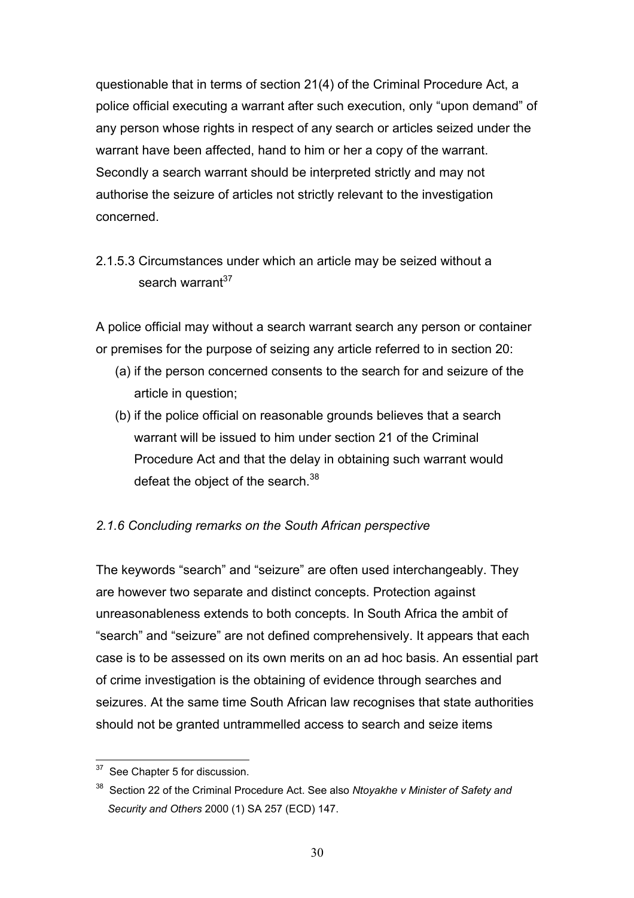questionable that in terms of section 21(4) of the Criminal Procedure Act, a police official executing a warrant after such execution, only "upon demand" of any person whose rights in respect of any search or articles seized under the warrant have been affected, hand to him or her a copy of the warrant. Secondly a search warrant should be interpreted strictly and may not authorise the seizure of articles not strictly relevant to the investigation concerned.

2.1.5.3 Circumstances under which an article may be seized without a search warrant[37]

A police official may without a search warrant search any person or container or premises for the purpose of seizing any article referred to in section 20:

(a) if the person concerned consents to the search for and seizure of the article in question;

(b) if the police official on reasonable grounds believes that a search warrant will be issued to him under section 21 of the Criminal Procedure Act and that the delay in obtaining such warrant would defeat the object of the search.[38]

*2.1.6 Concluding remarks on the South African perspective*

The keywords "search" and "seizure" are often used interchangeably. They are however two separate and distinct concepts. Protection against unreasonableness extends to both concepts. In South Africa the ambit of "search" and "seizure" are not defined comprehensively. It appears that each case is to be assessed on its own merits on an ad hoc basis. An essential part of crime investigation is the obtaining of evidence through searches and seizures. At the same time South African law recognises that state authorities should not be granted untrammelled access to search and seize items

---

[37] See Chapter 5 for discussion.

[38] Section 22 of the Criminal Procedure Act. See also *Ntoyakhe v Minister of Safety and Security and Others* 2000 (1) SA 257 (ECD) 147.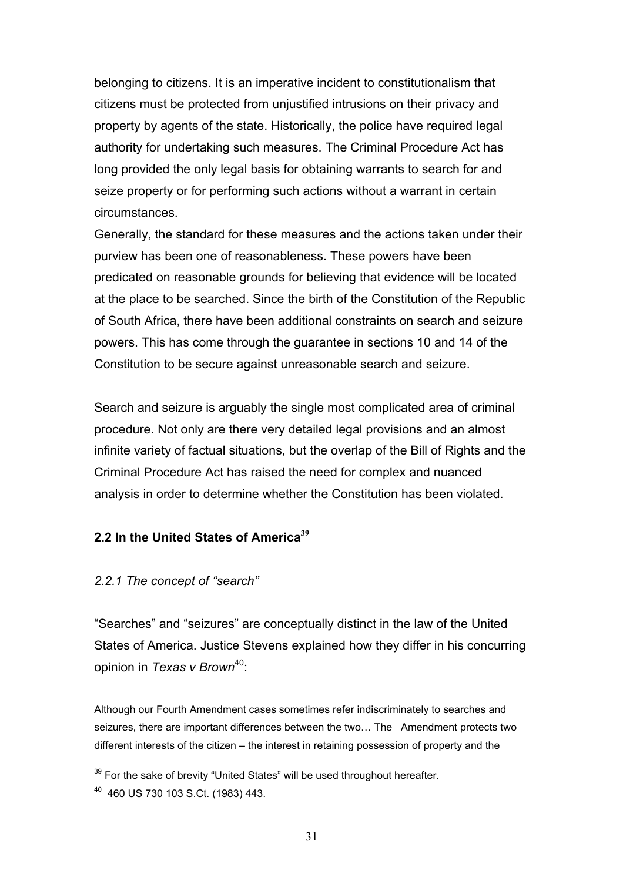belonging to citizens. It is an imperative incident to constitutionalism that citizens must be protected from unjustified intrusions on their privacy and property by agents of the state. Historically, the police have required legal authority for undertaking such measures. The Criminal Procedure Act has long provided the only legal basis for obtaining warrants to search for and seize property or for performing such actions without a warrant in certain circumstances.

Generally, the standard for these measures and the actions taken under their purview has been one of reasonableness. These powers have been predicated on reasonable grounds for believing that evidence will be located at the place to be searched. Since the birth of the Constitution of the Republic of South Africa, there have been additional constraints on search and seizure powers. This has come through the guarantee in sections 10 and 14 of the Constitution to be secure against unreasonable search and seizure.

Search and seizure is arguably the single most complicated area of criminal procedure. Not only are there very detailed legal provisions and an almost infinite variety of factual situations, but the overlap of the Bill of Rights and the Criminal Procedure Act has raised the need for complex and nuanced analysis in order to determine whether the Constitution has been violated.

## 2.2 In the United States of America[39]

### *2.2.1 The concept of "search"*

"Searches" and "seizures" are conceptually distinct in the law of the United States of America. Justice Stevens explained how they differ in his concurring opinion in *Texas v Brown*[40]:

Although our Fourth Amendment cases sometimes refer indiscriminately to searches and seizures, there are important differences between the two… The Amendment protects two different interests of the citizen – the interest in retaining possession of property and the

---

[39] For the sake of brevity "United States" will be used throughout hereafter.

[40] 460 US 730 103 S.Ct. (1983) 443.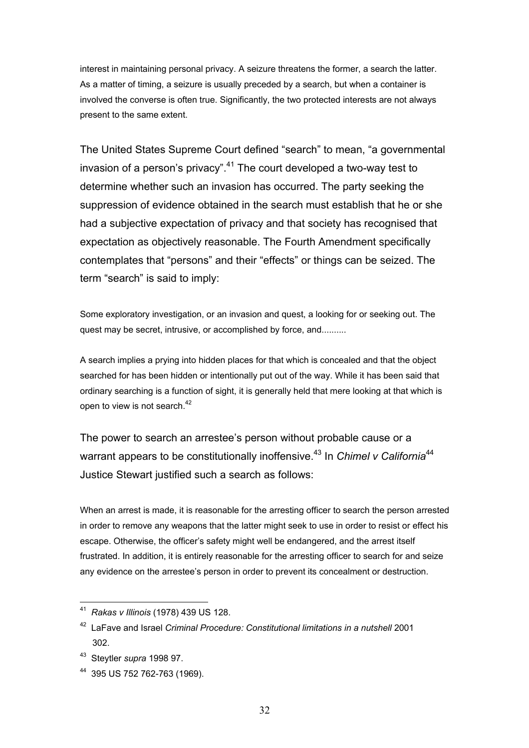interest in maintaining personal privacy. A seizure threatens the former, a search the latter. As a matter of timing, a seizure is usually preceded by a search, but when a container is involved the converse is often true. Significantly, the two protected interests are not always present to the same extent.

The United States Supreme Court defined "search" to mean, "a governmental invasion of a person's privacy".[41] The court developed a two-way test to determine whether such an invasion has occurred. The party seeking the suppression of evidence obtained in the search must establish that he or she had a subjective expectation of privacy and that society has recognised that expectation as objectively reasonable. The Fourth Amendment specifically contemplates that "persons" and their "effects" or things can be seized. The term "search" is said to imply:

Some exploratory investigation, or an invasion and quest, a looking for or seeking out. The quest may be secret, intrusive, or accomplished by force, and..........

A search implies a prying into hidden places for that which is concealed and that the object searched for has been hidden or intentionally put out of the way. While it has been said that ordinary searching is a function of sight, it is generally held that mere looking at that which is open to view is not search.[42]

The power to search an arrestee's person without probable cause or a warrant appears to be constitutionally inoffensive.[43] In *Chimel v California*[44] Justice Stewart justified such a search as follows:

When an arrest is made, it is reasonable for the arresting officer to search the person arrested in order to remove any weapons that the latter might seek to use in order to resist or effect his escape. Otherwise, the officer's safety might well be endangered, and the arrest itself frustrated. In addition, it is entirely reasonable for the arresting officer to search for and seize any evidence on the arrestee's person in order to prevent its concealment or destruction.

---

[41] *Rakas v Illinois* (1978) 439 US 128.

[42] LaFave and Israel *Criminal Procedure: Constitutional limitations in a nutshell* 2001 302.

[43] Steytler *supra* 1998 97.

[44] 395 US 752 762-763 (1969).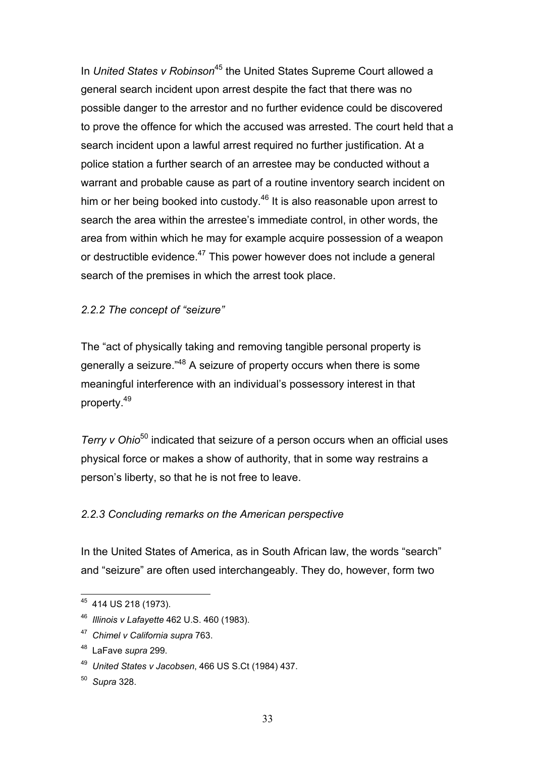In *United States v Robinson*[45] the United States Supreme Court allowed a general search incident upon arrest despite the fact that there was no possible danger to the arrestor and no further evidence could be discovered to prove the offence for which the accused was arrested. The court held that a search incident upon a lawful arrest required no further justification. At a police station a further search of an arrestee may be conducted without a warrant and probable cause as part of a routine inventory search incident on him or her being booked into custody.[46] It is also reasonable upon arrest to search the area within the arrestee's immediate control, in other words, the area from within which he may for example acquire possession of a weapon or destructible evidence.[47] This power however does not include a general search of the premises in which the arrest took place.

*2.2.2 The concept of "seizure"*

The "act of physically taking and removing tangible personal property is generally a seizure."[48] A seizure of property occurs when there is some meaningful interference with an individual's possessory interest in that property.[49]

*Terry v Ohio*[50] indicated that seizure of a person occurs when an official uses physical force or makes a show of authority, that in some way restrains a person's liberty, so that he is not free to leave.

*2.2.3 Concluding remarks on the American perspective*

In the United States of America, as in South African law, the words "search" and "seizure" are often used interchangeably. They do, however, form two

---

[45] 414 US 218 (1973).

[46] *Illinois v Lafayette* 462 U.S. 460 (1983).

[47] *Chimel v California supra* 763.

[48] LaFave *supra* 299.

[49] *United States v Jacobsen*, 466 US S.Ct (1984) 437.

[50] *Supra* 328.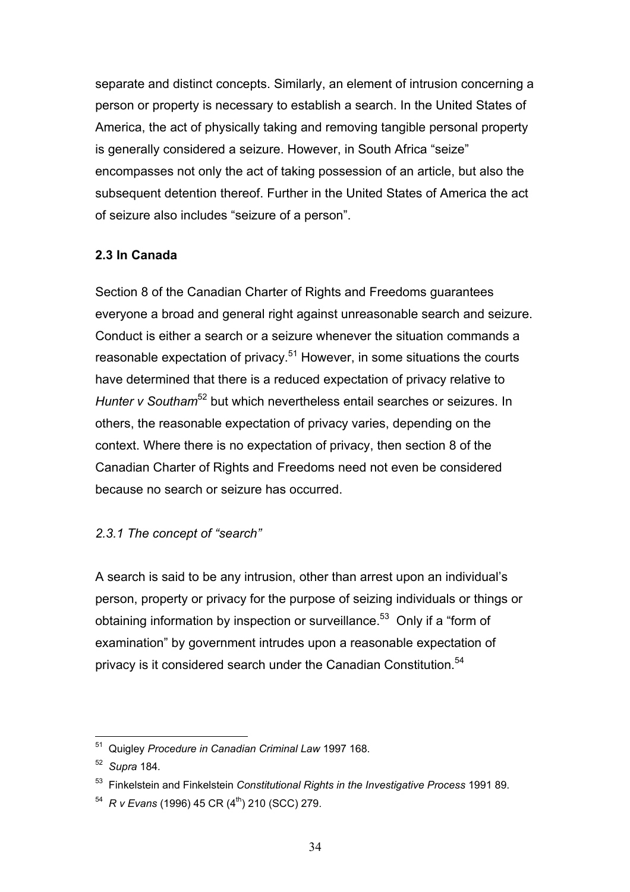separate and distinct concepts. Similarly, an element of intrusion concerning a person or property is necessary to establish a search. In the United States of America, the act of physically taking and removing tangible personal property is generally considered a seizure. However, in South Africa "seize" encompasses not only the act of taking possession of an article, but also the subsequent detention thereof. Further in the United States of America the act of seizure also includes "seizure of a person".

### 2.3 In Canada

Section 8 of the Canadian Charter of Rights and Freedoms guarantees everyone a broad and general right against unreasonable search and seizure. Conduct is either a search or a seizure whenever the situation commands a reasonable expectation of privacy.[51] However, in some situations the courts have determined that there is a reduced expectation of privacy relative to *Hunter v Southam*[52] but which nevertheless entail searches or seizures. In others, the reasonable expectation of privacy varies, depending on the context. Where there is no expectation of privacy, then section 8 of the Canadian Charter of Rights and Freedoms need not even be considered because no search or seizure has occurred.

#### *2.3.1 The concept of "search"*

A search is said to be any intrusion, other than arrest upon an individual's person, property or privacy for the purpose of seizing individuals or things or obtaining information by inspection or surveillance.[53] Only if a "form of examination" by government intrudes upon a reasonable expectation of privacy is it considered search under the Canadian Constitution.[54]

---

[51] Quigley *Procedure in Canadian Criminal Law* 1997 168.

[52] *Supra* 184.

[53] Finkelstein and Finkelstein *Constitutional Rights in the Investigative Process* 1991 89.

[54] *R v Evans* (1996) 45 CR (4th) 210 (SCC) 279.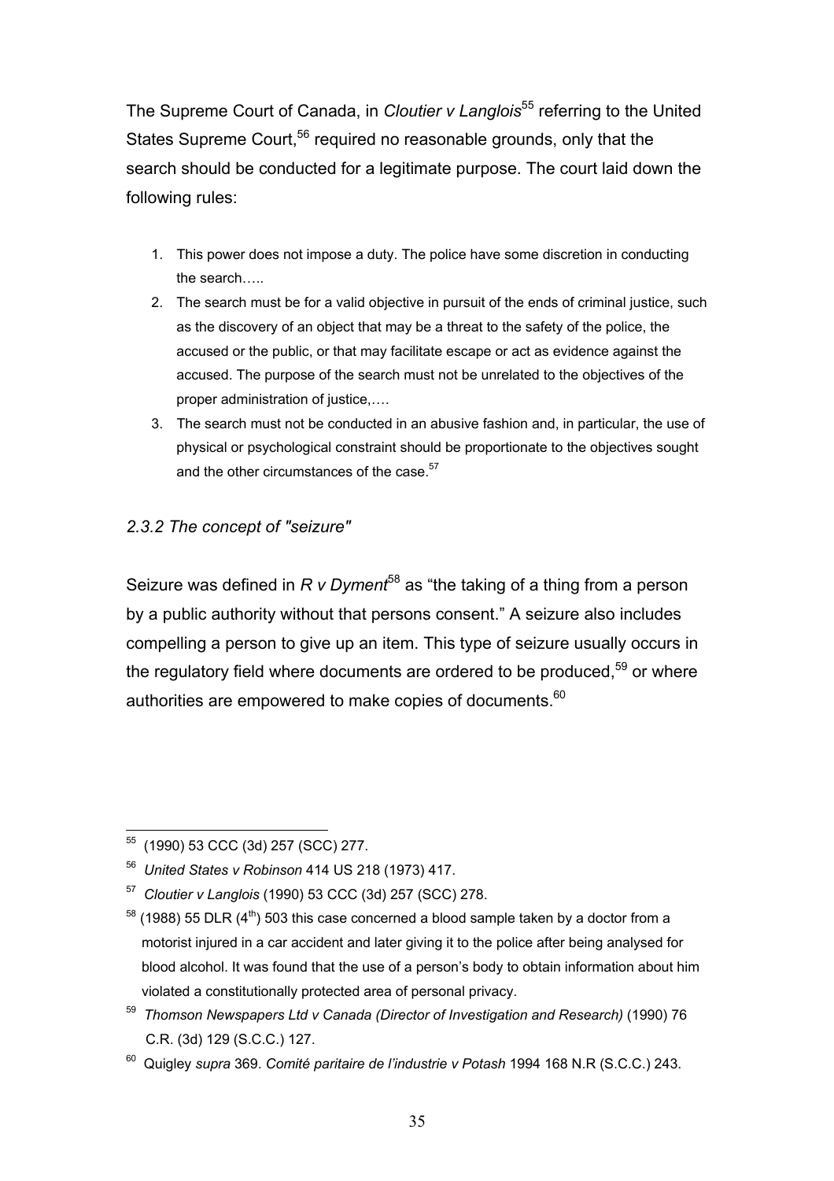The Supreme Court of Canada, in *Cloutier v Langlois*[55] referring to the United States Supreme Court,[56] required no reasonable grounds, only that the search should be conducted for a legitimate purpose. The court laid down the following rules:

1. This power does not impose a duty. The police have some discretion in conducting the search…..
2. The search must be for a valid objective in pursuit of the ends of criminal justice, such as the discovery of an object that may be a threat to the safety of the police, the accused or the public, or that may facilitate escape or act as evidence against the accused. The purpose of the search must not be unrelated to the objectives of the proper administration of justice,….
3. The search must not be conducted in an abusive fashion and, in particular, the use of physical or psychological constraint should be proportionate to the objectives sought and the other circumstances of the case.[57]

### *2.3.2 The concept of "seizure"*

Seizure was defined in *R v Dyment*[58] as "the taking of a thing from a person by a public authority without that persons consent." A seizure also includes compelling a person to give up an item. This type of seizure usually occurs in the regulatory field where documents are ordered to be produced,[59] or where authorities are empowered to make copies of documents.[60]

---

[55] (1990) 53 CCC (3d) 257 (SCC) 277.

[56] *United States v Robinson* 414 US 218 (1973) 417.

[57] *Cloutier v Langlois* (1990) 53 CCC (3d) 257 (SCC) 278.

[58] (1988) 55 DLR (4th) 503 this case concerned a blood sample taken by a doctor from a motorist injured in a car accident and later giving it to the police after being analysed for blood alcohol. It was found that the use of a person's body to obtain information about him violated a constitutionally protected area of personal privacy.

[59] *Thomson Newspapers Ltd v Canada (Director of Investigation and Research)* (1990) 76 C.R. (3d) 129 (S.C.C.) 127.

[60] Quigley *supra* 369. *Comité paritaire de l'industrie v Potash* 1994 168 N.R (S.C.C.) 243.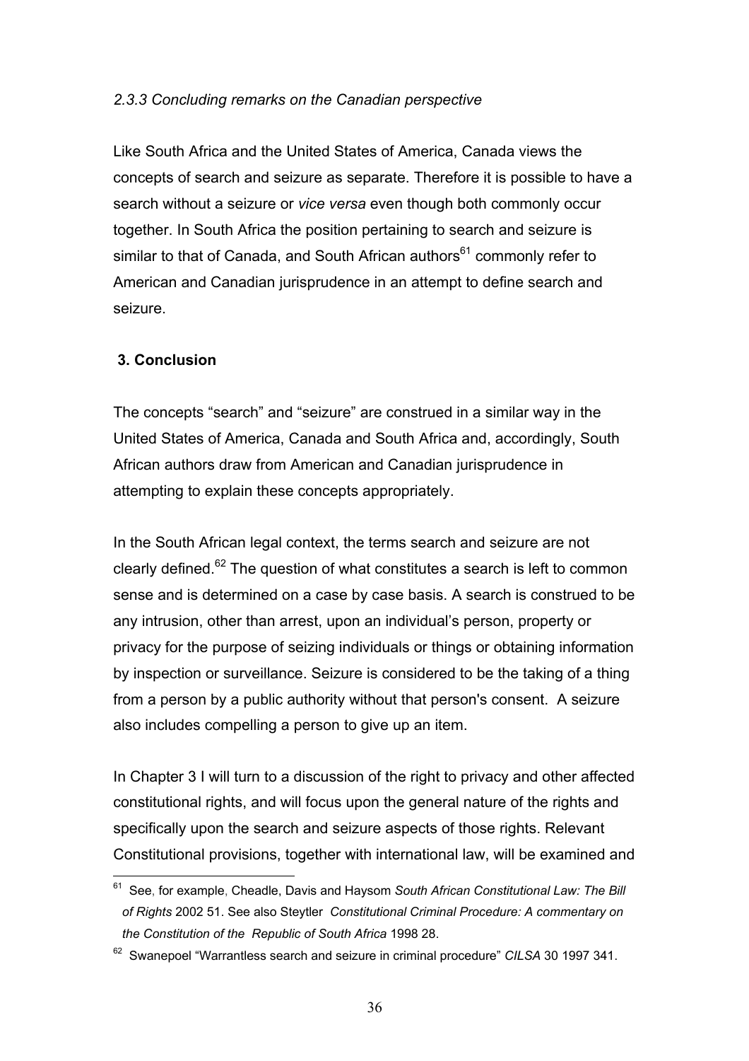### *2.3.3 Concluding remarks on the Canadian perspective*

Like South Africa and the United States of America, Canada views the concepts of search and seizure as separate. Therefore it is possible to have a search without a seizure or *vice versa* even though both commonly occur together. In South Africa the position pertaining to search and seizure is similar to that of Canada, and South African authors[61] commonly refer to American and Canadian jurisprudence in an attempt to define search and seizure.

## 3. Conclusion

The concepts "search" and "seizure" are construed in a similar way in the United States of America, Canada and South Africa and, accordingly, South African authors draw from American and Canadian jurisprudence in attempting to explain these concepts appropriately.

In the South African legal context, the terms search and seizure are not clearly defined.[62] The question of what constitutes a search is left to common sense and is determined on a case by case basis. A search is construed to be any intrusion, other than arrest, upon an individual's person, property or privacy for the purpose of seizing individuals or things or obtaining information by inspection or surveillance. Seizure is considered to be the taking of a thing from a person by a public authority without that person's consent. A seizure also includes compelling a person to give up an item.

In Chapter 3 I will turn to a discussion of the right to privacy and other affected constitutional rights, and will focus upon the general nature of the rights and specifically upon the search and seizure aspects of those rights. Relevant Constitutional provisions, together with international law, will be examined and

---

[61] See, for example, Cheadle, Davis and Haysom *South African Constitutional Law: The Bill of Rights* 2002 51. See also Steytler *Constitutional Criminal Procedure: A commentary on the Constitution of the Republic of South Africa* 1998 28.

[62] Swanepoel "Warrantless search and seizure in criminal procedure" *CILSA* 30 1997 341.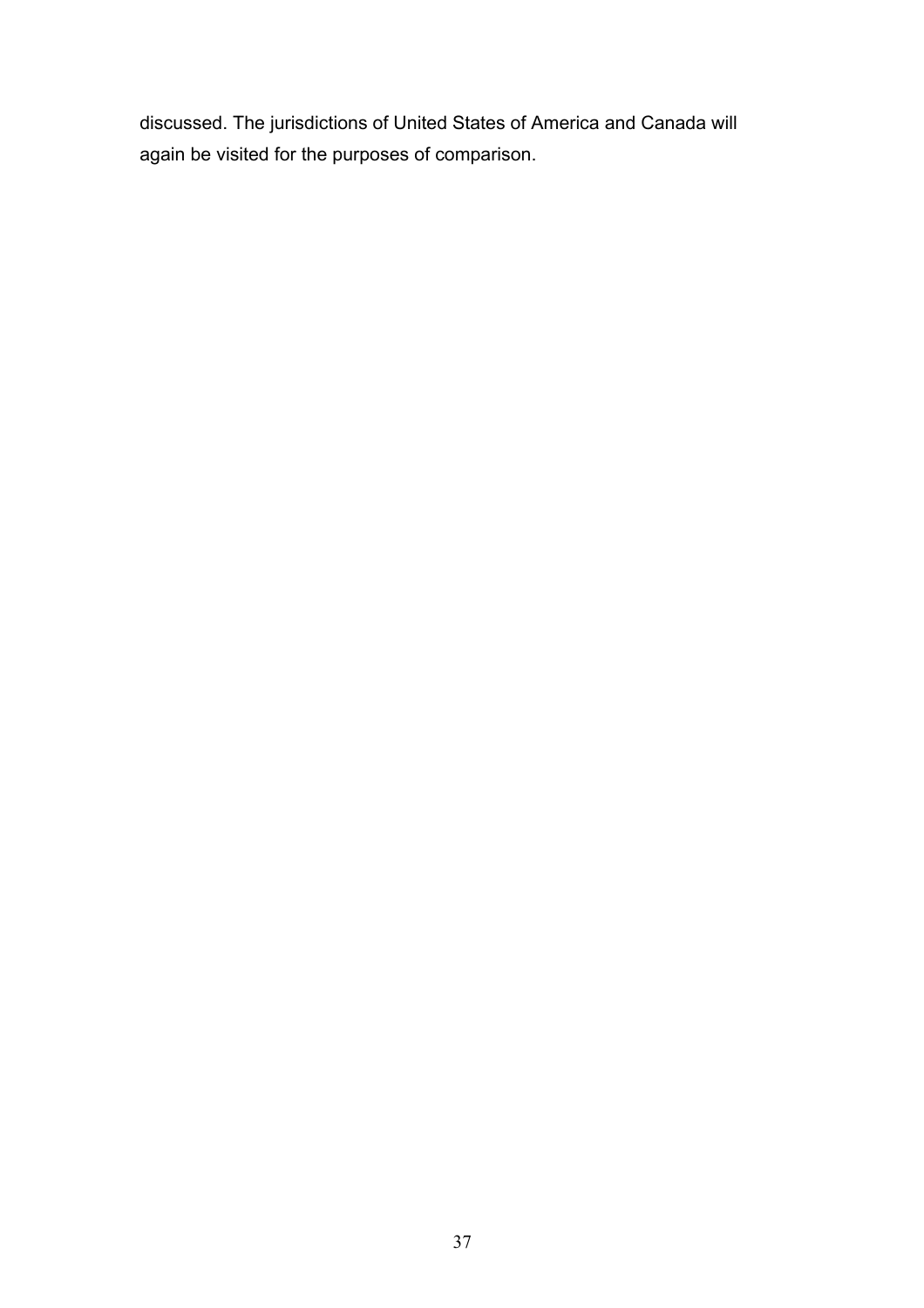discussed. The jurisdictions of United States of America and Canada will again be visited for the purposes of comparison.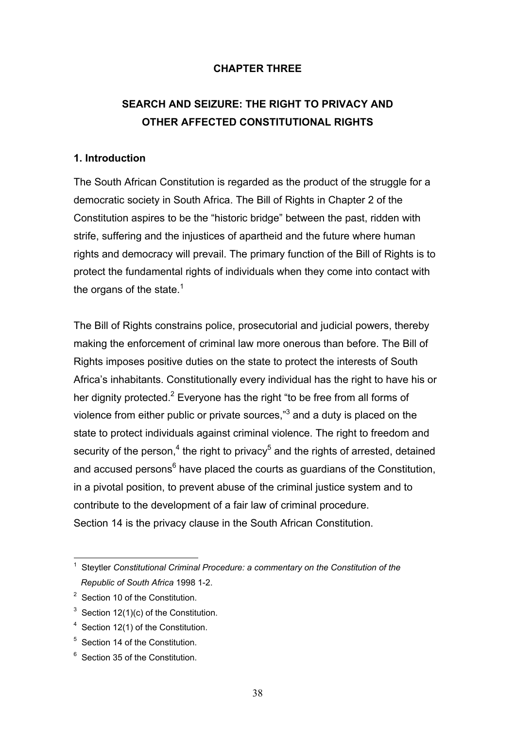# CHAPTER THREE

# SEARCH AND SEIZURE: THE RIGHT TO PRIVACY AND OTHER AFFECTED CONSTITUTIONAL RIGHTS

## 1. Introduction

The South African Constitution is regarded as the product of the struggle for a democratic society in South Africa. The Bill of Rights in Chapter 2 of the Constitution aspires to be the "historic bridge" between the past, ridden with strife, suffering and the injustices of apartheid and the future where human rights and democracy will prevail. The primary function of the Bill of Rights is to protect the fundamental rights of individuals when they come into contact with the organs of the state.[1]

The Bill of Rights constrains police, prosecutorial and judicial powers, thereby making the enforcement of criminal law more onerous than before. The Bill of Rights imposes positive duties on the state to protect the interests of South Africa's inhabitants. Constitutionally every individual has the right to have his or her dignity protected.[2] Everyone has the right "to be free from all forms of violence from either public or private sources,"[3] and a duty is placed on the state to protect individuals against criminal violence. The right to freedom and security of the person,[4] the right to privacy[5] and the rights of arrested, detained and accused persons[6] have placed the courts as guardians of the Constitution, in a pivotal position, to prevent abuse of the criminal justice system and to contribute to the development of a fair law of criminal procedure.
Section 14 is the privacy clause in the South African Constitution.

---

[1] Steytler *Constitutional Criminal Procedure: a commentary on the Constitution of the Republic of South Africa* 1998 1-2.

[2] Section 10 of the Constitution.

[3] Section 12(1)(c) of the Constitution.

[4] Section 12(1) of the Constitution.

[5] Section 14 of the Constitution.

[6] Section 35 of the Constitution.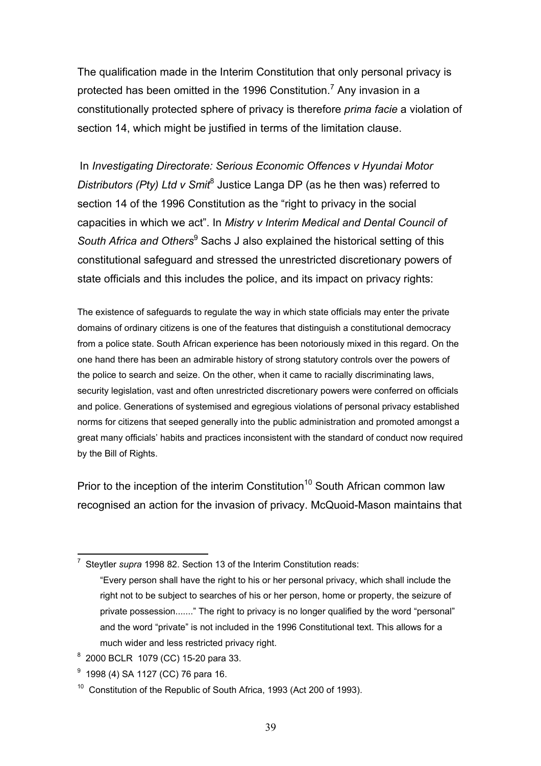The qualification made in the Interim Constitution that only personal privacy is protected has been omitted in the 1996 Constitution.[7] Any invasion in a constitutionally protected sphere of privacy is therefore *prima facie* a violation of section 14, which might be justified in terms of the limitation clause.

In *Investigating Directorate: Serious Economic Offences v Hyundai Motor Distributors (Pty) Ltd v Smit*[8] Justice Langa DP (as he then was) referred to section 14 of the 1996 Constitution as the "right to privacy in the social capacities in which we act". In *Mistry v Interim Medical and Dental Council of South Africa and Others*[9] Sachs J also explained the historical setting of this constitutional safeguard and stressed the unrestricted discretionary powers of state officials and this includes the police, and its impact on privacy rights:

> The existence of safeguards to regulate the way in which state officials may enter the private domains of ordinary citizens is one of the features that distinguish a constitutional democracy from a police state. South African experience has been notoriously mixed in this regard. On the one hand there has been an admirable history of strong statutory controls over the powers of the police to search and seize. On the other, when it came to racially discriminating laws, security legislation, vast and often unrestricted discretionary powers were conferred on officials and police. Generations of systemised and egregious violations of personal privacy established norms for citizens that seeped generally into the public administration and promoted amongst a great many officials' habits and practices inconsistent with the standard of conduct now required by the Bill of Rights.

Prior to the inception of the interim Constitution[10] South African common law recognised an action for the invasion of privacy. McQuoid-Mason maintains that

---

[7] Steytler *supra* 1998 82. Section 13 of the Interim Constitution reads:

"Every person shall have the right to his or her personal privacy, which shall include the right not to be subject to searches of his or her person, home or property, the seizure of private possession......." The right to privacy is no longer qualified by the word "personal" and the word "private" is not included in the 1996 Constitutional text. This allows for a much wider and less restricted privacy right.

[8] 2000 BCLR 1079 (CC) 15-20 para 33.

[9] 1998 (4) SA 1127 (CC) 76 para 16.

[10] Constitution of the Republic of South Africa, 1993 (Act 200 of 1993).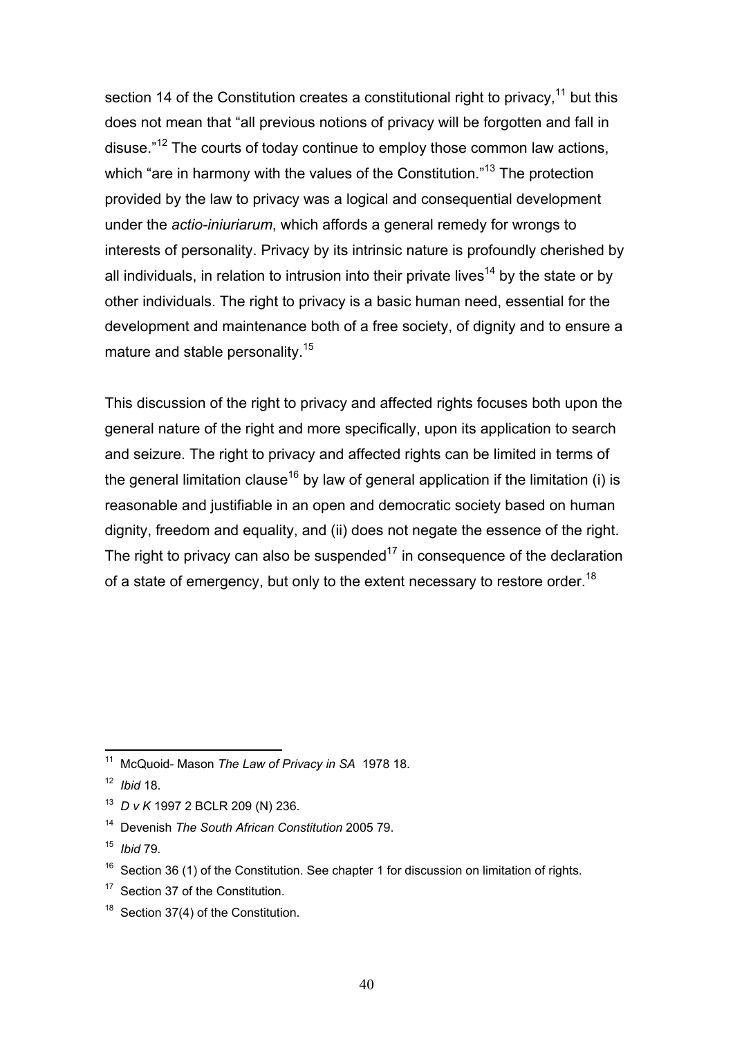section 14 of the Constitution creates a constitutional right to privacy,[11] but this does not mean that "all previous notions of privacy will be forgotten and fall in disuse."[12] The courts of today continue to employ those common law actions, which "are in harmony with the values of the Constitution."[13] The protection provided by the law to privacy was a logical and consequential development under the *actio-iniuriarum*, which affords a general remedy for wrongs to interests of personality. Privacy by its intrinsic nature is profoundly cherished by all individuals, in relation to intrusion into their private lives[14] by the state or by other individuals. The right to privacy is a basic human need, essential for the development and maintenance both of a free society, of dignity and to ensure a mature and stable personality.[15]

This discussion of the right to privacy and affected rights focuses both upon the general nature of the right and more specifically, upon its application to search and seizure. The right to privacy and affected rights can be limited in terms of the general limitation clause[16] by law of general application if the limitation (i) is reasonable and justifiable in an open and democratic society based on human dignity, freedom and equality, and (ii) does not negate the essence of the right. The right to privacy can also be suspended[17] in consequence of the declaration of a state of emergency, but only to the extent necessary to restore order.[18]

---

[11] McQuoid- Mason *The Law of Privacy in SA* 1978 18.

[12] *Ibid* 18.

[13] *D v K* 1997 2 BCLR 209 (N) 236.

[14] Devenish *The South African Constitution* 2005 79.

[15] *Ibid* 79.

[16] Section 36 (1) of the Constitution. See chapter 1 for discussion on limitation of rights.

[17] Section 37 of the Constitution.

[18] Section 37(4) of the Constitution.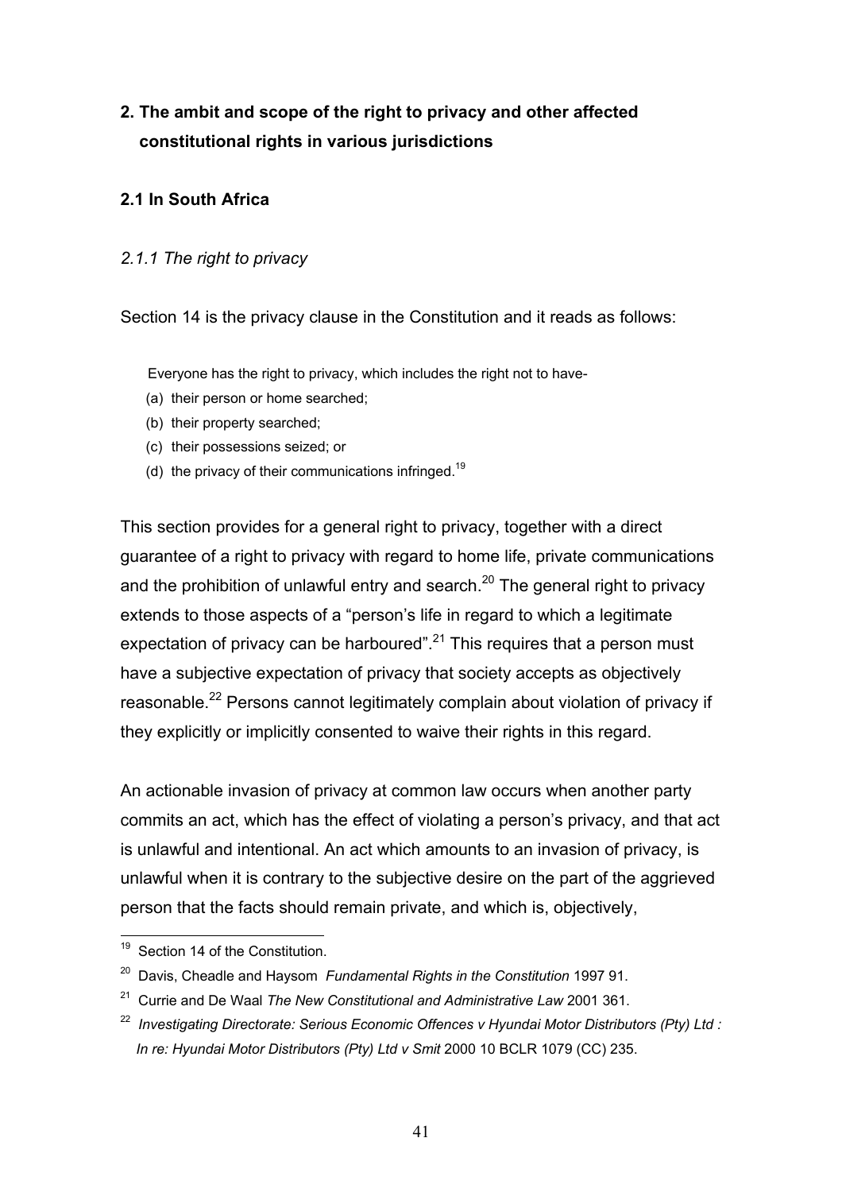## 2. The ambit and scope of the right to privacy and other affected constitutional rights in various jurisdictions

### 2.1 In South Africa

#### *2.1.1 The right to privacy*

Section 14 is the privacy clause in the Constitution and it reads as follows:

> Everyone has the right to privacy, which includes the right not to have-
>
> (a) their person or home searched;
>
> (b) their property searched;
>
> (c) their possessions seized; or
>
> (d) the privacy of their communications infringed.[19]

This section provides for a general right to privacy, together with a direct guarantee of a right to privacy with regard to home life, private communications and the prohibition of unlawful entry and search.[20] The general right to privacy extends to those aspects of a "person's life in regard to which a legitimate expectation of privacy can be harboured".[21] This requires that a person must have a subjective expectation of privacy that society accepts as objectively reasonable.[22] Persons cannot legitimately complain about violation of privacy if they explicitly or implicitly consented to waive their rights in this regard.

An actionable invasion of privacy at common law occurs when another party commits an act, which has the effect of violating a person's privacy, and that act is unlawful and intentional. An act which amounts to an invasion of privacy, is unlawful when it is contrary to the subjective desire on the part of the aggrieved person that the facts should remain private, and which is, objectively,

---

[19] Section 14 of the Constitution.

[20] Davis, Cheadle and Haysom *Fundamental Rights in the Constitution* 1997 91.

[21] Currie and De Waal *The New Constitutional and Administrative Law* 2001 361.

[22] *Investigating Directorate: Serious Economic Offences v Hyundai Motor Distributors (Pty) Ltd : In re: Hyundai Motor Distributors (Pty) Ltd v Smit* 2000 10 BCLR 1079 (CC) 235.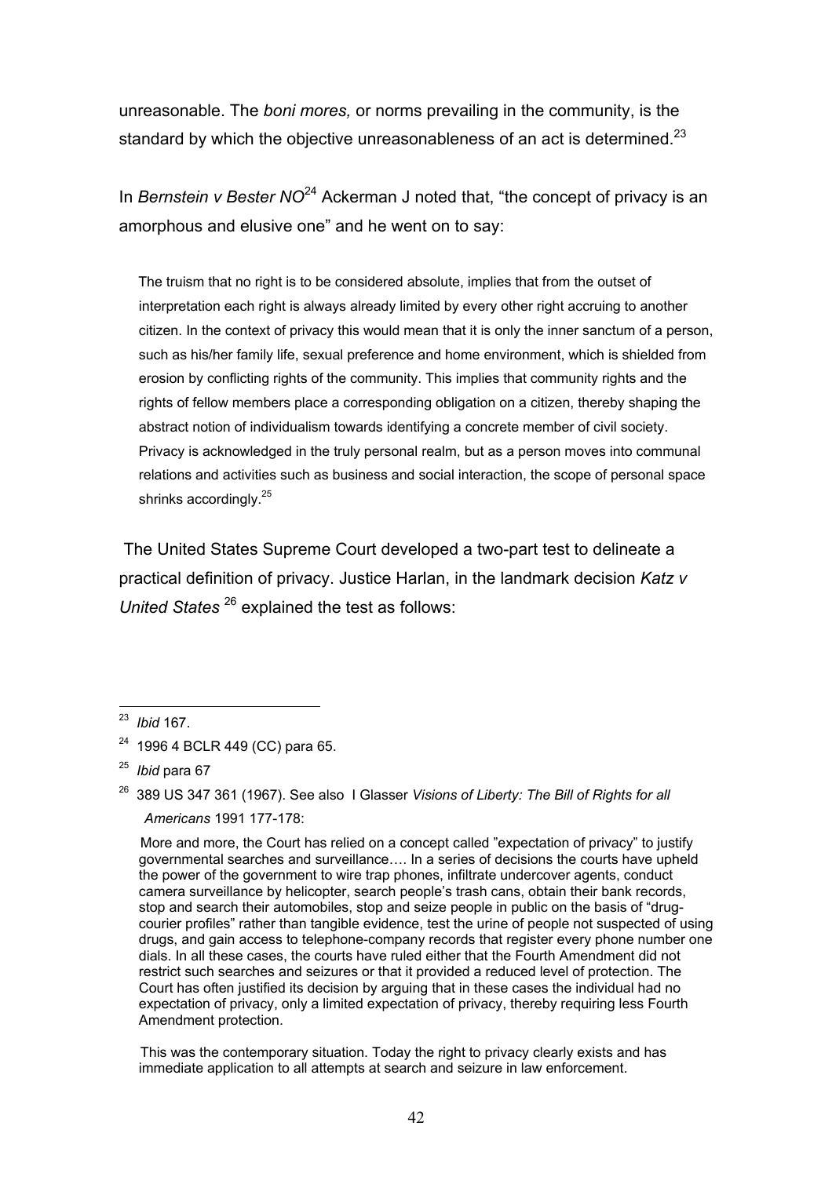unreasonable. The *boni mores,* or norms prevailing in the community, is the standard by which the objective unreasonableness of an act is determined.[23]

In *Bernstein v Bester NO*[24] Ackerman J noted that, "the concept of privacy is an amorphous and elusive one" and he went on to say:

> The truism that no right is to be considered absolute, implies that from the outset of interpretation each right is always already limited by every other right accruing to another citizen. In the context of privacy this would mean that it is only the inner sanctum of a person, such as his/her family life, sexual preference and home environment, which is shielded from erosion by conflicting rights of the community. This implies that community rights and the rights of fellow members place a corresponding obligation on a citizen, thereby shaping the abstract notion of individualism towards identifying a concrete member of civil society. Privacy is acknowledged in the truly personal realm, but as a person moves into communal relations and activities such as business and social interaction, the scope of personal space shrinks accordingly.[25]

The United States Supreme Court developed a two-part test to delineate a practical definition of privacy. Justice Harlan, in the landmark decision *Katz v United States* [26] explained the test as follows:

---

[23] *Ibid* 167.

[24] 1996 4 BCLR 449 (CC) para 65.

[25] *Ibid* para 67

[26] 389 US 347 361 (1967). See also I Glasser *Visions of Liberty: The Bill of Rights for all Americans* 1991 177-178:

> More and more, the Court has relied on a concept called "expectation of privacy" to justify governmental searches and surveillance…. In a series of decisions the courts have upheld the power of the government to wire trap phones, infiltrate undercover agents, conduct camera surveillance by helicopter, search people's trash cans, obtain their bank records, stop and search their automobiles, stop and seize people in public on the basis of "drug-courier profiles" rather than tangible evidence, test the urine of people not suspected of using drugs, and gain access to telephone-company records that register every phone number one dials. In all these cases, the courts have ruled either that the Fourth Amendment did not restrict such searches and seizures or that it provided a reduced level of protection. The Court has often justified its decision by arguing that in these cases the individual had no expectation of privacy, only a limited expectation of privacy, thereby requiring less Fourth Amendment protection.

> This was the contemporary situation. Today the right to privacy clearly exists and has immediate application to all attempts at search and seizure in law enforcement.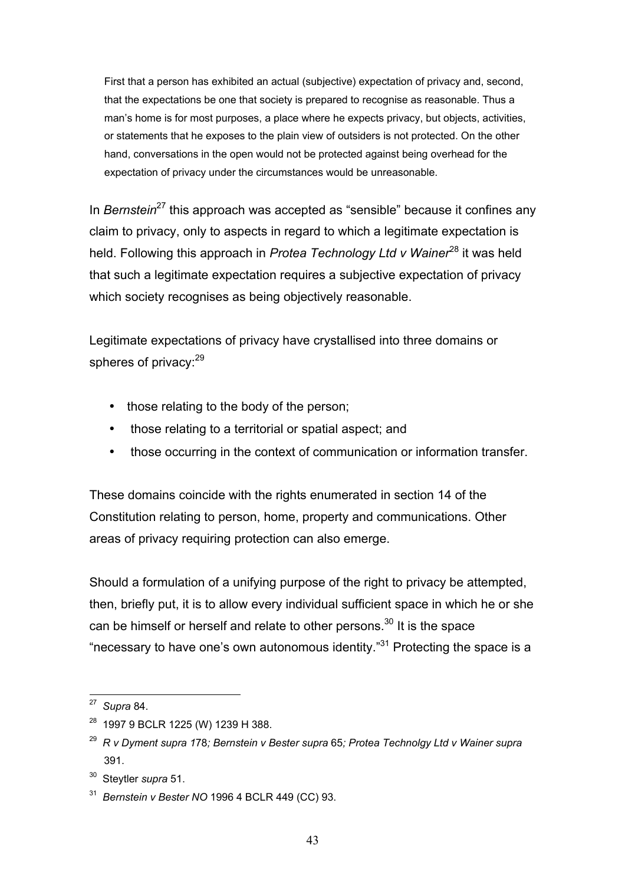> First that a person has exhibited an actual (subjective) expectation of privacy and, second, that the expectations be one that society is prepared to recognise as reasonable. Thus a man's home is for most purposes, a place where he expects privacy, but objects, activities, or statements that he exposes to the plain view of outsiders is not protected. On the other hand, conversations in the open would not be protected against being overhead for the expectation of privacy under the circumstances would be unreasonable.

In *Bernstein*[27] this approach was accepted as "sensible" because it confines any claim to privacy, only to aspects in regard to which a legitimate expectation is held. Following this approach in *Protea Technology Ltd v Wainer*[28] it was held that such a legitimate expectation requires a subjective expectation of privacy which society recognises as being objectively reasonable.

Legitimate expectations of privacy have crystallised into three domains or spheres of privacy:[29]

- those relating to the body of the person;
- those relating to a territorial or spatial aspect; and
- those occurring in the context of communication or information transfer.

These domains coincide with the rights enumerated in section 14 of the Constitution relating to person, home, property and communications. Other areas of privacy requiring protection can also emerge.

Should a formulation of a unifying purpose of the right to privacy be attempted, then, briefly put, it is to allow every individual sufficient space in which he or she can be himself or herself and relate to other persons.[30] It is the space "necessary to have one's own autonomous identity."[31] Protecting the space is a

---

[27] *Supra* 84.

[28] 1997 9 BCLR 1225 (W) 1239 H 388.

[29] *R v Dyment supra 178; Bernstein v Bester supra* 65*; Protea Technolgy Ltd v Wainer supra* 391.

[30] Steytler *supra* 51.

[31] *Bernstein v Bester NO* 1996 4 BCLR 449 (CC) 93.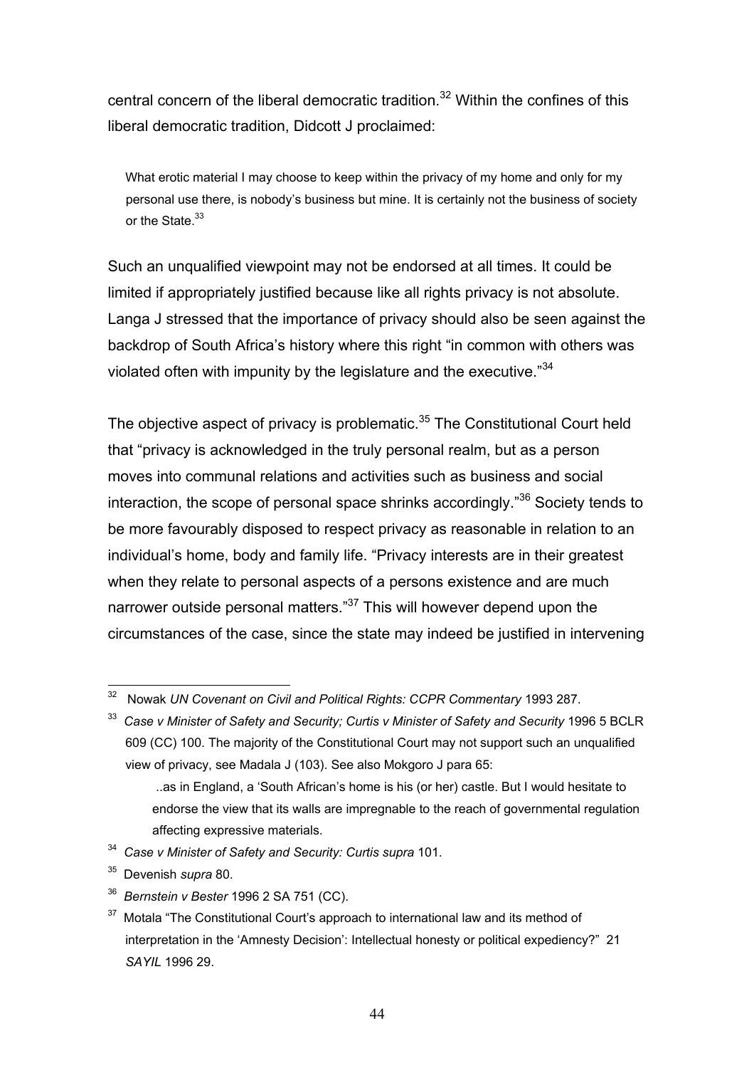central concern of the liberal democratic tradition.[32] Within the confines of this liberal democratic tradition, Didcott J proclaimed:

> What erotic material I may choose to keep within the privacy of my home and only for my personal use there, is nobody's business but mine. It is certainly not the business of society or the State.[33]

Such an unqualified viewpoint may not be endorsed at all times. It could be limited if appropriately justified because like all rights privacy is not absolute. Langa J stressed that the importance of privacy should also be seen against the backdrop of South Africa's history where this right "in common with others was violated often with impunity by the legislature and the executive."[34]

The objective aspect of privacy is problematic.[35] The Constitutional Court held that "privacy is acknowledged in the truly personal realm, but as a person moves into communal relations and activities such as business and social interaction, the scope of personal space shrinks accordingly."[36] Society tends to be more favourably disposed to respect privacy as reasonable in relation to an individual's home, body and family life. "Privacy interests are in their greatest when they relate to personal aspects of a persons existence and are much narrower outside personal matters."[37] This will however depend upon the circumstances of the case, since the state may indeed be justified in intervening

---

[32] Nowak *UN Covenant on Civil and Political Rights: CCPR Commentary* 1993 287.

[33] *Case v Minister of Safety and Security; Curtis v Minister of Safety and Security* 1996 5 BCLR 609 (CC) 100. The majority of the Constitutional Court may not support such an unqualified view of privacy, see Madala J (103). See also Mokgoro J para 65:

> ..as in England, a 'South African's home is his (or her) castle. But I would hesitate to endorse the view that its walls are impregnable to the reach of governmental regulation affecting expressive materials.

[34] *Case v Minister of Safety and Security: Curtis supra* 101.

[35] Devenish *supra* 80.

[36] *Bernstein v Bester* 1996 2 SA 751 (CC).

[37] Motala "The Constitutional Court's approach to international law and its method of interpretation in the 'Amnesty Decision': Intellectual honesty or political expediency?" 21 *SAYIL* 1996 29.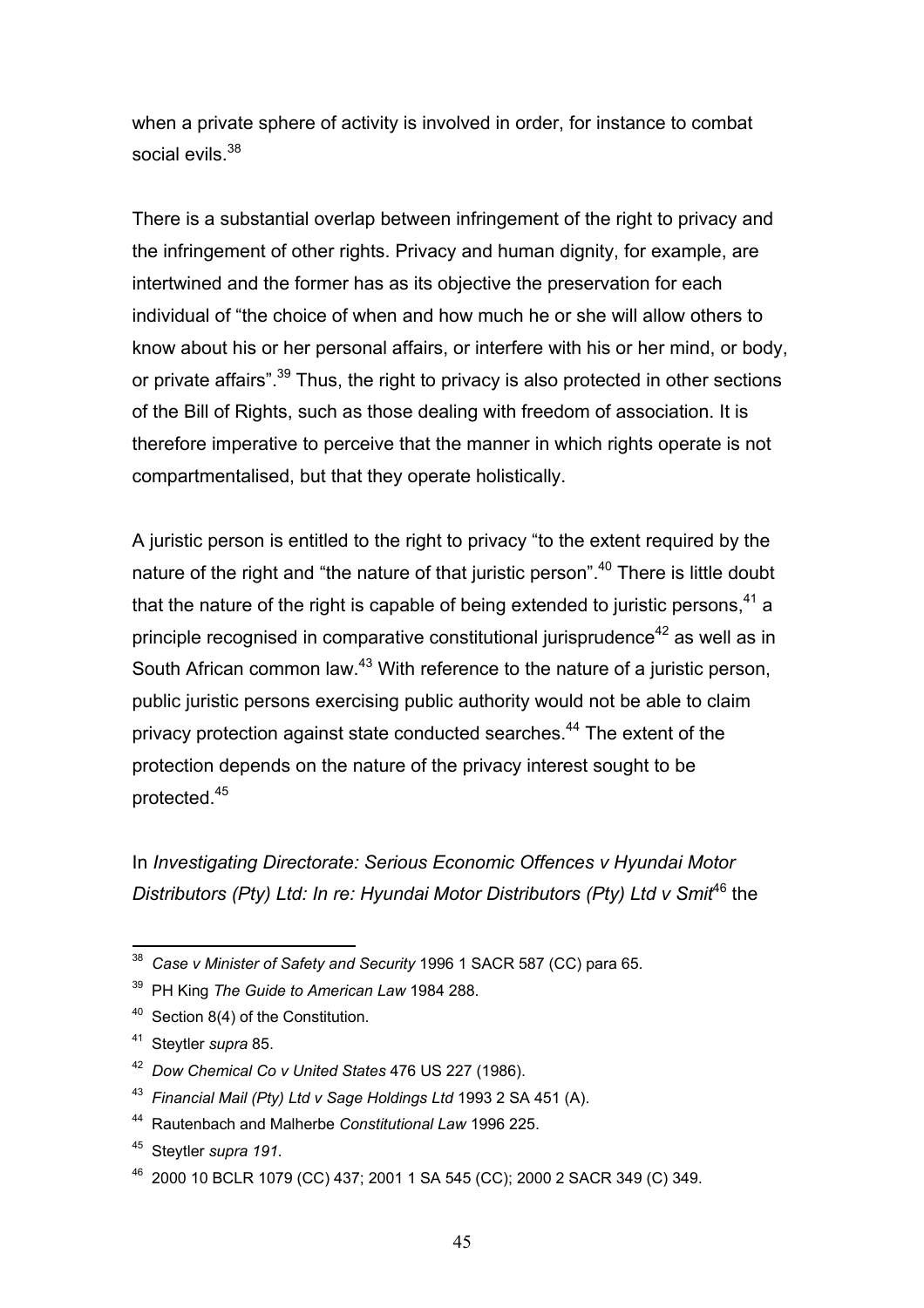when a private sphere of activity is involved in order, for instance to combat social evils.[38]

There is a substantial overlap between infringement of the right to privacy and the infringement of other rights. Privacy and human dignity, for example, are intertwined and the former has as its objective the preservation for each individual of "the choice of when and how much he or she will allow others to know about his or her personal affairs, or interfere with his or her mind, or body, or private affairs".[39] Thus, the right to privacy is also protected in other sections of the Bill of Rights, such as those dealing with freedom of association. It is therefore imperative to perceive that the manner in which rights operate is not compartmentalised, but that they operate holistically.

A juristic person is entitled to the right to privacy "to the extent required by the nature of the right and "the nature of that juristic person".[40] There is little doubt that the nature of the right is capable of being extended to juristic persons,[41] a principle recognised in comparative constitutional jurisprudence[42] as well as in South African common law.[43] With reference to the nature of a juristic person, public juristic persons exercising public authority would not be able to claim privacy protection against state conducted searches.[44] The extent of the protection depends on the nature of the privacy interest sought to be protected.[45]

In *Investigating Directorate: Serious Economic Offences v Hyundai Motor Distributors (Pty) Ltd: In re: Hyundai Motor Distributors (Pty) Ltd v Smit*[46] the

---

[38] *Case v Minister of Safety and Security* 1996 1 SACR 587 (CC) para 65.

[39] PH King *The Guide to American Law* 1984 288.

[40] Section 8(4) of the Constitution.

[41] Steytler *supra* 85.

[42] *Dow Chemical Co v United States* 476 US 227 (1986).

[43] *Financial Mail (Pty) Ltd v Sage Holdings Ltd* 1993 2 SA 451 (A).

[44] Rautenbach and Malherbe *Constitutional Law* 1996 225.

[45] Steytler *supra 191.*

[46] 2000 10 BCLR 1079 (CC) 437; 2001 1 SA 545 (CC); 2000 2 SACR 349 (C) 349.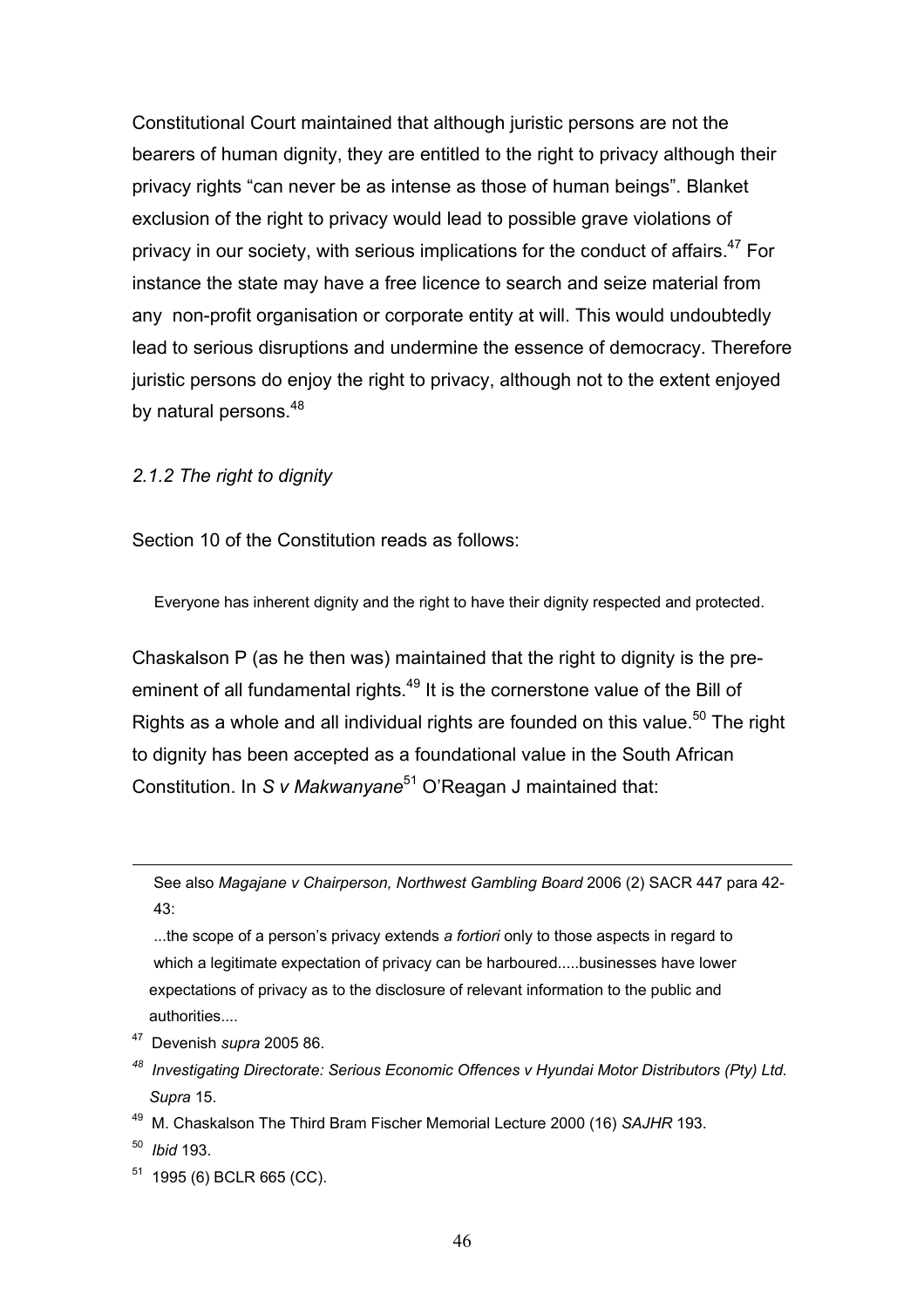Constitutional Court maintained that although juristic persons are not the bearers of human dignity, they are entitled to the right to privacy although their privacy rights "can never be as intense as those of human beings". Blanket exclusion of the right to privacy would lead to possible grave violations of privacy in our society, with serious implications for the conduct of affairs.[47] For instance the state may have a free licence to search and seize material from any non-profit organisation or corporate entity at will. This would undoubtedly lead to serious disruptions and undermine the essence of democracy. Therefore juristic persons do enjoy the right to privacy, although not to the extent enjoyed by natural persons.[48]

### *2.1.2 The right to dignity*

Section 10 of the Constitution reads as follows:

> Everyone has inherent dignity and the right to have their dignity respected and protected.

Chaskalson P (as he then was) maintained that the right to dignity is the pre-eminent of all fundamental rights.[49] It is the cornerstone value of the Bill of Rights as a whole and all individual rights are founded on this value.[50] The right to dignity has been accepted as a foundational value in the South African Constitution. In *S v Makwanyane*[51] O'Reagan J maintained that:

---

See also *Magajane v Chairperson, Northwest Gambling Board* 2006 (2) SACR 447 para 42-43:

> ...the scope of a person's privacy extends *a fortiori* only to those aspects in regard to which a legitimate expectation of privacy can be harboured.....businesses have lower expectations of privacy as to the disclosure of relevant information to the public and authorities....

[47] Devenish *supra* 2005 86.

[48] *Investigating Directorate: Serious Economic Offences v Hyundai Motor Distributors (Pty) Ltd. Supra* 15.

[49] M. Chaskalson The Third Bram Fischer Memorial Lecture 2000 (16) *SAJHR* 193.

[50] *Ibid* 193.

[51] 1995 (6) BCLR 665 (CC).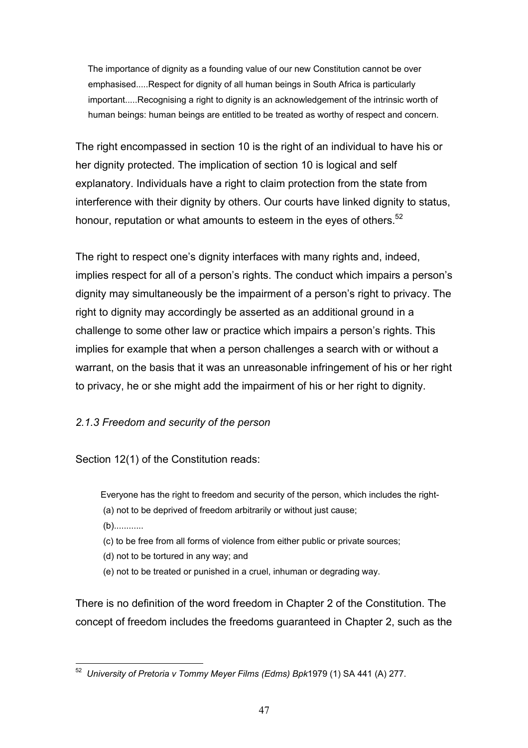> The importance of dignity as a founding value of our new Constitution cannot be over emphasised.....Respect for dignity of all human beings in South Africa is particularly important.....Recognising a right to dignity is an acknowledgement of the intrinsic worth of human beings: human beings are entitled to be treated as worthy of respect and concern.

The right encompassed in section 10 is the right of an individual to have his or her dignity protected. The implication of section 10 is logical and self explanatory. Individuals have a right to claim protection from the state from interference with their dignity by others. Our courts have linked dignity to status, honour, reputation or what amounts to esteem in the eyes of others.[52]

The right to respect one's dignity interfaces with many rights and, indeed, implies respect for all of a person's rights. The conduct which impairs a person's dignity may simultaneously be the impairment of a person's right to privacy. The right to dignity may accordingly be asserted as an additional ground in a challenge to some other law or practice which impairs a person's rights. This implies for example that when a person challenges a search with or without a warrant, on the basis that it was an unreasonable infringement of his or her right to privacy, he or she might add the impairment of his or her right to dignity.

### *2.1.3 Freedom and security of the person*

Section 12(1) of the Constitution reads:

> Everyone has the right to freedom and security of the person, which includes the right-
> (a) not to be deprived of freedom arbitrarily or without just cause;
> (b)............
> (c) to be free from all forms of violence from either public or private sources;
> (d) not to be tortured in any way; and
> (e) not to be treated or punished in a cruel, inhuman or degrading way.

There is no definition of the word freedom in Chapter 2 of the Constitution. The concept of freedom includes the freedoms guaranteed in Chapter 2, such as the

---

[52] *University of Pretoria v Tommy Meyer Films (Edms) Bpk*1979 (1) SA 441 (A) 277.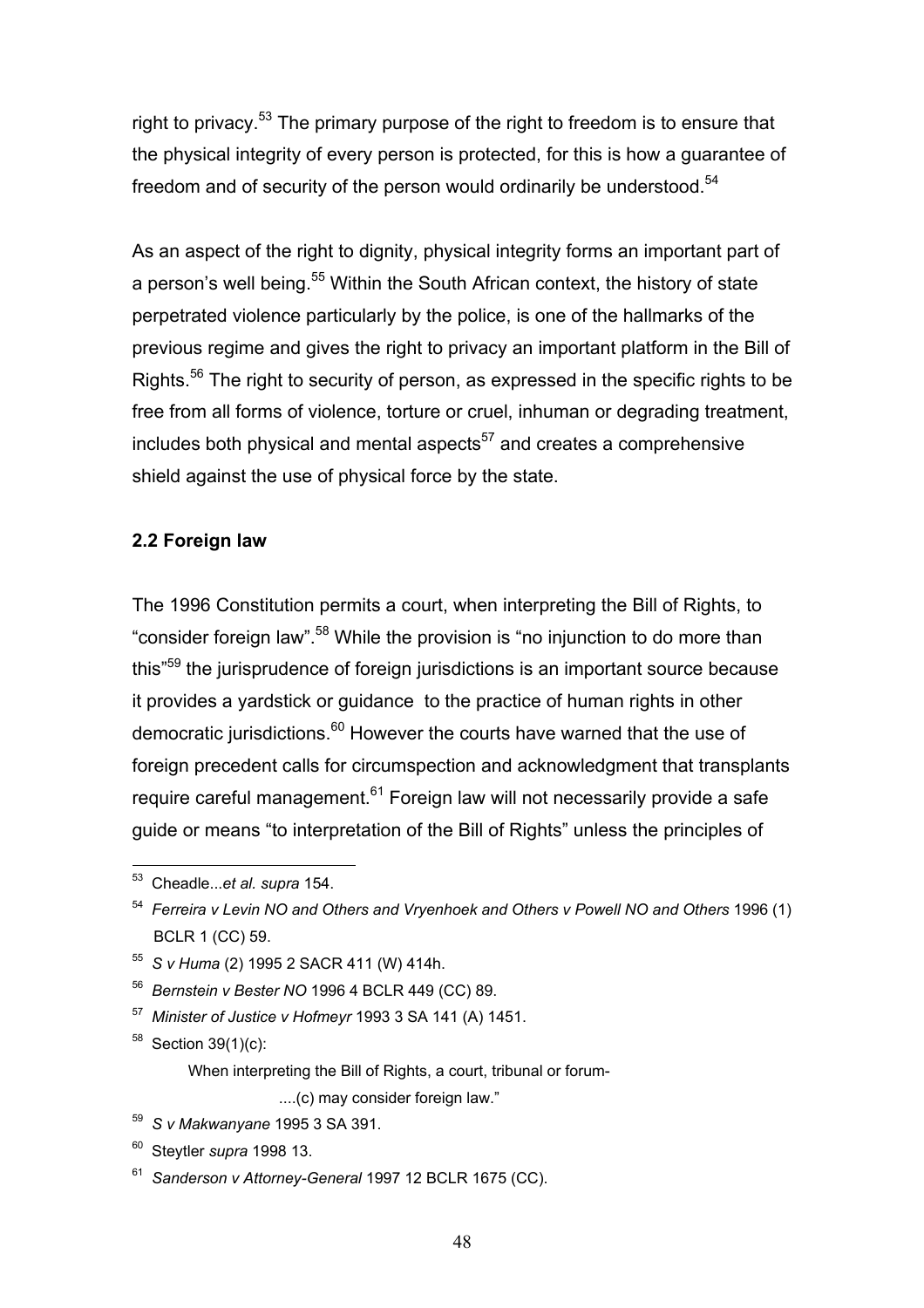right to privacy.[53] The primary purpose of the right to freedom is to ensure that the physical integrity of every person is protected, for this is how a guarantee of freedom and of security of the person would ordinarily be understood.[54]

As an aspect of the right to dignity, physical integrity forms an important part of a person's well being.[55] Within the South African context, the history of state perpetrated violence particularly by the police, is one of the hallmarks of the previous regime and gives the right to privacy an important platform in the Bill of Rights.[56] The right to security of person, as expressed in the specific rights to be free from all forms of violence, torture or cruel, inhuman or degrading treatment, includes both physical and mental aspects[57] and creates a comprehensive shield against the use of physical force by the state.

### 2.2 Foreign law

The 1996 Constitution permits a court, when interpreting the Bill of Rights, to "consider foreign law".[58] While the provision is "no injunction to do more than this"[59] the jurisprudence of foreign jurisdictions is an important source because it provides a yardstick or guidance to the practice of human rights in other democratic jurisdictions.[60] However the courts have warned that the use of foreign precedent calls for circumspection and acknowledgment that transplants require careful management.[61] Foreign law will not necessarily provide a safe guide or means "to interpretation of the Bill of Rights" unless the principles of

---

[53] Cheadle...*et al. supra* 154.

[54] *Ferreira v Levin NO and Others and Vryenhoek and Others v Powell NO and Others* 1996 (1) BCLR 1 (CC) 59.

[55] *S v Huma* (2) 1995 2 SACR 411 (W) 414h.

[56] *Bernstein v Bester NO* 1996 4 BCLR 449 (CC) 89.

[57] *Minister of Justice v Hofmeyr* 1993 3 SA 141 (A) 1451.

[58] Section 39(1)(c):

> When interpreting the Bill of Rights, a court, tribunal or forum-
>
> ....(c) may consider foreign law."

[59] *S v Makwanyane* 1995 3 SA 391.

[60] Steytler *supra* 1998 13.

[61] *Sanderson v Attorney-General* 1997 12 BCLR 1675 (CC).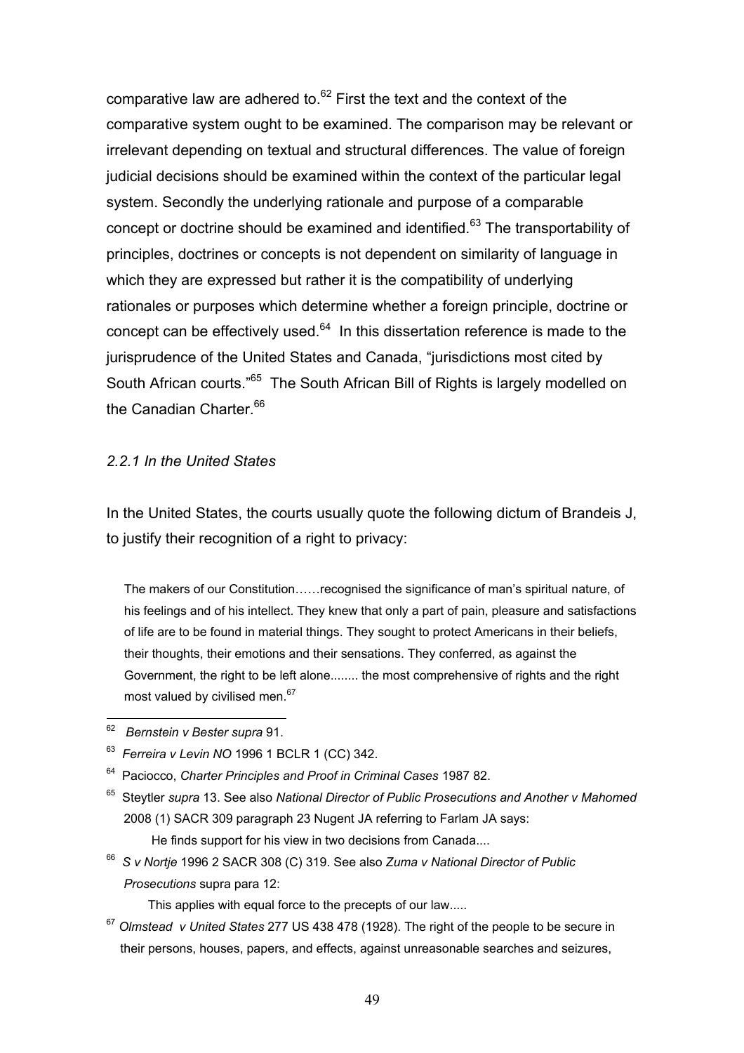comparative law are adhered to.[62] First the text and the context of the comparative system ought to be examined. The comparison may be relevant or irrelevant depending on textual and structural differences. The value of foreign judicial decisions should be examined within the context of the particular legal system. Secondly the underlying rationale and purpose of a comparable concept or doctrine should be examined and identified.[63] The transportability of principles, doctrines or concepts is not dependent on similarity of language in which they are expressed but rather it is the compatibility of underlying rationales or purposes which determine whether a foreign principle, doctrine or concept can be effectively used.[64] In this dissertation reference is made to the jurisprudence of the United States and Canada, "jurisdictions most cited by South African courts."[65] The South African Bill of Rights is largely modelled on the Canadian Charter.[66]

### *2.2.1 In the United States*

In the United States, the courts usually quote the following dictum of Brandeis J, to justify their recognition of a right to privacy:

> The makers of our Constitution……recognised the significance of man's spiritual nature, of his feelings and of his intellect. They knew that only a part of pain, pleasure and satisfactions of life are to be found in material things. They sought to protect Americans in their beliefs, their thoughts, their emotions and their sensations. They conferred, as against the Government, the right to be left alone........ the most comprehensive of rights and the right most valued by civilised men.[67]

---

[62] *Bernstein v Bester supra* 91.

[63] *Ferreira v Levin NO* 1996 1 BCLR 1 (CC) 342.

[64] Paciocco, *Charter Principles and Proof in Criminal Cases* 1987 82.

[65] Steytler *supra* 13. See also *National Director of Public Prosecutions and Another v Mahomed* 2008 (1) SACR 309 paragraph 23 Nugent JA referring to Farlam JA says:

> He finds support for his view in two decisions from Canada....

[66] *S v Nortje* 1996 2 SACR 308 (C) 319. See also *Zuma v National Director of Public Prosecutions* supra para 12:

> This applies with equal force to the precepts of our law.....

[67] *Olmstead v United States* 277 US 438 478 (1928). The right of the people to be secure in their persons, houses, papers, and effects, against unreasonable searches and seizures,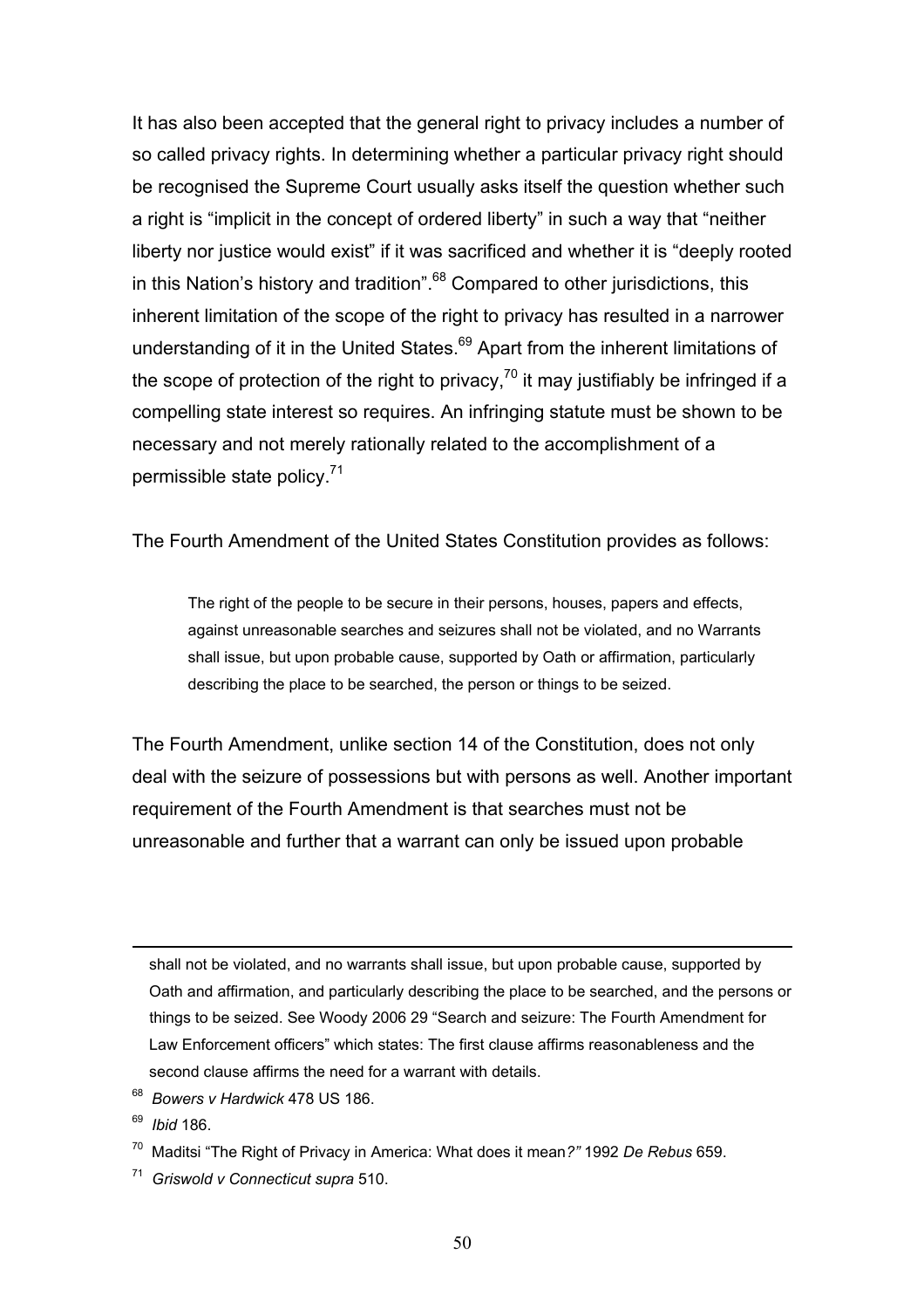It has also been accepted that the general right to privacy includes a number of so called privacy rights. In determining whether a particular privacy right should be recognised the Supreme Court usually asks itself the question whether such a right is "implicit in the concept of ordered liberty" in such a way that "neither liberty nor justice would exist" if it was sacrificed and whether it is "deeply rooted in this Nation's history and tradition".[68] Compared to other jurisdictions, this inherent limitation of the scope of the right to privacy has resulted in a narrower understanding of it in the United States.[69] Apart from the inherent limitations of the scope of protection of the right to privacy,[70] it may justifiably be infringed if a compelling state interest so requires. An infringing statute must be shown to be necessary and not merely rationally related to the accomplishment of a permissible state policy.[71]

The Fourth Amendment of the United States Constitution provides as follows:

> The right of the people to be secure in their persons, houses, papers and effects, against unreasonable searches and seizures shall not be violated, and no Warrants shall issue, but upon probable cause, supported by Oath or affirmation, particularly describing the place to be searched, the person or things to be seized.

The Fourth Amendment, unlike section 14 of the Constitution, does not only deal with the seizure of possessions but with persons as well. Another important requirement of the Fourth Amendment is that searches must not be unreasonable and further that a warrant can only be issued upon probable

---

shall not be violated, and no warrants shall issue, but upon probable cause, supported by Oath and affirmation, and particularly describing the place to be searched, and the persons or things to be seized. See Woody 2006 29 "Search and seizure: The Fourth Amendment for Law Enforcement officers" which states: The first clause affirms reasonableness and the second clause affirms the need for a warrant with details.

[68] *Bowers v Hardwick* 478 US 186.

[69] *Ibid* 186.

[70] Maditsi "The Right of Privacy in America: What does it mean*?"* 1992 *De Rebus* 659.

[71] *Griswold v Connecticut supra* 510.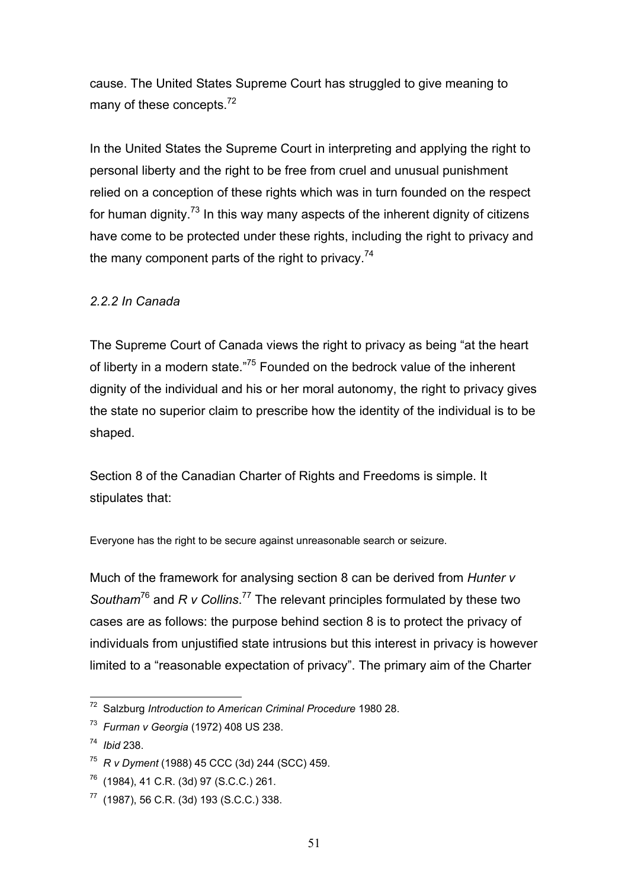cause. The United States Supreme Court has struggled to give meaning to many of these concepts.[72]

In the United States the Supreme Court in interpreting and applying the right to personal liberty and the right to be free from cruel and unusual punishment relied on a conception of these rights which was in turn founded on the respect for human dignity.[73] In this way many aspects of the inherent dignity of citizens have come to be protected under these rights, including the right to privacy and the many component parts of the right to privacy.[74]

### *2.2.2 In Canada*

The Supreme Court of Canada views the right to privacy as being "at the heart of liberty in a modern state."[75] Founded on the bedrock value of the inherent dignity of the individual and his or her moral autonomy, the right to privacy gives the state no superior claim to prescribe how the identity of the individual is to be shaped.

Section 8 of the Canadian Charter of Rights and Freedoms is simple. It stipulates that:

> Everyone has the right to be secure against unreasonable search or seizure.

Much of the framework for analysing section 8 can be derived from *Hunter v Southam*[76] and *R v Collins*.[77] The relevant principles formulated by these two cases are as follows: the purpose behind section 8 is to protect the privacy of individuals from unjustified state intrusions but this interest in privacy is however limited to a "reasonable expectation of privacy". The primary aim of the Charter

---

[72] Salzburg *Introduction to American Criminal Procedure* 1980 28.

[73] *Furman v Georgia* (1972) 408 US 238.

[74] *Ibid* 238.

[75] *R v Dyment* (1988) 45 CCC (3d) 244 (SCC) 459.

[76] (1984), 41 C.R. (3d) 97 (S.C.C.) 261.

[77] (1987), 56 C.R. (3d) 193 (S.C.C.) 338.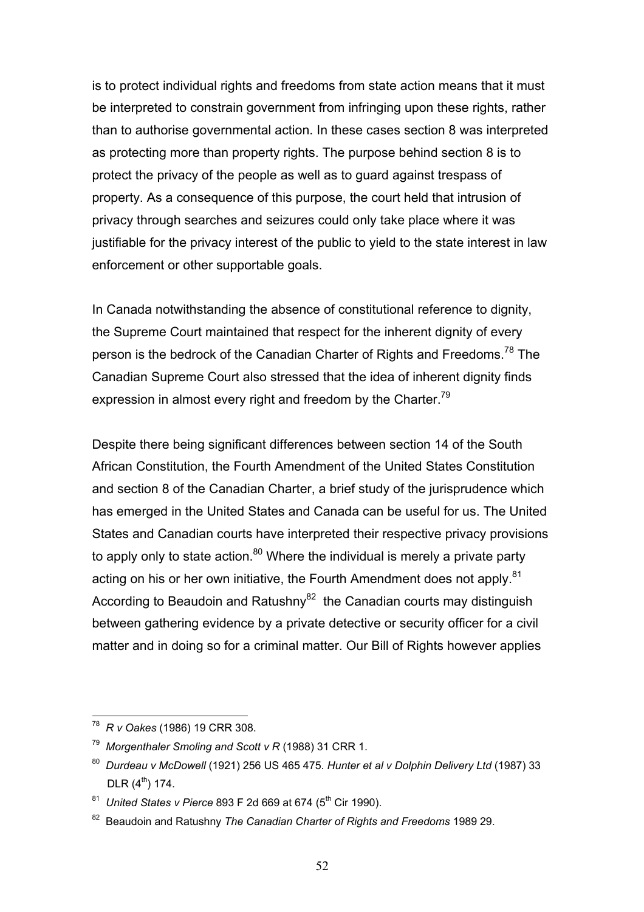is to protect individual rights and freedoms from state action means that it must be interpreted to constrain government from infringing upon these rights, rather than to authorise governmental action. In these cases section 8 was interpreted as protecting more than property rights. The purpose behind section 8 is to protect the privacy of the people as well as to guard against trespass of property. As a consequence of this purpose, the court held that intrusion of privacy through searches and seizures could only take place where it was justifiable for the privacy interest of the public to yield to the state interest in law enforcement or other supportable goals.

In Canada notwithstanding the absence of constitutional reference to dignity, the Supreme Court maintained that respect for the inherent dignity of every person is the bedrock of the Canadian Charter of Rights and Freedoms.[78] The Canadian Supreme Court also stressed that the idea of inherent dignity finds expression in almost every right and freedom by the Charter.[79]

Despite there being significant differences between section 14 of the South African Constitution, the Fourth Amendment of the United States Constitution and section 8 of the Canadian Charter, a brief study of the jurisprudence which has emerged in the United States and Canada can be useful for us. The United States and Canadian courts have interpreted their respective privacy provisions to apply only to state action.[80] Where the individual is merely a private party acting on his or her own initiative, the Fourth Amendment does not apply.[81] According to Beaudoin and Ratushny[82] the Canadian courts may distinguish between gathering evidence by a private detective or security officer for a civil matter and in doing so for a criminal matter. Our Bill of Rights however applies

---

[78] *R v Oakes* (1986) 19 CRR 308.

[79] *Morgenthaler Smoling and Scott v R* (1988) 31 CRR 1.

[80] *Durdeau v McDowell* (1921) 256 US 465 475. *Hunter et al v Dolphin Delivery Ltd* (1987) 33 DLR (4th) 174.

[81] *United States v Pierce* 893 F 2d 669 at 674 (5th Cir 1990).

[82] Beaudoin and Ratushny *The Canadian Charter of Rights and Freedoms* 1989 29.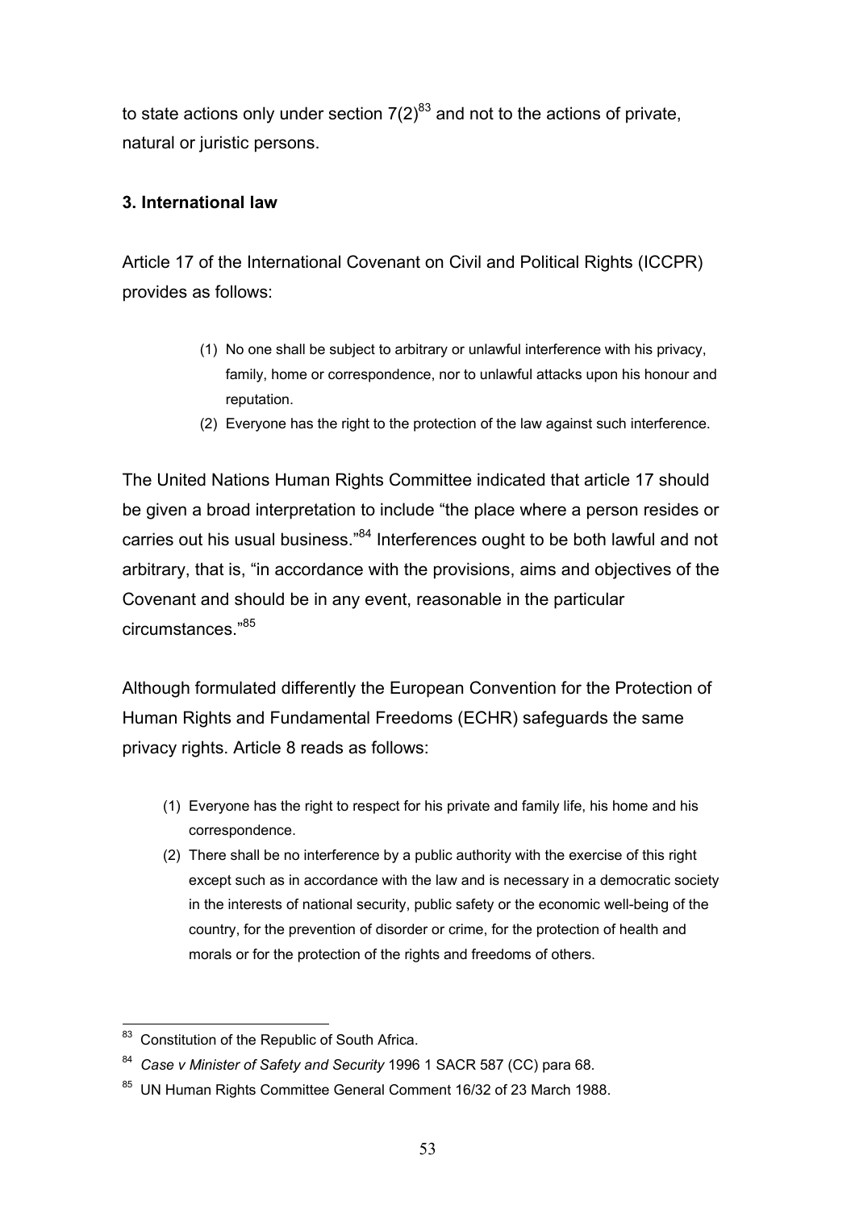to state actions only under section 7(2)[83] and not to the actions of private, natural or juristic persons.

### 3. International law

Article 17 of the International Covenant on Civil and Political Rights (ICCPR) provides as follows:

> (1) No one shall be subject to arbitrary or unlawful interference with his privacy, family, home or correspondence, nor to unlawful attacks upon his honour and reputation.
>
> (2) Everyone has the right to the protection of the law against such interference.

The United Nations Human Rights Committee indicated that article 17 should be given a broad interpretation to include "the place where a person resides or carries out his usual business."[84] Interferences ought to be both lawful and not arbitrary, that is, "in accordance with the provisions, aims and objectives of the Covenant and should be in any event, reasonable in the particular circumstances."[85]

Although formulated differently the European Convention for the Protection of Human Rights and Fundamental Freedoms (ECHR) safeguards the same privacy rights. Article 8 reads as follows:

> (1) Everyone has the right to respect for his private and family life, his home and his correspondence.
>
> (2) There shall be no interference by a public authority with the exercise of this right except such as in accordance with the law and is necessary in a democratic society in the interests of national security, public safety or the economic well-being of the country, for the prevention of disorder or crime, for the protection of health and morals or for the protection of the rights and freedoms of others.

---

[83] Constitution of the Republic of South Africa.

[84] *Case v Minister of Safety and Security* 1996 1 SACR 587 (CC) para 68.

[85] UN Human Rights Committee General Comment 16/32 of 23 March 1988.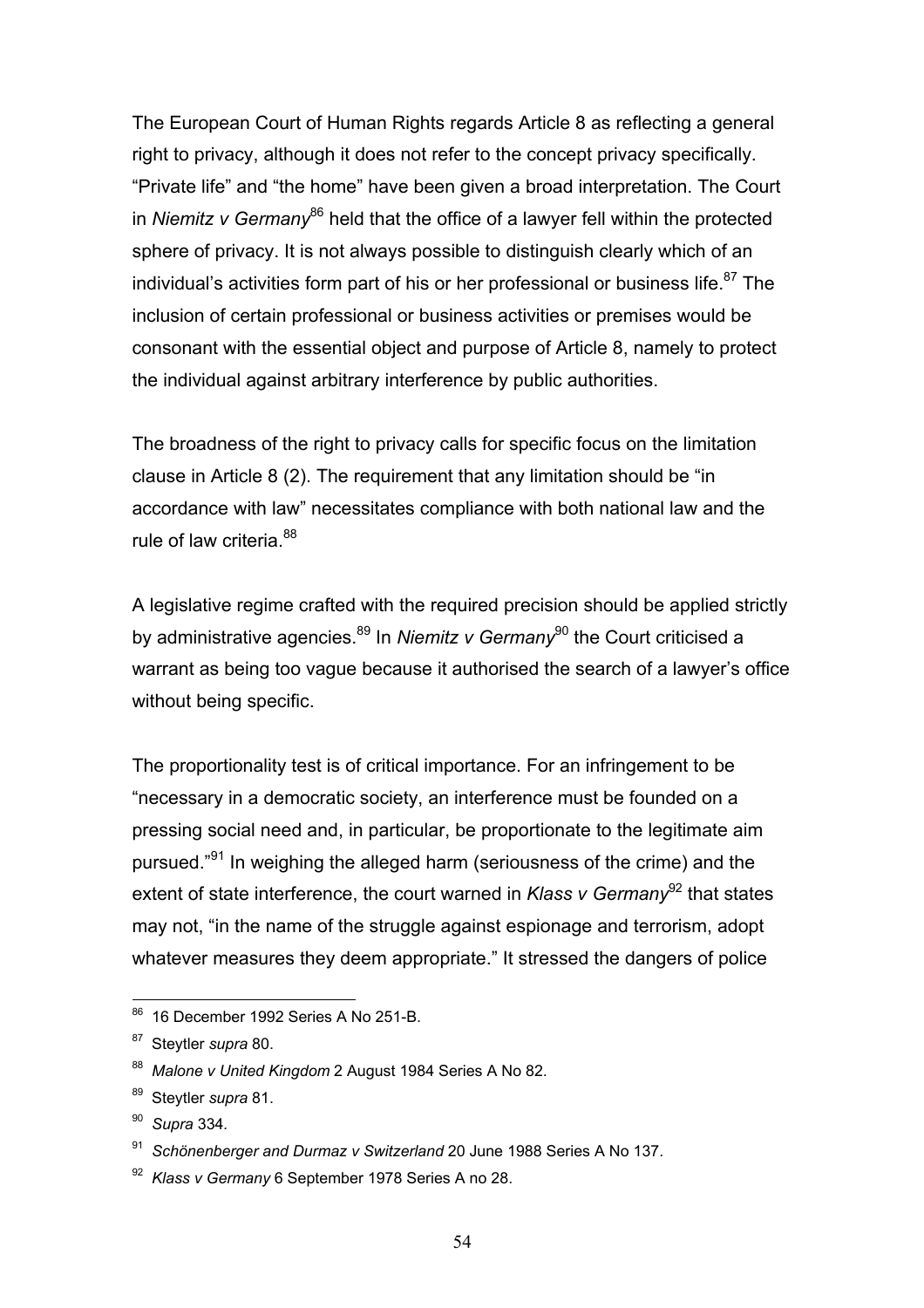The European Court of Human Rights regards Article 8 as reflecting a general right to privacy, although it does not refer to the concept privacy specifically. "Private life" and "the home" have been given a broad interpretation. The Court in *Niemitz v Germany*[86] held that the office of a lawyer fell within the protected sphere of privacy. It is not always possible to distinguish clearly which of an individual's activities form part of his or her professional or business life.[87] The inclusion of certain professional or business activities or premises would be consonant with the essential object and purpose of Article 8, namely to protect the individual against arbitrary interference by public authorities.

The broadness of the right to privacy calls for specific focus on the limitation clause in Article 8 (2). The requirement that any limitation should be "in accordance with law" necessitates compliance with both national law and the rule of law criteria.[88]

A legislative regime crafted with the required precision should be applied strictly by administrative agencies.[89] In *Niemitz v Germany*[90] the Court criticised a warrant as being too vague because it authorised the search of a lawyer's office without being specific.

The proportionality test is of critical importance. For an infringement to be "necessary in a democratic society, an interference must be founded on a pressing social need and, in particular, be proportionate to the legitimate aim pursued."[91] In weighing the alleged harm (seriousness of the crime) and the extent of state interference, the court warned in *Klass v Germany*[92] that states may not, "in the name of the struggle against espionage and terrorism, adopt whatever measures they deem appropriate." It stressed the dangers of police

---

[86] 16 December 1992 Series A No 251-B.

[87] Steytler *supra* 80.

[88] *Malone v United Kingdom* 2 August 1984 Series A No 82.

[89] Steytler *supra* 81.

[90] *Supra* 334.

[91] *Schönenberger and Durmaz v Switzerland* 20 June 1988 Series A No 137.

[92] *Klass v Germany* 6 September 1978 Series A no 28.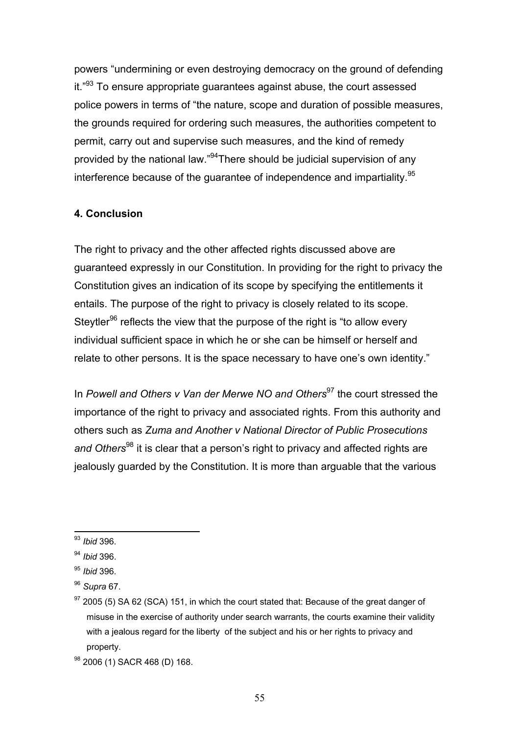powers "undermining or even destroying democracy on the ground of defending it."[93] To ensure appropriate guarantees against abuse, the court assessed police powers in terms of "the nature, scope and duration of possible measures, the grounds required for ordering such measures, the authorities competent to permit, carry out and supervise such measures, and the kind of remedy provided by the national law."[94]There should be judicial supervision of any interference because of the guarantee of independence and impartiality.[95]

## 4. Conclusion

The right to privacy and the other affected rights discussed above are guaranteed expressly in our Constitution. In providing for the right to privacy the Constitution gives an indication of its scope by specifying the entitlements it entails. The purpose of the right to privacy is closely related to its scope. Steytler[96] reflects the view that the purpose of the right is "to allow every individual sufficient space in which he or she can be himself or herself and relate to other persons. It is the space necessary to have one's own identity."

In *Powell and Others v Van der Merwe NO and Others*[97] the court stressed the importance of the right to privacy and associated rights. From this authority and others such as *Zuma and Another v National Director of Public Prosecutions and Others*[98] it is clear that a person's right to privacy and affected rights are jealously guarded by the Constitution. It is more than arguable that the various

---

[93] *Ibid* 396.

[94] *Ibid* 396.

[95] *Ibid* 396.

[96] *Supra* 67.

[97] 2005 (5) SA 62 (SCA) 151, in which the court stated that: Because of the great danger of misuse in the exercise of authority under search warrants, the courts examine their validity with a jealous regard for the liberty of the subject and his or her rights to privacy and property.

[98] 2006 (1) SACR 468 (D) 168.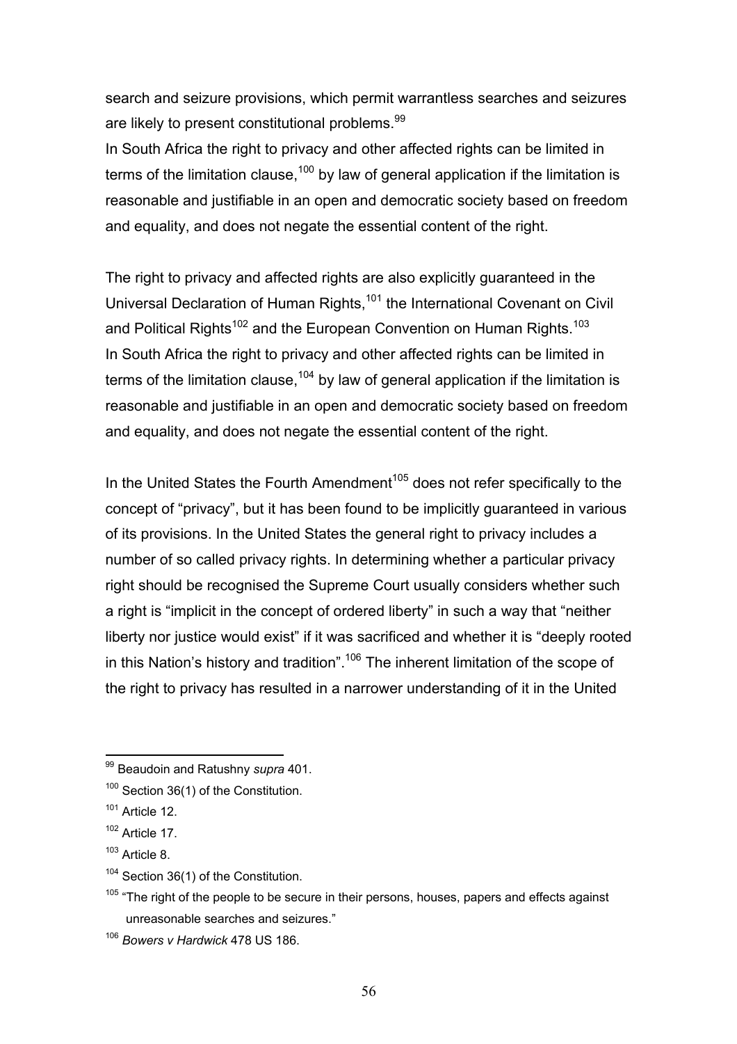search and seizure provisions, which permit warrantless searches and seizures are likely to present constitutional problems.[99]

In South Africa the right to privacy and other affected rights can be limited in terms of the limitation clause,[100] by law of general application if the limitation is reasonable and justifiable in an open and democratic society based on freedom and equality, and does not negate the essential content of the right.

The right to privacy and affected rights are also explicitly guaranteed in the Universal Declaration of Human Rights,[101] the International Covenant on Civil and Political Rights[102] and the European Convention on Human Rights.[103]

In South Africa the right to privacy and other affected rights can be limited in terms of the limitation clause,[104] by law of general application if the limitation is reasonable and justifiable in an open and democratic society based on freedom and equality, and does not negate the essential content of the right.

In the United States the Fourth Amendment[105] does not refer specifically to the concept of "privacy", but it has been found to be implicitly guaranteed in various of its provisions. In the United States the general right to privacy includes a number of so called privacy rights. In determining whether a particular privacy right should be recognised the Supreme Court usually considers whether such a right is "implicit in the concept of ordered liberty" in such a way that "neither liberty nor justice would exist" if it was sacrificed and whether it is "deeply rooted in this Nation's history and tradition".[106] The inherent limitation of the scope of the right to privacy has resulted in a narrower understanding of it in the United

---

[99] Beaudoin and Ratushny *supra* 401.

[100] Section 36(1) of the Constitution.

[101] Article 12.

[102] Article 17.

[103] Article 8.

[104] Section 36(1) of the Constitution.

[105] "The right of the people to be secure in their persons, houses, papers and effects against unreasonable searches and seizures."

[106] *Bowers v Hardwick* 478 US 186.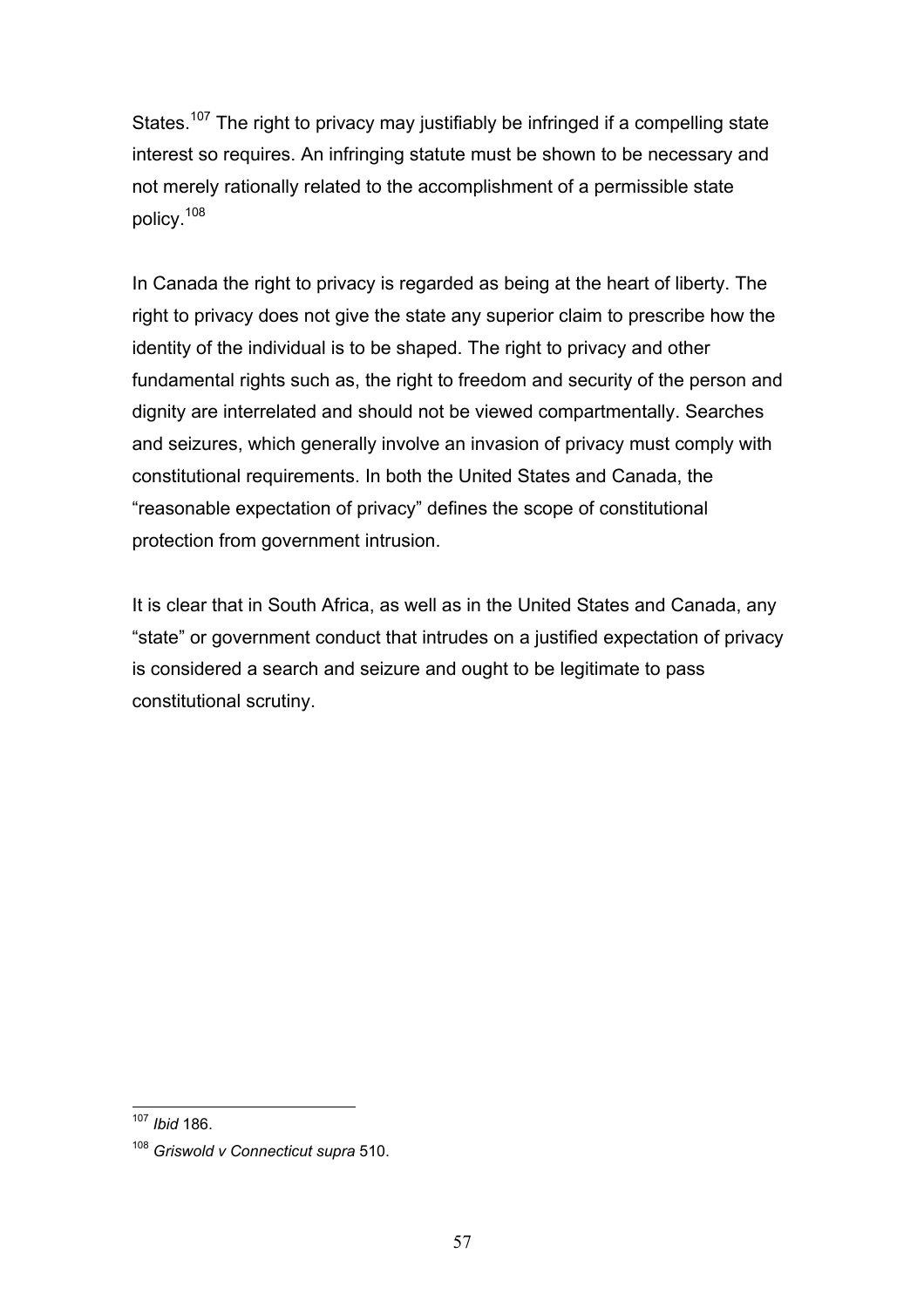States.[107] The right to privacy may justifiably be infringed if a compelling state interest so requires. An infringing statute must be shown to be necessary and not merely rationally related to the accomplishment of a permissible state policy.[108]

In Canada the right to privacy is regarded as being at the heart of liberty. The right to privacy does not give the state any superior claim to prescribe how the identity of the individual is to be shaped. The right to privacy and other fundamental rights such as, the right to freedom and security of the person and dignity are interrelated and should not be viewed compartmentally. Searches and seizures, which generally involve an invasion of privacy must comply with constitutional requirements. In both the United States and Canada, the "reasonable expectation of privacy" defines the scope of constitutional protection from government intrusion.

It is clear that in South Africa, as well as in the United States and Canada, any "state" or government conduct that intrudes on a justified expectation of privacy is considered a search and seizure and ought to be legitimate to pass constitutional scrutiny.

---

[107] *Ibid* 186.

[108] *Griswold v Connecticut supra* 510.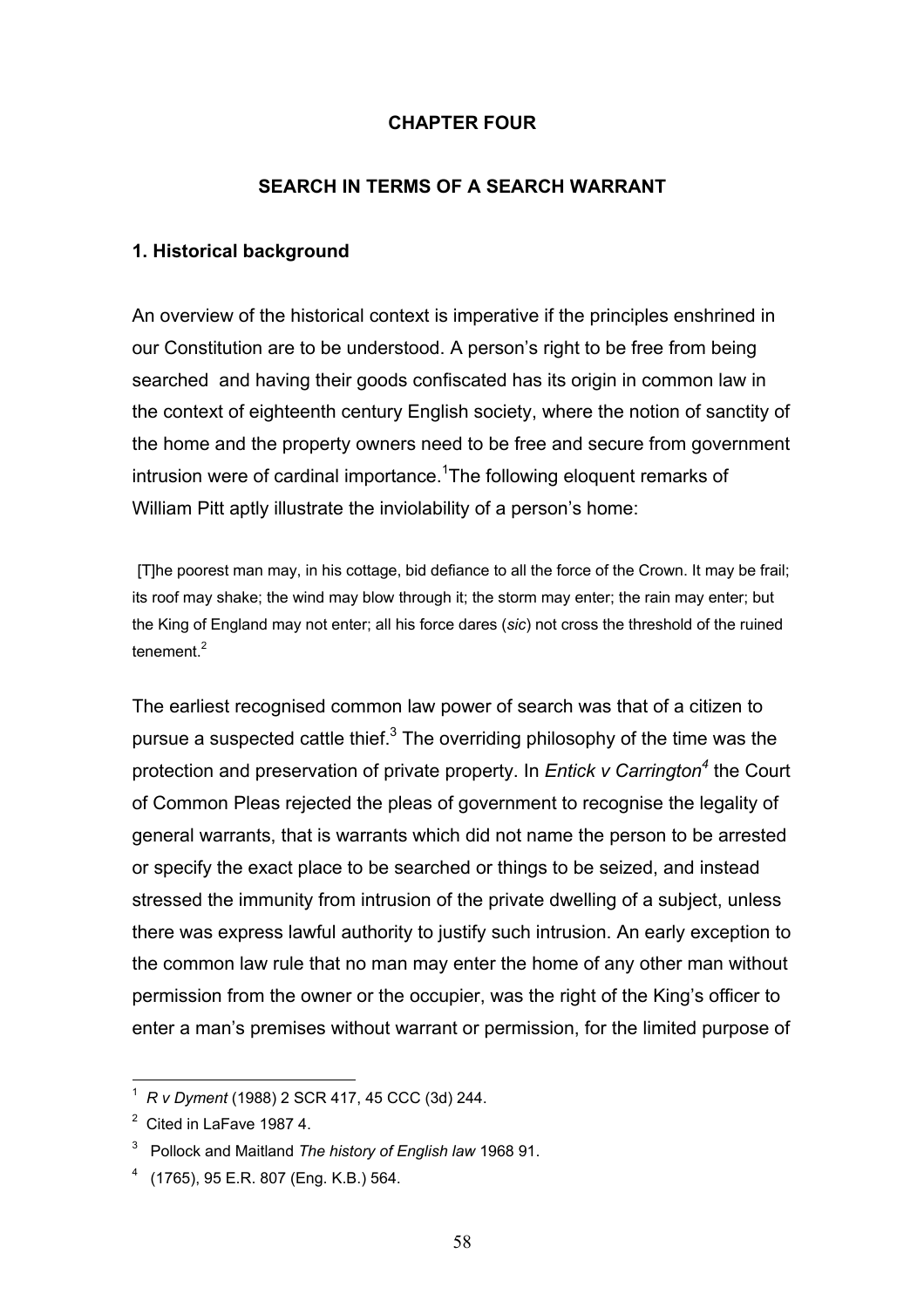## CHAPTER FOUR

## SEARCH IN TERMS OF A SEARCH WARRANT

### 1. Historical background

An overview of the historical context is imperative if the principles enshrined in our Constitution are to be understood. A person's right to be free from being searched and having their goods confiscated has its origin in common law in the context of eighteenth century English society, where the notion of sanctity of the home and the property owners need to be free and secure from government intrusion were of cardinal importance.[1] The following eloquent remarks of William Pitt aptly illustrate the inviolability of a person's home:

> [T]he poorest man may, in his cottage, bid defiance to all the force of the Crown. It may be frail; its roof may shake; the wind may blow through it; the storm may enter; the rain may enter; but the King of England may not enter; all his force dares (*sic*) not cross the threshold of the ruined tenement.[2]

The earliest recognised common law power of search was that of a citizen to pursue a suspected cattle thief.[3] The overriding philosophy of the time was the protection and preservation of private property. In *Entick v Carrington*[4] the Court of Common Pleas rejected the pleas of government to recognise the legality of general warrants, that is warrants which did not name the person to be arrested or specify the exact place to be searched or things to be seized, and instead stressed the immunity from intrusion of the private dwelling of a subject, unless there was express lawful authority to justify such intrusion. An early exception to the common law rule that no man may enter the home of any other man without permission from the owner or the occupier, was the right of the King's officer to enter a man's premises without warrant or permission, for the limited purpose of

---

[1] *R v Dyment* (1988) 2 SCR 417, 45 CCC (3d) 244.

[2] Cited in LaFave 1987 4.

[3] Pollock and Maitland *The history of English law* 1968 91.

[4] (1765), 95 E.R. 807 (Eng. K.B.) 564.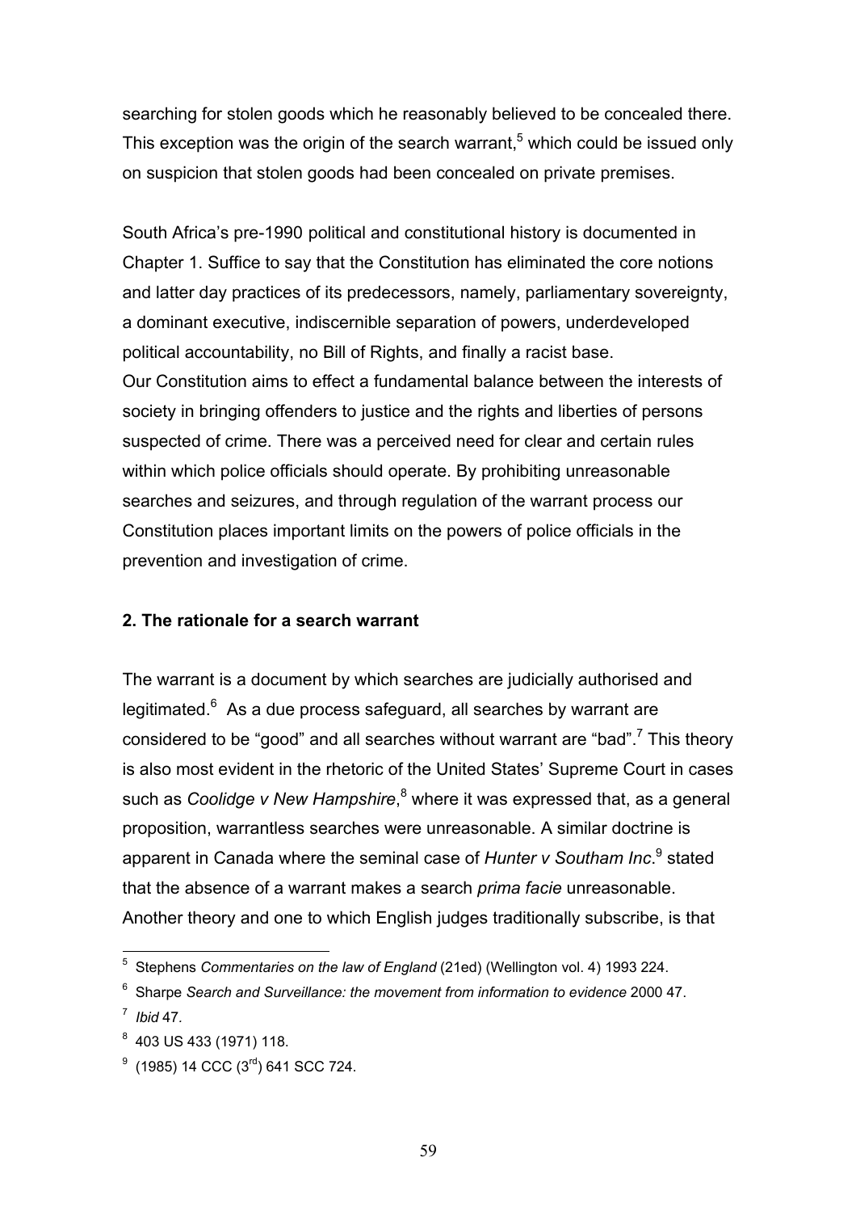searching for stolen goods which he reasonably believed to be concealed there. This exception was the origin of the search warrant,[5] which could be issued only on suspicion that stolen goods had been concealed on private premises.

South Africa's pre-1990 political and constitutional history is documented in Chapter 1. Suffice to say that the Constitution has eliminated the core notions and latter day practices of its predecessors, namely, parliamentary sovereignty, a dominant executive, indiscernible separation of powers, underdeveloped political accountability, no Bill of Rights, and finally a racist base.
Our Constitution aims to effect a fundamental balance between the interests of society in bringing offenders to justice and the rights and liberties of persons suspected of crime. There was a perceived need for clear and certain rules within which police officials should operate. By prohibiting unreasonable searches and seizures, and through regulation of the warrant process our Constitution places important limits on the powers of police officials in the prevention and investigation of crime.

**2. The rationale for a search warrant**

The warrant is a document by which searches are judicially authorised and legitimated.[6] As a due process safeguard, all searches by warrant are considered to be "good" and all searches without warrant are "bad".[7] This theory is also most evident in the rhetoric of the United States' Supreme Court in cases such as *Coolidge v New Hampshire*,[8] where it was expressed that, as a general proposition, warrantless searches were unreasonable. A similar doctrine is apparent in Canada where the seminal case of *Hunter v Southam Inc*.[9] stated that the absence of a warrant makes a search *prima facie* unreasonable. Another theory and one to which English judges traditionally subscribe, is that

---

[5] Stephens *Commentaries on the law of England* (21ed) (Wellington vol. 4) 1993 224.

[6] Sharpe *Search and Surveillance: the movement from information to evidence* 2000 47.

[7] *Ibid* 47.

[8] 403 US 433 (1971) 118.

[9] (1985) 14 CCC (3rd) 641 SCC 724.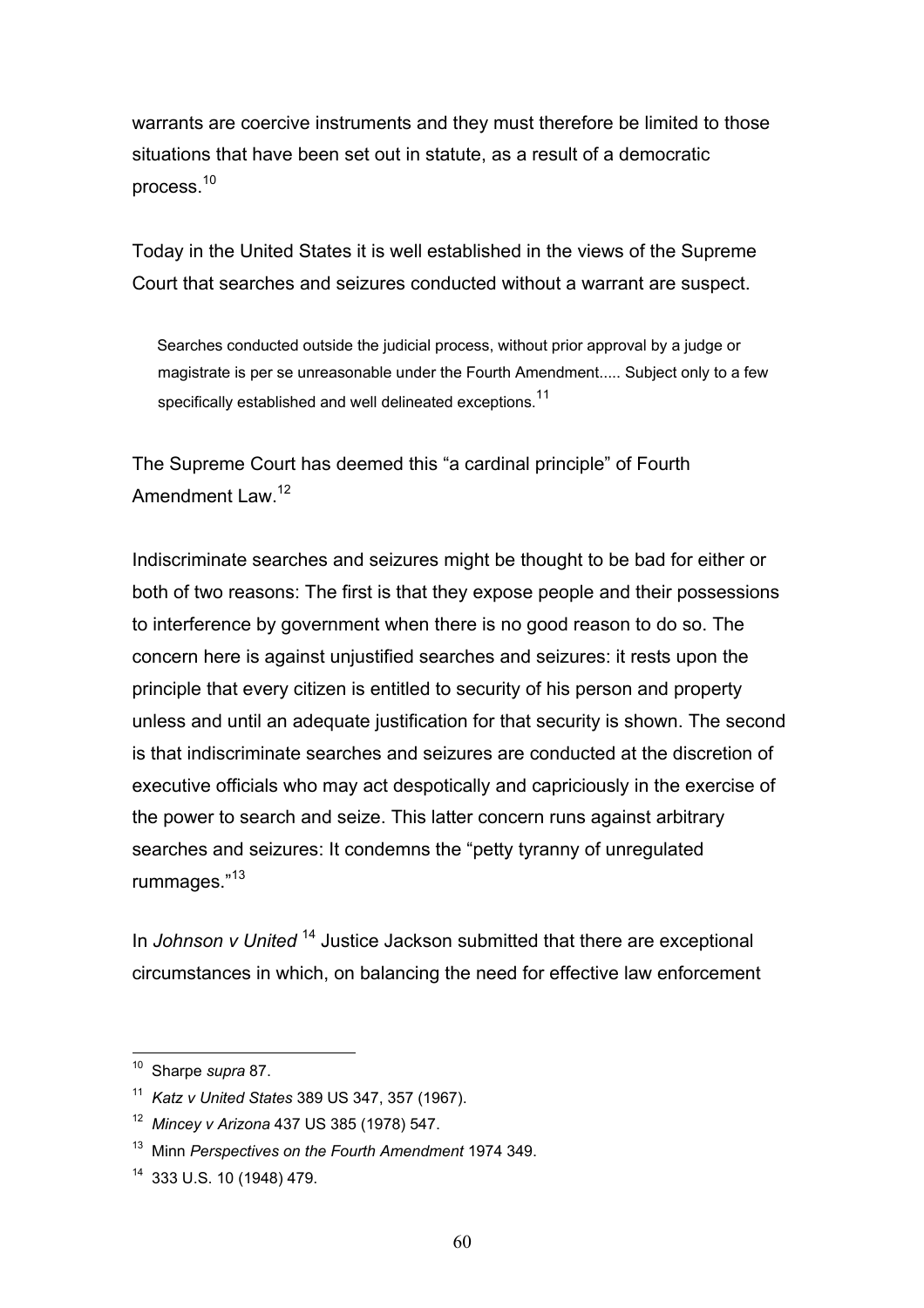warrants are coercive instruments and they must therefore be limited to those situations that have been set out in statute, as a result of a democratic process.[10]

Today in the United States it is well established in the views of the Supreme Court that searches and seizures conducted without a warrant are suspect.

> Searches conducted outside the judicial process, without prior approval by a judge or magistrate is per se unreasonable under the Fourth Amendment..... Subject only to a few specifically established and well delineated exceptions.[11]

The Supreme Court has deemed this "a cardinal principle" of Fourth Amendment Law.[12]

Indiscriminate searches and seizures might be thought to be bad for either or both of two reasons: The first is that they expose people and their possessions to interference by government when there is no good reason to do so. The concern here is against unjustified searches and seizures: it rests upon the principle that every citizen is entitled to security of his person and property unless and until an adequate justification for that security is shown. The second is that indiscriminate searches and seizures are conducted at the discretion of executive officials who may act despotically and capriciously in the exercise of the power to search and seize. This latter concern runs against arbitrary searches and seizures: It condemns the "petty tyranny of unregulated rummages."[13]

In *Johnson v United*[14] Justice Jackson submitted that there are exceptional circumstances in which, on balancing the need for effective law enforcement

---

[10] Sharpe *supra* 87.

[11] *Katz v United States* 389 US 347, 357 (1967).

[12] *Mincey v Arizona* 437 US 385 (1978) 547.

[13] Minn *Perspectives on the Fourth Amendment* 1974 349.

[14] 333 U.S. 10 (1948) 479.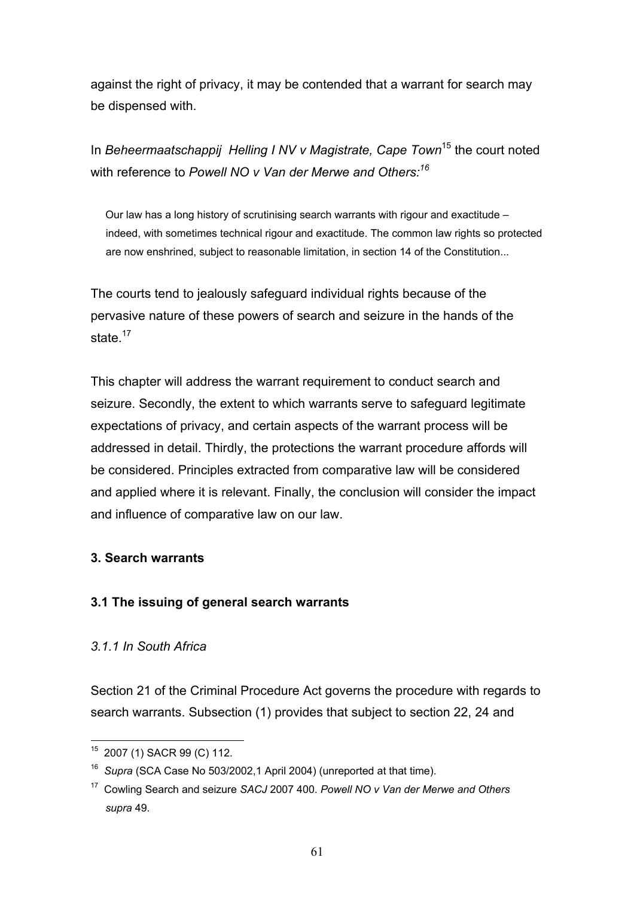against the right of privacy, it may be contended that a warrant for search may be dispensed with.

In *Beheermaatschappij Helling I NV v Magistrate, Cape Town*[15] the court noted with reference to *Powell NO v Van der Merwe and Others:*[16]

> Our law has a long history of scrutinising search warrants with rigour and exactitude – indeed, with sometimes technical rigour and exactitude. The common law rights so protected are now enshrined, subject to reasonable limitation, in section 14 of the Constitution...

The courts tend to jealously safeguard individual rights because of the pervasive nature of these powers of search and seizure in the hands of the state.[17]

This chapter will address the warrant requirement to conduct search and seizure. Secondly, the extent to which warrants serve to safeguard legitimate expectations of privacy, and certain aspects of the warrant process will be addressed in detail. Thirdly, the protections the warrant procedure affords will be considered. Principles extracted from comparative law will be considered and applied where it is relevant. Finally, the conclusion will consider the impact and influence of comparative law on our law.

## 3. Search warrants

### 3.1 The issuing of general search warrants

#### *3.1.1 In South Africa*

Section 21 of the Criminal Procedure Act governs the procedure with regards to search warrants. Subsection (1) provides that subject to section 22, 24 and

---

[15] 2007 (1) SACR 99 (C) 112.

[16] *Supra* (SCA Case No 503/2002,1 April 2004) (unreported at that time).

[17] Cowling Search and seizure *SACJ* 2007 400. *Powell NO v Van der Merwe and Others supra* 49.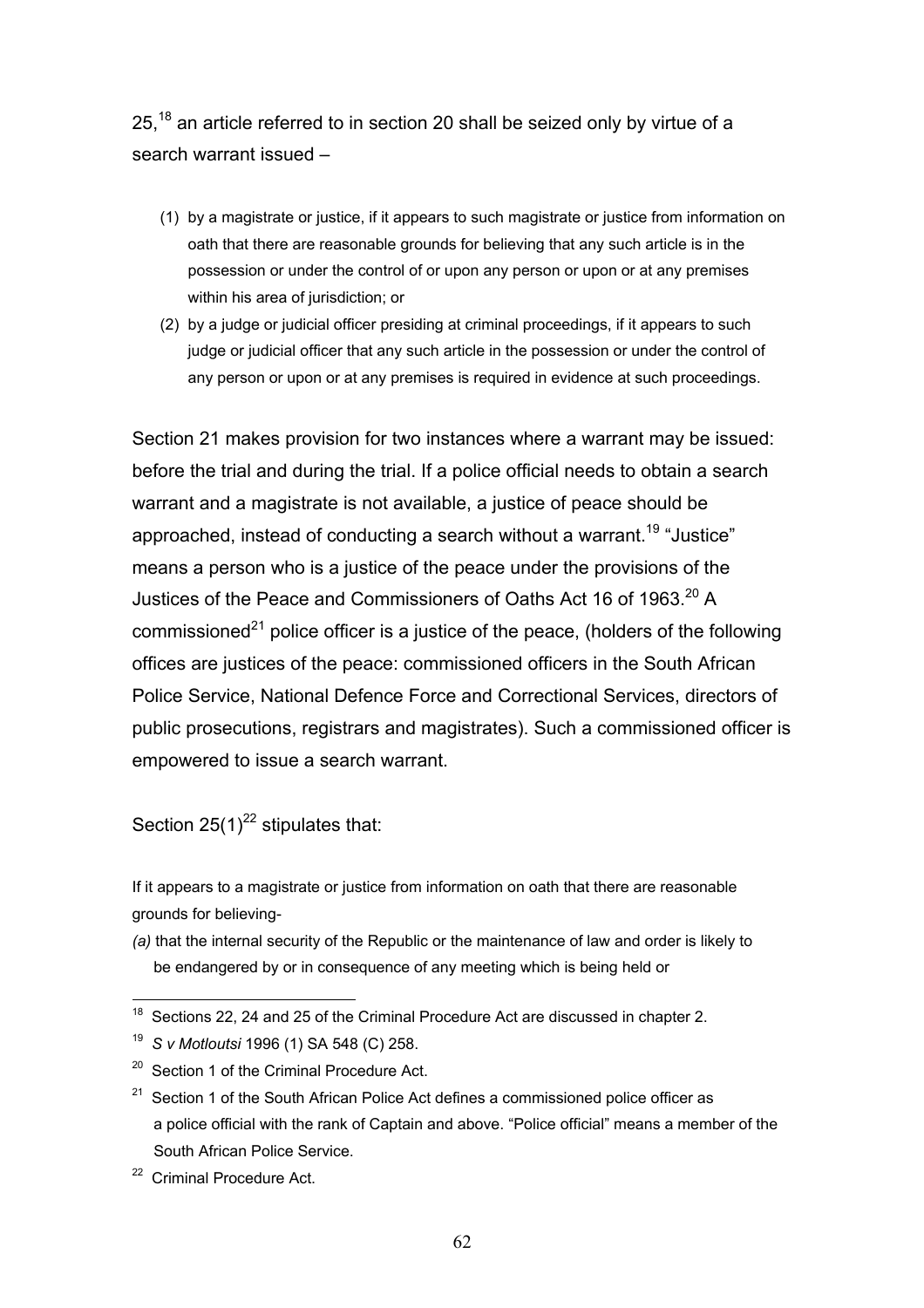25,[18] an article referred to in section 20 shall be seized only by virtue of a search warrant issued –

> (1) by a magistrate or justice, if it appears to such magistrate or justice from information on oath that there are reasonable grounds for believing that any such article is in the possession or under the control of or upon any person or upon or at any premises within his area of jurisdiction; or
>
> (2) by a judge or judicial officer presiding at criminal proceedings, if it appears to such judge or judicial officer that any such article in the possession or under the control of any person or upon or at any premises is required in evidence at such proceedings.

Section 21 makes provision for two instances where a warrant may be issued: before the trial and during the trial. If a police official needs to obtain a search warrant and a magistrate is not available, a justice of peace should be approached, instead of conducting a search without a warrant.[19] "Justice" means a person who is a justice of the peace under the provisions of the Justices of the Peace and Commissioners of Oaths Act 16 of 1963.[20] A commissioned[21] police officer is a justice of the peace, (holders of the following offices are justices of the peace: commissioned officers in the South African Police Service, National Defence Force and Correctional Services, directors of public prosecutions, registrars and magistrates). Such a commissioned officer is empowered to issue a search warrant.

Section 25(1)[22] stipulates that:

> If it appears to a magistrate or justice from information on oath that there are reasonable grounds for believing-
>
> *(a)* that the internal security of the Republic or the maintenance of law and order is likely to be endangered by or in consequence of any meeting which is being held or

---

[18] Sections 22, 24 and 25 of the Criminal Procedure Act are discussed in chapter 2.

[19] *S v Motloutsi* 1996 (1) SA 548 (C) 258.

[20] Section 1 of the Criminal Procedure Act.

[21] Section 1 of the South African Police Act defines a commissioned police officer as a police official with the rank of Captain and above. "Police official" means a member of the South African Police Service.

[22] Criminal Procedure Act.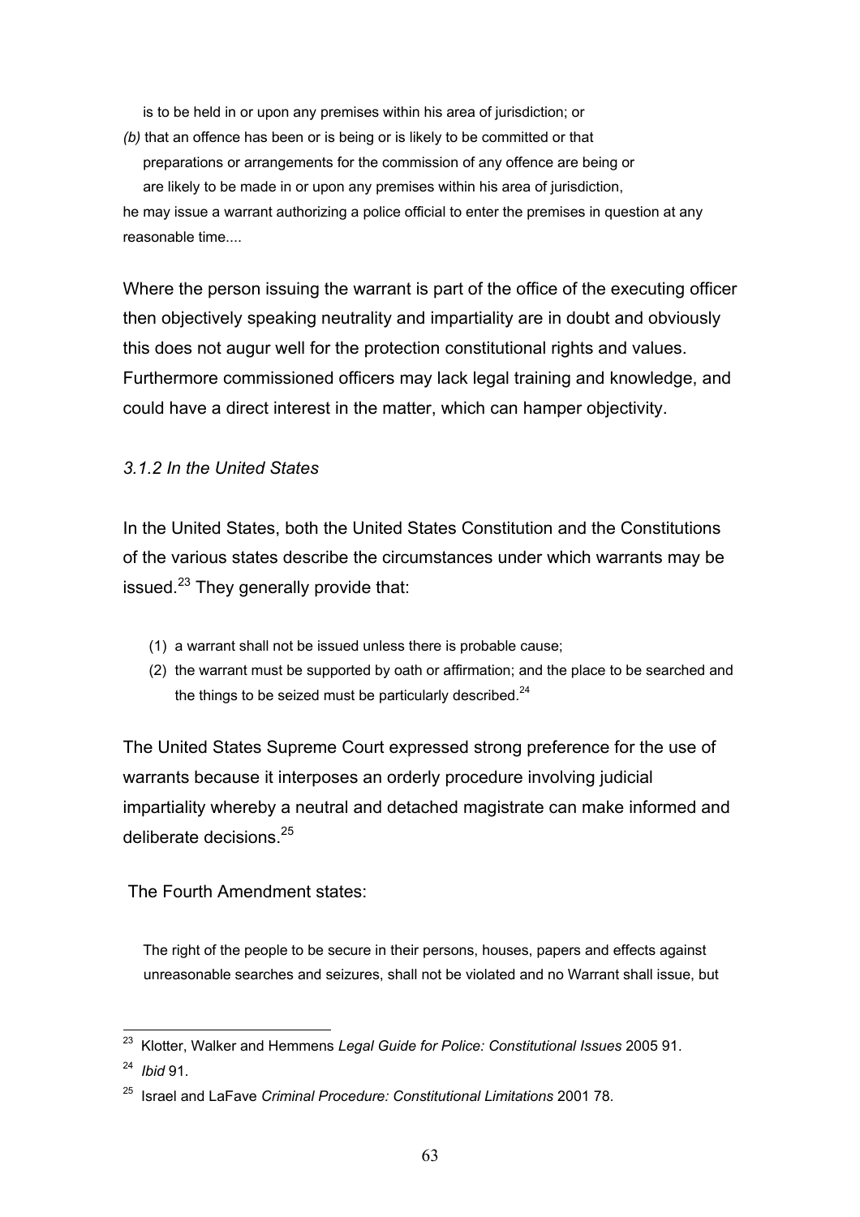> is to be held in or upon any premises within his area of jurisdiction; or
>
> *(b)* that an offence has been or is being or is likely to be committed or that preparations or arrangements for the commission of any offence are being or are likely to be made in or upon any premises within his area of jurisdiction,
>
> he may issue a warrant authorizing a police official to enter the premises in question at any reasonable time....

Where the person issuing the warrant is part of the office of the executing officer then objectively speaking neutrality and impartiality are in doubt and obviously this does not augur well for the protection constitutional rights and values. Furthermore commissioned officers may lack legal training and knowledge, and could have a direct interest in the matter, which can hamper objectivity.

### *3.1.2 In the United States*

In the United States, both the United States Constitution and the Constitutions of the various states describe the circumstances under which warrants may be issued.[23] They generally provide that:

> (1) a warrant shall not be issued unless there is probable cause;
>
> (2) the warrant must be supported by oath or affirmation; and the place to be searched and the things to be seized must be particularly described.[24]

The United States Supreme Court expressed strong preference for the use of warrants because it interposes an orderly procedure involving judicial impartiality whereby a neutral and detached magistrate can make informed and deliberate decisions.[25]

The Fourth Amendment states:

> The right of the people to be secure in their persons, houses, papers and effects against unreasonable searches and seizures, shall not be violated and no Warrant shall issue, but

---

[23] Klotter, Walker and Hemmens *Legal Guide for Police: Constitutional Issues* 2005 91.

[24] *Ibid* 91.

[25] Israel and LaFave *Criminal Procedure: Constitutional Limitations* 2001 78.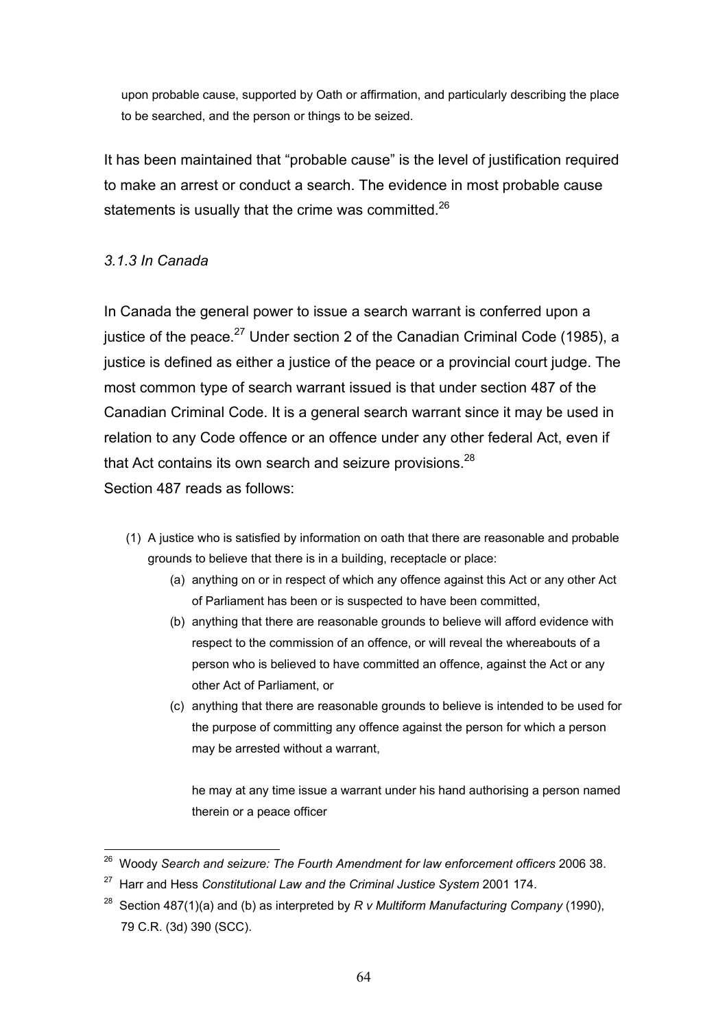> upon probable cause, supported by Oath or affirmation, and particularly describing the place to be searched, and the person or things to be seized.

It has been maintained that "probable cause" is the level of justification required to make an arrest or conduct a search. The evidence in most probable cause statements is usually that the crime was committed.[26]

### *3.1.3 In Canada*

In Canada the general power to issue a search warrant is conferred upon a justice of the peace.[27] Under section 2 of the Canadian Criminal Code (1985), a justice is defined as either a justice of the peace or a provincial court judge. The most common type of search warrant issued is that under section 487 of the Canadian Criminal Code. It is a general search warrant since it may be used in relation to any Code offence or an offence under any other federal Act, even if that Act contains its own search and seizure provisions.[28]

Section 487 reads as follows:

> (1) A justice who is satisfied by information on oath that there are reasonable and probable grounds to believe that there is in a building, receptacle or place:
>
> (a) anything on or in respect of which any offence against this Act or any other Act of Parliament has been or is suspected to have been committed,
>
> (b) anything that there are reasonable grounds to believe will afford evidence with respect to the commission of an offence, or will reveal the whereabouts of a person who is believed to have committed an offence, against the Act or any other Act of Parliament, or
>
> (c) anything that there are reasonable grounds to believe is intended to be used for the purpose of committing any offence against the person for which a person may be arrested without a warrant,
>
> he may at any time issue a warrant under his hand authorising a person named therein or a peace officer

---

[26] Woody *Search and seizure: The Fourth Amendment for law enforcement officers* 2006 38.

[27] Harr and Hess *Constitutional Law and the Criminal Justice System* 2001 174.

[28] Section 487(1)(a) and (b) as interpreted by *R v Multiform Manufacturing Company* (1990), 79 C.R. (3d) 390 (SCC).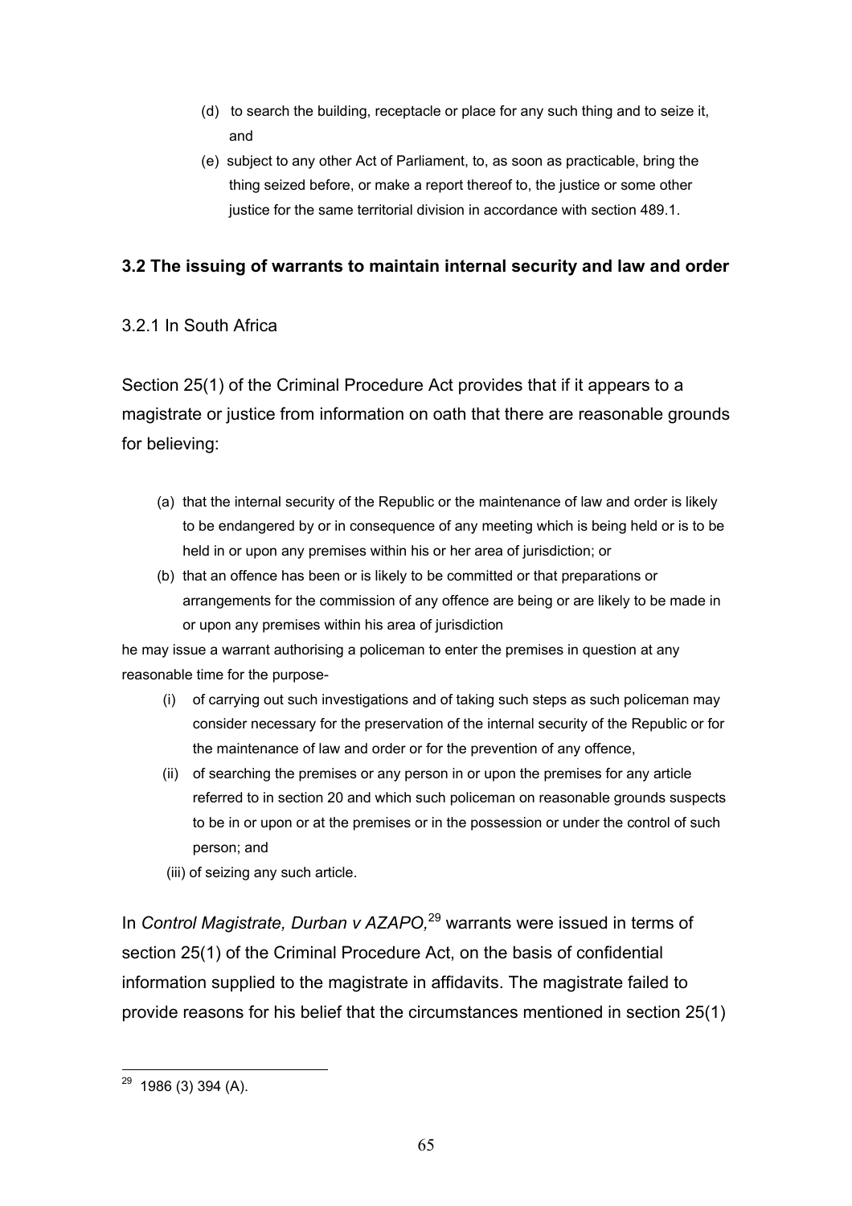(d) to search the building, receptacle or place for any such thing and to seize it, and

(e) subject to any other Act of Parliament, to, as soon as practicable, bring the thing seized before, or make a report thereof to, the justice or some other justice for the same territorial division in accordance with section 489.1.

### 3.2 The issuing of warrants to maintain internal security and law and order

3.2.1 In South Africa

Section 25(1) of the Criminal Procedure Act provides that if it appears to a magistrate or justice from information on oath that there are reasonable grounds for believing:

(a) that the internal security of the Republic or the maintenance of law and order is likely to be endangered by or in consequence of any meeting which is being held or is to be held in or upon any premises within his or her area of jurisdiction; or

(b) that an offence has been or is likely to be committed or that preparations or arrangements for the commission of any offence are being or are likely to be made in or upon any premises within his area of jurisdiction

he may issue a warrant authorising a policeman to enter the premises in question at any reasonable time for the purpose-

(i) of carrying out such investigations and of taking such steps as such policeman may consider necessary for the preservation of the internal security of the Republic or for the maintenance of law and order or for the prevention of any offence,

(ii) of searching the premises or any person in or upon the premises for any article referred to in section 20 and which such policeman on reasonable grounds suspects to be in or upon or at the premises or in the possession or under the control of such person; and

(iii) of seizing any such article.

In *Control Magistrate, Durban v AZAPO,*[29] warrants were issued in terms of section 25(1) of the Criminal Procedure Act, on the basis of confidential information supplied to the magistrate in affidavits. The magistrate failed to provide reasons for his belief that the circumstances mentioned in section 25(1)

---

[29] 1986 (3) 394 (A).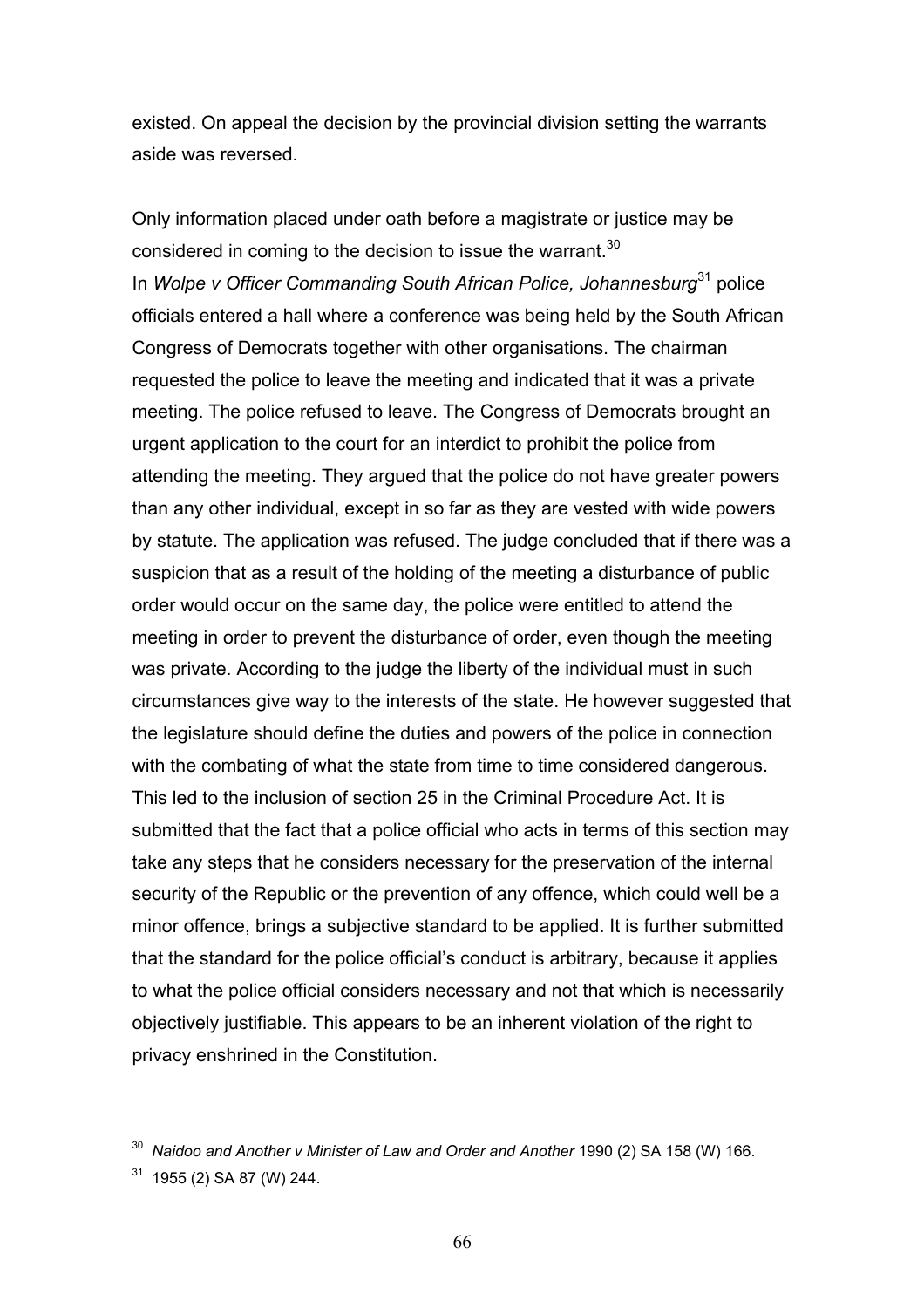existed. On appeal the decision by the provincial division setting the warrants aside was reversed.

Only information placed under oath before a magistrate or justice may be considered in coming to the decision to issue the warrant.[30]

In *Wolpe v Officer Commanding South African Police, Johannesburg*[31] police officials entered a hall where a conference was being held by the South African Congress of Democrats together with other organisations. The chairman requested the police to leave the meeting and indicated that it was a private meeting. The police refused to leave. The Congress of Democrats brought an urgent application to the court for an interdict to prohibit the police from attending the meeting. They argued that the police do not have greater powers than any other individual, except in so far as they are vested with wide powers by statute. The application was refused. The judge concluded that if there was a suspicion that as a result of the holding of the meeting a disturbance of public order would occur on the same day, the police were entitled to attend the meeting in order to prevent the disturbance of order, even though the meeting was private. According to the judge the liberty of the individual must in such circumstances give way to the interests of the state. He however suggested that the legislature should define the duties and powers of the police in connection with the combating of what the state from time to time considered dangerous. This led to the inclusion of section 25 in the Criminal Procedure Act. It is submitted that the fact that a police official who acts in terms of this section may take any steps that he considers necessary for the preservation of the internal security of the Republic or the prevention of any offence, which could well be a minor offence, brings a subjective standard to be applied. It is further submitted that the standard for the police official's conduct is arbitrary, because it applies to what the police official considers necessary and not that which is necessarily objectively justifiable. This appears to be an inherent violation of the right to privacy enshrined in the Constitution.

---

[30] *Naidoo and Another v Minister of Law and Order and Another* 1990 (2) SA 158 (W) 166.

[31] 1955 (2) SA 87 (W) 244.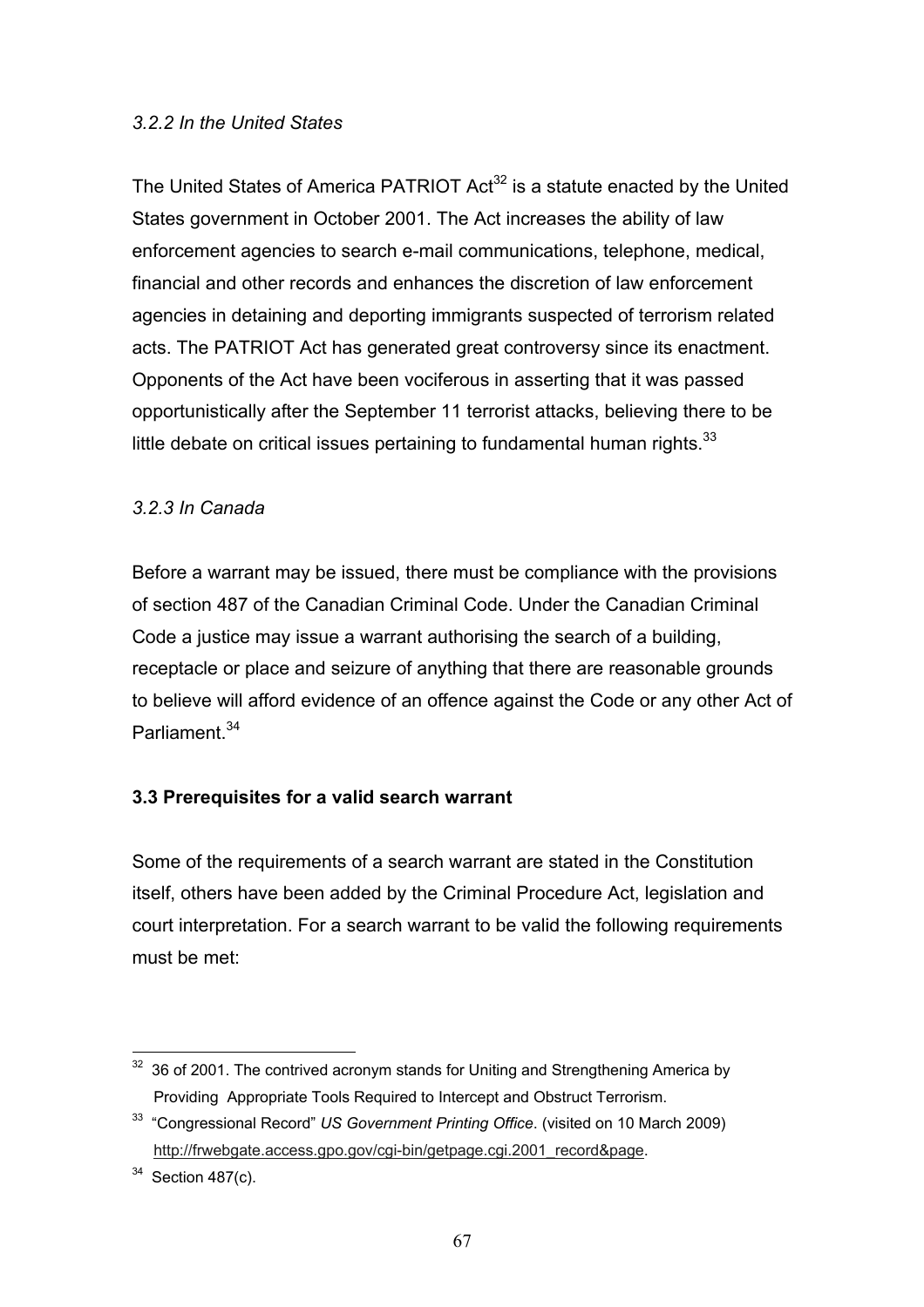### *3.2.2 In the United States*

The United States of America PATRIOT Act[32] is a statute enacted by the United States government in October 2001. The Act increases the ability of law enforcement agencies to search e-mail communications, telephone, medical, financial and other records and enhances the discretion of law enforcement agencies in detaining and deporting immigrants suspected of terrorism related acts. The PATRIOT Act has generated great controversy since its enactment. Opponents of the Act have been vociferous in asserting that it was passed opportunistically after the September 11 terrorist attacks, believing there to be little debate on critical issues pertaining to fundamental human rights.[33]

### *3.2.3 In Canada*

Before a warrant may be issued, there must be compliance with the provisions of section 487 of the Canadian Criminal Code. Under the Canadian Criminal Code a justice may issue a warrant authorising the search of a building, receptacle or place and seizure of anything that there are reasonable grounds to believe will afford evidence of an offence against the Code or any other Act of Parliament.[34]

## **3.3 Prerequisites for a valid search warrant**

Some of the requirements of a search warrant are stated in the Constitution itself, others have been added by the Criminal Procedure Act, legislation and court interpretation. For a search warrant to be valid the following requirements must be met:

---

[32] 36 of 2001. The contrived acronym stands for Uniting and Strengthening America by Providing Appropriate Tools Required to Intercept and Obstruct Terrorism.

[33] "Congressional Record" *US Government Printing Office*. (visited on 10 March 2009) http://frwebgate.access.gpo.gov/cgi-bin/getpage.cgi.2001_record&page.

[34] Section 487(c).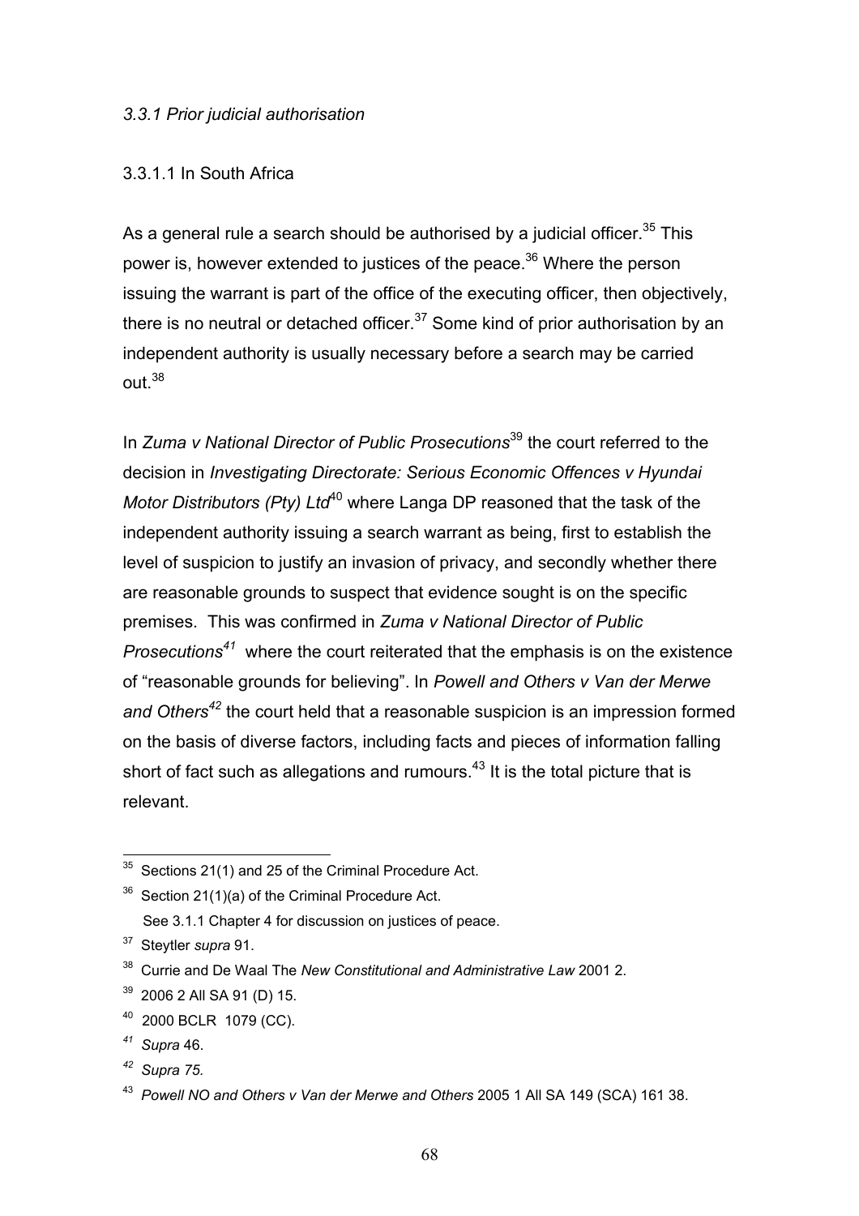### *3.3.1 Prior judicial authorisation*

#### 3.3.1.1 In South Africa

As a general rule a search should be authorised by a judicial officer.[35] This power is, however extended to justices of the peace.[36] Where the person issuing the warrant is part of the office of the executing officer, then objectively, there is no neutral or detached officer.[37] Some kind of prior authorisation by an independent authority is usually necessary before a search may be carried out.[38]

In *Zuma v National Director of Public Prosecutions*[39] the court referred to the decision in *Investigating Directorate: Serious Economic Offences v Hyundai Motor Distributors (Pty) Ltd*[40] where Langa DP reasoned that the task of the independent authority issuing a search warrant as being, first to establish the level of suspicion to justify an invasion of privacy, and secondly whether there are reasonable grounds to suspect that evidence sought is on the specific premises. This was confirmed in *Zuma v National Director of Public Prosecutions*[41] where the court reiterated that the emphasis is on the existence of "reasonable grounds for believing". In *Powell and Others v Van der Merwe and Others*[42] the court held that a reasonable suspicion is an impression formed on the basis of diverse factors, including facts and pieces of information falling short of fact such as allegations and rumours.[43] It is the total picture that is relevant.

---

[35] Sections 21(1) and 25 of the Criminal Procedure Act.

[36] Section 21(1)(a) of the Criminal Procedure Act.
See 3.1.1 Chapter 4 for discussion on justices of peace.

[37] Steytler *supra* 91.

[38] Currie and De Waal The *New Constitutional and Administrative Law* 2001 2.

[39] 2006 2 All SA 91 (D) 15.

[40] 2000 BCLR 1079 (CC).

[41] *Supra* 46.

[42] *Supra 75.*

[43] *Powell NO and Others v Van der Merwe and Others* 2005 1 All SA 149 (SCA) 161 38.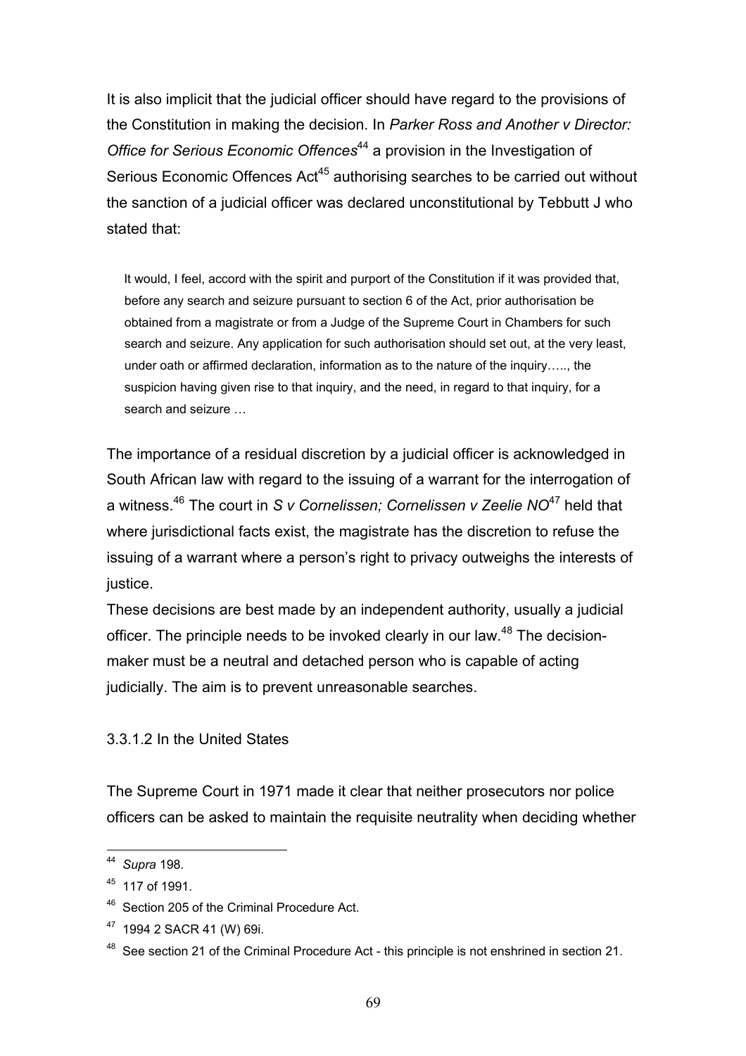It is also implicit that the judicial officer should have regard to the provisions of the Constitution in making the decision. In *Parker Ross and Another v Director: Office for Serious Economic Offences*[44] a provision in the Investigation of Serious Economic Offences Act[45] authorising searches to be carried out without the sanction of a judicial officer was declared unconstitutional by Tebbutt J who stated that:

> It would, I feel, accord with the spirit and purport of the Constitution if it was provided that, before any search and seizure pursuant to section 6 of the Act, prior authorisation be obtained from a magistrate or from a Judge of the Supreme Court in Chambers for such search and seizure. Any application for such authorisation should set out, at the very least, under oath or affirmed declaration, information as to the nature of the inquiry….., the suspicion having given rise to that inquiry, and the need, in regard to that inquiry, for a search and seizure …

The importance of a residual discretion by a judicial officer is acknowledged in South African law with regard to the issuing of a warrant for the interrogation of a witness.[46] The court in *S v Cornelissen; Cornelissen v Zeelie NO*[47] held that where jurisdictional facts exist, the magistrate has the discretion to refuse the issuing of a warrant where a person's right to privacy outweighs the interests of justice.

These decisions are best made by an independent authority, usually a judicial officer. The principle needs to be invoked clearly in our law.[48] The decision-maker must be a neutral and detached person who is capable of acting judicially. The aim is to prevent unreasonable searches.

3.3.1.2 In the United States

The Supreme Court in 1971 made it clear that neither prosecutors nor police officers can be asked to maintain the requisite neutrality when deciding whether

---

[44] *Supra* 198.

[45] 117 of 1991.

[46] Section 205 of the Criminal Procedure Act.

[47] 1994 2 SACR 41 (W) 69i.

[48] See section 21 of the Criminal Procedure Act - this principle is not enshrined in section 21.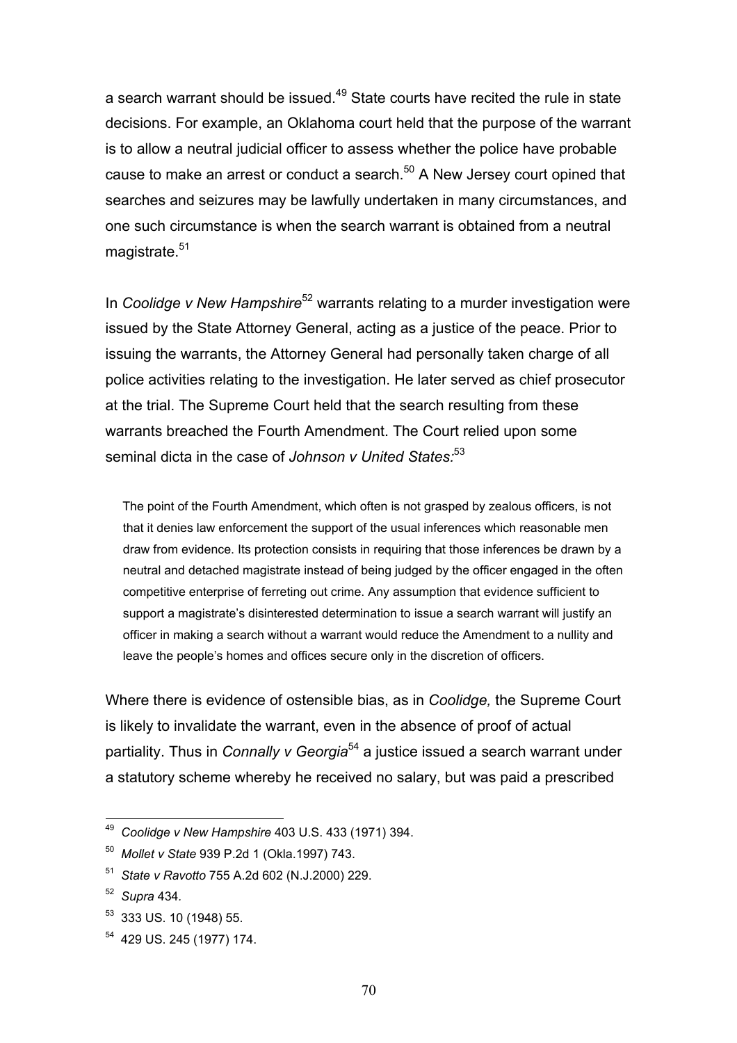a search warrant should be issued.[49] State courts have recited the rule in state decisions. For example, an Oklahoma court held that the purpose of the warrant is to allow a neutral judicial officer to assess whether the police have probable cause to make an arrest or conduct a search.[50] A New Jersey court opined that searches and seizures may be lawfully undertaken in many circumstances, and one such circumstance is when the search warrant is obtained from a neutral magistrate.[51]

In *Coolidge v New Hampshire*[52] warrants relating to a murder investigation were issued by the State Attorney General, acting as a justice of the peace. Prior to issuing the warrants, the Attorney General had personally taken charge of all police activities relating to the investigation. He later served as chief prosecutor at the trial. The Supreme Court held that the search resulting from these warrants breached the Fourth Amendment. The Court relied upon some seminal dicta in the case of *Johnson v United States:*[53]

> The point of the Fourth Amendment, which often is not grasped by zealous officers, is not that it denies law enforcement the support of the usual inferences which reasonable men draw from evidence. Its protection consists in requiring that those inferences be drawn by a neutral and detached magistrate instead of being judged by the officer engaged in the often competitive enterprise of ferreting out crime. Any assumption that evidence sufficient to support a magistrate's disinterested determination to issue a search warrant will justify an officer in making a search without a warrant would reduce the Amendment to a nullity and leave the people's homes and offices secure only in the discretion of officers.

Where there is evidence of ostensible bias, as in *Coolidge,* the Supreme Court is likely to invalidate the warrant, even in the absence of proof of actual partiality. Thus in *Connally v Georgia*[54] a justice issued a search warrant under a statutory scheme whereby he received no salary, but was paid a prescribed

---

[49] *Coolidge v New Hampshire* 403 U.S. 433 (1971) 394.

[50] *Mollet v State* 939 P.2d 1 (Okla.1997) 743.

[51] *State v Ravotto* 755 A.2d 602 (N.J.2000) 229.

[52] *Supra* 434.

[53] 333 US. 10 (1948) 55.

[54] 429 US. 245 (1977) 174.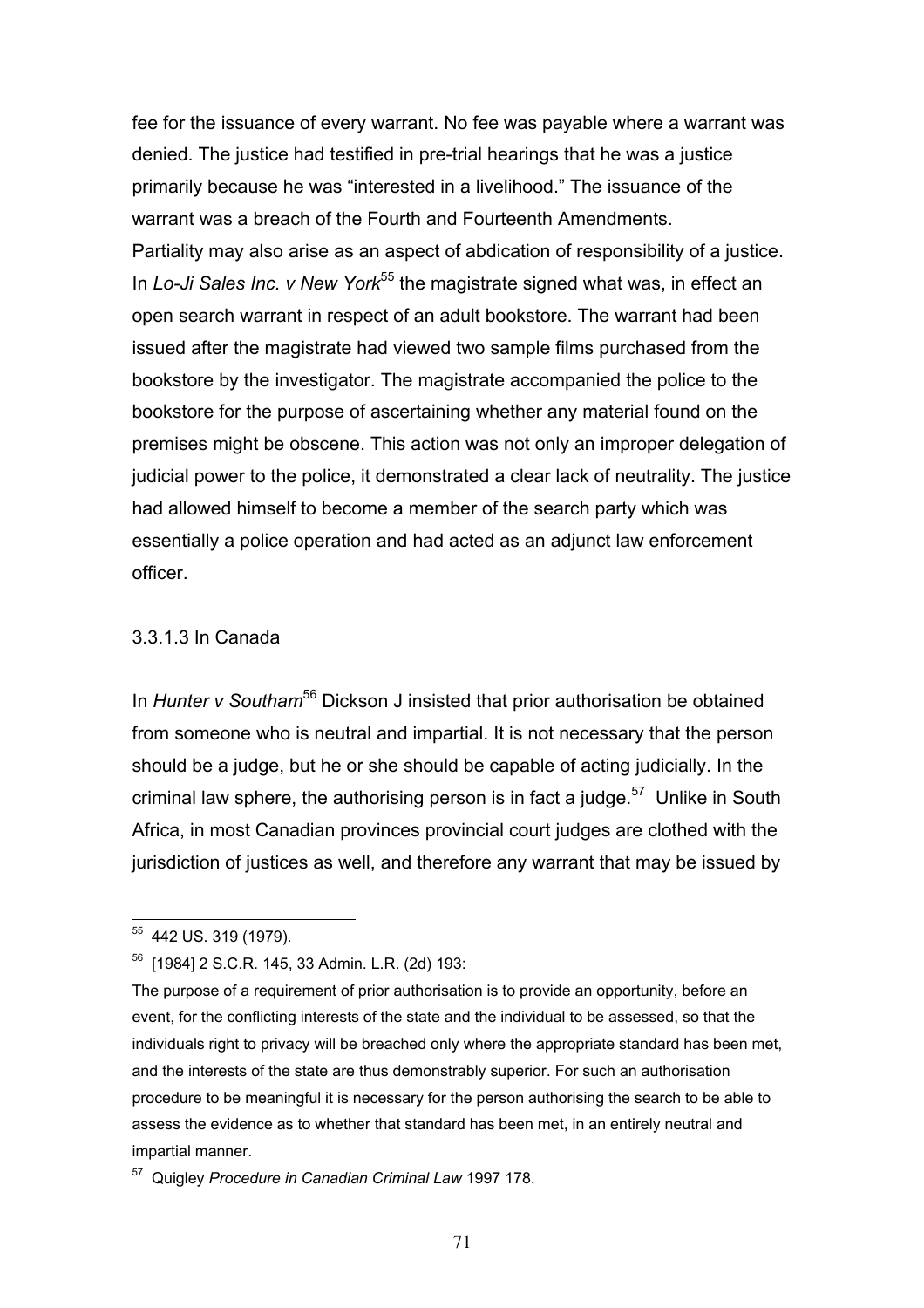fee for the issuance of every warrant. No fee was payable where a warrant was denied. The justice had testified in pre-trial hearings that he was a justice primarily because he was "interested in a livelihood." The issuance of the warrant was a breach of the Fourth and Fourteenth Amendments.
Partiality may also arise as an aspect of abdication of responsibility of a justice. In *Lo-Ji Sales Inc. v New York*[55] the magistrate signed what was, in effect an open search warrant in respect of an adult bookstore. The warrant had been issued after the magistrate had viewed two sample films purchased from the bookstore by the investigator. The magistrate accompanied the police to the bookstore for the purpose of ascertaining whether any material found on the premises might be obscene. This action was not only an improper delegation of judicial power to the police, it demonstrated a clear lack of neutrality. The justice had allowed himself to become a member of the search party which was essentially a police operation and had acted as an adjunct law enforcement officer.

#### 3.3.1.3 In Canada

In *Hunter v Southam*[56] Dickson J insisted that prior authorisation be obtained from someone who is neutral and impartial. It is not necessary that the person should be a judge, but he or she should be capable of acting judicially. In the criminal law sphere, the authorising person is in fact a judge.[57] Unlike in South Africa, in most Canadian provinces provincial court judges are clothed with the jurisdiction of justices as well, and therefore any warrant that may be issued by

---

[55] 442 US. 319 (1979).

[56] [1984] 2 S.C.R. 145, 33 Admin. L.R. (2d) 193:

The purpose of a requirement of prior authorisation is to provide an opportunity, before an event, for the conflicting interests of the state and the individual to be assessed, so that the individuals right to privacy will be breached only where the appropriate standard has been met, and the interests of the state are thus demonstrably superior. For such an authorisation procedure to be meaningful it is necessary for the person authorising the search to be able to assess the evidence as to whether that standard has been met, in an entirely neutral and impartial manner.

[57] Quigley *Procedure in Canadian Criminal Law* 1997 178.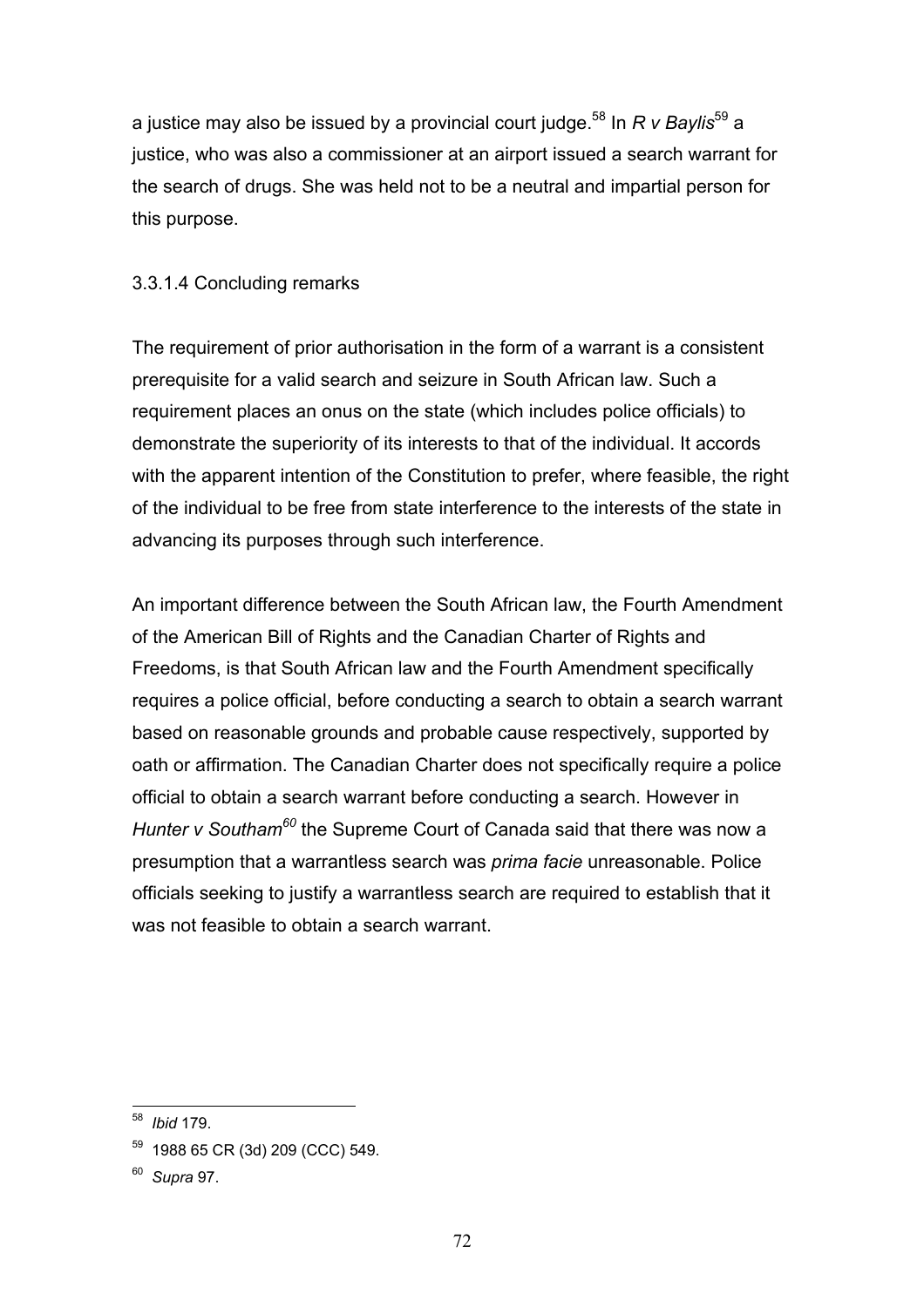a justice may also be issued by a provincial court judge.[58] In *R v Baylis*[59] a justice, who was also a commissioner at an airport issued a search warrant for the search of drugs. She was held not to be a neutral and impartial person for this purpose.

3.3.1.4 Concluding remarks

The requirement of prior authorisation in the form of a warrant is a consistent prerequisite for a valid search and seizure in South African law. Such a requirement places an onus on the state (which includes police officials) to demonstrate the superiority of its interests to that of the individual. It accords with the apparent intention of the Constitution to prefer, where feasible, the right of the individual to be free from state interference to the interests of the state in advancing its purposes through such interference.

An important difference between the South African law, the Fourth Amendment of the American Bill of Rights and the Canadian Charter of Rights and Freedoms, is that South African law and the Fourth Amendment specifically requires a police official, before conducting a search to obtain a search warrant based on reasonable grounds and probable cause respectively, supported by oath or affirmation. The Canadian Charter does not specifically require a police official to obtain a search warrant before conducting a search. However in *Hunter v Southam*[60] the Supreme Court of Canada said that there was now a presumption that a warrantless search was *prima facie* unreasonable. Police officials seeking to justify a warrantless search are required to establish that it was not feasible to obtain a search warrant.

---

[58] *Ibid* 179.

[59] 1988 65 CR (3d) 209 (CCC) 549.

[60] *Supra* 97.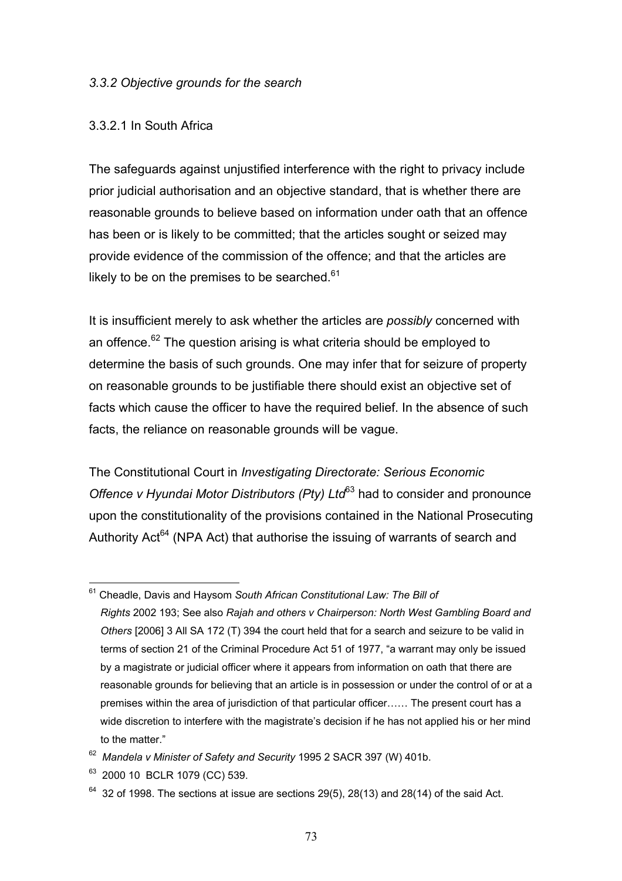### *3.3.2 Objective grounds for the search*

#### 3.3.2.1 In South Africa

The safeguards against unjustified interference with the right to privacy include prior judicial authorisation and an objective standard, that is whether there are reasonable grounds to believe based on information under oath that an offence has been or is likely to be committed; that the articles sought or seized may provide evidence of the commission of the offence; and that the articles are likely to be on the premises to be searched.[61]

It is insufficient merely to ask whether the articles are *possibly* concerned with an offence.[62] The question arising is what criteria should be employed to determine the basis of such grounds. One may infer that for seizure of property on reasonable grounds to be justifiable there should exist an objective set of facts which cause the officer to have the required belief. In the absence of such facts, the reliance on reasonable grounds will be vague.

The Constitutional Court in *Investigating Directorate: Serious Economic Offence v Hyundai Motor Distributors (Pty) Ltd*[63] had to consider and pronounce upon the constitutionality of the provisions contained in the National Prosecuting Authority Act[64] (NPA Act) that authorise the issuing of warrants of search and

---

[61] Cheadle, Davis and Haysom *South African Constitutional Law: The Bill of Rights* 2002 193; See also *Rajah and others v Chairperson: North West Gambling Board and Others* [2006] 3 All SA 172 (T) 394 the court held that for a search and seizure to be valid in terms of section 21 of the Criminal Procedure Act 51 of 1977, "a warrant may only be issued by a magistrate or judicial officer where it appears from information on oath that there are reasonable grounds for believing that an article is in possession or under the control of or at a premises within the area of jurisdiction of that particular officer…… The present court has a wide discretion to interfere with the magistrate's decision if he has not applied his or her mind to the matter."

[62] *Mandela v Minister of Safety and Security* 1995 2 SACR 397 (W) 401b.

[63] 2000 10 BCLR 1079 (CC) 539.

[64] 32 of 1998. The sections at issue are sections 29(5), 28(13) and 28(14) of the said Act.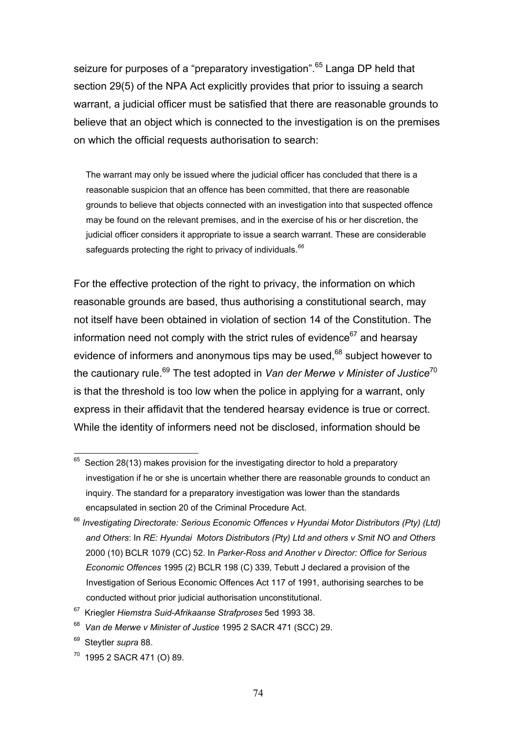seizure for purposes of a "preparatory investigation".[65] Langa DP held that section 29(5) of the NPA Act explicitly provides that prior to issuing a search warrant, a judicial officer must be satisfied that there are reasonable grounds to believe that an object which is connected to the investigation is on the premises on which the official requests authorisation to search:

> The warrant may only be issued where the judicial officer has concluded that there is a reasonable suspicion that an offence has been committed, that there are reasonable grounds to believe that objects connected with an investigation into that suspected offence may be found on the relevant premises, and in the exercise of his or her discretion, the judicial officer considers it appropriate to issue a search warrant. These are considerable safeguards protecting the right to privacy of individuals.[66]

For the effective protection of the right to privacy, the information on which reasonable grounds are based, thus authorising a constitutional search, may not itself have been obtained in violation of section 14 of the Constitution. The information need not comply with the strict rules of evidence[67] and hearsay evidence of informers and anonymous tips may be used,[68] subject however to the cautionary rule.[69] The test adopted in *Van der Merwe v Minister of Justice*[70] is that the threshold is too low when the police in applying for a warrant, only express in their affidavit that the tendered hearsay evidence is true or correct. While the identity of informers need not be disclosed, information should be

---

[65] Section 28(13) makes provision for the investigating director to hold a preparatory investigation if he or she is uncertain whether there are reasonable grounds to conduct an inquiry. The standard for a preparatory investigation was lower than the standards encapsulated in section 20 of the Criminal Procedure Act.

[66] *Investigating Directorate: Serious Economic Offences v Hyundai Motor Distributors (Pty) (Ltd) and Others*: In *RE: Hyundai Motors Distributors (Pty) Ltd and others v Smit NO and Others* 2000 (10) BCLR 1079 (CC) 52. In *Parker-Ross and Another v Director: Office for Serious Economic Offences* 1995 (2) BCLR 198 (C) 339, Tebutt J declared a provision of the Investigation of Serious Economic Offences Act 117 of 1991, authorising searches to be conducted without prior judicial authorisation unconstitutional.

[67] Kriegler *Hiemstra Suid-Afrikaanse Strafproses* 5ed 1993 38.

[68] *Van de Merwe v Minister of Justice* 1995 2 SACR 471 (SCC) 29.

[69] Steytler *supra* 88.

[70] 1995 2 SACR 471 (O) 89.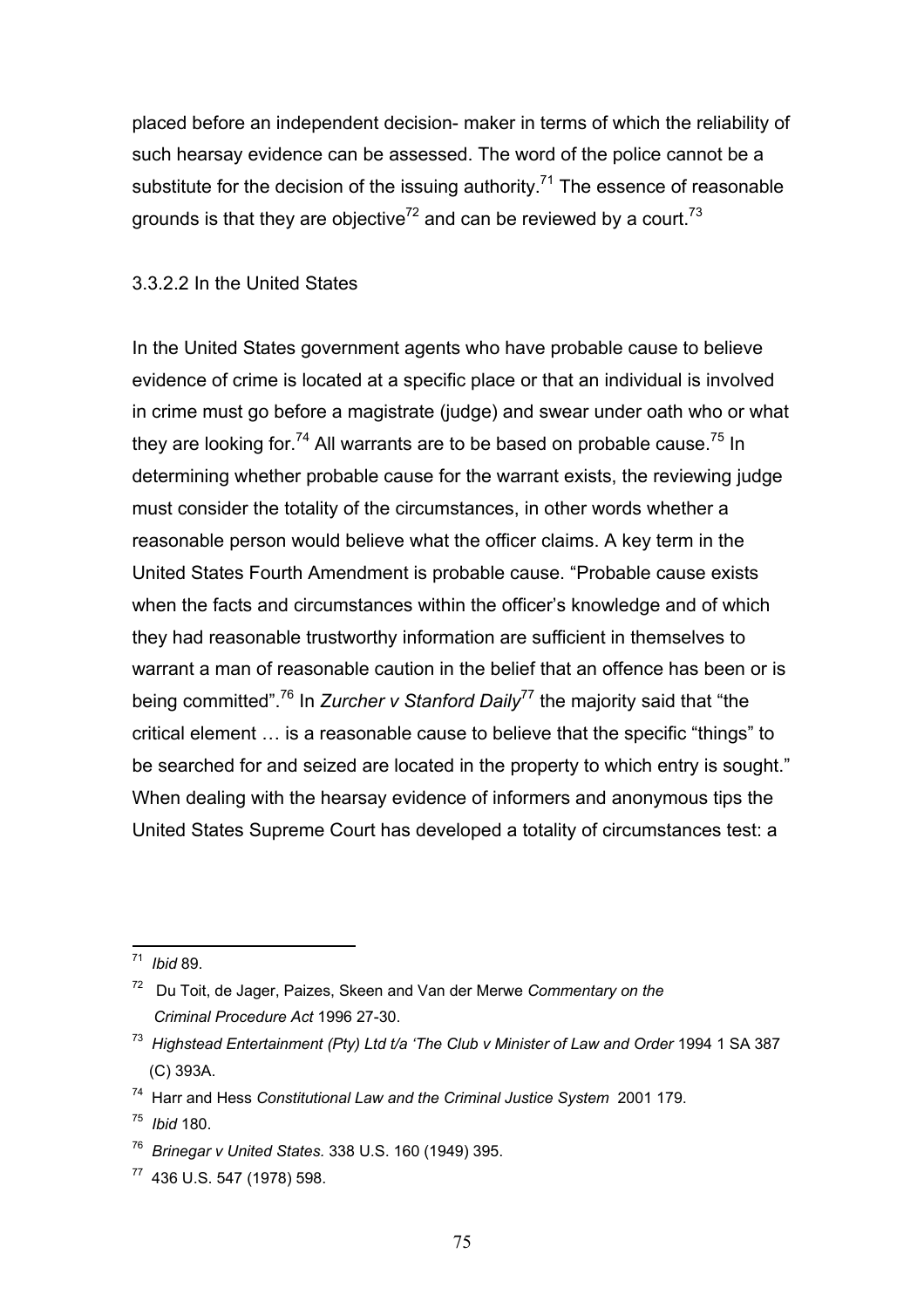placed before an independent decision- maker in terms of which the reliability of such hearsay evidence can be assessed. The word of the police cannot be a substitute for the decision of the issuing authority.[71] The essence of reasonable grounds is that they are objective[72] and can be reviewed by a court.[73]

#### 3.3.2.2 In the United States

In the United States government agents who have probable cause to believe evidence of crime is located at a specific place or that an individual is involved in crime must go before a magistrate (judge) and swear under oath who or what they are looking for.[74] All warrants are to be based on probable cause.[75] In determining whether probable cause for the warrant exists, the reviewing judge must consider the totality of the circumstances, in other words whether a reasonable person would believe what the officer claims. A key term in the United States Fourth Amendment is probable cause. "Probable cause exists when the facts and circumstances within the officer's knowledge and of which they had reasonable trustworthy information are sufficient in themselves to warrant a man of reasonable caution in the belief that an offence has been or is being committed".[76] In *Zurcher v Stanford Daily*[77] the majority said that "the critical element … is a reasonable cause to believe that the specific "things" to be searched for and seized are located in the property to which entry is sought." When dealing with the hearsay evidence of informers and anonymous tips the United States Supreme Court has developed a totality of circumstances test: a

---

[71] *Ibid* 89.

[72] Du Toit, de Jager, Paizes, Skeen and Van der Merwe *Commentary on the Criminal Procedure Act* 1996 27-30.

[73] *Highstead Entertainment (Pty) Ltd t/a 'The Club v Minister of Law and Order* 1994 1 SA 387 (C) 393A.

[74] Harr and Hess *Constitutional Law and the Criminal Justice System* 2001 179.

[75] *Ibid* 180.

[76] *Brinegar v United States.* 338 U.S. 160 (1949) 395.

[77] 436 U.S. 547 (1978) 598.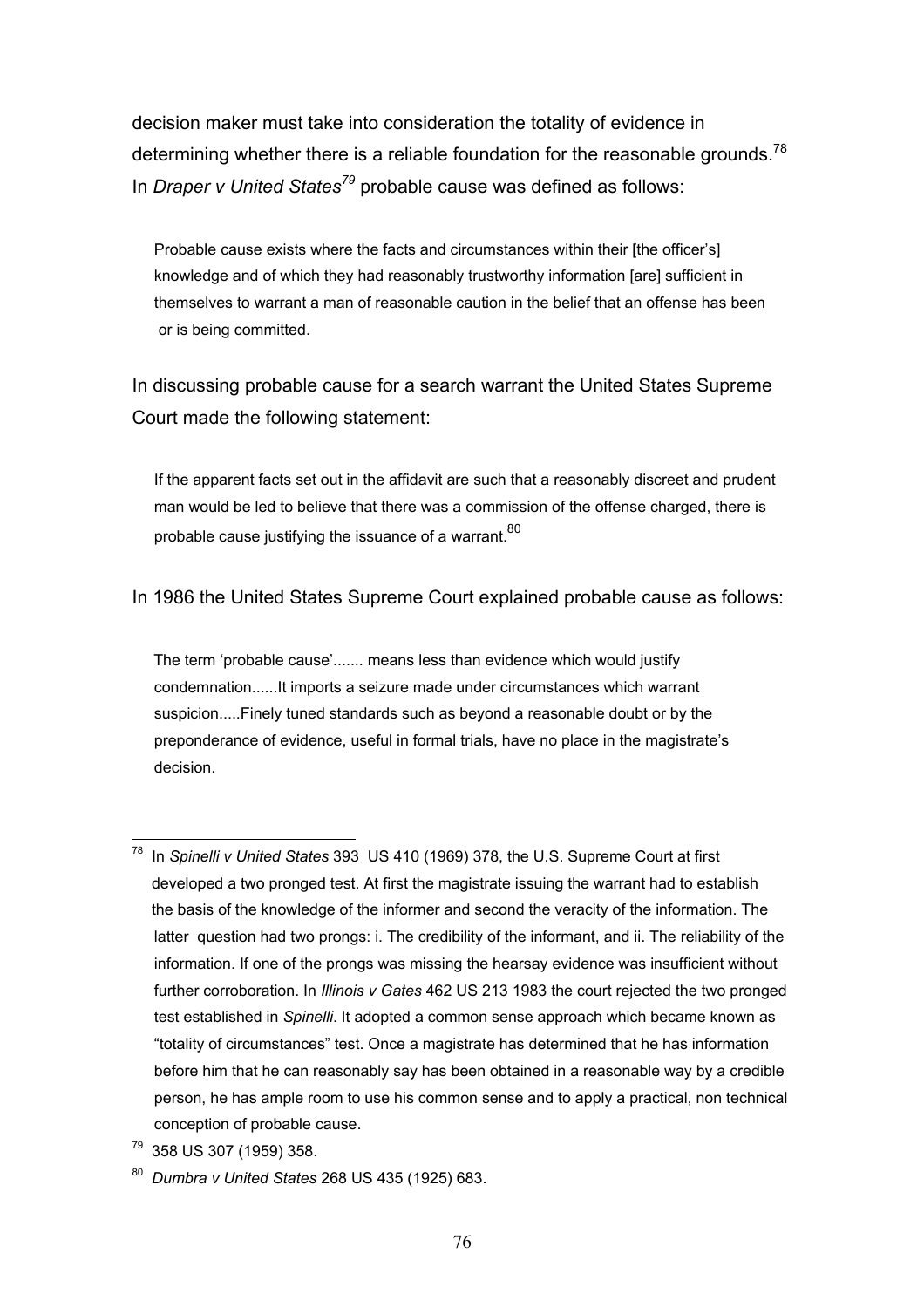decision maker must take into consideration the totality of evidence in determining whether there is a reliable foundation for the reasonable grounds.[78] In *Draper v United States*[79] probable cause was defined as follows:

> Probable cause exists where the facts and circumstances within their [the officer's] knowledge and of which they had reasonably trustworthy information [are] sufficient in themselves to warrant a man of reasonable caution in the belief that an offense has been or is being committed.

In discussing probable cause for a search warrant the United States Supreme Court made the following statement:

> If the apparent facts set out in the affidavit are such that a reasonably discreet and prudent man would be led to believe that there was a commission of the offense charged, there is probable cause justifying the issuance of a warrant.[80]

In 1986 the United States Supreme Court explained probable cause as follows:

> The term 'probable cause'....... means less than evidence which would justify condemnation......It imports a seizure made under circumstances which warrant suspicion.....Finely tuned standards such as beyond a reasonable doubt or by the preponderance of evidence, useful in formal trials, have no place in the magistrate's decision.

---

[78] In *Spinelli v United States* 393 US 410 (1969) 378, the U.S. Supreme Court at first developed a two pronged test. At first the magistrate issuing the warrant had to establish the basis of the knowledge of the informer and second the veracity of the information. The latter question had two prongs: i. The credibility of the informant, and ii. The reliability of the information. If one of the prongs was missing the hearsay evidence was insufficient without further corroboration. In *Illinois v Gates* 462 US 213 1983 the court rejected the two pronged test established in *Spinelli*. It adopted a common sense approach which became known as "totality of circumstances" test. Once a magistrate has determined that he has information before him that he can reasonably say has been obtained in a reasonable way by a credible person, he has ample room to use his common sense and to apply a practical, non technical conception of probable cause.

[79] 358 US 307 (1959) 358.

[80] *Dumbra v United States* 268 US 435 (1925) 683.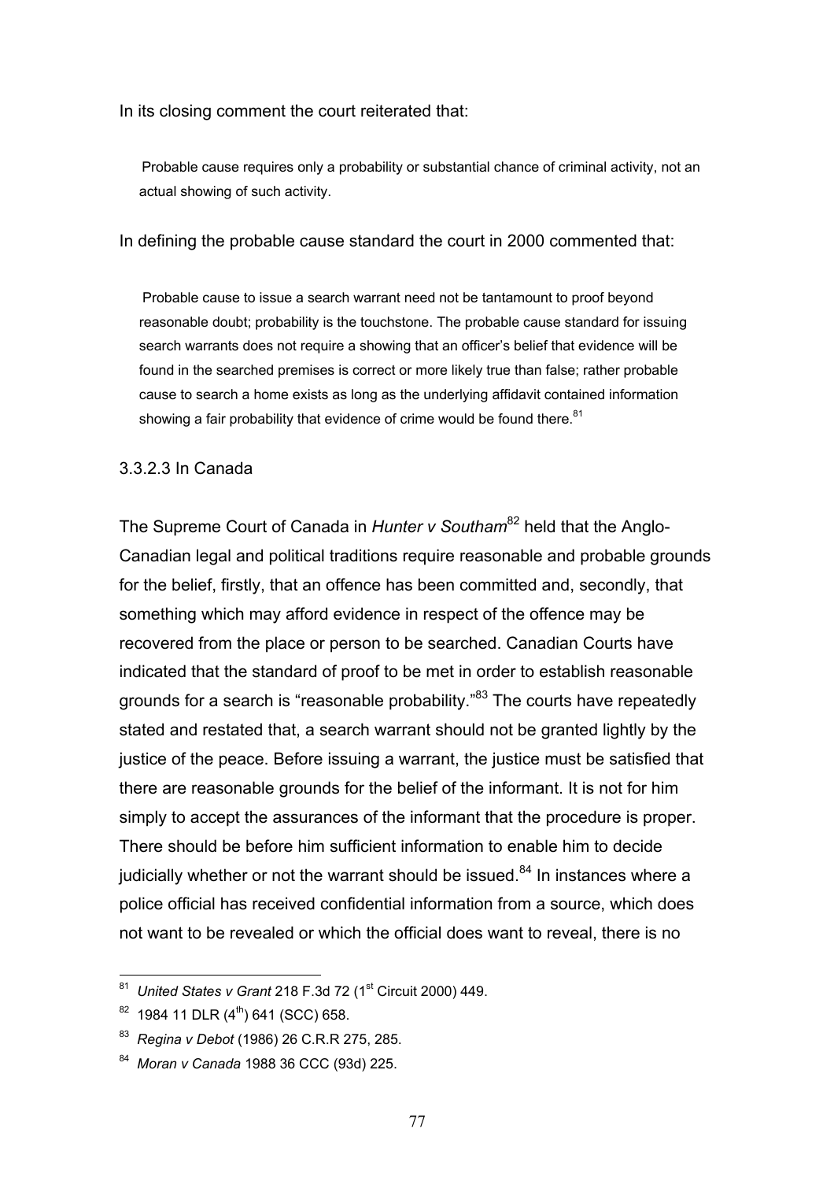In its closing comment the court reiterated that:

> Probable cause requires only a probability or substantial chance of criminal activity, not an actual showing of such activity.

In defining the probable cause standard the court in 2000 commented that:

> Probable cause to issue a search warrant need not be tantamount to proof beyond reasonable doubt; probability is the touchstone. The probable cause standard for issuing search warrants does not require a showing that an officer's belief that evidence will be found in the searched premises is correct or more likely true than false; rather probable cause to search a home exists as long as the underlying affidavit contained information showing a fair probability that evidence of crime would be found there.[81]

### 3.3.2.3 In Canada

The Supreme Court of Canada in *Hunter v Southam*[82] held that the Anglo-Canadian legal and political traditions require reasonable and probable grounds for the belief, firstly, that an offence has been committed and, secondly, that something which may afford evidence in respect of the offence may be recovered from the place or person to be searched. Canadian Courts have indicated that the standard of proof to be met in order to establish reasonable grounds for a search is "reasonable probability."[83] The courts have repeatedly stated and restated that, a search warrant should not be granted lightly by the justice of the peace. Before issuing a warrant, the justice must be satisfied that there are reasonable grounds for the belief of the informant. It is not for him simply to accept the assurances of the informant that the procedure is proper. There should be before him sufficient information to enable him to decide judicially whether or not the warrant should be issued.[84] In instances where a police official has received confidential information from a source, which does not want to be revealed or which the official does want to reveal, there is no

---

[81] *United States v Grant* 218 F.3d 72 (1st Circuit 2000) 449.

[82] 1984 11 DLR (4th) 641 (SCC) 658.

[83] *Regina v Debot* (1986) 26 C.R.R 275, 285.

[84] *Moran v Canada* 1988 36 CCC (93d) 225.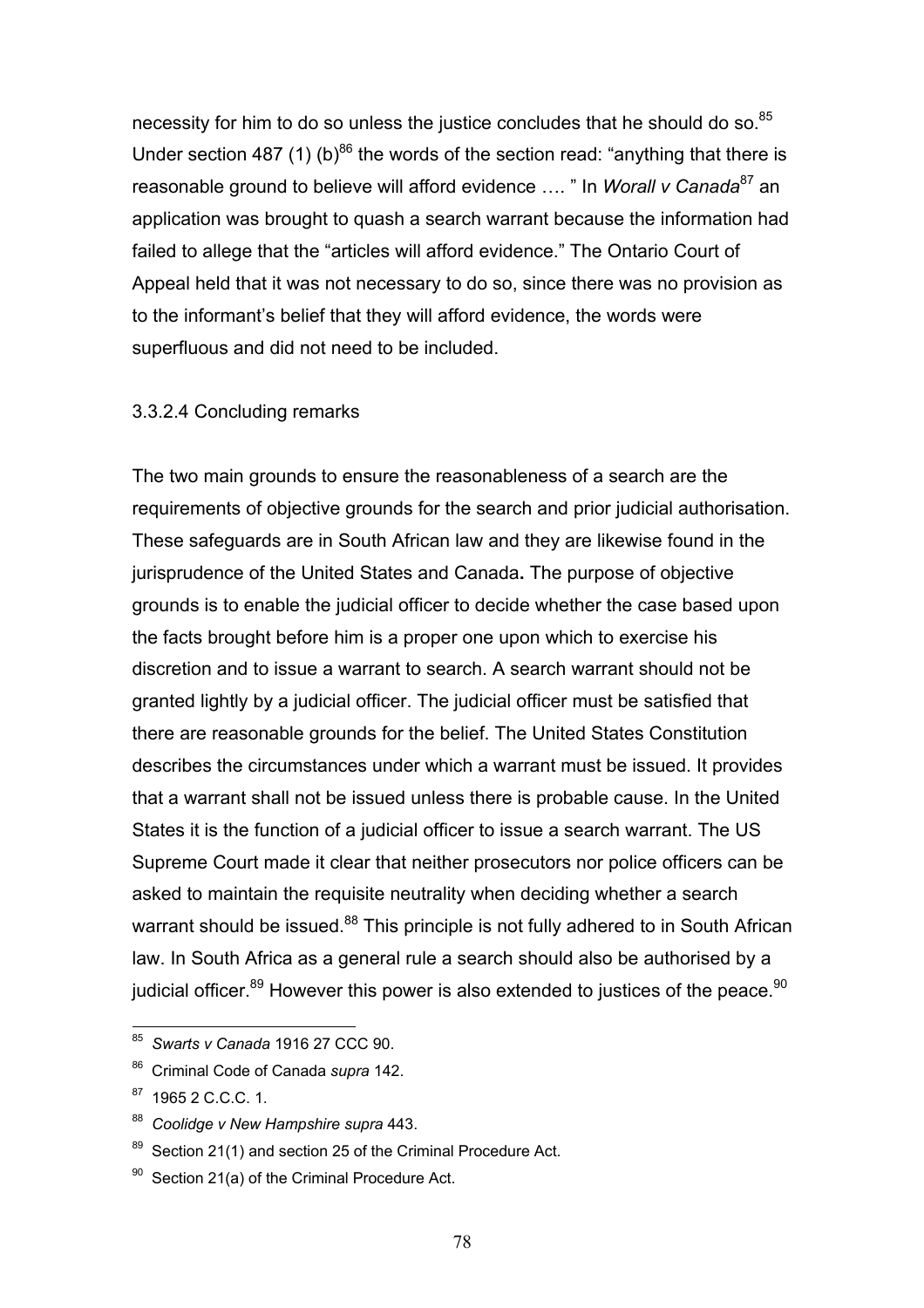necessity for him to do so unless the justice concludes that he should do so.[85] Under section 487 (1) (b)[86] the words of the section read: "anything that there is reasonable ground to believe will afford evidence …. " In *Worall v Canada*[87] an application was brought to quash a search warrant because the information had failed to allege that the "articles will afford evidence." The Ontario Court of Appeal held that it was not necessary to do so, since there was no provision as to the informant's belief that they will afford evidence, the words were superfluous and did not need to be included.

### 3.3.2.4 Concluding remarks

The two main grounds to ensure the reasonableness of a search are the requirements of objective grounds for the search and prior judicial authorisation. These safeguards are in South African law and they are likewise found in the jurisprudence of the United States and Canada**.** The purpose of objective grounds is to enable the judicial officer to decide whether the case based upon the facts brought before him is a proper one upon which to exercise his discretion and to issue a warrant to search. A search warrant should not be granted lightly by a judicial officer. The judicial officer must be satisfied that there are reasonable grounds for the belief. The United States Constitution describes the circumstances under which a warrant must be issued. It provides that a warrant shall not be issued unless there is probable cause. In the United States it is the function of a judicial officer to issue a search warrant. The US Supreme Court made it clear that neither prosecutors nor police officers can be asked to maintain the requisite neutrality when deciding whether a search warrant should be issued.[88] This principle is not fully adhered to in South African law. In South Africa as a general rule a search should also be authorised by a judicial officer.[89] However this power is also extended to justices of the peace.[90]

---

[85] *Swarts v Canada* 1916 27 CCC 90.

[86] Criminal Code of Canada *supra* 142.

[87] 1965 2 C.C.C. 1.

[88] *Coolidge v New Hampshire supra* 443.

[89] Section 21(1) and section 25 of the Criminal Procedure Act.

[90] Section 21(a) of the Criminal Procedure Act.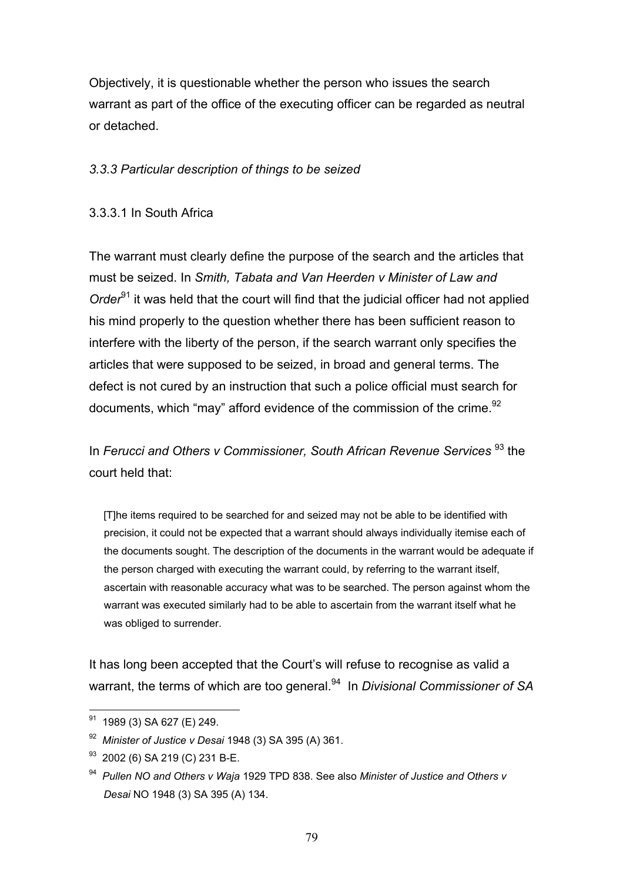Objectively, it is questionable whether the person who issues the search warrant as part of the office of the executing officer can be regarded as neutral or detached.

### *3.3.3 Particular description of things to be seized*

#### 3.3.3.1 In South Africa

The warrant must clearly define the purpose of the search and the articles that must be seized. In *Smith, Tabata and Van Heerden v Minister of Law and Order*[91] it was held that the court will find that the judicial officer had not applied his mind properly to the question whether there has been sufficient reason to interfere with the liberty of the person, if the search warrant only specifies the articles that were supposed to be seized, in broad and general terms. The defect is not cured by an instruction that such a police official must search for documents, which "may" afford evidence of the commission of the crime.[92]

In *Ferucci and Others v Commissioner, South African Revenue Services* [93] the court held that:

> [T]he items required to be searched for and seized may not be able to be identified with precision, it could not be expected that a warrant should always individually itemise each of the documents sought. The description of the documents in the warrant would be adequate if the person charged with executing the warrant could, by referring to the warrant itself, ascertain with reasonable accuracy what was to be searched. The person against whom the warrant was executed similarly had to be able to ascertain from the warrant itself what he was obliged to surrender.

It has long been accepted that the Court's will refuse to recognise as valid a warrant, the terms of which are too general.[94] In *Divisional Commissioner of SA*

---

[91] 1989 (3) SA 627 (E) 249.

[92] *Minister of Justice v Desai* 1948 (3) SA 395 (A) 361.

[93] 2002 (6) SA 219 (C) 231 B-E.

[94] *Pullen NO and Others v Waja* 1929 TPD 838. See also *Minister of Justice and Others v Desai* NO 1948 (3) SA 395 (A) 134.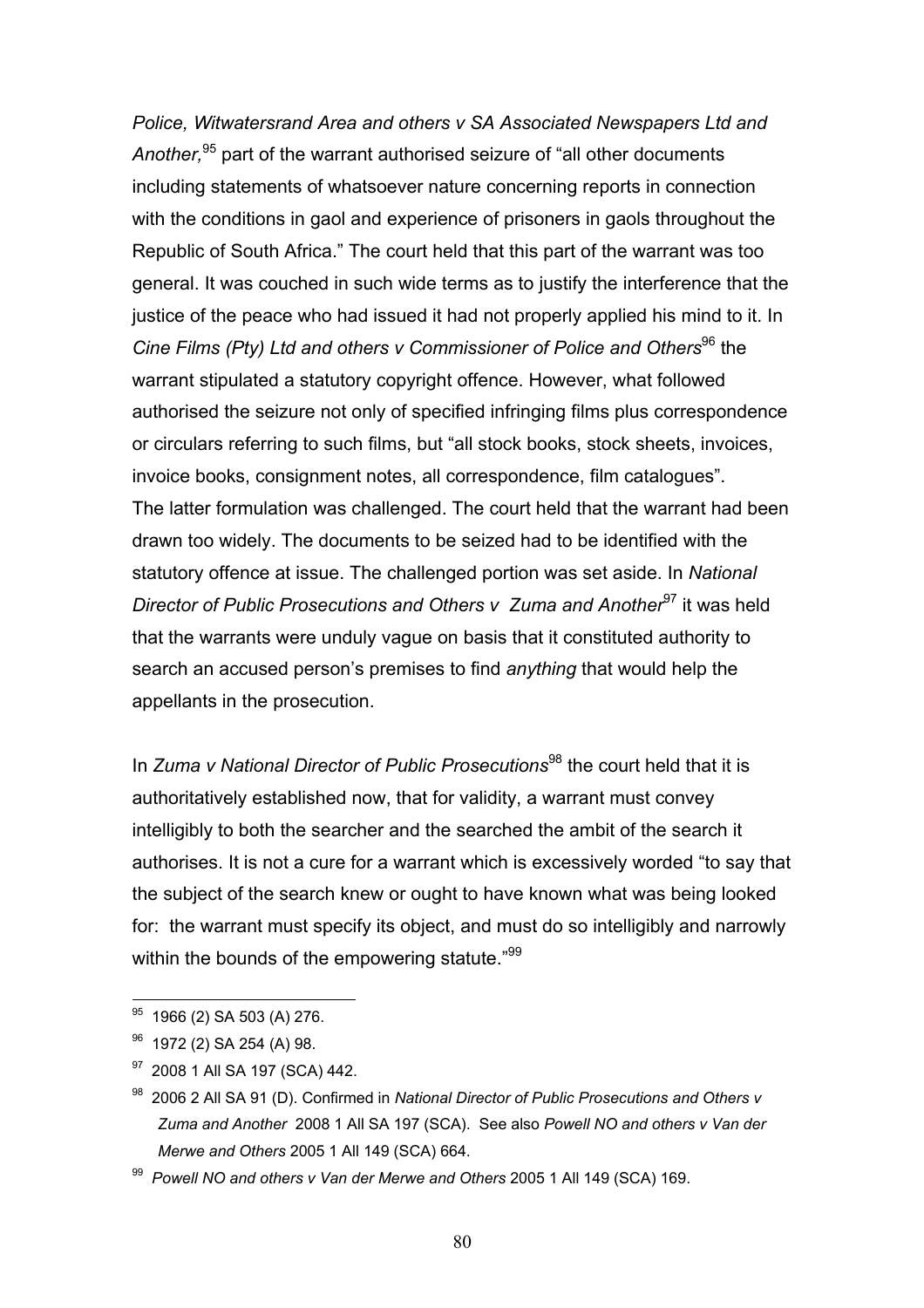*Police, Witwatersrand Area and others v SA Associated Newspapers Ltd and Another,*[95] part of the warrant authorised seizure of "all other documents including statements of whatsoever nature concerning reports in connection with the conditions in gaol and experience of prisoners in gaols throughout the Republic of South Africa." The court held that this part of the warrant was too general. It was couched in such wide terms as to justify the interference that the justice of the peace who had issued it had not properly applied his mind to it. In *Cine Films (Pty) Ltd and others v Commissioner of Police and Others*[96] the warrant stipulated a statutory copyright offence. However, what followed authorised the seizure not only of specified infringing films plus correspondence or circulars referring to such films, but "all stock books, stock sheets, invoices, invoice books, consignment notes, all correspondence, film catalogues". The latter formulation was challenged. The court held that the warrant had been drawn too widely. The documents to be seized had to be identified with the statutory offence at issue. The challenged portion was set aside. In *National Director of Public Prosecutions and Others v Zuma and Another*[97] it was held that the warrants were unduly vague on basis that it constituted authority to search an accused person's premises to find *anything* that would help the appellants in the prosecution.

In *Zuma v National Director of Public Prosecutions*[98] the court held that it is authoritatively established now, that for validity, a warrant must convey intelligibly to both the searcher and the searched the ambit of the search it authorises. It is not a cure for a warrant which is excessively worded "to say that the subject of the search knew or ought to have known what was being looked for: the warrant must specify its object, and must do so intelligibly and narrowly within the bounds of the empowering statute."[99]

---

[95] 1966 (2) SA 503 (A) 276.

[96] 1972 (2) SA 254 (A) 98.

[97] 2008 1 All SA 197 (SCA) 442.

[98] 2006 2 All SA 91 (D). Confirmed in *National Director of Public Prosecutions and Others v Zuma and Another* 2008 1 All SA 197 (SCA). See also *Powell NO and others v Van der Merwe and Others* 2005 1 All 149 (SCA) 664.

[99] *Powell NO and others v Van der Merwe and Others* 2005 1 All 149 (SCA) 169.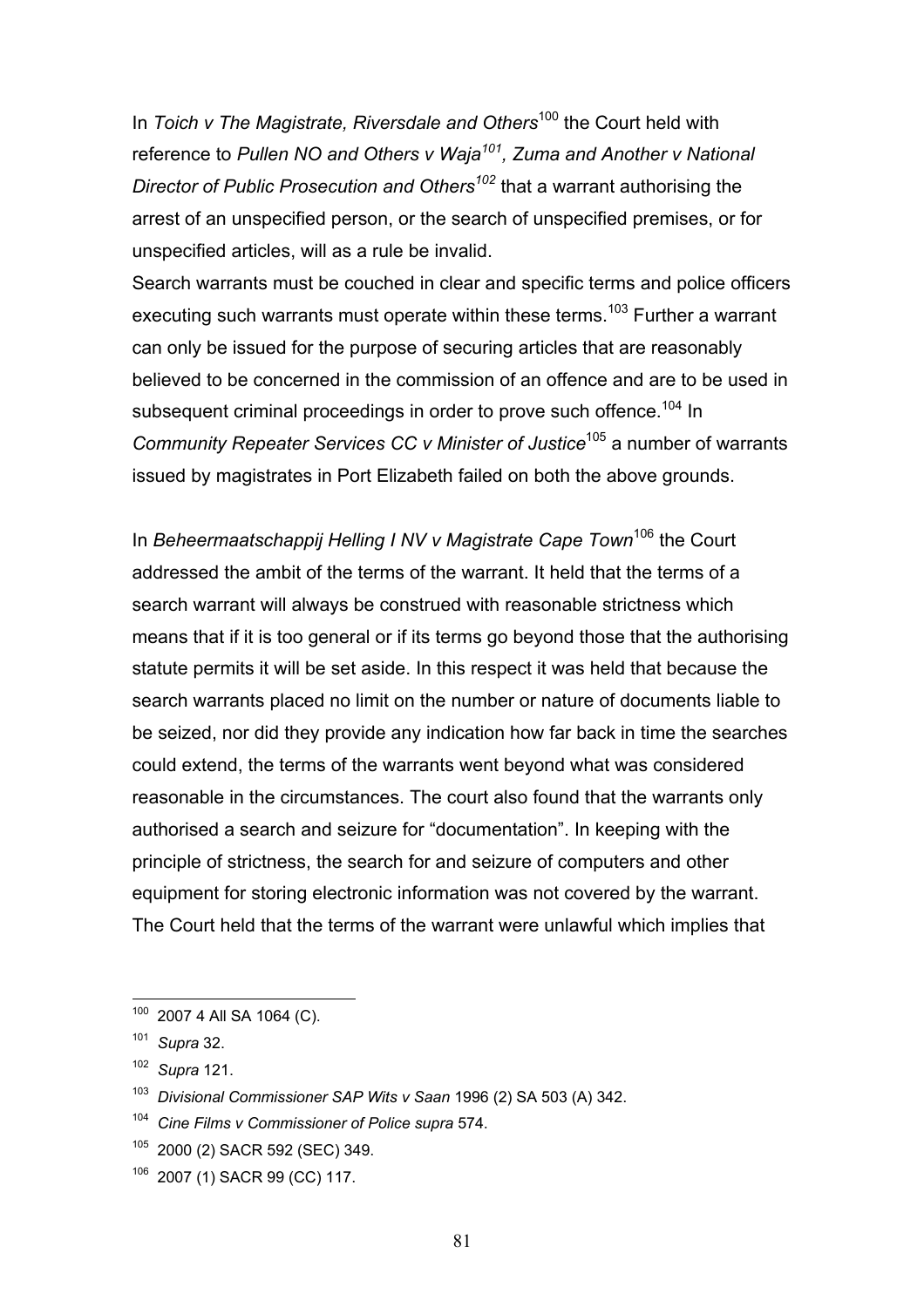In *Toich v The Magistrate, Riversdale and Others*[100] the Court held with reference to *Pullen NO and Others v Waja[101], Zuma and Another v National Director of Public Prosecution and Others[102]* that a warrant authorising the arrest of an unspecified person, or the search of unspecified premises, or for unspecified articles, will as a rule be invalid.

Search warrants must be couched in clear and specific terms and police officers executing such warrants must operate within these terms.[103] Further a warrant can only be issued for the purpose of securing articles that are reasonably believed to be concerned in the commission of an offence and are to be used in subsequent criminal proceedings in order to prove such offence.[104] In *Community Repeater Services CC v Minister of Justice*[105] a number of warrants issued by magistrates in Port Elizabeth failed on both the above grounds.

In *Beheermaatschappij Helling I NV v Magistrate Cape Town*[106] the Court addressed the ambit of the terms of the warrant. It held that the terms of a search warrant will always be construed with reasonable strictness which means that if it is too general or if its terms go beyond those that the authorising statute permits it will be set aside. In this respect it was held that because the search warrants placed no limit on the number or nature of documents liable to be seized, nor did they provide any indication how far back in time the searches could extend, the terms of the warrants went beyond what was considered reasonable in the circumstances. The court also found that the warrants only authorised a search and seizure for "documentation". In keeping with the principle of strictness, the search for and seizure of computers and other equipment for storing electronic information was not covered by the warrant. The Court held that the terms of the warrant were unlawful which implies that

---

[100] 2007 4 All SA 1064 (C).

[101] *Supra* 32.

[102] *Supra* 121.

[103] *Divisional Commissioner SAP Wits v Saan* 1996 (2) SA 503 (A) 342.

[104] *Cine Films v Commissioner of Police supra* 574.

[105] 2000 (2) SACR 592 (SEC) 349.

[106] 2007 (1) SACR 99 (CC) 117.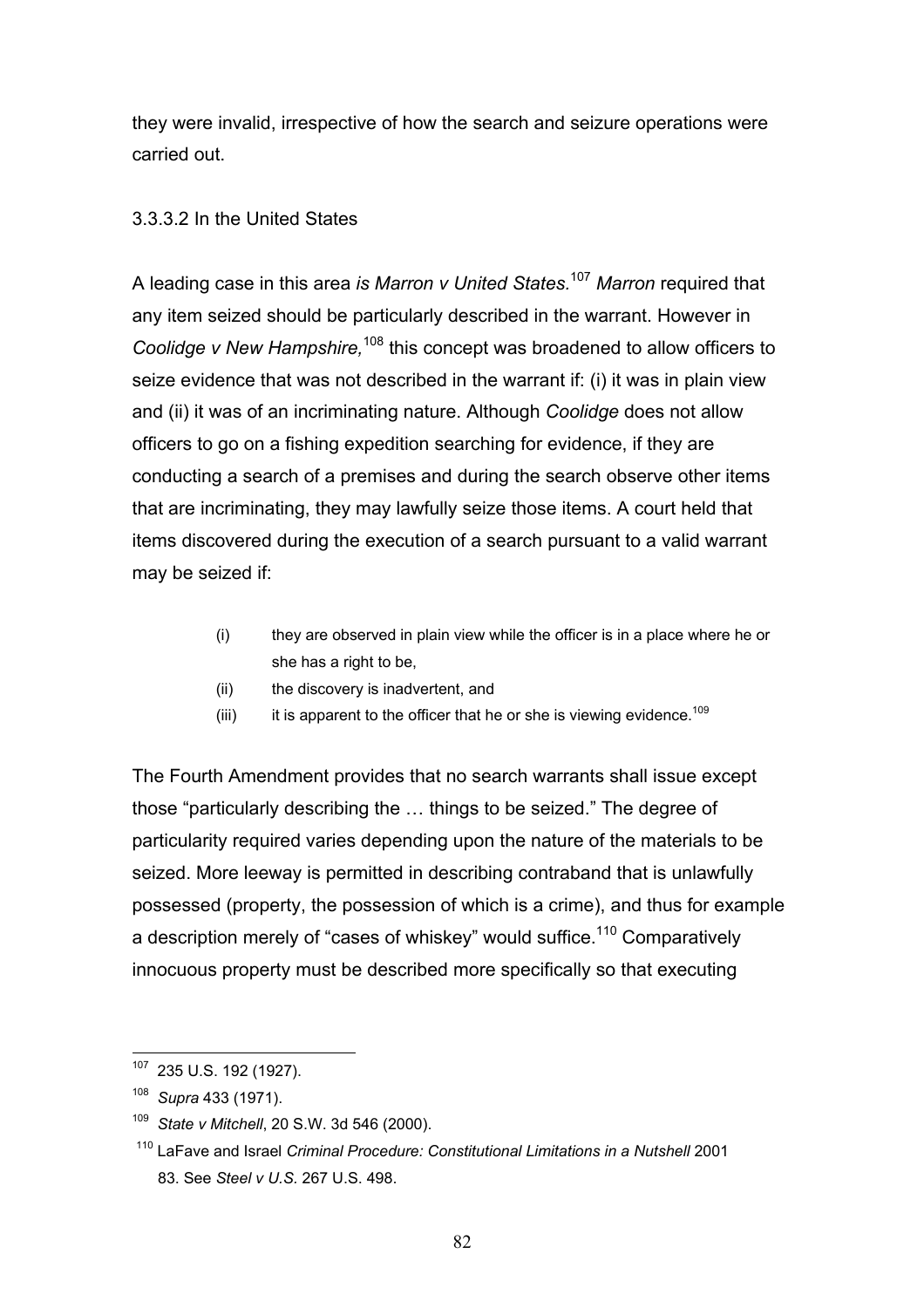they were invalid, irrespective of how the search and seizure operations were carried out.

### 3.3.3.2 In the United States

A leading case in this area *is Marron v United States.*[107] *Marron* required that any item seized should be particularly described in the warrant. However in *Coolidge v New Hampshire,*[108] this concept was broadened to allow officers to seize evidence that was not described in the warrant if: (i) it was in plain view and (ii) it was of an incriminating nature. Although *Coolidge* does not allow officers to go on a fishing expedition searching for evidence, if they are conducting a search of a premises and during the search observe other items that are incriminating, they may lawfully seize those items. A court held that items discovered during the execution of a search pursuant to a valid warrant may be seized if:

> (i) they are observed in plain view while the officer is in a place where he or she has a right to be,
>
> (ii) the discovery is inadvertent, and
>
> (iii) it is apparent to the officer that he or she is viewing evidence.[109]

The Fourth Amendment provides that no search warrants shall issue except those "particularly describing the … things to be seized." The degree of particularity required varies depending upon the nature of the materials to be seized. More leeway is permitted in describing contraband that is unlawfully possessed (property, the possession of which is a crime), and thus for example a description merely of "cases of whiskey" would suffice.[110] Comparatively innocuous property must be described more specifically so that executing

---

[107] 235 U.S. 192 (1927).

[108] *Supra* 433 (1971).

[109] *State v Mitchell*, 20 S.W. 3d 546 (2000).

[110] LaFave and Israel *Criminal Procedure: Constitutional Limitations in a Nutshell* 2001 83. See *Steel v U.S.* 267 U.S. 498.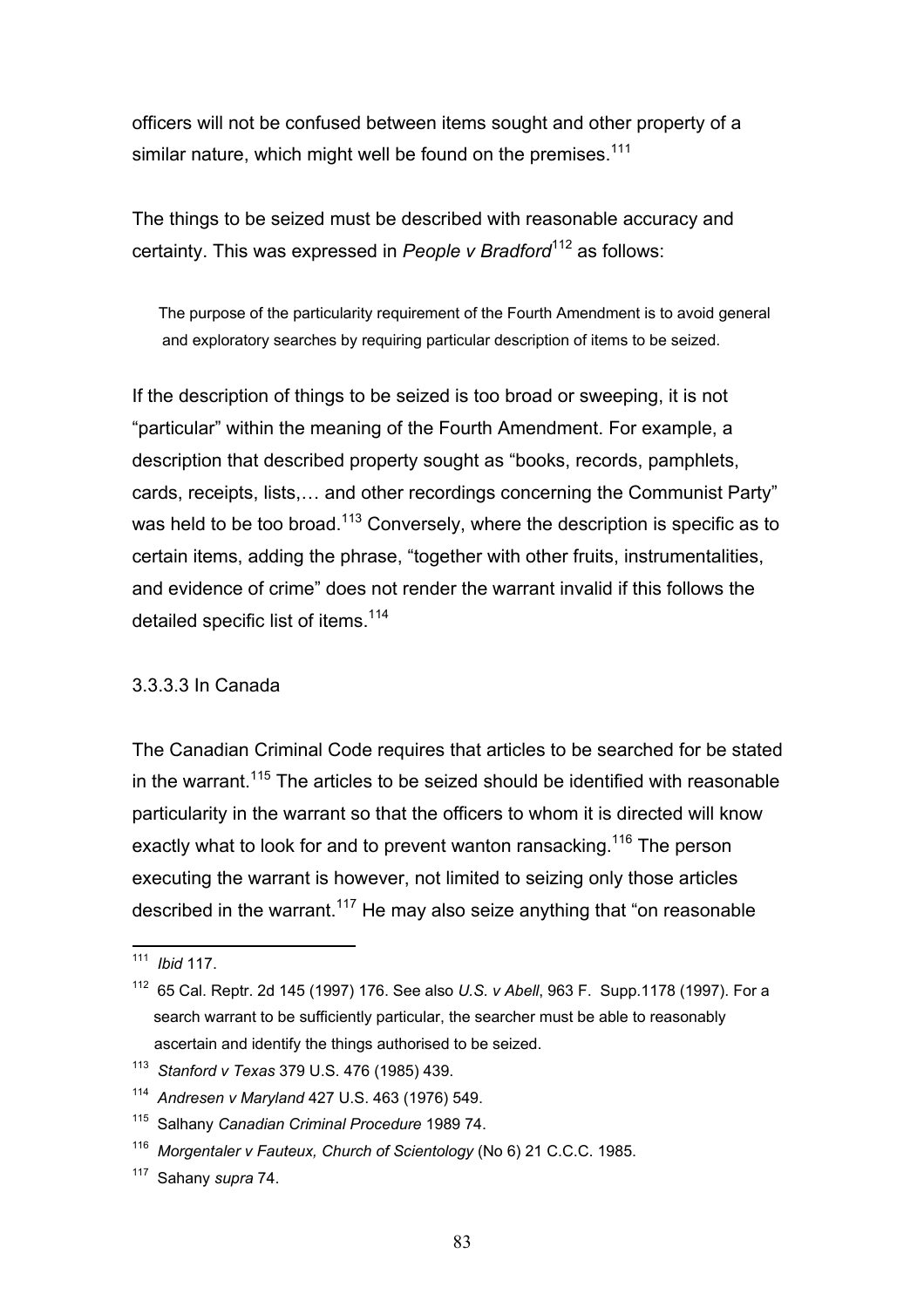officers will not be confused between items sought and other property of a similar nature, which might well be found on the premises.[111]

The things to be seized must be described with reasonable accuracy and certainty. This was expressed in *People v Bradford*[112] as follows:

> The purpose of the particularity requirement of the Fourth Amendment is to avoid general and exploratory searches by requiring particular description of items to be seized.

If the description of things to be seized is too broad or sweeping, it is not "particular" within the meaning of the Fourth Amendment. For example, a description that described property sought as "books, records, pamphlets, cards, receipts, lists,… and other recordings concerning the Communist Party" was held to be too broad.[113] Conversely, where the description is specific as to certain items, adding the phrase, "together with other fruits, instrumentalities, and evidence of crime" does not render the warrant invalid if this follows the detailed specific list of items.[114]

### 3.3.3.3 In Canada

The Canadian Criminal Code requires that articles to be searched for be stated in the warrant.[115] The articles to be seized should be identified with reasonable particularity in the warrant so that the officers to whom it is directed will know exactly what to look for and to prevent wanton ransacking.[116] The person executing the warrant is however, not limited to seizing only those articles described in the warrant.[117] He may also seize anything that "on reasonable

---

[111] *Ibid* 117.

[112] 65 Cal. Reptr. 2d 145 (1997) 176. See also *U.S. v Abell*, 963 F. Supp.1178 (1997). For a search warrant to be sufficiently particular, the searcher must be able to reasonably ascertain and identify the things authorised to be seized.

[113] *Stanford v Texas* 379 U.S. 476 (1985) 439.

[114] *Andresen v Maryland* 427 U.S. 463 (1976) 549.

[115] Salhany *Canadian Criminal Procedure* 1989 74.

[116] *Morgentaler v Fauteux, Church of Scientology* (No 6) 21 C.C.C. 1985.

[117] Sahany *supra* 74.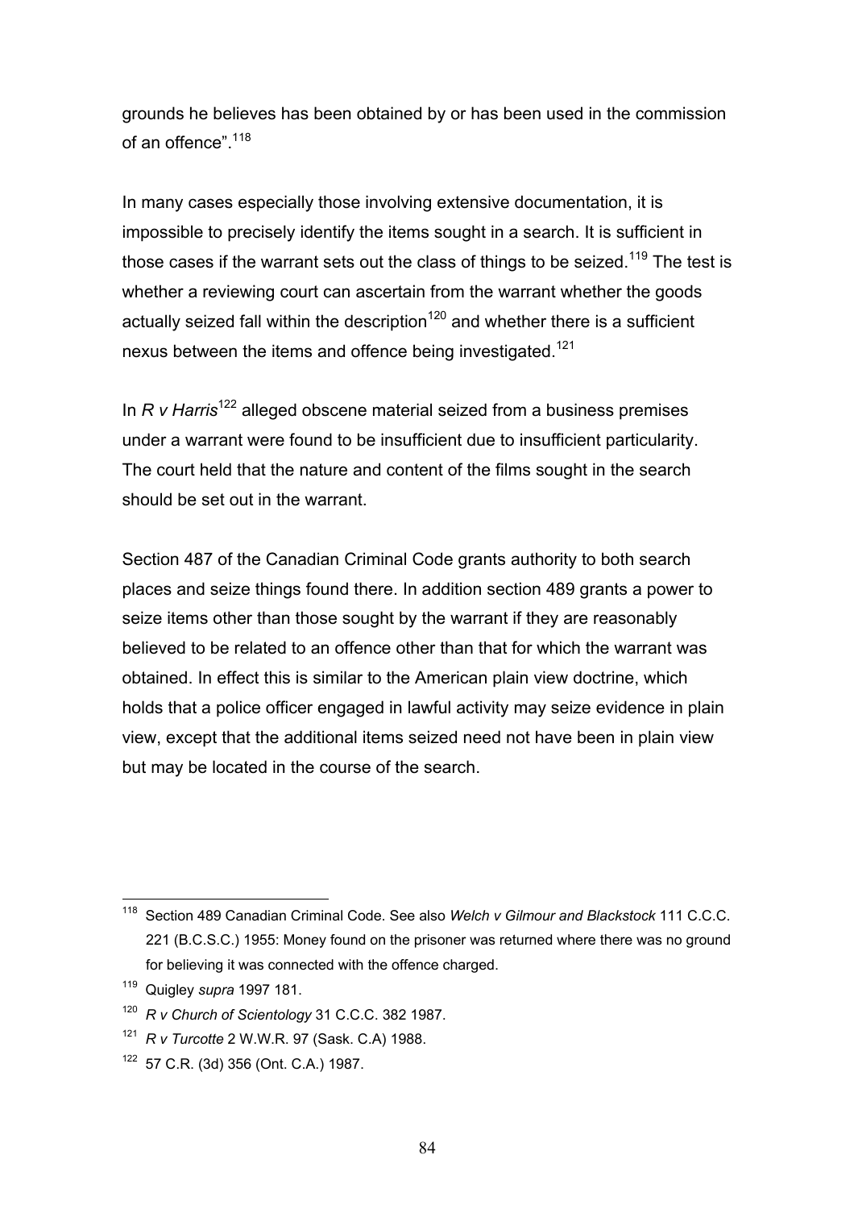grounds he believes has been obtained by or has been used in the commission of an offence".[118]

In many cases especially those involving extensive documentation, it is impossible to precisely identify the items sought in a search. It is sufficient in those cases if the warrant sets out the class of things to be seized.[119] The test is whether a reviewing court can ascertain from the warrant whether the goods actually seized fall within the description[120] and whether there is a sufficient nexus between the items and offence being investigated.[121]

In *R v Harris*[122] alleged obscene material seized from a business premises under a warrant were found to be insufficient due to insufficient particularity. The court held that the nature and content of the films sought in the search should be set out in the warrant.

Section 487 of the Canadian Criminal Code grants authority to both search places and seize things found there. In addition section 489 grants a power to seize items other than those sought by the warrant if they are reasonably believed to be related to an offence other than that for which the warrant was obtained. In effect this is similar to the American plain view doctrine, which holds that a police officer engaged in lawful activity may seize evidence in plain view, except that the additional items seized need not have been in plain view but may be located in the course of the search.

---

[118] Section 489 Canadian Criminal Code. See also *Welch v Gilmour and Blackstock* 111 C.C.C. 221 (B.C.S.C.) 1955: Money found on the prisoner was returned where there was no ground for believing it was connected with the offence charged.

[119] Quigley *supra* 1997 181.

[120] *R v Church of Scientology* 31 C.C.C. 382 1987.

[121] *R v Turcotte* 2 W.W.R. 97 (Sask. C.A) 1988.

[122] 57 C.R. (3d) 356 (Ont. C.A.) 1987.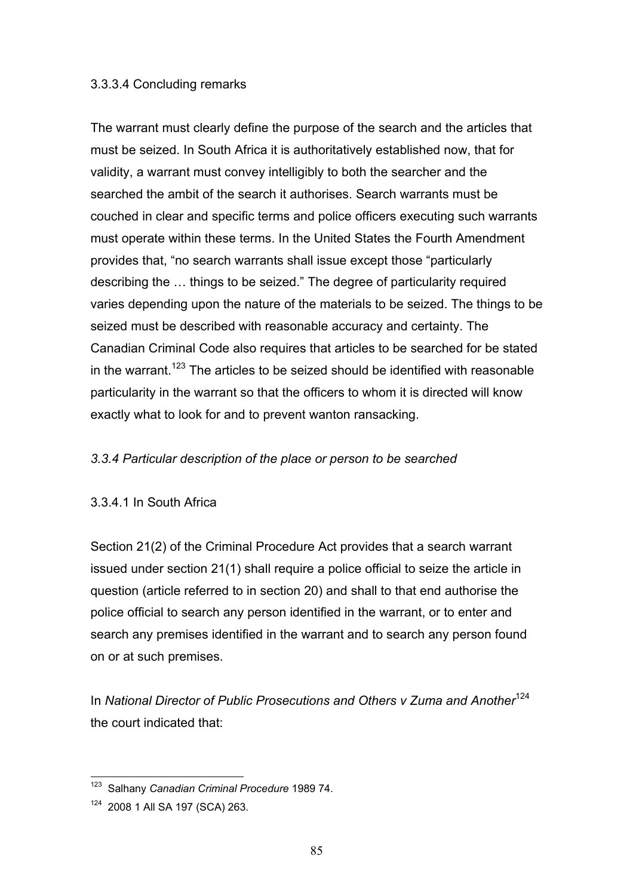#### 3.3.3.4 Concluding remarks

The warrant must clearly define the purpose of the search and the articles that must be seized. In South Africa it is authoritatively established now, that for validity, a warrant must convey intelligibly to both the searcher and the searched the ambit of the search it authorises. Search warrants must be couched in clear and specific terms and police officers executing such warrants must operate within these terms. In the United States the Fourth Amendment provides that, "no search warrants shall issue except those "particularly describing the … things to be seized." The degree of particularity required varies depending upon the nature of the materials to be seized. The things to be seized must be described with reasonable accuracy and certainty. The Canadian Criminal Code also requires that articles to be searched for be stated in the warrant.[123] The articles to be seized should be identified with reasonable particularity in the warrant so that the officers to whom it is directed will know exactly what to look for and to prevent wanton ransacking.

### *3.3.4 Particular description of the place or person to be searched*

#### 3.3.4.1 In South Africa

Section 21(2) of the Criminal Procedure Act provides that a search warrant issued under section 21(1) shall require a police official to seize the article in question (article referred to in section 20) and shall to that end authorise the police official to search any person identified in the warrant, or to enter and search any premises identified in the warrant and to search any person found on or at such premises.

In *National Director of Public Prosecutions and Others v Zuma and Another*[124] the court indicated that:

---

[123] Salhany *Canadian Criminal Procedure* 1989 74.

[124] 2008 1 All SA 197 (SCA) 263.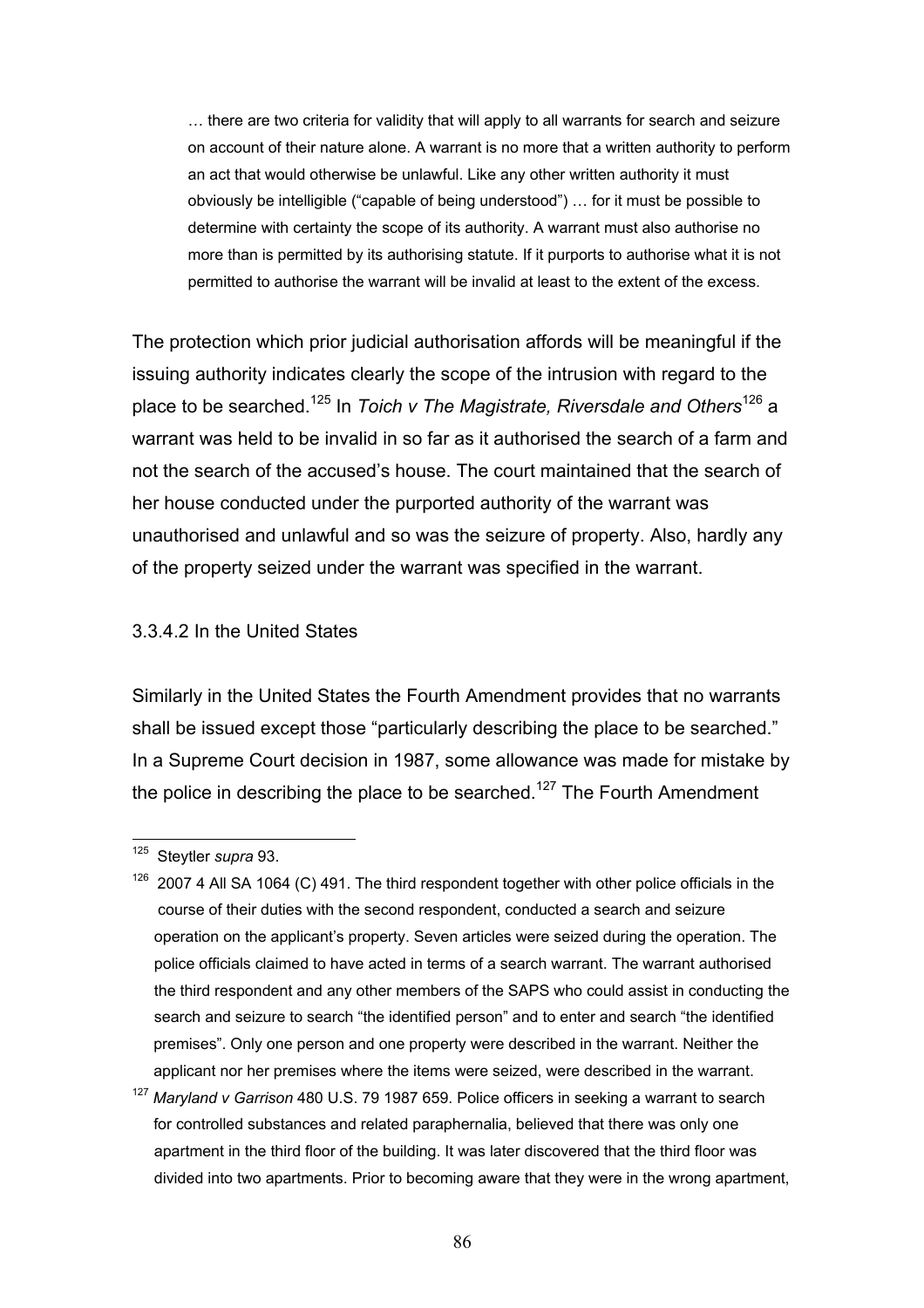> … there are two criteria for validity that will apply to all warrants for search and seizure on account of their nature alone. A warrant is no more that a written authority to perform an act that would otherwise be unlawful. Like any other written authority it must obviously be intelligible ("capable of being understood") … for it must be possible to determine with certainty the scope of its authority. A warrant must also authorise no more than is permitted by its authorising statute. If it purports to authorise what it is not permitted to authorise the warrant will be invalid at least to the extent of the excess.

The protection which prior judicial authorisation affords will be meaningful if the issuing authority indicates clearly the scope of the intrusion with regard to the place to be searched.[125] In *Toich v The Magistrate, Riversdale and Others*[126] a warrant was held to be invalid in so far as it authorised the search of a farm and not the search of the accused's house. The court maintained that the search of her house conducted under the purported authority of the warrant was unauthorised and unlawful and so was the seizure of property. Also, hardly any of the property seized under the warrant was specified in the warrant.

3.3.4.2 In the United States

Similarly in the United States the Fourth Amendment provides that no warrants shall be issued except those "particularly describing the place to be searched." In a Supreme Court decision in 1987, some allowance was made for mistake by the police in describing the place to be searched.[127] The Fourth Amendment

---

[125] Steytler *supra* 93.

[126] 2007 4 All SA 1064 (C) 491. The third respondent together with other police officials in the course of their duties with the second respondent, conducted a search and seizure operation on the applicant's property. Seven articles were seized during the operation. The police officials claimed to have acted in terms of a search warrant. The warrant authorised the third respondent and any other members of the SAPS who could assist in conducting the search and seizure to search "the identified person" and to enter and search "the identified premises". Only one person and one property were described in the warrant. Neither the applicant nor her premises where the items were seized, were described in the warrant.

[127] *Maryland v Garrison* 480 U.S. 79 1987 659. Police officers in seeking a warrant to search for controlled substances and related paraphernalia, believed that there was only one apartment in the third floor of the building. It was later discovered that the third floor was divided into two apartments. Prior to becoming aware that they were in the wrong apartment,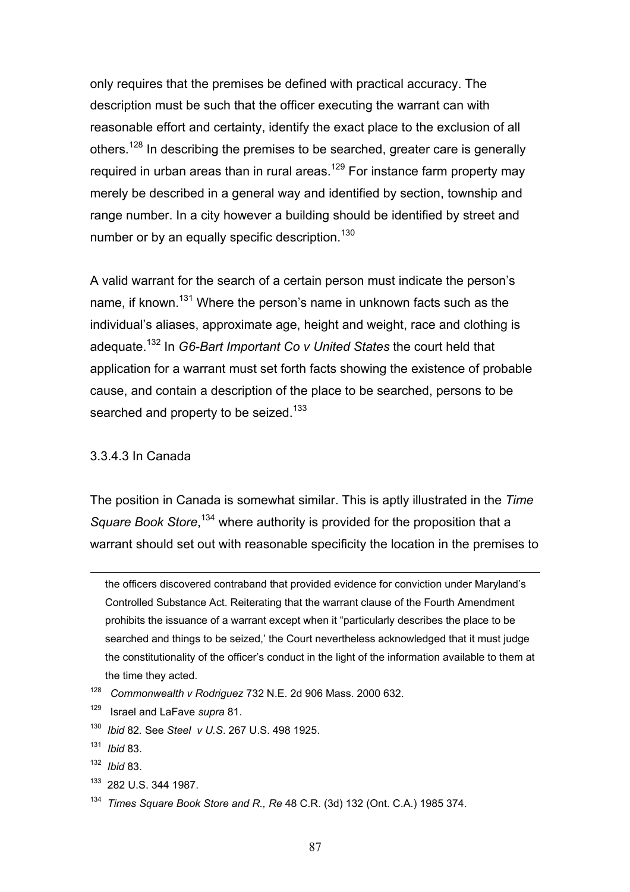only requires that the premises be defined with practical accuracy. The description must be such that the officer executing the warrant can with reasonable effort and certainty, identify the exact place to the exclusion of all others.[128] In describing the premises to be searched, greater care is generally required in urban areas than in rural areas.[129] For instance farm property may merely be described in a general way and identified by section, township and range number. In a city however a building should be identified by street and number or by an equally specific description.[130]

A valid warrant for the search of a certain person must indicate the person's name, if known.[131] Where the person's name in unknown facts such as the individual's aliases, approximate age, height and weight, race and clothing is adequate.[132] In *G6-Bart Important Co v United States* the court held that application for a warrant must set forth facts showing the existence of probable cause, and contain a description of the place to be searched, persons to be searched and property to be seized.[133]

3.3.4.3 In Canada

The position in Canada is somewhat similar. This is aptly illustrated in the *Time Square Book Store*,[134] where authority is provided for the proposition that a warrant should set out with reasonable specificity the location in the premises to

---

the officers discovered contraband that provided evidence for conviction under Maryland's Controlled Substance Act. Reiterating that the warrant clause of the Fourth Amendment prohibits the issuance of a warrant except when it "particularly describes the place to be searched and things to be seized,' the Court nevertheless acknowledged that it must judge the constitutionality of the officer's conduct in the light of the information available to them at the time they acted.

[128] *Commonwealth v Rodriguez* 732 N.E. 2d 906 Mass. 2000 632.

[129] Israel and LaFave *supra* 81.

[130] *Ibid* 82. See *Steel v U.S*. 267 U.S. 498 1925.

[131] *Ibid* 83.

[132] *Ibid* 83.

[133] 282 U.S. 344 1987.

[134] *Times Square Book Store and R., Re* 48 C.R. (3d) 132 (Ont. C.A.) 1985 374.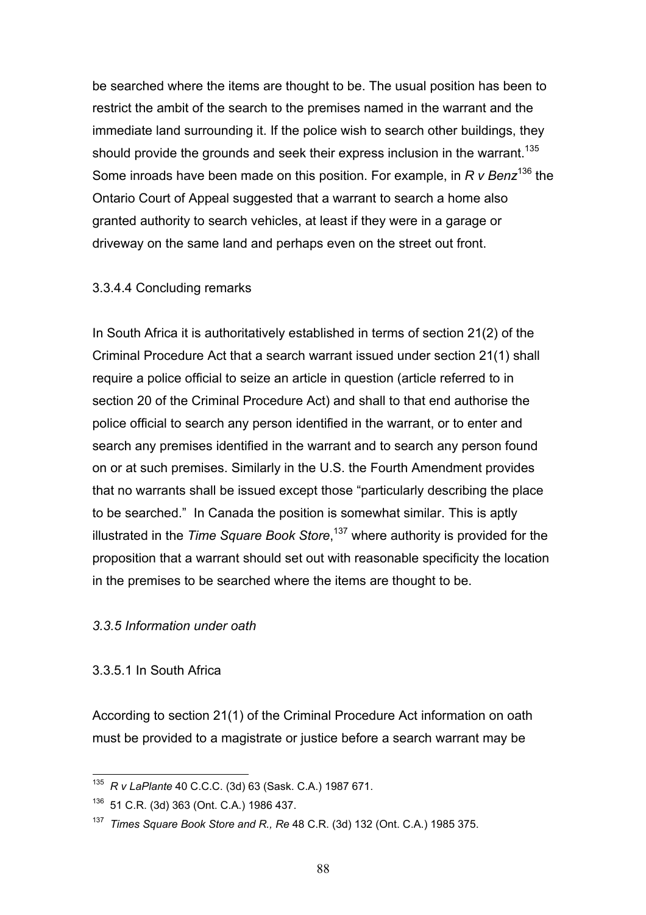be searched where the items are thought to be. The usual position has been to restrict the ambit of the search to the premises named in the warrant and the immediate land surrounding it. If the police wish to search other buildings, they should provide the grounds and seek their express inclusion in the warrant.[135] Some inroads have been made on this position. For example, in *R v Benz*[136] the Ontario Court of Appeal suggested that a warrant to search a home also granted authority to search vehicles, at least if they were in a garage or driveway on the same land and perhaps even on the street out front.

3.3.4.4 Concluding remarks

In South Africa it is authoritatively established in terms of section 21(2) of the Criminal Procedure Act that a search warrant issued under section 21(1) shall require a police official to seize an article in question (article referred to in section 20 of the Criminal Procedure Act) and shall to that end authorise the police official to search any person identified in the warrant, or to enter and search any premises identified in the warrant and to search any person found on or at such premises. Similarly in the U.S. the Fourth Amendment provides that no warrants shall be issued except those "particularly describing the place to be searched." In Canada the position is somewhat similar. This is aptly illustrated in the *Time Square Book Store*,[137] where authority is provided for the proposition that a warrant should set out with reasonable specificity the location in the premises to be searched where the items are thought to be.

*3.3.5 Information under oath*

3.3.5.1 In South Africa

According to section 21(1) of the Criminal Procedure Act information on oath must be provided to a magistrate or justice before a search warrant may be

---

[135] *R v LaPlante* 40 C.C.C. (3d) 63 (Sask. C.A.) 1987 671.

[136] 51 C.R. (3d) 363 (Ont. C.A.) 1986 437.

[137] *Times Square Book Store and R., Re* 48 C.R. (3d) 132 (Ont. C.A.) 1985 375.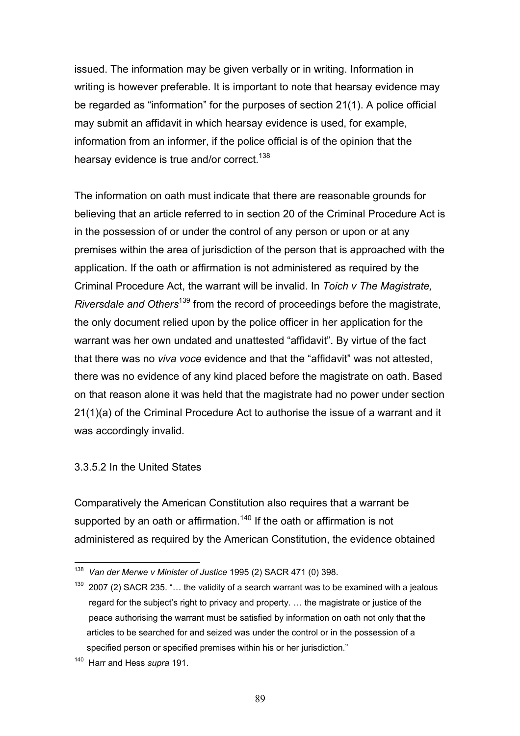issued. The information may be given verbally or in writing. Information in writing is however preferable. It is important to note that hearsay evidence may be regarded as "information" for the purposes of section 21(1). A police official may submit an affidavit in which hearsay evidence is used, for example, information from an informer, if the police official is of the opinion that the hearsay evidence is true and/or correct.[138]

The information on oath must indicate that there are reasonable grounds for believing that an article referred to in section 20 of the Criminal Procedure Act is in the possession of or under the control of any person or upon or at any premises within the area of jurisdiction of the person that is approached with the application. If the oath or affirmation is not administered as required by the Criminal Procedure Act, the warrant will be invalid. In *Toich v The Magistrate, Riversdale and Others*[139] from the record of proceedings before the magistrate, the only document relied upon by the police officer in her application for the warrant was her own undated and unattested "affidavit". By virtue of the fact that there was no *viva voce* evidence and that the "affidavit" was not attested, there was no evidence of any kind placed before the magistrate on oath. Based on that reason alone it was held that the magistrate had no power under section 21(1)(a) of the Criminal Procedure Act to authorise the issue of a warrant and it was accordingly invalid.

### 3.3.5.2 In the United States

Comparatively the American Constitution also requires that a warrant be supported by an oath or affirmation.[140] If the oath or affirmation is not administered as required by the American Constitution, the evidence obtained

---

[138] *Van der Merwe v Minister of Justice* 1995 (2) SACR 471 (0) 398.

[139] 2007 (2) SACR 235. "… the validity of a search warrant was to be examined with a jealous regard for the subject's right to privacy and property. … the magistrate or justice of the peace authorising the warrant must be satisfied by information on oath not only that the articles to be searched for and seized was under the control or in the possession of a specified person or specified premises within his or her jurisdiction."

[140] Harr and Hess *supra* 191.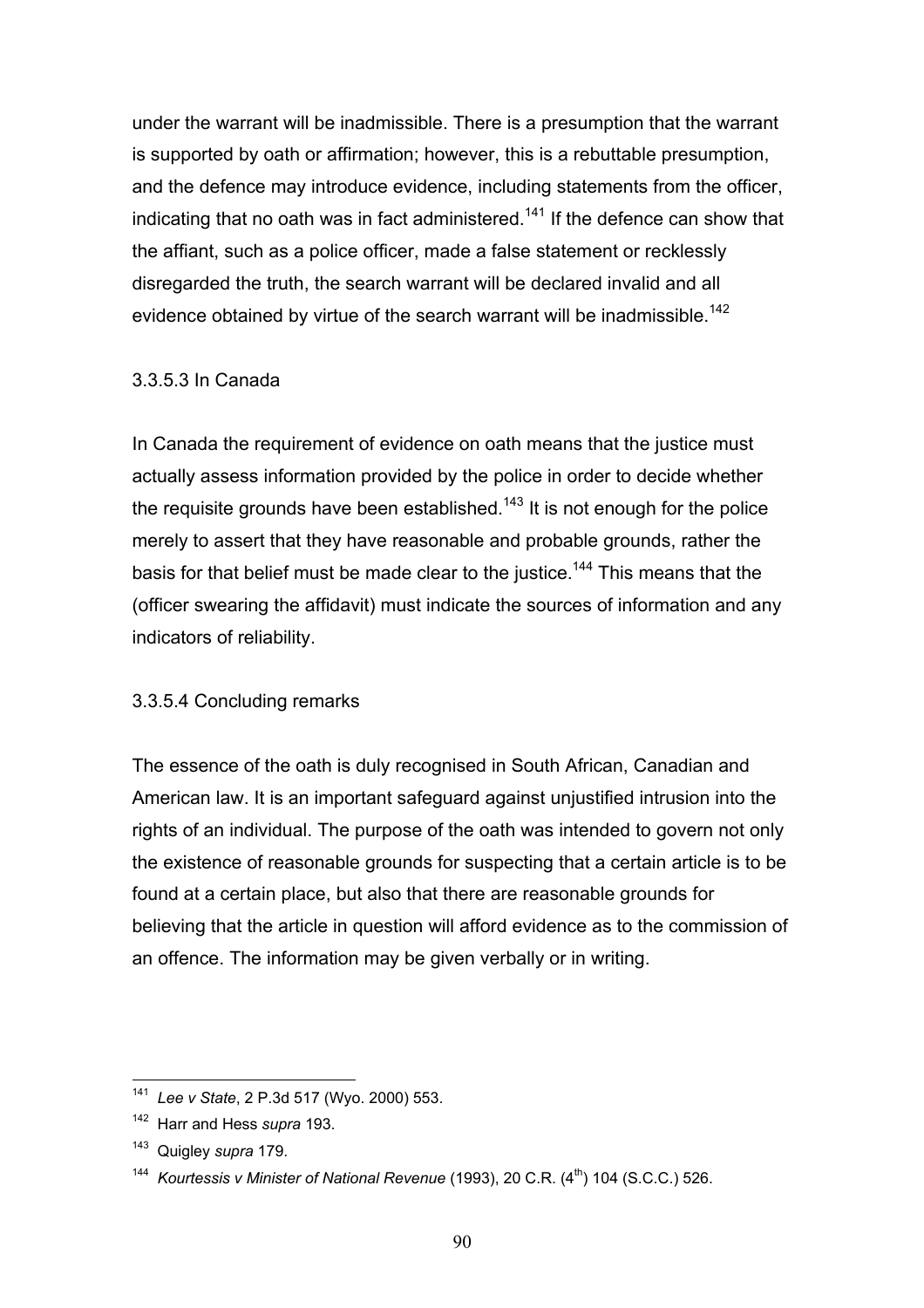under the warrant will be inadmissible. There is a presumption that the warrant is supported by oath or affirmation; however, this is a rebuttable presumption, and the defence may introduce evidence, including statements from the officer, indicating that no oath was in fact administered.[141] If the defence can show that the affiant, such as a police officer, made a false statement or recklessly disregarded the truth, the search warrant will be declared invalid and all evidence obtained by virtue of the search warrant will be inadmissible.[142]

### 3.3.5.3 In Canada

In Canada the requirement of evidence on oath means that the justice must actually assess information provided by the police in order to decide whether the requisite grounds have been established.[143] It is not enough for the police merely to assert that they have reasonable and probable grounds, rather the basis for that belief must be made clear to the justice.[144] This means that the (officer swearing the affidavit) must indicate the sources of information and any indicators of reliability.

### 3.3.5.4 Concluding remarks

The essence of the oath is duly recognised in South African, Canadian and American law. It is an important safeguard against unjustified intrusion into the rights of an individual. The purpose of the oath was intended to govern not only the existence of reasonable grounds for suspecting that a certain article is to be found at a certain place, but also that there are reasonable grounds for believing that the article in question will afford evidence as to the commission of an offence. The information may be given verbally or in writing.

---

[141] *Lee v State*, 2 P.3d 517 (Wyo. 2000) 553.

[142] Harr and Hess *supra* 193.

[143] Quigley *supra* 179.

[144] *Kourtessis v Minister of National Revenue* (1993), 20 C.R. (4th) 104 (S.C.C.) 526.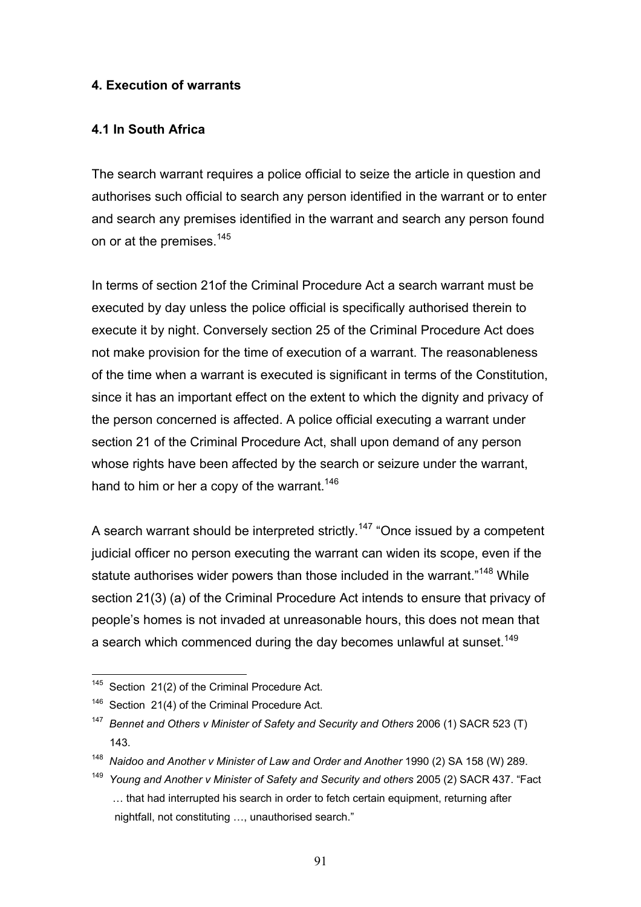## 4. Execution of warrants

### 4.1 In South Africa

The search warrant requires a police official to seize the article in question and authorises such official to search any person identified in the warrant or to enter and search any premises identified in the warrant and search any person found on or at the premises.[145]

In terms of section 21of the Criminal Procedure Act a search warrant must be executed by day unless the police official is specifically authorised therein to execute it by night. Conversely section 25 of the Criminal Procedure Act does not make provision for the time of execution of a warrant. The reasonableness of the time when a warrant is executed is significant in terms of the Constitution, since it has an important effect on the extent to which the dignity and privacy of the person concerned is affected. A police official executing a warrant under section 21 of the Criminal Procedure Act, shall upon demand of any person whose rights have been affected by the search or seizure under the warrant, hand to him or her a copy of the warrant.[146]

A search warrant should be interpreted strictly.[147] "Once issued by a competent judicial officer no person executing the warrant can widen its scope, even if the statute authorises wider powers than those included in the warrant."[148] While section 21(3) (a) of the Criminal Procedure Act intends to ensure that privacy of people's homes is not invaded at unreasonable hours, this does not mean that a search which commenced during the day becomes unlawful at sunset.[149]

---

[145] Section 21(2) of the Criminal Procedure Act.

[146] Section 21(4) of the Criminal Procedure Act.

[147] *Bennet and Others v Minister of Safety and Security and Others* 2006 (1) SACR 523 (T) 143.

[148] *Naidoo and Another v Minister of Law and Order and Another* 1990 (2) SA 158 (W) 289.

[149] *Young and Another v Minister of Safety and Security and others* 2005 (2) SACR 437. "Fact … that had interrupted his search in order to fetch certain equipment, returning after nightfall, not constituting …, unauthorised search."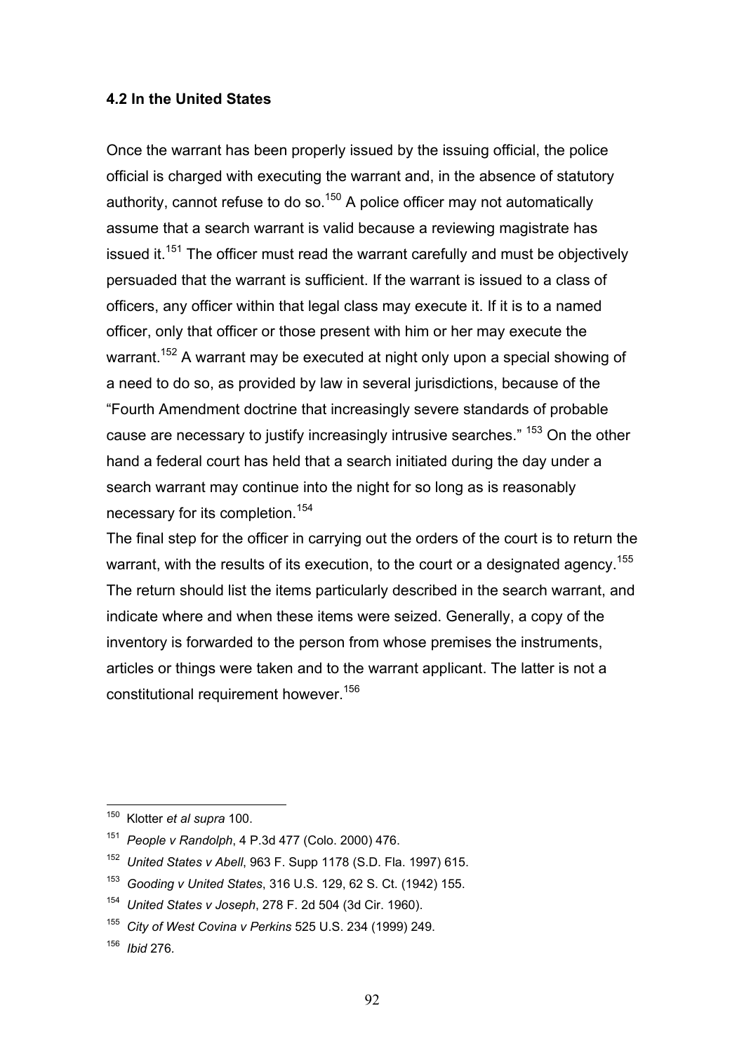### 4.2 In the United States

Once the warrant has been properly issued by the issuing official, the police official is charged with executing the warrant and, in the absence of statutory authority, cannot refuse to do so.[150] A police officer may not automatically assume that a search warrant is valid because a reviewing magistrate has issued it.[151] The officer must read the warrant carefully and must be objectively persuaded that the warrant is sufficient. If the warrant is issued to a class of officers, any officer within that legal class may execute it. If it is to a named officer, only that officer or those present with him or her may execute the warrant.[152] A warrant may be executed at night only upon a special showing of a need to do so, as provided by law in several jurisdictions, because of the "Fourth Amendment doctrine that increasingly severe standards of probable cause are necessary to justify increasingly intrusive searches." [153] On the other hand a federal court has held that a search initiated during the day under a search warrant may continue into the night for so long as is reasonably necessary for its completion.[154]

The final step for the officer in carrying out the orders of the court is to return the warrant, with the results of its execution, to the court or a designated agency.[155] The return should list the items particularly described in the search warrant, and indicate where and when these items were seized. Generally, a copy of the inventory is forwarded to the person from whose premises the instruments, articles or things were taken and to the warrant applicant. The latter is not a constitutional requirement however.[156]

---

[150] Klotter *et al supra* 100.

[151] *People v Randolph*, 4 P.3d 477 (Colo. 2000) 476.

[152] *United States v Abell*, 963 F. Supp 1178 (S.D. Fla. 1997) 615.

[153] *Gooding v United States*, 316 U.S. 129, 62 S. Ct. (1942) 155.

[154] *United States v Joseph*, 278 F. 2d 504 (3d Cir. 1960).

[155] *City of West Covina v Perkins* 525 U.S. 234 (1999) 249.

[156] *Ibid* 276.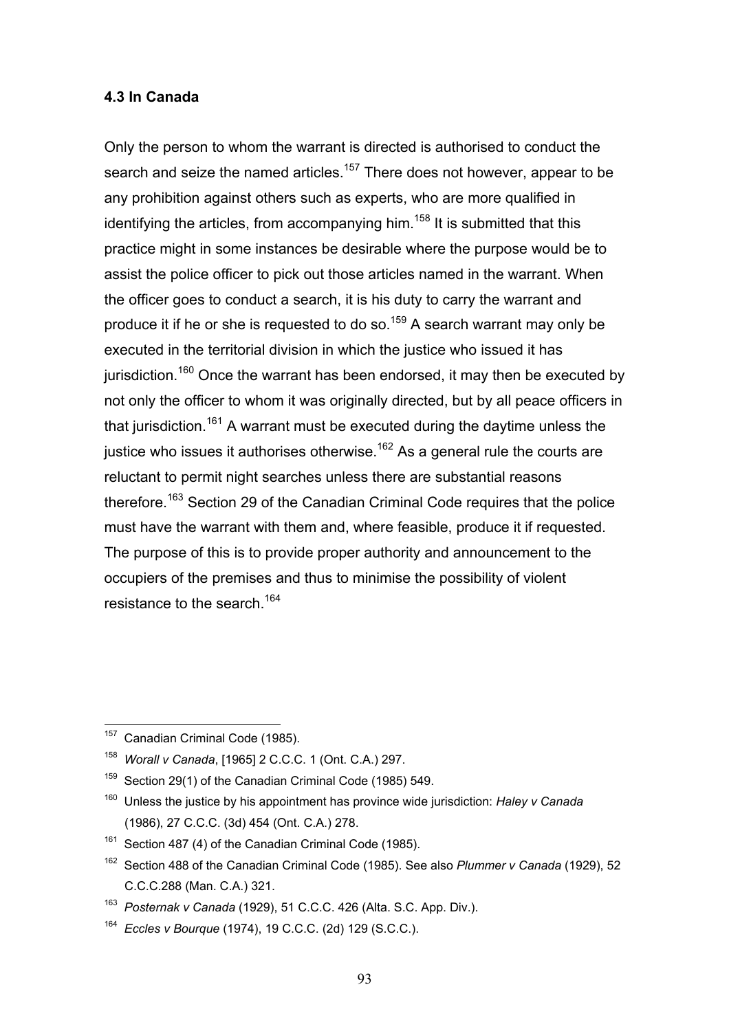### 4.3 In Canada

Only the person to whom the warrant is directed is authorised to conduct the search and seize the named articles.[157] There does not however, appear to be any prohibition against others such as experts, who are more qualified in identifying the articles, from accompanying him.[158] It is submitted that this practice might in some instances be desirable where the purpose would be to assist the police officer to pick out those articles named in the warrant. When the officer goes to conduct a search, it is his duty to carry the warrant and produce it if he or she is requested to do so.[159] A search warrant may only be executed in the territorial division in which the justice who issued it has jurisdiction.[160] Once the warrant has been endorsed, it may then be executed by not only the officer to whom it was originally directed, but by all peace officers in that jurisdiction.[161] A warrant must be executed during the daytime unless the justice who issues it authorises otherwise.[162] As a general rule the courts are reluctant to permit night searches unless there are substantial reasons therefore.[163] Section 29 of the Canadian Criminal Code requires that the police must have the warrant with them and, where feasible, produce it if requested. The purpose of this is to provide proper authority and announcement to the occupiers of the premises and thus to minimise the possibility of violent resistance to the search.[164]

---

[157] Canadian Criminal Code (1985).

[158] *Worall v Canada*, [1965] 2 C.C.C. 1 (Ont. C.A.) 297.

[159] Section 29(1) of the Canadian Criminal Code (1985) 549.

[160] Unless the justice by his appointment has province wide jurisdiction: *Haley v Canada* (1986), 27 C.C.C. (3d) 454 (Ont. C.A.) 278.

[161] Section 487 (4) of the Canadian Criminal Code (1985).

[162] Section 488 of the Canadian Criminal Code (1985). See also *Plummer v Canada* (1929), 52 C.C.C.288 (Man. C.A.) 321.

[163] *Posternak v Canada* (1929), 51 C.C.C. 426 (Alta. S.C. App. Div.).

[164] *Eccles v Bourque* (1974), 19 C.C.C. (2d) 129 (S.C.C.).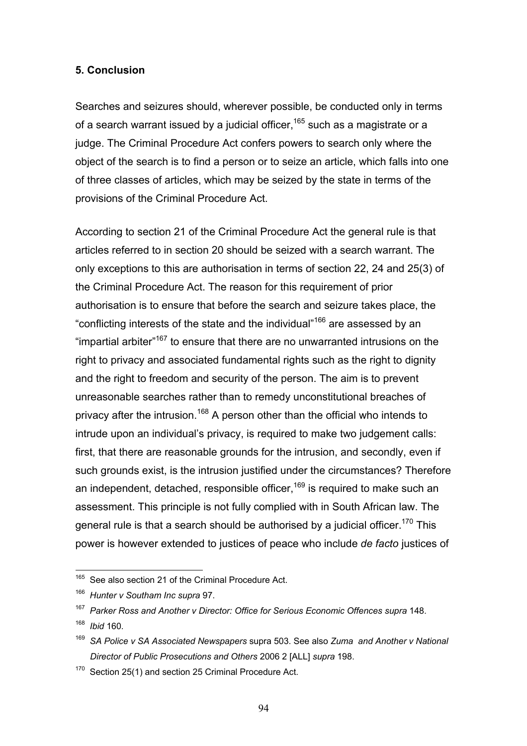**5. Conclusion**

Searches and seizures should, wherever possible, be conducted only in terms of a search warrant issued by a judicial officer,[165] such as a magistrate or a judge. The Criminal Procedure Act confers powers to search only where the object of the search is to find a person or to seize an article, which falls into one of three classes of articles, which may be seized by the state in terms of the provisions of the Criminal Procedure Act.

According to section 21 of the Criminal Procedure Act the general rule is that articles referred to in section 20 should be seized with a search warrant. The only exceptions to this are authorisation in terms of section 22, 24 and 25(3) of the Criminal Procedure Act. The reason for this requirement of prior authorisation is to ensure that before the search and seizure takes place, the "conflicting interests of the state and the individual"[166] are assessed by an "impartial arbiter"[167] to ensure that there are no unwarranted intrusions on the right to privacy and associated fundamental rights such as the right to dignity and the right to freedom and security of the person. The aim is to prevent unreasonable searches rather than to remedy unconstitutional breaches of privacy after the intrusion.[168] A person other than the official who intends to intrude upon an individual's privacy, is required to make two judgement calls: first, that there are reasonable grounds for the intrusion, and secondly, even if such grounds exist, is the intrusion justified under the circumstances? Therefore an independent, detached, responsible officer,[169] is required to make such an assessment. This principle is not fully complied with in South African law. The general rule is that a search should be authorised by a judicial officer.[170] This power is however extended to justices of peace who include *de facto* justices of

---

[165] See also section 21 of the Criminal Procedure Act.

[166] *Hunter v Southam Inc supra* 97.

[167] *Parker Ross and Another v Director: Office for Serious Economic Offences supra* 148.

[168] *Ibid* 160.

[169] *SA Police v SA Associated Newspapers* supra 503. See also *Zuma and Another v National Director of Public Prosecutions and Others* 2006 2 [ALL] *supra* 198.

[170] Section 25(1) and section 25 Criminal Procedure Act.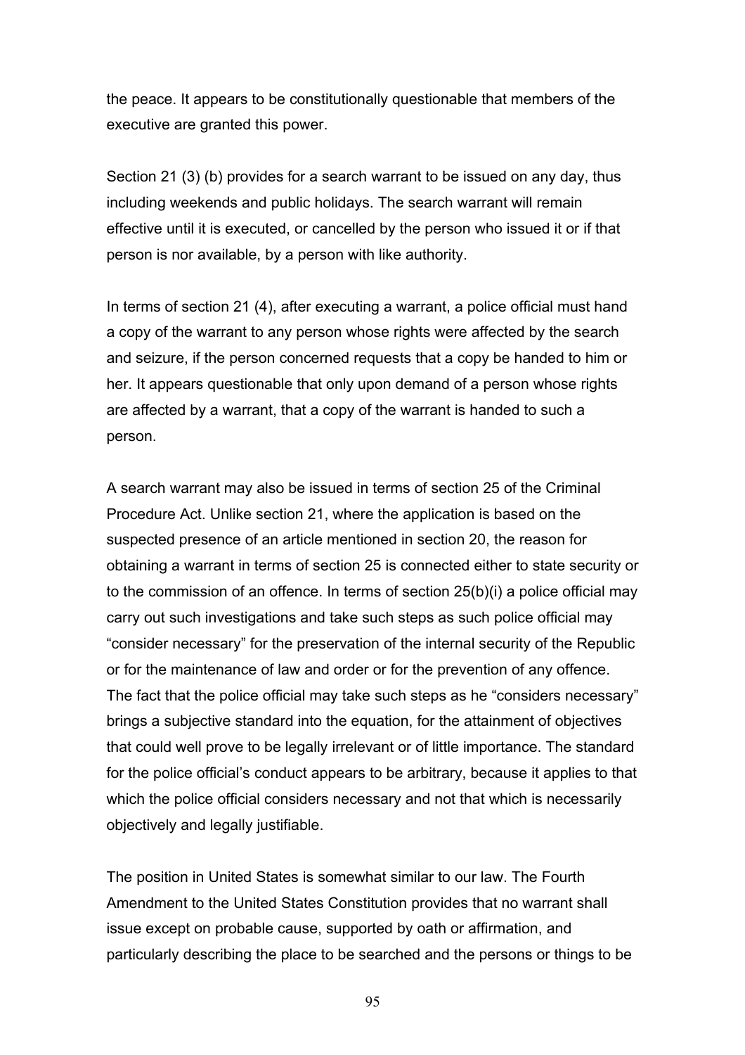the peace. It appears to be constitutionally questionable that members of the executive are granted this power.

Section 21 (3) (b) provides for a search warrant to be issued on any day, thus including weekends and public holidays. The search warrant will remain effective until it is executed, or cancelled by the person who issued it or if that person is nor available, by a person with like authority.

In terms of section 21 (4), after executing a warrant, a police official must hand a copy of the warrant to any person whose rights were affected by the search and seizure, if the person concerned requests that a copy be handed to him or her. It appears questionable that only upon demand of a person whose rights are affected by a warrant, that a copy of the warrant is handed to such a person.

A search warrant may also be issued in terms of section 25 of the Criminal Procedure Act. Unlike section 21, where the application is based on the suspected presence of an article mentioned in section 20, the reason for obtaining a warrant in terms of section 25 is connected either to state security or to the commission of an offence. In terms of section 25(b)(i) a police official may carry out such investigations and take such steps as such police official may "consider necessary" for the preservation of the internal security of the Republic or for the maintenance of law and order or for the prevention of any offence. The fact that the police official may take such steps as he "considers necessary" brings a subjective standard into the equation, for the attainment of objectives that could well prove to be legally irrelevant or of little importance. The standard for the police official's conduct appears to be arbitrary, because it applies to that which the police official considers necessary and not that which is necessarily objectively and legally justifiable.

The position in United States is somewhat similar to our law. The Fourth Amendment to the United States Constitution provides that no warrant shall issue except on probable cause, supported by oath or affirmation, and particularly describing the place to be searched and the persons or things to be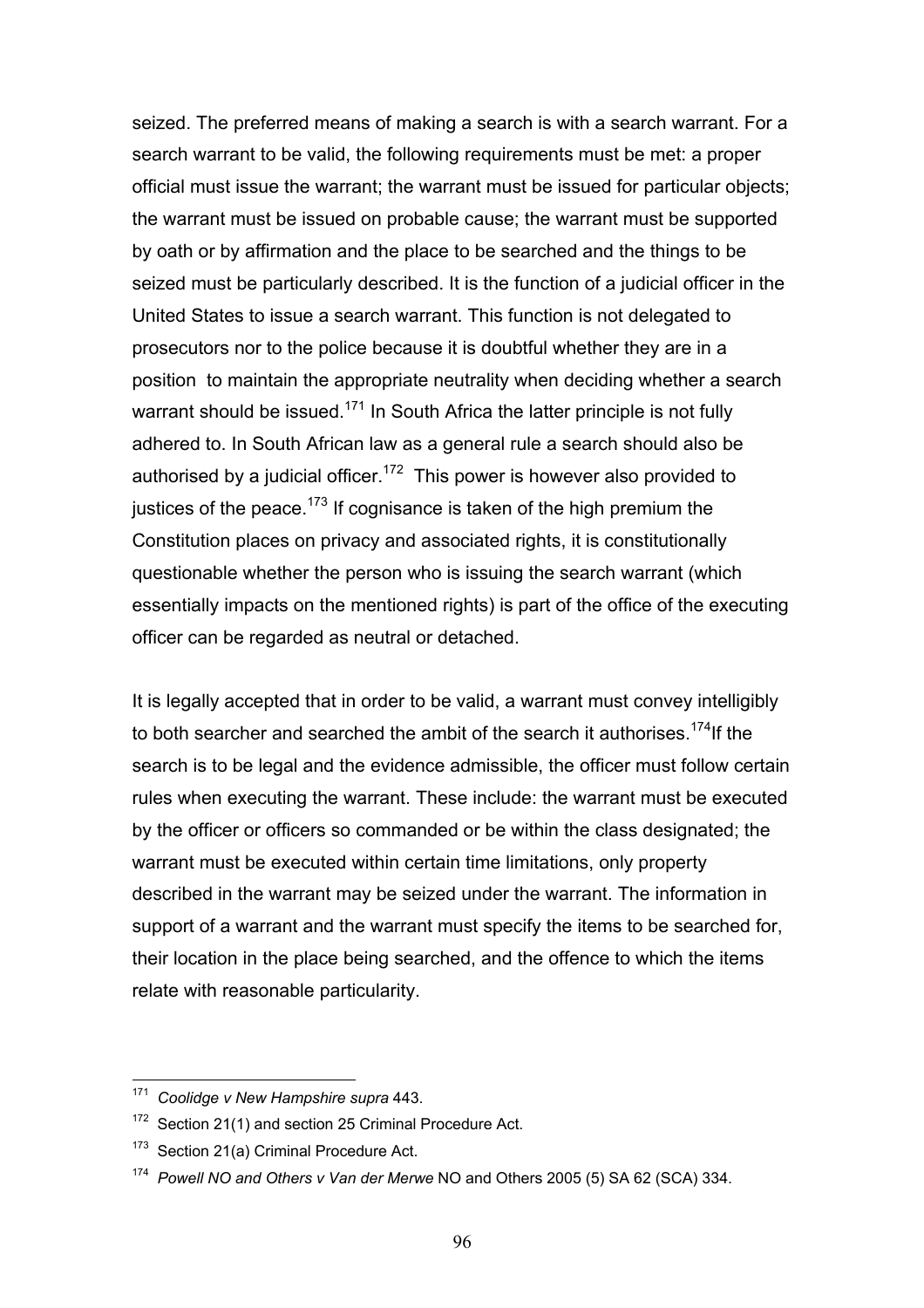seized. The preferred means of making a search is with a search warrant. For a search warrant to be valid, the following requirements must be met: a proper official must issue the warrant; the warrant must be issued for particular objects; the warrant must be issued on probable cause; the warrant must be supported by oath or by affirmation and the place to be searched and the things to be seized must be particularly described. It is the function of a judicial officer in the United States to issue a search warrant. This function is not delegated to prosecutors nor to the police because it is doubtful whether they are in a position to maintain the appropriate neutrality when deciding whether a search warrant should be issued.[171] In South Africa the latter principle is not fully adhered to. In South African law as a general rule a search should also be authorised by a judicial officer.[172] This power is however also provided to justices of the peace.[173] If cognisance is taken of the high premium the Constitution places on privacy and associated rights, it is constitutionally questionable whether the person who is issuing the search warrant (which essentially impacts on the mentioned rights) is part of the office of the executing officer can be regarded as neutral or detached.

It is legally accepted that in order to be valid, a warrant must convey intelligibly to both searcher and searched the ambit of the search it authorises.[174]If the search is to be legal and the evidence admissible, the officer must follow certain rules when executing the warrant. These include: the warrant must be executed by the officer or officers so commanded or be within the class designated; the warrant must be executed within certain time limitations, only property described in the warrant may be seized under the warrant. The information in support of a warrant and the warrant must specify the items to be searched for, their location in the place being searched, and the offence to which the items relate with reasonable particularity.

---

[171] *Coolidge v New Hampshire supra* 443.

[172] Section 21(1) and section 25 Criminal Procedure Act.

[173] Section 21(a) Criminal Procedure Act.

[174] *Powell NO and Others v Van der Merwe* NO and Others 2005 (5) SA 62 (SCA) 334.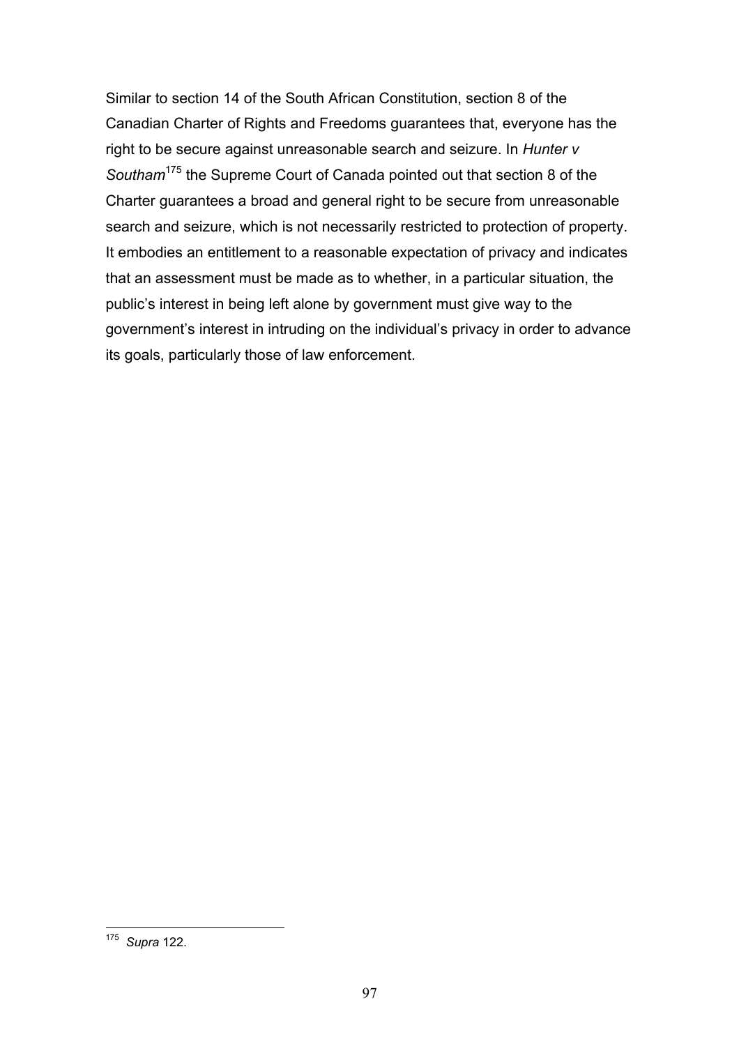Similar to section 14 of the South African Constitution, section 8 of the Canadian Charter of Rights and Freedoms guarantees that, everyone has the right to be secure against unreasonable search and seizure. In *Hunter v Southam*[175] the Supreme Court of Canada pointed out that section 8 of the Charter guarantees a broad and general right to be secure from unreasonable search and seizure, which is not necessarily restricted to protection of property. It embodies an entitlement to a reasonable expectation of privacy and indicates that an assessment must be made as to whether, in a particular situation, the public's interest in being left alone by government must give way to the government's interest in intruding on the individual's privacy in order to advance its goals, particularly those of law enforcement.

---

[175] *Supra* 122.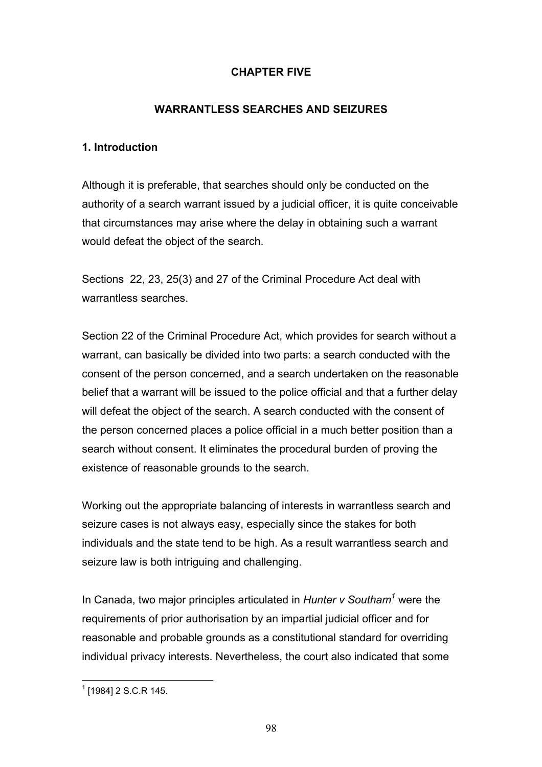## CHAPTER FIVE

## WARRANTLESS SEARCHES AND SEIZURES

### 1. Introduction

Although it is preferable, that searches should only be conducted on the authority of a search warrant issued by a judicial officer, it is quite conceivable that circumstances may arise where the delay in obtaining such a warrant would defeat the object of the search.

Sections 22, 23, 25(3) and 27 of the Criminal Procedure Act deal with warrantless searches.

Section 22 of the Criminal Procedure Act, which provides for search without a warrant, can basically be divided into two parts: a search conducted with the consent of the person concerned, and a search undertaken on the reasonable belief that a warrant will be issued to the police official and that a further delay will defeat the object of the search. A search conducted with the consent of the person concerned places a police official in a much better position than a search without consent. It eliminates the procedural burden of proving the existence of reasonable grounds to the search.

Working out the appropriate balancing of interests in warrantless search and seizure cases is not always easy, especially since the stakes for both individuals and the state tend to be high. As a result warrantless search and seizure law is both intriguing and challenging.

In Canada, two major principles articulated in *Hunter v Southam*[1] were the requirements of prior authorisation by an impartial judicial officer and for reasonable and probable grounds as a constitutional standard for overriding individual privacy interests. Nevertheless, the court also indicated that some

[1] [1984] 2 S.C.R 145.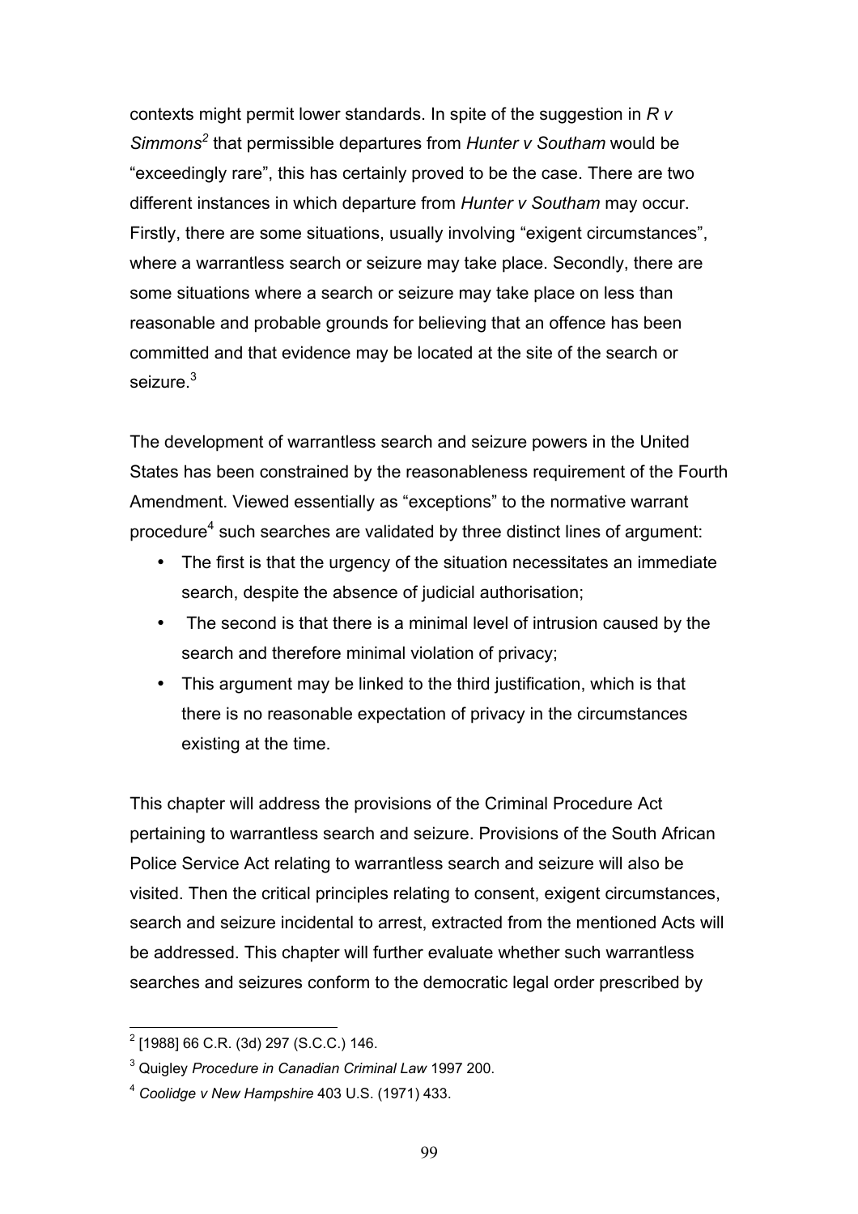contexts might permit lower standards. In spite of the suggestion in *R v Simmons*[2] that permissible departures from *Hunter v Southam* would be "exceedingly rare", this has certainly proved to be the case. There are two different instances in which departure from *Hunter v Southam* may occur. Firstly, there are some situations, usually involving "exigent circumstances", where a warrantless search or seizure may take place. Secondly, there are some situations where a search or seizure may take place on less than reasonable and probable grounds for believing that an offence has been committed and that evidence may be located at the site of the search or seizure.[3]

The development of warrantless search and seizure powers in the United States has been constrained by the reasonableness requirement of the Fourth Amendment. Viewed essentially as "exceptions" to the normative warrant procedure[4] such searches are validated by three distinct lines of argument:

- The first is that the urgency of the situation necessitates an immediate search, despite the absence of judicial authorisation;
- The second is that there is a minimal level of intrusion caused by the search and therefore minimal violation of privacy;
- This argument may be linked to the third justification, which is that there is no reasonable expectation of privacy in the circumstances existing at the time.

This chapter will address the provisions of the Criminal Procedure Act pertaining to warrantless search and seizure. Provisions of the South African Police Service Act relating to warrantless search and seizure will also be visited. Then the critical principles relating to consent, exigent circumstances, search and seizure incidental to arrest, extracted from the mentioned Acts will be addressed. This chapter will further evaluate whether such warrantless searches and seizures conform to the democratic legal order prescribed by

---

[2] [1988] 66 C.R. (3d) 297 (S.C.C.) 146.

[3] Quigley *Procedure in Canadian Criminal Law* 1997 200.

[4] *Coolidge v New Hampshire* 403 U.S. (1971) 433.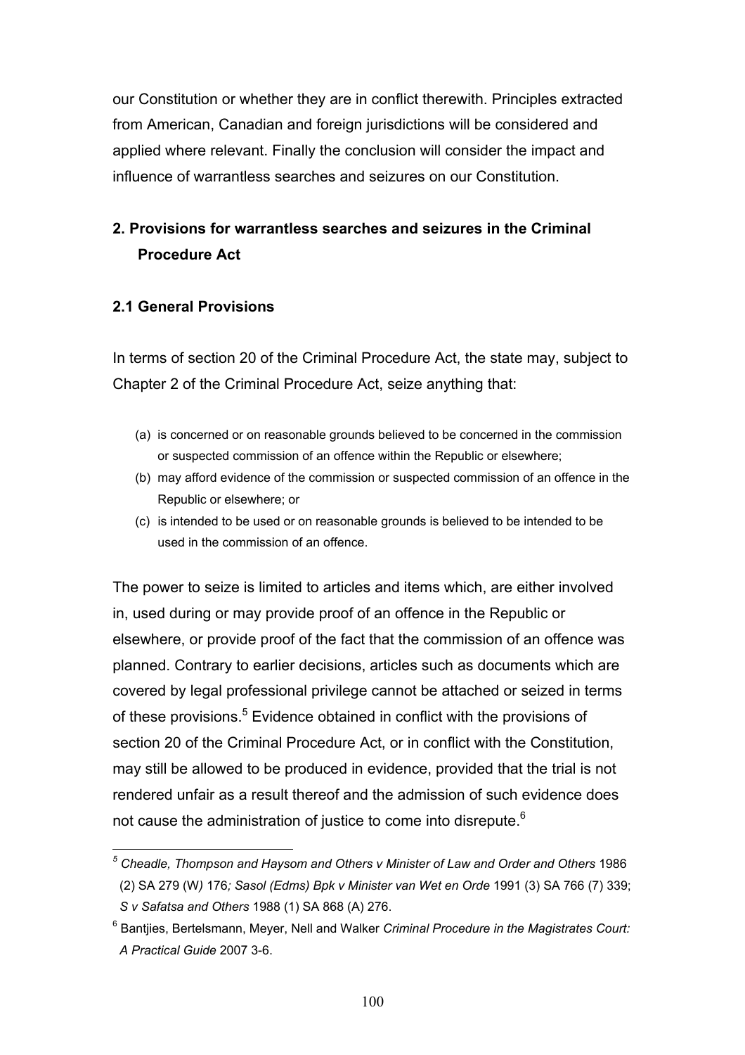our Constitution or whether they are in conflict therewith. Principles extracted from American, Canadian and foreign jurisdictions will be considered and applied where relevant. Finally the conclusion will consider the impact and influence of warrantless searches and seizures on our Constitution.

## 2. Provisions for warrantless searches and seizures in the Criminal Procedure Act

### 2.1 General Provisions

In terms of section 20 of the Criminal Procedure Act, the state may, subject to Chapter 2 of the Criminal Procedure Act, seize anything that:

(a) is concerned or on reasonable grounds believed to be concerned in the commission or suspected commission of an offence within the Republic or elsewhere;
(b) may afford evidence of the commission or suspected commission of an offence in the Republic or elsewhere; or
(c) is intended to be used or on reasonable grounds is believed to be intended to be used in the commission of an offence.

The power to seize is limited to articles and items which, are either involved in, used during or may provide proof of an offence in the Republic or elsewhere, or provide proof of the fact that the commission of an offence was planned. Contrary to earlier decisions, articles such as documents which are covered by legal professional privilege cannot be attached or seized in terms of these provisions.[5] Evidence obtained in conflict with the provisions of section 20 of the Criminal Procedure Act, or in conflict with the Constitution, may still be allowed to be produced in evidence, provided that the trial is not rendered unfair as a result thereof and the admission of such evidence does not cause the administration of justice to come into disrepute.[6]

---

[5] *Cheadle, Thompson and Haysom and Others v Minister of Law and Order and Others* 1986 (2) SA 279 (W) 176*; Sasol (Edms) Bpk v Minister van Wet en Orde* 1991 (3) SA 766 (7) 339; *S v Safatsa and Others* 1988 (1) SA 868 (A) 276.

[6] Bantjies, Bertelsmann, Meyer, Nell and Walker *Criminal Procedure in the Magistrates Court: A Practical Guide* 2007 3-6.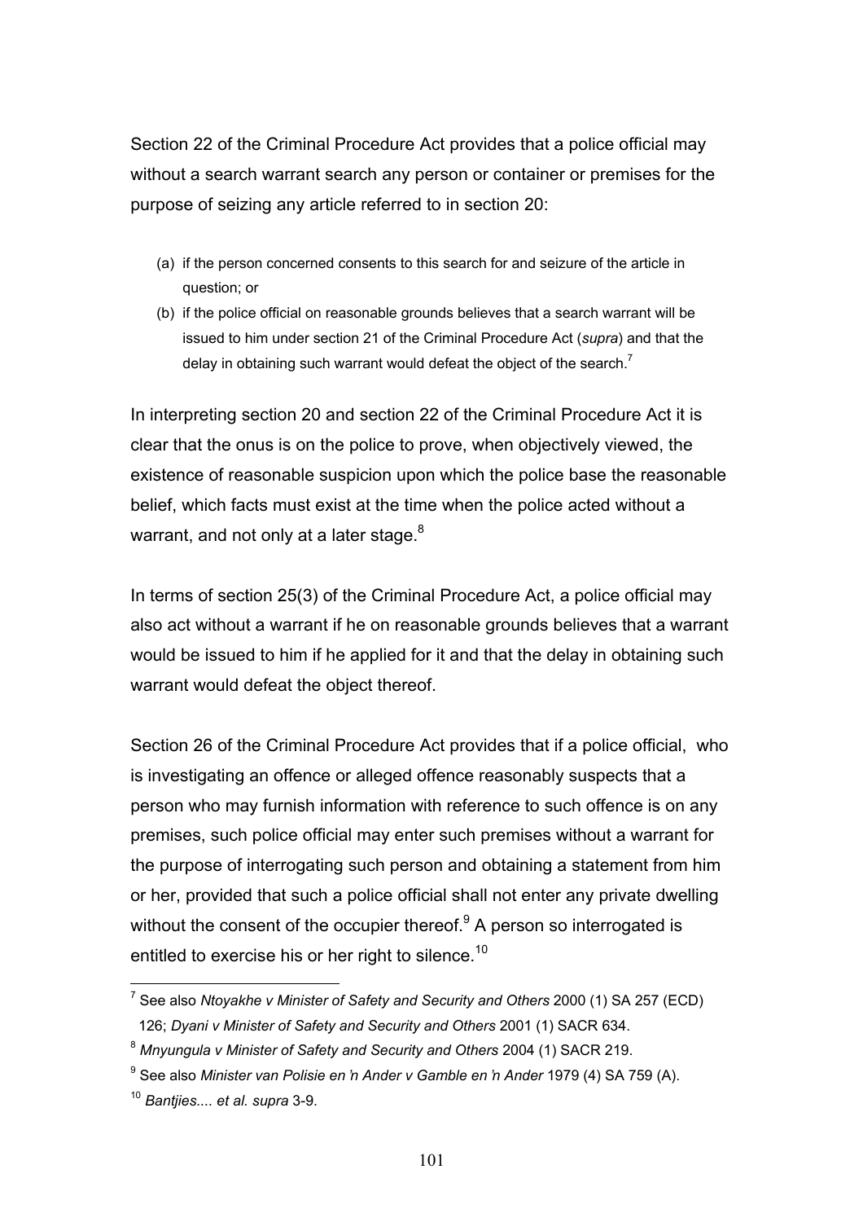Section 22 of the Criminal Procedure Act provides that a police official may without a search warrant search any person or container or premises for the purpose of seizing any article referred to in section 20:

(a) if the person concerned consents to this search for and seizure of the article in question; or
(b) if the police official on reasonable grounds believes that a search warrant will be issued to him under section 21 of the Criminal Procedure Act (*supra*) and that the delay in obtaining such warrant would defeat the object of the search.[7]

In interpreting section 20 and section 22 of the Criminal Procedure Act it is clear that the onus is on the police to prove, when objectively viewed, the existence of reasonable suspicion upon which the police base the reasonable belief, which facts must exist at the time when the police acted without a warrant, and not only at a later stage.[8]

In terms of section 25(3) of the Criminal Procedure Act, a police official may also act without a warrant if he on reasonable grounds believes that a warrant would be issued to him if he applied for it and that the delay in obtaining such warrant would defeat the object thereof.

Section 26 of the Criminal Procedure Act provides that if a police official, who is investigating an offence or alleged offence reasonably suspects that a person who may furnish information with reference to such offence is on any premises, such police official may enter such premises without a warrant for the purpose of interrogating such person and obtaining a statement from him or her, provided that such a police official shall not enter any private dwelling without the consent of the occupier thereof.[9] A person so interrogated is entitled to exercise his or her right to silence.[10]

---

[7] See also *Ntoyakhe v Minister of Safety and Security and Others* 2000 (1) SA 257 (ECD) 126; *Dyani v Minister of Safety and Security and Others* 2001 (1) SACR 634.

[8] *Mnyungula v Minister of Safety and Security and Others* 2004 (1) SACR 219.

[9] See also *Minister van Polisie en 'n Ander v Gamble en 'n Ander* 1979 (4) SA 759 (A).

[10] *Bantjies.... et al. supra* 3-9.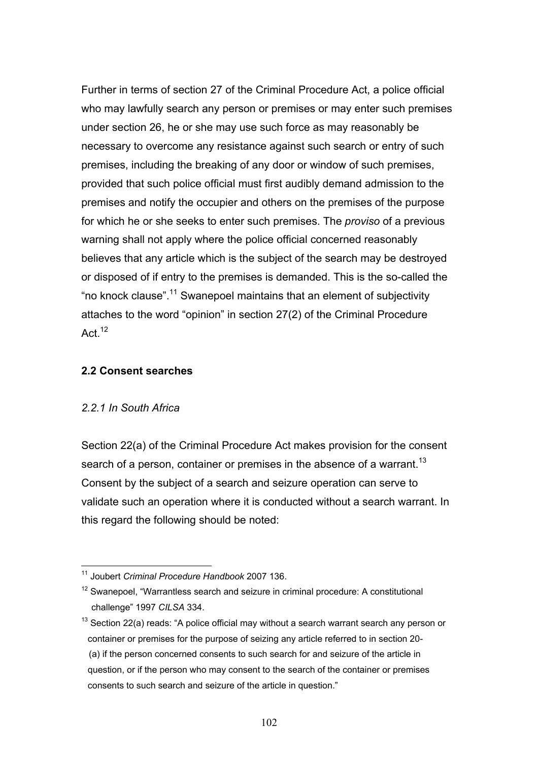Further in terms of section 27 of the Criminal Procedure Act, a police official who may lawfully search any person or premises or may enter such premises under section 26, he or she may use such force as may reasonably be necessary to overcome any resistance against such search or entry of such premises, including the breaking of any door or window of such premises, provided that such police official must first audibly demand admission to the premises and notify the occupier and others on the premises of the purpose for which he or she seeks to enter such premises. The *proviso* of a previous warning shall not apply where the police official concerned reasonably believes that any article which is the subject of the search may be destroyed or disposed of if entry to the premises is demanded. This is the so-called the "no knock clause".[11] Swanepoel maintains that an element of subjectivity attaches to the word "opinion" in section 27(2) of the Criminal Procedure Act.[12]

### 2.2 Consent searches

#### *2.2.1 In South Africa*

Section 22(a) of the Criminal Procedure Act makes provision for the consent search of a person, container or premises in the absence of a warrant.[13] Consent by the subject of a search and seizure operation can serve to validate such an operation where it is conducted without a search warrant. In this regard the following should be noted:

---

[11] Joubert *Criminal Procedure Handbook* 2007 136.

[12] Swanepoel, "Warrantless search and seizure in criminal procedure: A constitutional challenge" 1997 *CILSA* 334.

[13] Section 22(a) reads: "A police official may without a search warrant search any person or container or premises for the purpose of seizing any article referred to in section 20-
(a) if the person concerned consents to such search for and seizure of the article in question, or if the person who may consent to the search of the container or premises consents to such search and seizure of the article in question."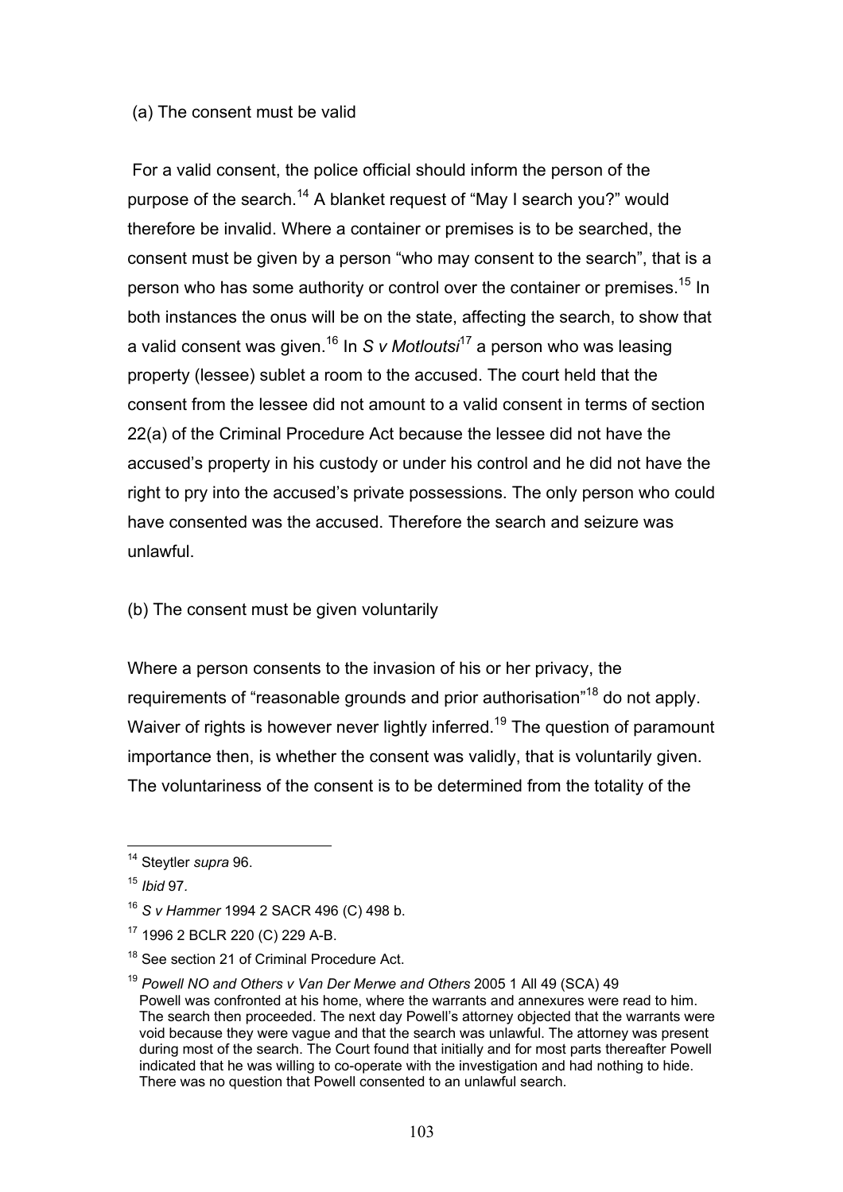(a) The consent must be valid

For a valid consent, the police official should inform the person of the purpose of the search.[14] A blanket request of "May I search you?" would therefore be invalid. Where a container or premises is to be searched, the consent must be given by a person "who may consent to the search", that is a person who has some authority or control over the container or premises.[15] In both instances the onus will be on the state, affecting the search, to show that a valid consent was given.[16] In *S v Motloutsi*[17] a person who was leasing property (lessee) sublet a room to the accused. The court held that the consent from the lessee did not amount to a valid consent in terms of section 22(a) of the Criminal Procedure Act because the lessee did not have the accused's property in his custody or under his control and he did not have the right to pry into the accused's private possessions. The only person who could have consented was the accused. Therefore the search and seizure was unlawful.

(b) The consent must be given voluntarily

Where a person consents to the invasion of his or her privacy, the requirements of "reasonable grounds and prior authorisation"[18] do not apply. Waiver of rights is however never lightly inferred.[19] The question of paramount importance then, is whether the consent was validly, that is voluntarily given. The voluntariness of the consent is to be determined from the totality of the

---

[14] Steytler *supra* 96.

[15] *Ibid* 97.

[16] *S v Hammer* 1994 2 SACR 496 (C) 498 b.

[17] 1996 2 BCLR 220 (C) 229 A-B.

[18] See section 21 of Criminal Procedure Act.

[19] *Powell NO and Others v Van Der Merwe and Others* 2005 1 All 49 (SCA) 49 Powell was confronted at his home, where the warrants and annexures were read to him. The search then proceeded. The next day Powell's attorney objected that the warrants were void because they were vague and that the search was unlawful. The attorney was present during most of the search. The Court found that initially and for most parts thereafter Powell indicated that he was willing to co-operate with the investigation and had nothing to hide. There was no question that Powell consented to an unlawful search.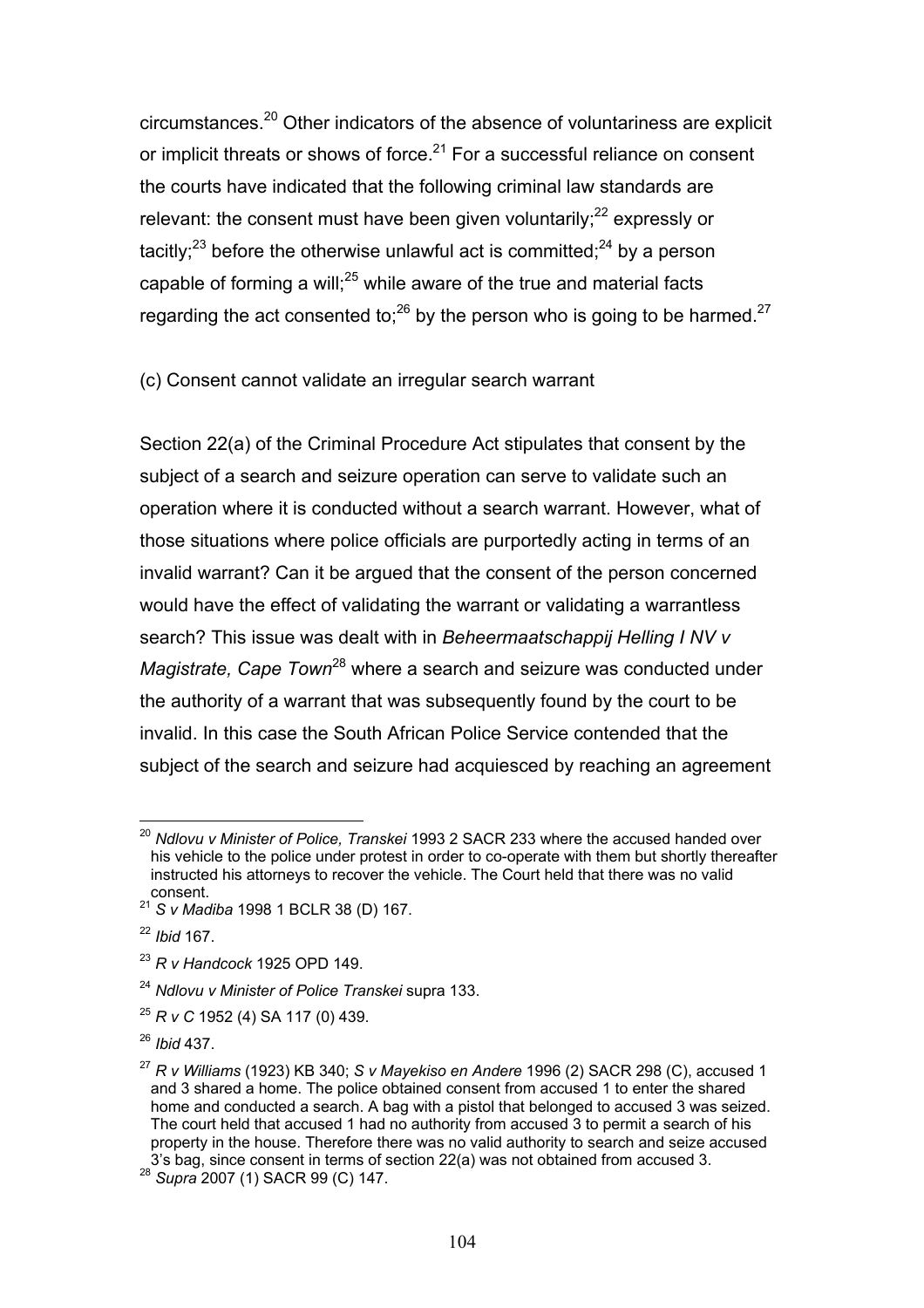circumstances.[20] Other indicators of the absence of voluntariness are explicit or implicit threats or shows of force.[21] For a successful reliance on consent the courts have indicated that the following criminal law standards are relevant: the consent must have been given voluntarily;[22] expressly or tacitly;[23] before the otherwise unlawful act is committed;[24] by a person capable of forming a will;[25] while aware of the true and material facts regarding the act consented to;[26] by the person who is going to be harmed.[27]

(c) Consent cannot validate an irregular search warrant

Section 22(a) of the Criminal Procedure Act stipulates that consent by the subject of a search and seizure operation can serve to validate such an operation where it is conducted without a search warrant. However, what of those situations where police officials are purportedly acting in terms of an invalid warrant? Can it be argued that the consent of the person concerned would have the effect of validating the warrant or validating a warrantless search? This issue was dealt with in *Beheermaatschappij Helling I NV v Magistrate, Cape Town*[28] where a search and seizure was conducted under the authority of a warrant that was subsequently found by the court to be invalid. In this case the South African Police Service contended that the subject of the search and seizure had acquiesced by reaching an agreement

---

[20] *Ndlovu v Minister of Police, Transkei* 1993 2 SACR 233 where the accused handed over his vehicle to the police under protest in order to co-operate with them but shortly thereafter instructed his attorneys to recover the vehicle. The Court held that there was no valid consent.

[21] *S v Madiba* 1998 1 BCLR 38 (D) 167.

[22] *Ibid* 167.

[23] *R v Handcock* 1925 OPD 149.

[24] *Ndlovu v Minister of Police Transkei* supra 133.

[25] *R v C* 1952 (4) SA 117 (0) 439.

[26] *Ibid* 437.

[27] *R v Williams* (1923) KB 340; *S v Mayekiso en Andere* 1996 (2) SACR 298 (C), accused 1 and 3 shared a home. The police obtained consent from accused 1 to enter the shared home and conducted a search. A bag with a pistol that belonged to accused 3 was seized. The court held that accused 1 had no authority from accused 3 to permit a search of his property in the house. Therefore there was no valid authority to search and seize accused 3's bag, since consent in terms of section 22(a) was not obtained from accused 3.

[28] *Supra* 2007 (1) SACR 99 (C) 147.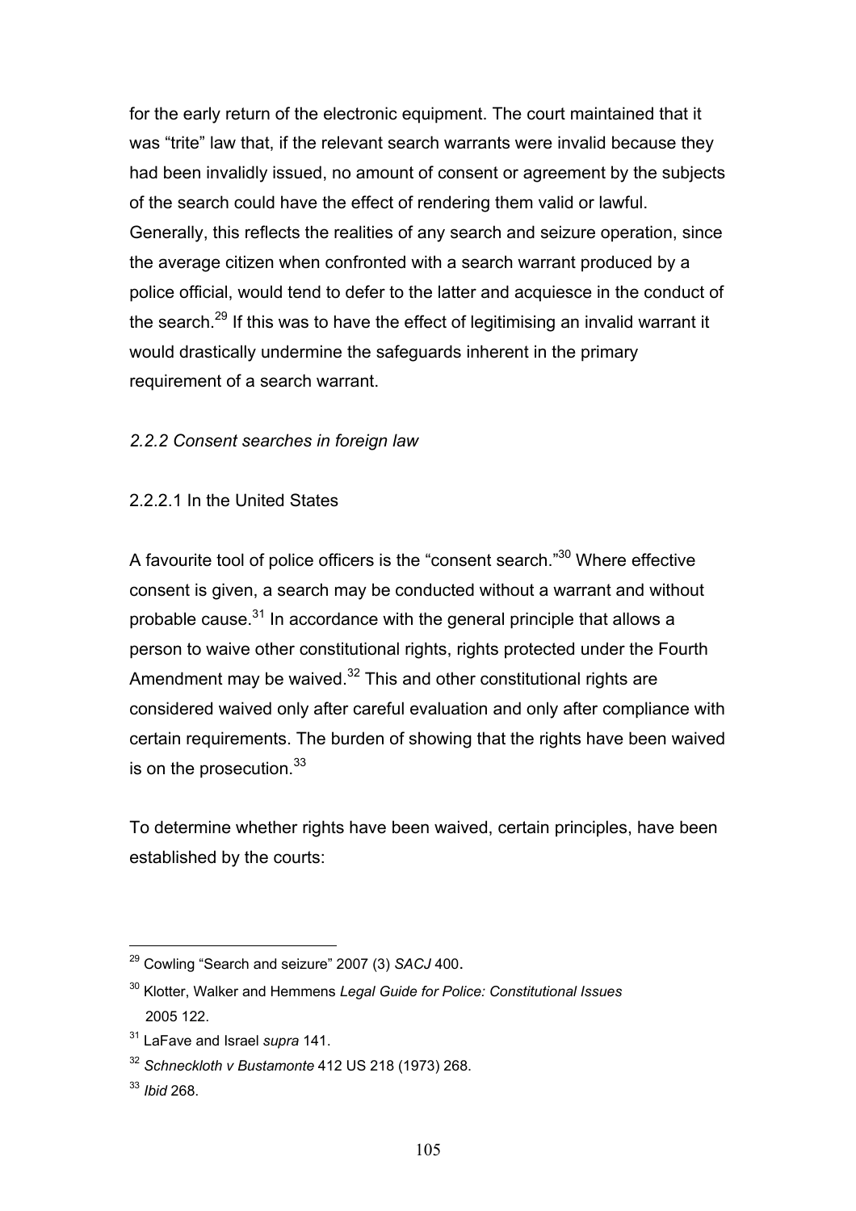for the early return of the electronic equipment. The court maintained that it was "trite" law that, if the relevant search warrants were invalid because they had been invalidly issued, no amount of consent or agreement by the subjects of the search could have the effect of rendering them valid or lawful. Generally, this reflects the realities of any search and seizure operation, since the average citizen when confronted with a search warrant produced by a police official, would tend to defer to the latter and acquiesce in the conduct of the search.[29] If this was to have the effect of legitimising an invalid warrant it would drastically undermine the safeguards inherent in the primary requirement of a search warrant.

*2.2.2 Consent searches in foreign law*

2.2.2.1 In the United States

A favourite tool of police officers is the "consent search."[30] Where effective consent is given, a search may be conducted without a warrant and without probable cause.[31] In accordance with the general principle that allows a person to waive other constitutional rights, rights protected under the Fourth Amendment may be waived.[32] This and other constitutional rights are considered waived only after careful evaluation and only after compliance with certain requirements. The burden of showing that the rights have been waived is on the prosecution.[33]

To determine whether rights have been waived, certain principles, have been established by the courts:

---

[29] Cowling "Search and seizure" 2007 (3) *SACJ* 400.

[30] Klotter, Walker and Hemmens *Legal Guide for Police: Constitutional Issues* 2005 122.

[31] LaFave and Israel *supra* 141.

[32] *Schneckloth v Bustamonte* 412 US 218 (1973) 268.

[33] *Ibid* 268.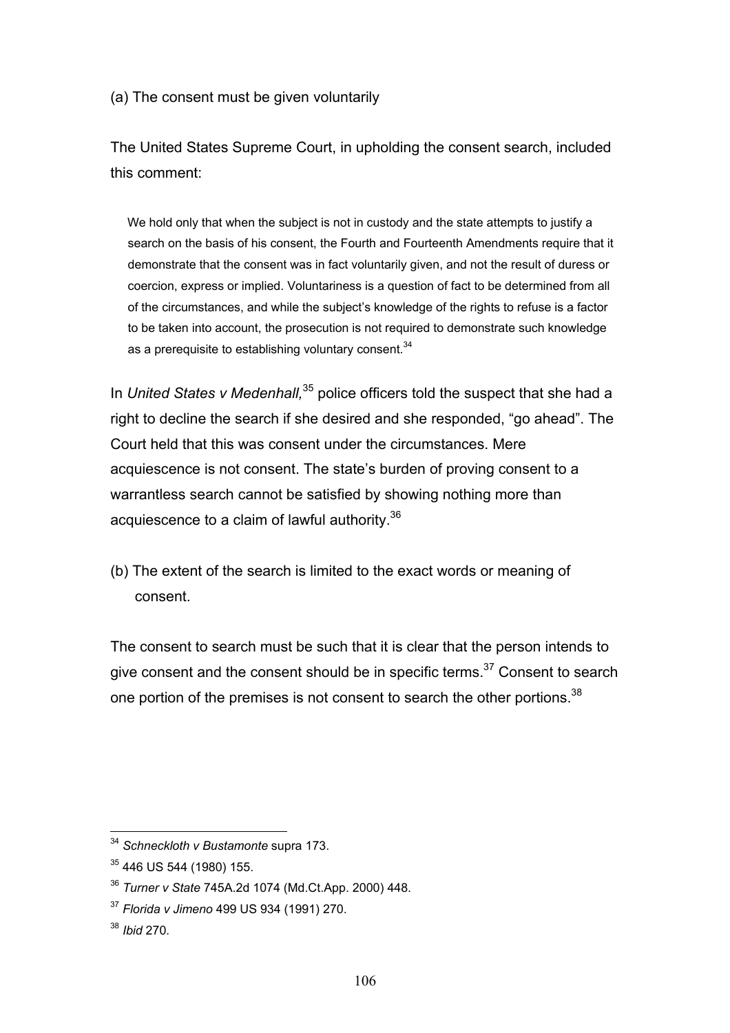(a) The consent must be given voluntarily

The United States Supreme Court, in upholding the consent search, included this comment:

> We hold only that when the subject is not in custody and the state attempts to justify a search on the basis of his consent, the Fourth and Fourteenth Amendments require that it demonstrate that the consent was in fact voluntarily given, and not the result of duress or coercion, express or implied. Voluntariness is a question of fact to be determined from all of the circumstances, and while the subject's knowledge of the rights to refuse is a factor to be taken into account, the prosecution is not required to demonstrate such knowledge as a prerequisite to establishing voluntary consent.[34]

In *United States v Medenhall,*[35] police officers told the suspect that she had a right to decline the search if she desired and she responded, "go ahead". The Court held that this was consent under the circumstances. Mere acquiescence is not consent. The state's burden of proving consent to a warrantless search cannot be satisfied by showing nothing more than acquiescence to a claim of lawful authority.[36]

(b) The extent of the search is limited to the exact words or meaning of consent.

The consent to search must be such that it is clear that the person intends to give consent and the consent should be in specific terms.[37] Consent to search one portion of the premises is not consent to search the other portions.[38]

---

[34] *Schneckloth v Bustamonte* supra 173.

[35] 446 US 544 (1980) 155.

[36] *Turner v State* 745A.2d 1074 (Md.Ct.App. 2000) 448.

[37] *Florida v Jimeno* 499 US 934 (1991) 270.

[38] *Ibid* 270.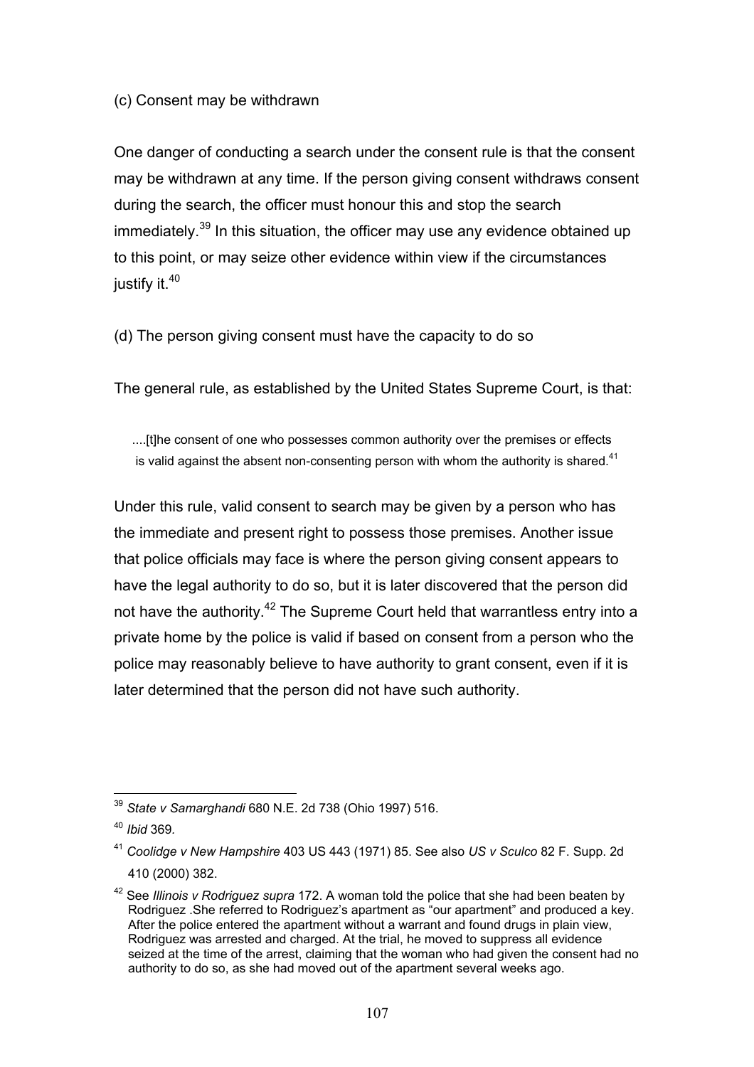(c) Consent may be withdrawn

One danger of conducting a search under the consent rule is that the consent may be withdrawn at any time. If the person giving consent withdraws consent during the search, the officer must honour this and stop the search immediately.[39] In this situation, the officer may use any evidence obtained up to this point, or may seize other evidence within view if the circumstances justify it.[40]

(d) The person giving consent must have the capacity to do so

The general rule, as established by the United States Supreme Court, is that:

> ....[t]he consent of one who possesses common authority over the premises or effects is valid against the absent non-consenting person with whom the authority is shared.[41]

Under this rule, valid consent to search may be given by a person who has the immediate and present right to possess those premises. Another issue that police officials may face is where the person giving consent appears to have the legal authority to do so, but it is later discovered that the person did not have the authority.[42] The Supreme Court held that warrantless entry into a private home by the police is valid if based on consent from a person who the police may reasonably believe to have authority to grant consent, even if it is later determined that the person did not have such authority.

---

[39] *State v Samarghandi* 680 N.E. 2d 738 (Ohio 1997) 516.

[40] *Ibid* 369.

[41] *Coolidge v New Hampshire* 403 US 443 (1971) 85. See also *US v Sculco* 82 F. Supp. 2d 410 (2000) 382.

[42] See *Illinois v Rodriguez supra* 172. A woman told the police that she had been beaten by Rodriguez .She referred to Rodriguez's apartment as "our apartment" and produced a key. After the police entered the apartment without a warrant and found drugs in plain view, Rodriguez was arrested and charged. At the trial, he moved to suppress all evidence seized at the time of the arrest, claiming that the woman who had given the consent had no authority to do so, as she had moved out of the apartment several weeks ago.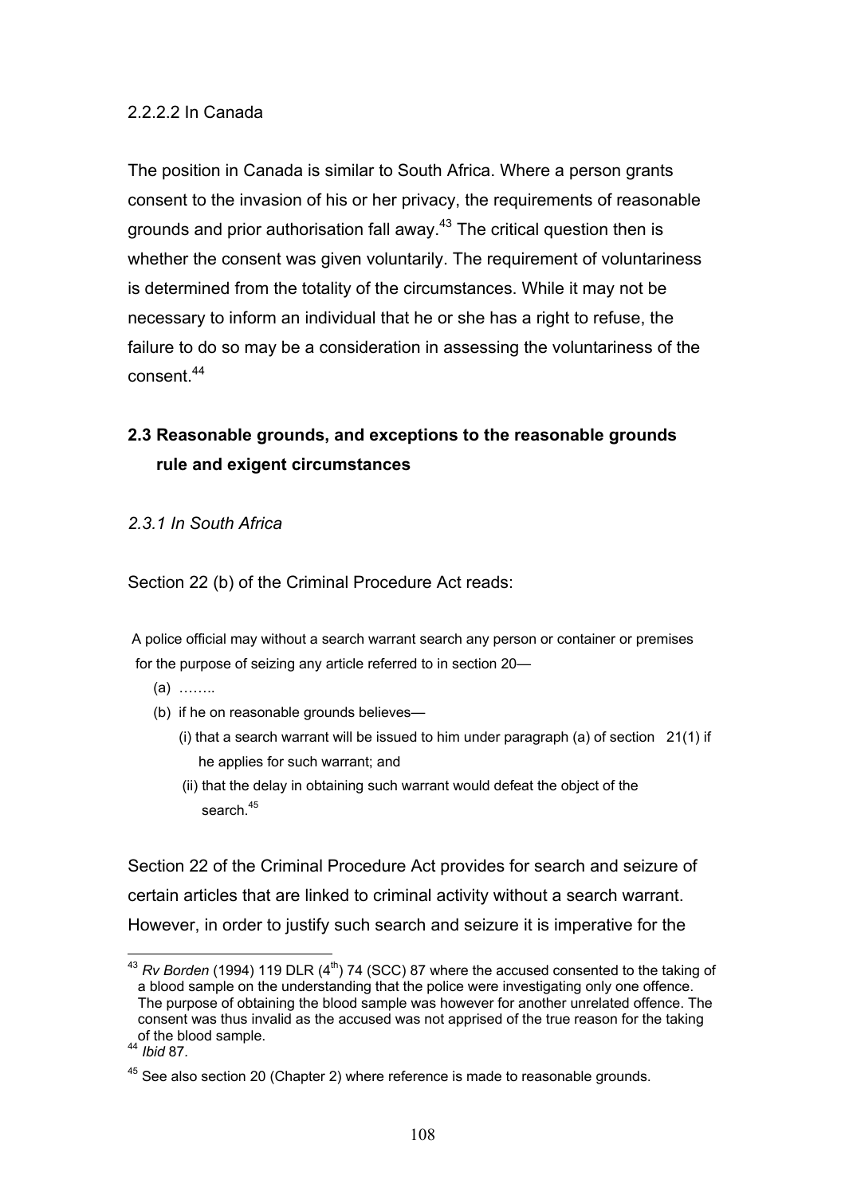2.2.2.2 In Canada

The position in Canada is similar to South Africa. Where a person grants consent to the invasion of his or her privacy, the requirements of reasonable grounds and prior authorisation fall away.[43] The critical question then is whether the consent was given voluntarily. The requirement of voluntariness is determined from the totality of the circumstances. While it may not be necessary to inform an individual that he or she has a right to refuse, the failure to do so may be a consideration in assessing the voluntariness of the consent.[44]

## 2.3 Reasonable grounds, and exceptions to the reasonable grounds rule and exigent circumstances

### *2.3.1 In South Africa*

Section 22 (b) of the Criminal Procedure Act reads:

> A police official may without a search warrant search any person or container or premises for the purpose of seizing any article referred to in section 20—
>
> (a) ……..
>
> (b) if he on reasonable grounds believes—
>
> (i) that a search warrant will be issued to him under paragraph (a) of section 21(1) if he applies for such warrant; and
>
> (ii) that the delay in obtaining such warrant would defeat the object of the search.[45]

Section 22 of the Criminal Procedure Act provides for search and seizure of certain articles that are linked to criminal activity without a search warrant. However, in order to justify such search and seizure it is imperative for the

[43] *Rv Borden* (1994) 119 DLR (4[th]) 74 (SCC) 87 where the accused consented to the taking of a blood sample on the understanding that the police were investigating only one offence. The purpose of obtaining the blood sample was however for another unrelated offence. The consent was thus invalid as the accused was not apprised of the true reason for the taking of the blood sample.

[44] *Ibid* 87.

[45] See also section 20 (Chapter 2) where reference is made to reasonable grounds.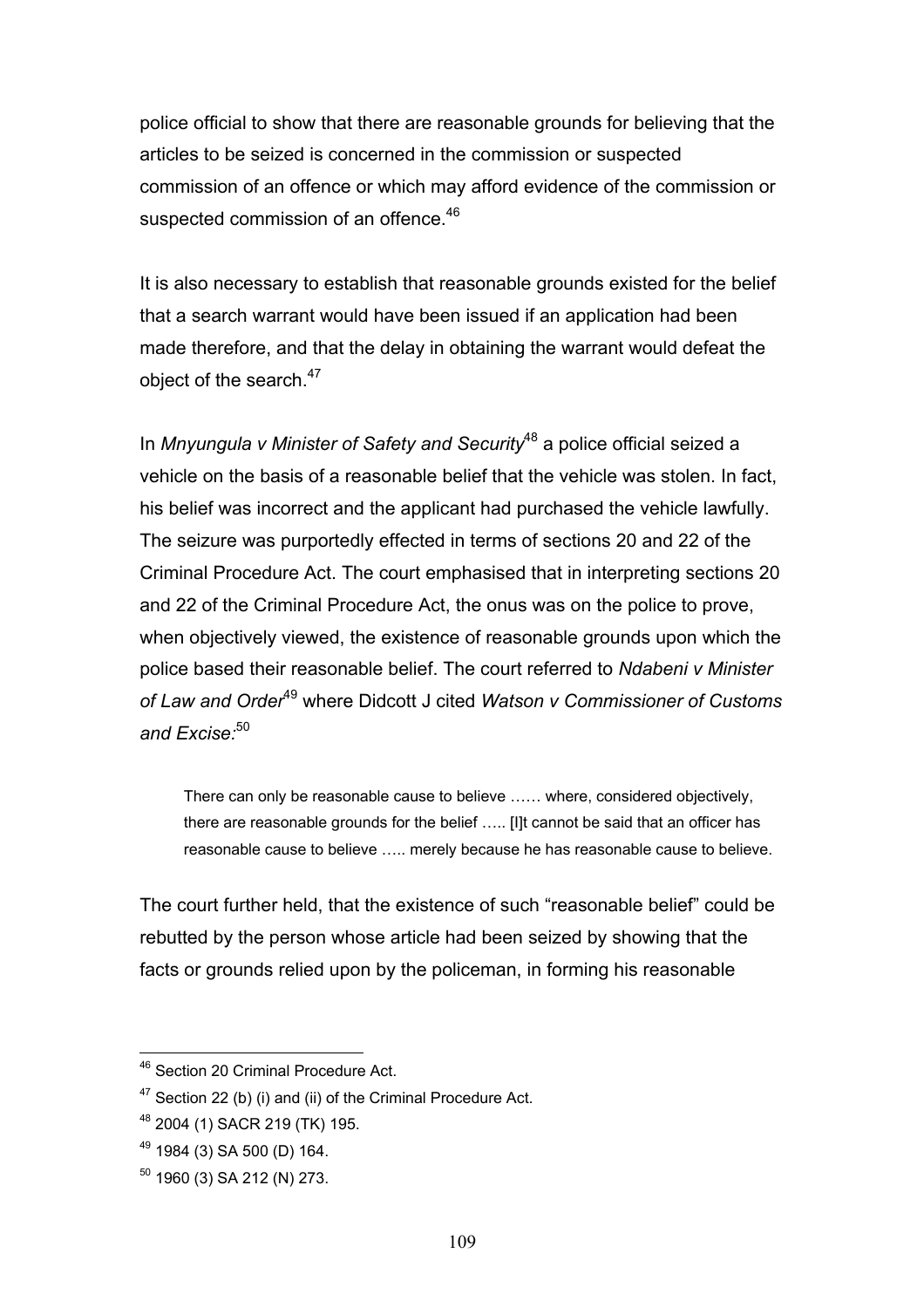police official to show that there are reasonable grounds for believing that the articles to be seized is concerned in the commission or suspected commission of an offence or which may afford evidence of the commission or suspected commission of an offence.[46]

It is also necessary to establish that reasonable grounds existed for the belief that a search warrant would have been issued if an application had been made therefore, and that the delay in obtaining the warrant would defeat the object of the search.[47]

In *Mnyungula v Minister of Safety and Security*[48] a police official seized a vehicle on the basis of a reasonable belief that the vehicle was stolen. In fact, his belief was incorrect and the applicant had purchased the vehicle lawfully. The seizure was purportedly effected in terms of sections 20 and 22 of the Criminal Procedure Act. The court emphasised that in interpreting sections 20 and 22 of the Criminal Procedure Act, the onus was on the police to prove, when objectively viewed, the existence of reasonable grounds upon which the police based their reasonable belief. The court referred to *Ndabeni v Minister of Law and Order*[49] where Didcott J cited *Watson v Commissioner of Customs and Excise:*[50]

> There can only be reasonable cause to believe …… where, considered objectively, there are reasonable grounds for the belief ….. [I]t cannot be said that an officer has reasonable cause to believe ….. merely because he has reasonable cause to believe.

The court further held, that the existence of such "reasonable belief" could be rebutted by the person whose article had been seized by showing that the facts or grounds relied upon by the policeman, in forming his reasonable

---

[46] Section 20 Criminal Procedure Act.

[47] Section 22 (b) (i) and (ii) of the Criminal Procedure Act.

[48] 2004 (1) SACR 219 (TK) 195.

[49] 1984 (3) SA 500 (D) 164.

[50] 1960 (3) SA 212 (N) 273.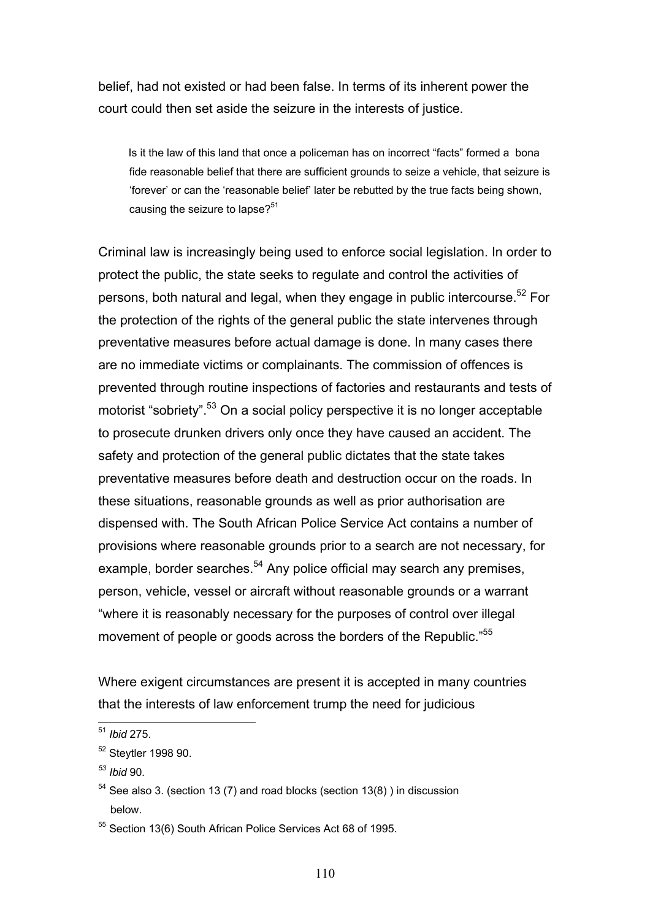belief, had not existed or had been false. In terms of its inherent power the court could then set aside the seizure in the interests of justice.

> Is it the law of this land that once a policeman has on incorrect "facts" formed a bona fide reasonable belief that there are sufficient grounds to seize a vehicle, that seizure is 'forever' or can the 'reasonable belief' later be rebutted by the true facts being shown, causing the seizure to lapse?[51]

Criminal law is increasingly being used to enforce social legislation. In order to protect the public, the state seeks to regulate and control the activities of persons, both natural and legal, when they engage in public intercourse.[52] For the protection of the rights of the general public the state intervenes through preventative measures before actual damage is done. In many cases there are no immediate victims or complainants. The commission of offences is prevented through routine inspections of factories and restaurants and tests of motorist "sobriety".[53] On a social policy perspective it is no longer acceptable to prosecute drunken drivers only once they have caused an accident. The safety and protection of the general public dictates that the state takes preventative measures before death and destruction occur on the roads. In these situations, reasonable grounds as well as prior authorisation are dispensed with. The South African Police Service Act contains a number of provisions where reasonable grounds prior to a search are not necessary, for example, border searches.[54] Any police official may search any premises, person, vehicle, vessel or aircraft without reasonable grounds or a warrant "where it is reasonably necessary for the purposes of control over illegal movement of people or goods across the borders of the Republic."[55]

Where exigent circumstances are present it is accepted in many countries that the interests of law enforcement trump the need for judicious

---

[51] *Ibid* 275.

[52] Steytler 1998 90.

[53] *Ibid* 90.

[54] See also 3. (section 13 (7) and road blocks (section 13(8) ) in discussion below.

[55] Section 13(6) South African Police Services Act 68 of 1995.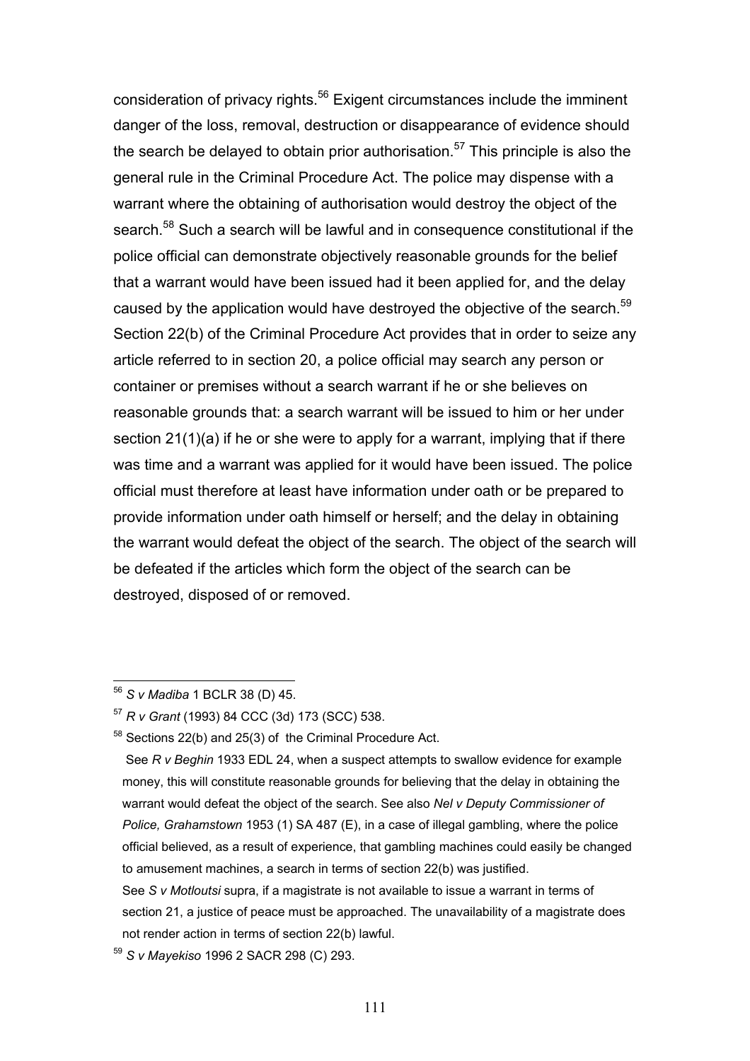consideration of privacy rights.[56] Exigent circumstances include the imminent danger of the loss, removal, destruction or disappearance of evidence should the search be delayed to obtain prior authorisation.[57] This principle is also the general rule in the Criminal Procedure Act. The police may dispense with a warrant where the obtaining of authorisation would destroy the object of the search.[58] Such a search will be lawful and in consequence constitutional if the police official can demonstrate objectively reasonable grounds for the belief that a warrant would have been issued had it been applied for, and the delay caused by the application would have destroyed the objective of the search.[59] Section 22(b) of the Criminal Procedure Act provides that in order to seize any article referred to in section 20, a police official may search any person or container or premises without a search warrant if he or she believes on reasonable grounds that: a search warrant will be issued to him or her under section 21(1)(a) if he or she were to apply for a warrant, implying that if there was time and a warrant was applied for it would have been issued. The police official must therefore at least have information under oath or be prepared to provide information under oath himself or herself; and the delay in obtaining the warrant would defeat the object of the search. The object of the search will be defeated if the articles which form the object of the search can be destroyed, disposed of or removed.

---

[56] *S v Madiba* 1 BCLR 38 (D) 45.

[57] *R v Grant* (1993) 84 CCC (3d) 173 (SCC) 538.

[58] Sections 22(b) and 25(3) of the Criminal Procedure Act.

See *R v Beghin* 1933 EDL 24, when a suspect attempts to swallow evidence for example money, this will constitute reasonable grounds for believing that the delay in obtaining the warrant would defeat the object of the search. See also *Nel v Deputy Commissioner of Police, Grahamstown* 1953 (1) SA 487 (E), in a case of illegal gambling, where the police official believed, as a result of experience, that gambling machines could easily be changed to amusement machines, a search in terms of section 22(b) was justified.

See *S v Motloutsi* supra, if a magistrate is not available to issue a warrant in terms of section 21, a justice of peace must be approached. The unavailability of a magistrate does not render action in terms of section 22(b) lawful.

[59] *S v Mayekiso* 1996 2 SACR 298 (C) 293.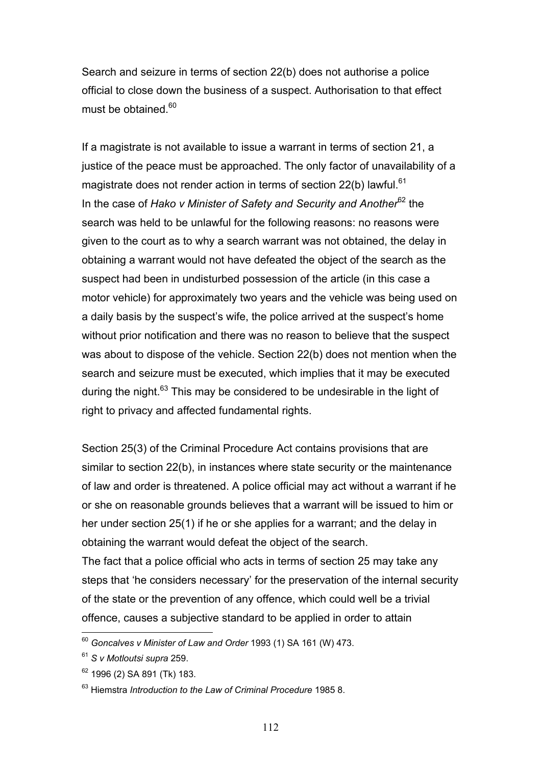Search and seizure in terms of section 22(b) does not authorise a police official to close down the business of a suspect. Authorisation to that effect must be obtained.[60]

If a magistrate is not available to issue a warrant in terms of section 21, a justice of the peace must be approached. The only factor of unavailability of a magistrate does not render action in terms of section 22(b) lawful.[61]
In the case of *Hako v Minister of Safety and Security and Another*[62] the search was held to be unlawful for the following reasons: no reasons were given to the court as to why a search warrant was not obtained, the delay in obtaining a warrant would not have defeated the object of the search as the suspect had been in undisturbed possession of the article (in this case a motor vehicle) for approximately two years and the vehicle was being used on a daily basis by the suspect's wife, the police arrived at the suspect's home without prior notification and there was no reason to believe that the suspect was about to dispose of the vehicle. Section 22(b) does not mention when the search and seizure must be executed, which implies that it may be executed during the night.[63] This may be considered to be undesirable in the light of right to privacy and affected fundamental rights.

Section 25(3) of the Criminal Procedure Act contains provisions that are similar to section 22(b), in instances where state security or the maintenance of law and order is threatened. A police official may act without a warrant if he or she on reasonable grounds believes that a warrant will be issued to him or her under section 25(1) if he or she applies for a warrant; and the delay in obtaining the warrant would defeat the object of the search.
The fact that a police official who acts in terms of section 25 may take any steps that 'he considers necessary' for the preservation of the internal security of the state or the prevention of any offence, which could well be a trivial offence, causes a subjective standard to be applied in order to attain

---

[60] *Goncalves v Minister of Law and Order* 1993 (1) SA 161 (W) 473.

[61] *S v Motloutsi supra* 259.

[62] 1996 (2) SA 891 (Tk) 183.

[63] Hiemstra *Introduction to the Law of Criminal Procedure* 1985 8.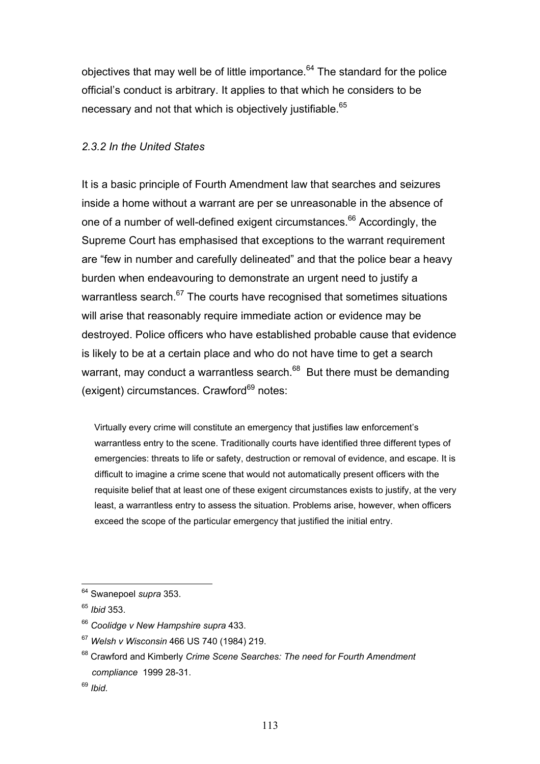objectives that may well be of little importance.[64] The standard for the police official's conduct is arbitrary. It applies to that which he considers to be necessary and not that which is objectively justifiable.[65]

### *2.3.2 In the United States*

It is a basic principle of Fourth Amendment law that searches and seizures inside a home without a warrant are per se unreasonable in the absence of one of a number of well-defined exigent circumstances.[66] Accordingly, the Supreme Court has emphasised that exceptions to the warrant requirement are "few in number and carefully delineated" and that the police bear a heavy burden when endeavouring to demonstrate an urgent need to justify a warrantless search.[67] The courts have recognised that sometimes situations will arise that reasonably require immediate action or evidence may be destroyed. Police officers who have established probable cause that evidence is likely to be at a certain place and who do not have time to get a search warrant, may conduct a warrantless search.[68] But there must be demanding (exigent) circumstances. Crawford[69] notes:

> Virtually every crime will constitute an emergency that justifies law enforcement's warrantless entry to the scene. Traditionally courts have identified three different types of emergencies: threats to life or safety, destruction or removal of evidence, and escape. It is difficult to imagine a crime scene that would not automatically present officers with the requisite belief that at least one of these exigent circumstances exists to justify, at the very least, a warrantless entry to assess the situation. Problems arise, however, when officers exceed the scope of the particular emergency that justified the initial entry.

---

[64] Swanepoel *supra* 353.

[65] *Ibid* 353.

[66] *Coolidge v New Hampshire supra* 433.

[67] *Welsh v Wisconsin* 466 US 740 (1984) 219.

[68] Crawford and Kimberly *Crime Scene Searches: The need for Fourth Amendment compliance* 1999 28-31.

[69] *Ibid*.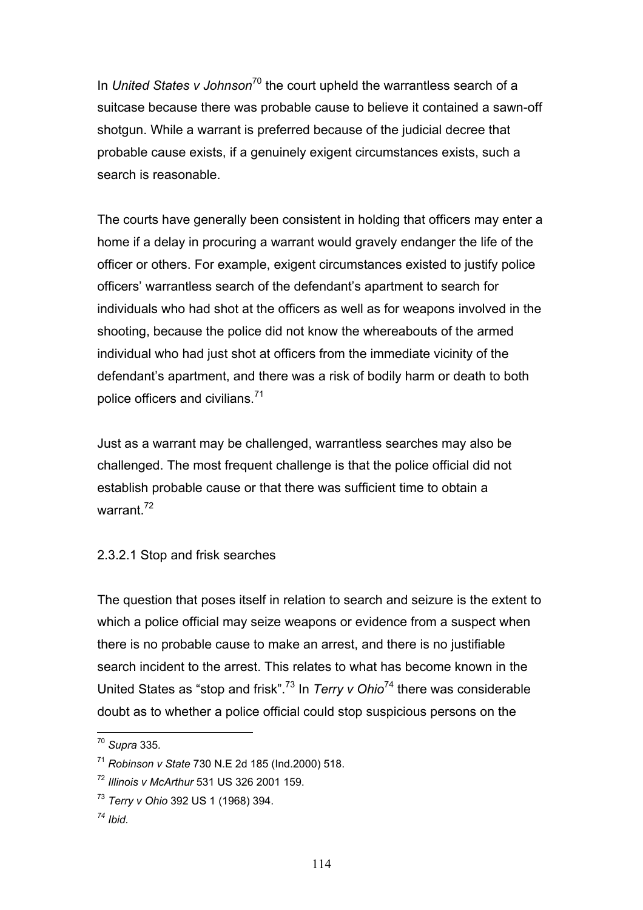In *United States v Johnson*[70] the court upheld the warrantless search of a suitcase because there was probable cause to believe it contained a sawn-off shotgun. While a warrant is preferred because of the judicial decree that probable cause exists, if a genuinely exigent circumstances exists, such a search is reasonable.

The courts have generally been consistent in holding that officers may enter a home if a delay in procuring a warrant would gravely endanger the life of the officer or others. For example, exigent circumstances existed to justify police officers' warrantless search of the defendant's apartment to search for individuals who had shot at the officers as well as for weapons involved in the shooting, because the police did not know the whereabouts of the armed individual who had just shot at officers from the immediate vicinity of the defendant's apartment, and there was a risk of bodily harm or death to both police officers and civilians.[71]

Just as a warrant may be challenged, warrantless searches may also be challenged. The most frequent challenge is that the police official did not establish probable cause or that there was sufficient time to obtain a warrant.[72]

### 2.3.2.1 Stop and frisk searches

The question that poses itself in relation to search and seizure is the extent to which a police official may seize weapons or evidence from a suspect when there is no probable cause to make an arrest, and there is no justifiable search incident to the arrest. This relates to what has become known in the United States as "stop and frisk".[73] In *Terry v Ohio*[74] there was considerable doubt as to whether a police official could stop suspicious persons on the

---

[70] *Supra* 335.

[71] *Robinson v State* 730 N.E 2d 185 (Ind.2000) 518.

[72] *Illinois v McArthur* 531 US 326 2001 159.

[73] *Terry v Ohio* 392 US 1 (1968) 394.

[74] *Ibid*.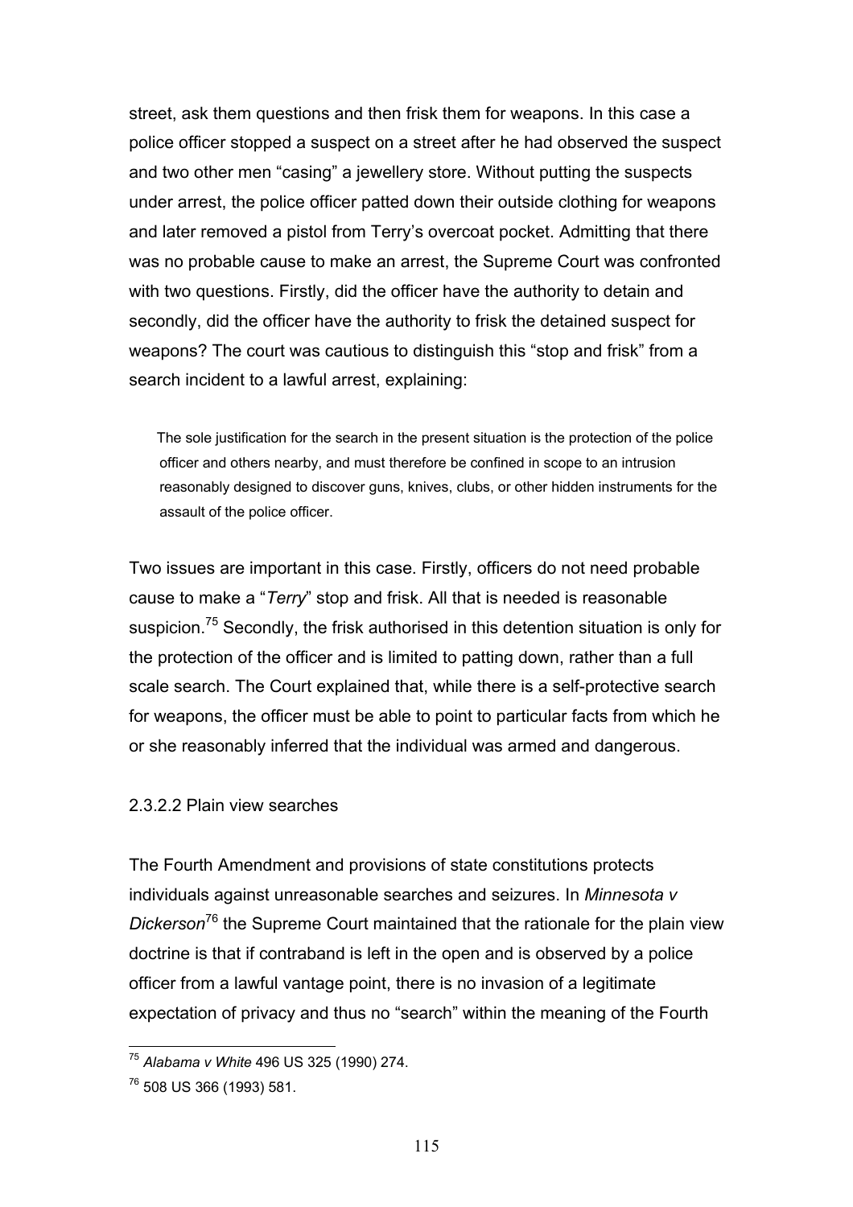street, ask them questions and then frisk them for weapons. In this case a police officer stopped a suspect on a street after he had observed the suspect and two other men "casing" a jewellery store. Without putting the suspects under arrest, the police officer patted down their outside clothing for weapons and later removed a pistol from Terry's overcoat pocket. Admitting that there was no probable cause to make an arrest, the Supreme Court was confronted with two questions. Firstly, did the officer have the authority to detain and secondly, did the officer have the authority to frisk the detained suspect for weapons? The court was cautious to distinguish this "stop and frisk" from a search incident to a lawful arrest, explaining:

> The sole justification for the search in the present situation is the protection of the police officer and others nearby, and must therefore be confined in scope to an intrusion reasonably designed to discover guns, knives, clubs, or other hidden instruments for the assault of the police officer.

Two issues are important in this case. Firstly, officers do not need probable cause to make a "*Terry*" stop and frisk. All that is needed is reasonable suspicion.[75] Secondly, the frisk authorised in this detention situation is only for the protection of the officer and is limited to patting down, rather than a full scale search. The Court explained that, while there is a self-protective search for weapons, the officer must be able to point to particular facts from which he or she reasonably inferred that the individual was armed and dangerous.

2.3.2.2 Plain view searches

The Fourth Amendment and provisions of state constitutions protects individuals against unreasonable searches and seizures. In *Minnesota v Dickerson*[76] the Supreme Court maintained that the rationale for the plain view doctrine is that if contraband is left in the open and is observed by a police officer from a lawful vantage point, there is no invasion of a legitimate expectation of privacy and thus no "search" within the meaning of the Fourth

---

[75] *Alabama v White* 496 US 325 (1990) 274.

[76] 508 US 366 (1993) 581.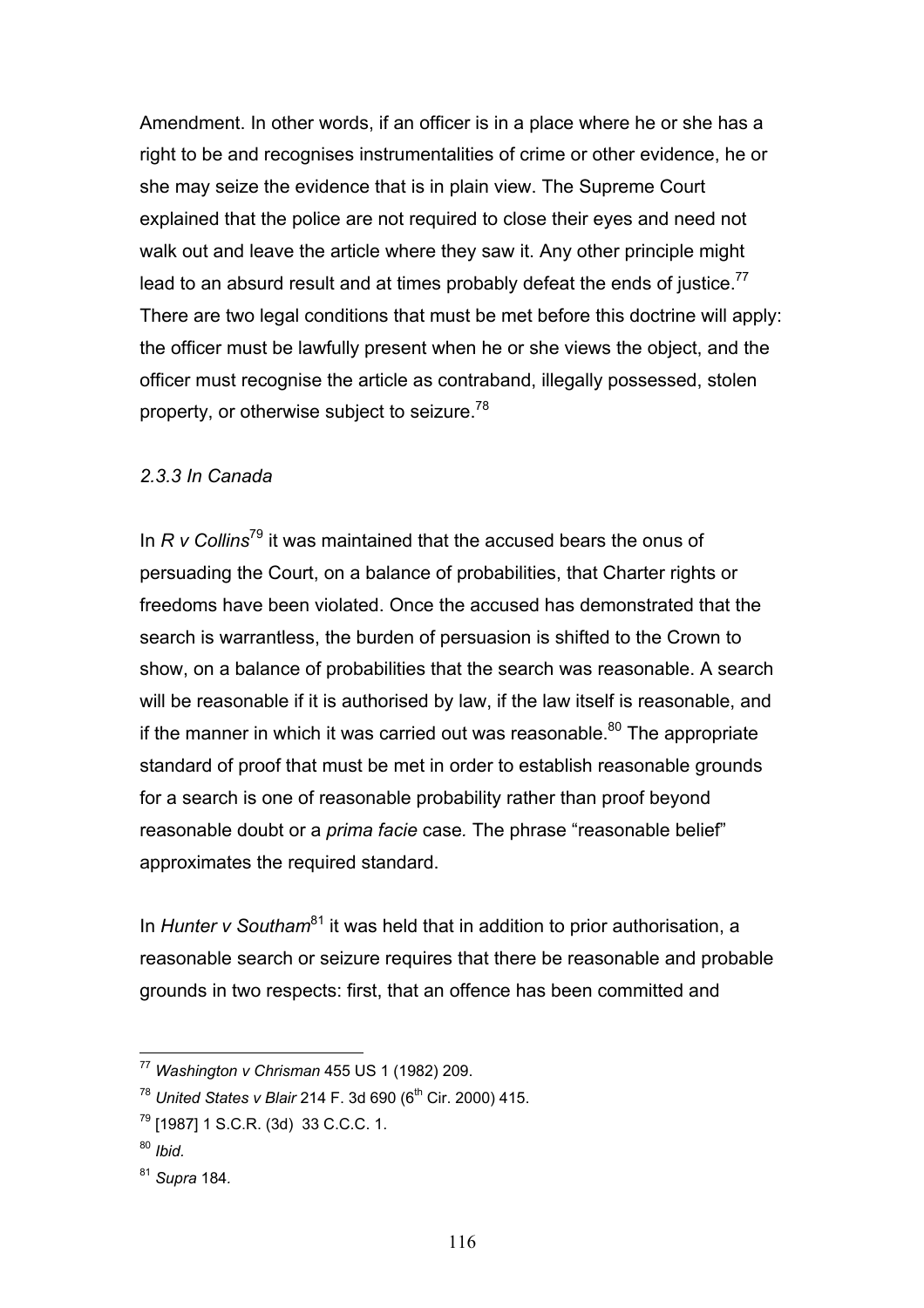Amendment. In other words, if an officer is in a place where he or she has a right to be and recognises instrumentalities of crime or other evidence, he or she may seize the evidence that is in plain view. The Supreme Court explained that the police are not required to close their eyes and need not walk out and leave the article where they saw it. Any other principle might lead to an absurd result and at times probably defeat the ends of justice.[77] There are two legal conditions that must be met before this doctrine will apply: the officer must be lawfully present when he or she views the object, and the officer must recognise the article as contraband, illegally possessed, stolen property, or otherwise subject to seizure.[78]

### *2.3.3 In Canada*

In *R v Collins*[79] it was maintained that the accused bears the onus of persuading the Court, on a balance of probabilities, that Charter rights or freedoms have been violated. Once the accused has demonstrated that the search is warrantless, the burden of persuasion is shifted to the Crown to show, on a balance of probabilities that the search was reasonable. A search will be reasonable if it is authorised by law, if the law itself is reasonable, and if the manner in which it was carried out was reasonable.[80] The appropriate standard of proof that must be met in order to establish reasonable grounds for a search is one of reasonable probability rather than proof beyond reasonable doubt or a *prima facie* case*.* The phrase "reasonable belief" approximates the required standard.

In *Hunter v Southam*[81] it was held that in addition to prior authorisation, a reasonable search or seizure requires that there be reasonable and probable grounds in two respects: first, that an offence has been committed and

---

[77] *Washington v Chrisman* 455 US 1 (1982) 209.

[78] *United States v Blair* 214 F. 3d 690 (6th Cir. 2000) 415.

[79] [1987] 1 S.C.R. (3d) 33 C.C.C. 1.

[80] *Ibid.*

[81] *Supra* 184.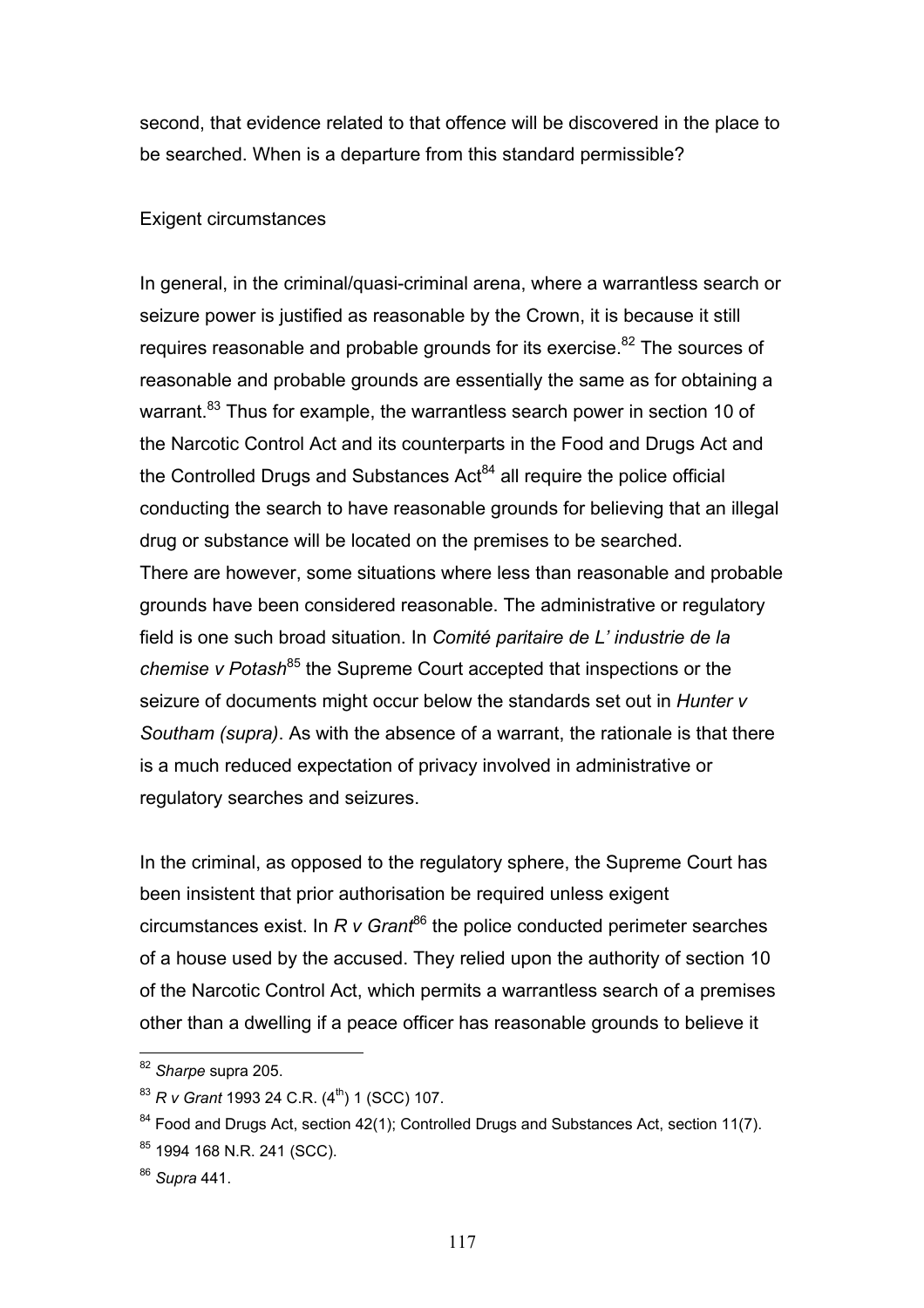second, that evidence related to that offence will be discovered in the place to be searched. When is a departure from this standard permissible?

Exigent circumstances

In general, in the criminal/quasi-criminal arena, where a warrantless search or seizure power is justified as reasonable by the Crown, it is because it still requires reasonable and probable grounds for its exercise.[82] The sources of reasonable and probable grounds are essentially the same as for obtaining a warrant.[83] Thus for example, the warrantless search power in section 10 of the Narcotic Control Act and its counterparts in the Food and Drugs Act and the Controlled Drugs and Substances Act[84] all require the police official conducting the search to have reasonable grounds for believing that an illegal drug or substance will be located on the premises to be searched.
There are however, some situations where less than reasonable and probable grounds have been considered reasonable. The administrative or regulatory field is one such broad situation. In *Comité paritaire de L' industrie de la chemise v Potash*[85] the Supreme Court accepted that inspections or the seizure of documents might occur below the standards set out in *Hunter v Southam (supra)*. As with the absence of a warrant, the rationale is that there is a much reduced expectation of privacy involved in administrative or regulatory searches and seizures.

In the criminal, as opposed to the regulatory sphere, the Supreme Court has been insistent that prior authorisation be required unless exigent circumstances exist. In *R v Grant*[86] the police conducted perimeter searches of a house used by the accused. They relied upon the authority of section 10 of the Narcotic Control Act, which permits a warrantless search of a premises other than a dwelling if a peace officer has reasonable grounds to believe it

---

[82] *Sharpe* supra 205.

[83] *R v Grant* 1993 24 C.R. (4th) 1 (SCC) 107.

[84] Food and Drugs Act, section 42(1); Controlled Drugs and Substances Act, section 11(7).

[85] 1994 168 N.R. 241 (SCC).

[86] *Supra* 441.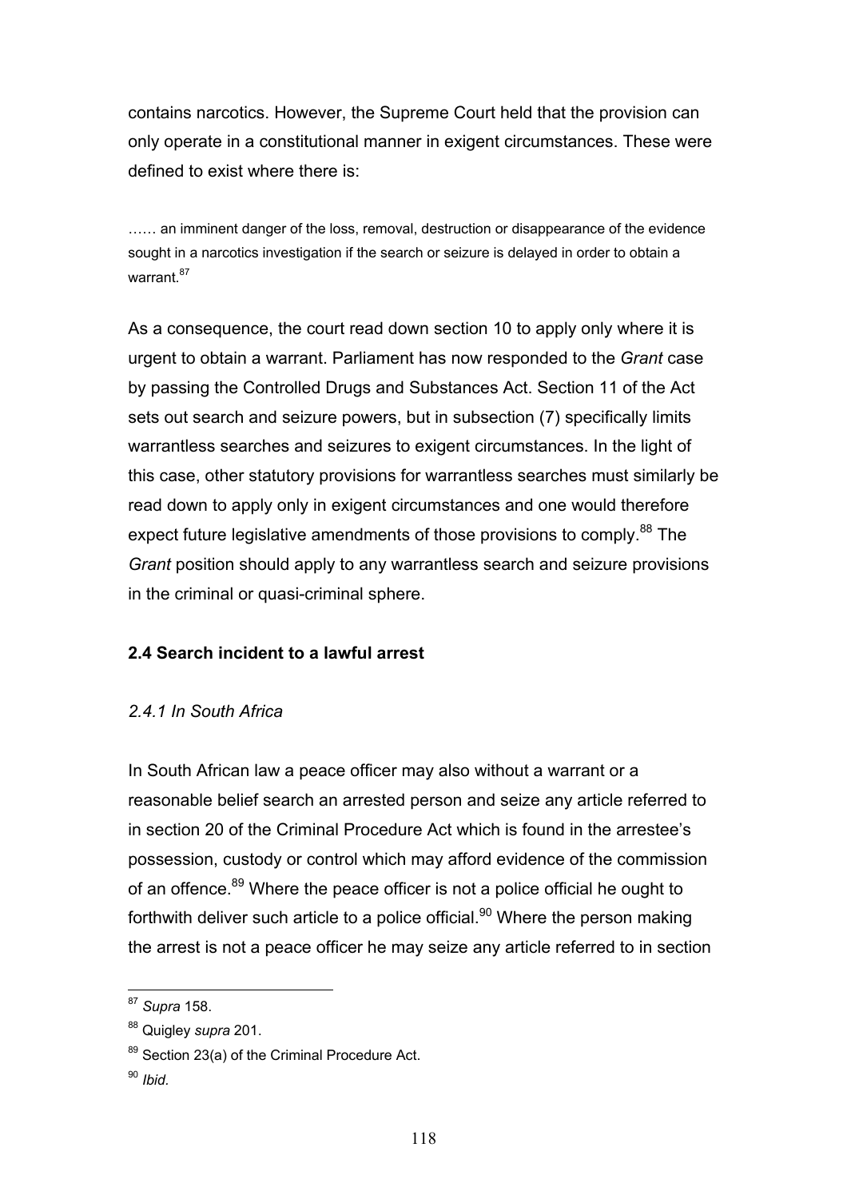contains narcotics. However, the Supreme Court held that the provision can only operate in a constitutional manner in exigent circumstances. These were defined to exist where there is:

> …… an imminent danger of the loss, removal, destruction or disappearance of the evidence sought in a narcotics investigation if the search or seizure is delayed in order to obtain a warrant.[87]

As a consequence, the court read down section 10 to apply only where it is urgent to obtain a warrant. Parliament has now responded to the *Grant* case by passing the Controlled Drugs and Substances Act. Section 11 of the Act sets out search and seizure powers, but in subsection (7) specifically limits warrantless searches and seizures to exigent circumstances. In the light of this case, other statutory provisions for warrantless searches must similarly be read down to apply only in exigent circumstances and one would therefore expect future legislative amendments of those provisions to comply.[88] The *Grant* position should apply to any warrantless search and seizure provisions in the criminal or quasi-criminal sphere.

### 2.4 Search incident to a lawful arrest

#### *2.4.1 In South Africa*

In South African law a peace officer may also without a warrant or a reasonable belief search an arrested person and seize any article referred to in section 20 of the Criminal Procedure Act which is found in the arrestee's possession, custody or control which may afford evidence of the commission of an offence.[89] Where the peace officer is not a police official he ought to forthwith deliver such article to a police official.[90] Where the person making the arrest is not a peace officer he may seize any article referred to in section

---

[87] *Supra* 158.

[88] Quigley *supra* 201.

[89] Section 23(a) of the Criminal Procedure Act.

[90] *Ibid*.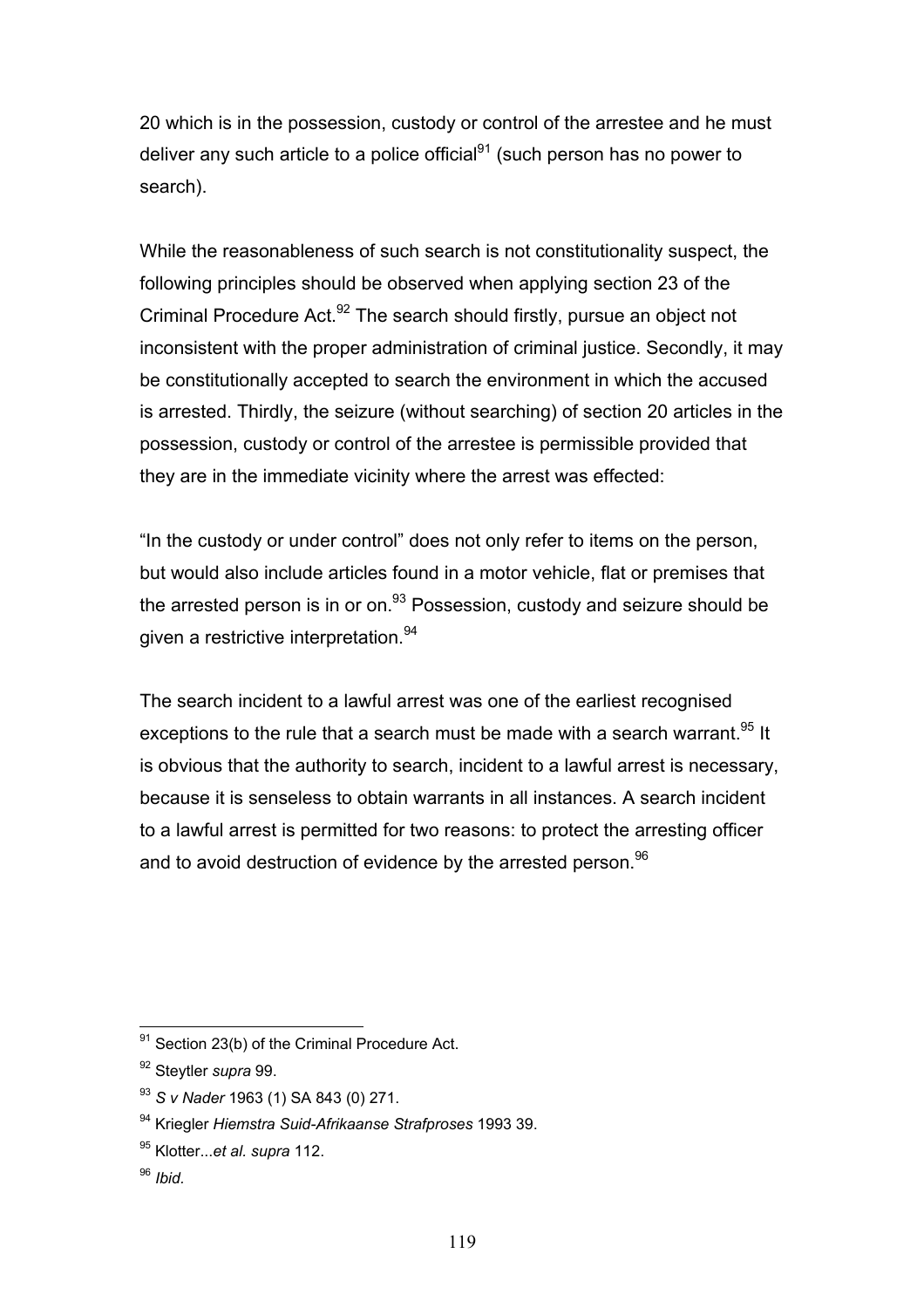20 which is in the possession, custody or control of the arrestee and he must deliver any such article to a police official[91] (such person has no power to search).

While the reasonableness of such search is not constitutionality suspect, the following principles should be observed when applying section 23 of the Criminal Procedure Act.[92] The search should firstly, pursue an object not inconsistent with the proper administration of criminal justice. Secondly, it may be constitutionally accepted to search the environment in which the accused is arrested. Thirdly, the seizure (without searching) of section 20 articles in the possession, custody or control of the arrestee is permissible provided that they are in the immediate vicinity where the arrest was effected:

"In the custody or under control" does not only refer to items on the person, but would also include articles found in a motor vehicle, flat or premises that the arrested person is in or on.[93] Possession, custody and seizure should be given a restrictive interpretation.[94]

The search incident to a lawful arrest was one of the earliest recognised exceptions to the rule that a search must be made with a search warrant.[95] It is obvious that the authority to search, incident to a lawful arrest is necessary, because it is senseless to obtain warrants in all instances. A search incident to a lawful arrest is permitted for two reasons: to protect the arresting officer and to avoid destruction of evidence by the arrested person.[96]

---

[91] Section 23(b) of the Criminal Procedure Act.

[92] Steytler *supra* 99.

[93] *S v Nader* 1963 (1) SA 843 (0) 271.

[94] Kriegler *Hiemstra Suid-Afrikaanse Strafproses* 1993 39.

[95] Klotter...*et al. supra* 112.

[96] *Ibid.*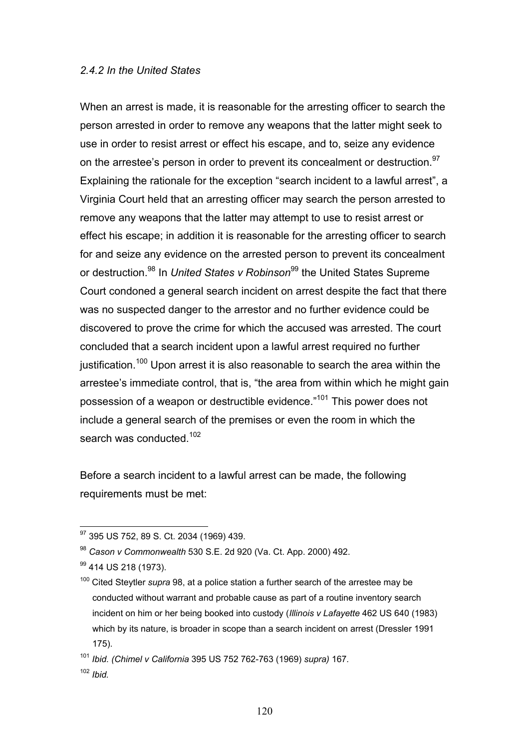*2.4.2 In the United States*

When an arrest is made, it is reasonable for the arresting officer to search the person arrested in order to remove any weapons that the latter might seek to use in order to resist arrest or effect his escape, and to, seize any evidence on the arrestee's person in order to prevent its concealment or destruction.[97] Explaining the rationale for the exception "search incident to a lawful arrest", a Virginia Court held that an arresting officer may search the person arrested to remove any weapons that the latter may attempt to use to resist arrest or effect his escape; in addition it is reasonable for the arresting officer to search for and seize any evidence on the arrested person to prevent its concealment or destruction.[98] In *United States v Robinson*[99] the United States Supreme Court condoned a general search incident on arrest despite the fact that there was no suspected danger to the arrestor and no further evidence could be discovered to prove the crime for which the accused was arrested. The court concluded that a search incident upon a lawful arrest required no further justification.[100] Upon arrest it is also reasonable to search the area within the arrestee's immediate control, that is, "the area from within which he might gain possession of a weapon or destructible evidence."[101] This power does not include a general search of the premises or even the room in which the search was conducted.[102]

Before a search incident to a lawful arrest can be made, the following requirements must be met:

---

[97] 395 US 752, 89 S. Ct. 2034 (1969) 439.

[98] *Cason v Commonwealth* 530 S.E. 2d 920 (Va. Ct. App. 2000) 492.

[99] 414 US 218 (1973).

[100] Cited Steytler *supra* 98, at a police station a further search of the arrestee may be conducted without warrant and probable cause as part of a routine inventory search incident on him or her being booked into custody (*Illinois v Lafayette* 462 US 640 (1983) which by its nature, is broader in scope than a search incident on arrest (Dressler 1991 175).

[101] *Ibid. (Chimel v California* 395 US 752 762-763 (1969) *supra)* 167.

[102] *Ibid.*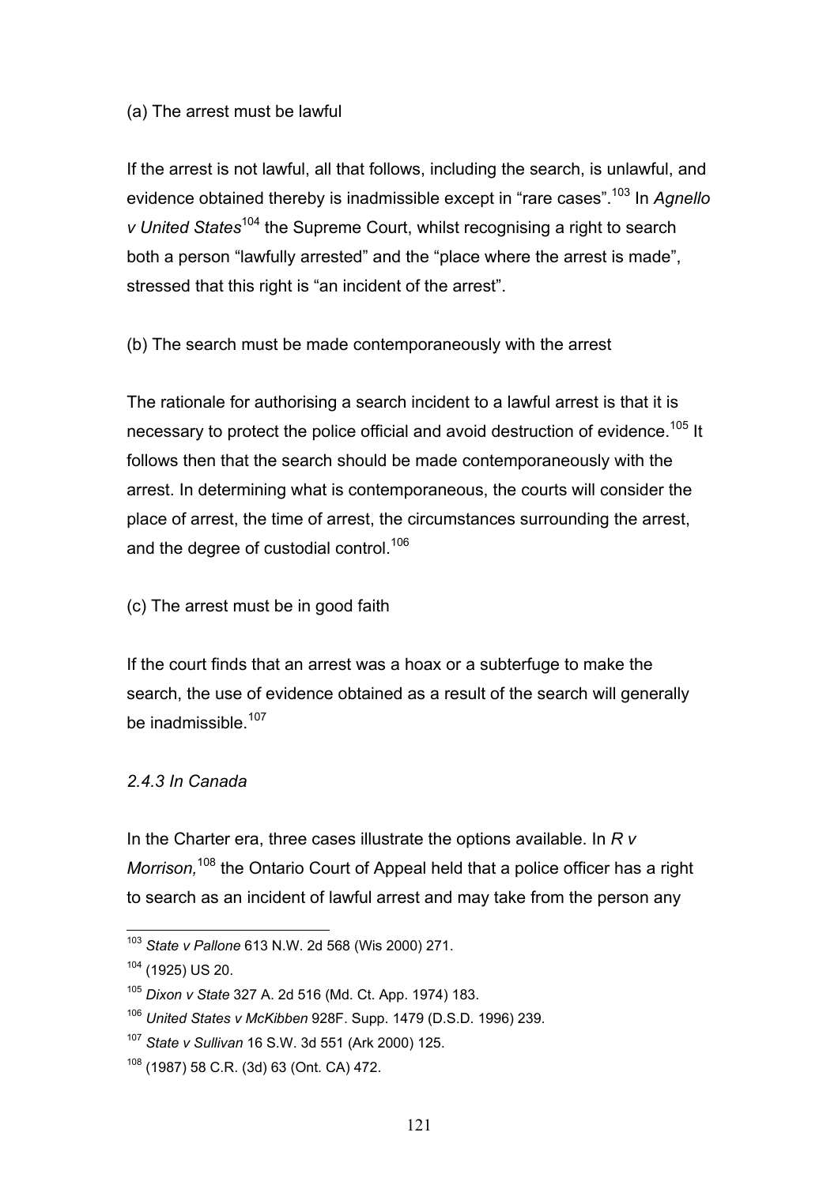(a) The arrest must be lawful

If the arrest is not lawful, all that follows, including the search, is unlawful, and evidence obtained thereby is inadmissible except in "rare cases".[103] In *Agnello v United States*[104] the Supreme Court, whilst recognising a right to search both a person "lawfully arrested" and the "place where the arrest is made", stressed that this right is "an incident of the arrest".

(b) The search must be made contemporaneously with the arrest

The rationale for authorising a search incident to a lawful arrest is that it is necessary to protect the police official and avoid destruction of evidence.[105] It follows then that the search should be made contemporaneously with the arrest. In determining what is contemporaneous, the courts will consider the place of arrest, the time of arrest, the circumstances surrounding the arrest, and the degree of custodial control.[106]

(c) The arrest must be in good faith

If the court finds that an arrest was a hoax or a subterfuge to make the search, the use of evidence obtained as a result of the search will generally be inadmissible.[107]

*2.4.3 In Canada*

In the Charter era, three cases illustrate the options available. In *R v Morrison,*[108] the Ontario Court of Appeal held that a police officer has a right to search as an incident of lawful arrest and may take from the person any

---

[103] *State v Pallone* 613 N.W. 2d 568 (Wis 2000) 271.

[104] (1925) US 20.

[105] *Dixon v State* 327 A. 2d 516 (Md. Ct. App. 1974) 183.

[106] *United States v McKibben* 928F. Supp. 1479 (D.S.D. 1996) 239.

[107] *State v Sullivan* 16 S.W. 3d 551 (Ark 2000) 125.

[108] (1987) 58 C.R. (3d) 63 (Ont. CA) 472.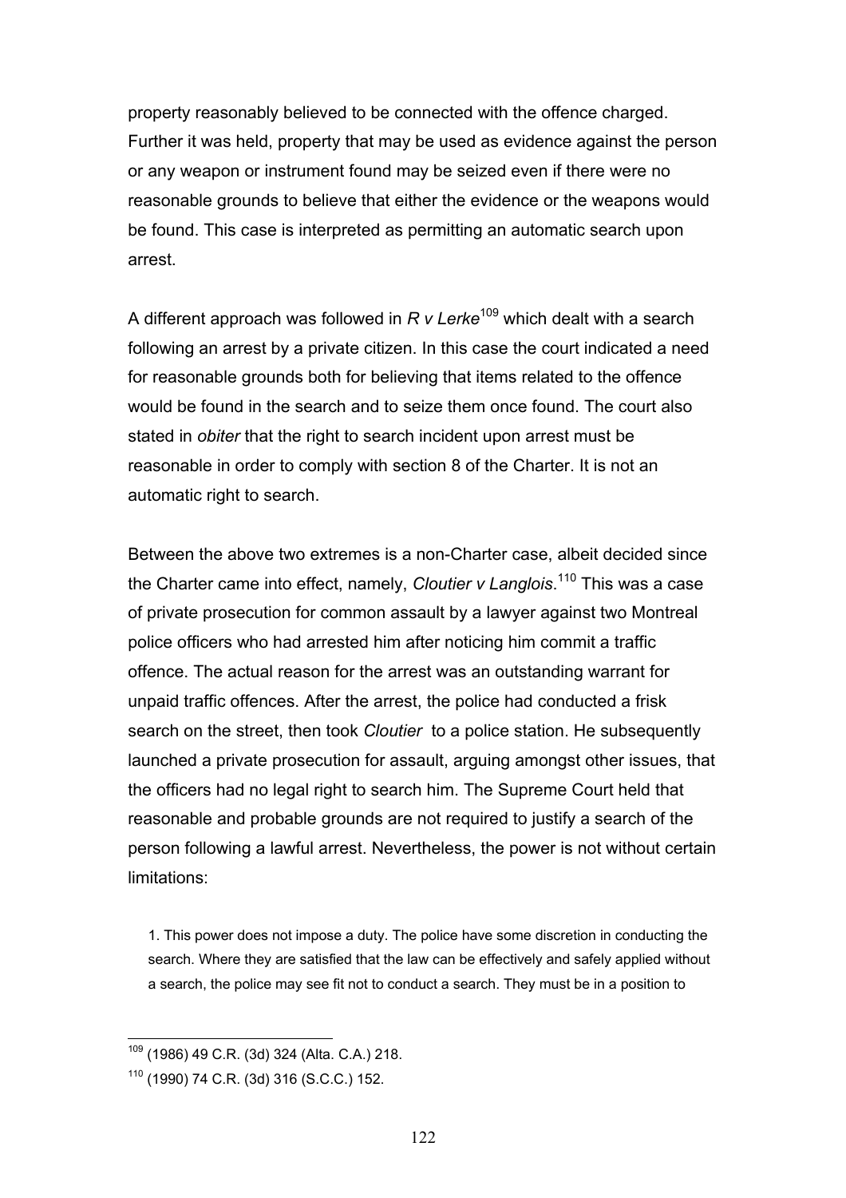property reasonably believed to be connected with the offence charged. Further it was held, property that may be used as evidence against the person or any weapon or instrument found may be seized even if there were no reasonable grounds to believe that either the evidence or the weapons would be found. This case is interpreted as permitting an automatic search upon arrest.

A different approach was followed in *R v Lerke*[109] which dealt with a search following an arrest by a private citizen. In this case the court indicated a need for reasonable grounds both for believing that items related to the offence would be found in the search and to seize them once found. The court also stated in *obiter* that the right to search incident upon arrest must be reasonable in order to comply with section 8 of the Charter. It is not an automatic right to search.

Between the above two extremes is a non-Charter case, albeit decided since the Charter came into effect, namely, *Cloutier v Langlois*.[110] This was a case of private prosecution for common assault by a lawyer against two Montreal police officers who had arrested him after noticing him commit a traffic offence. The actual reason for the arrest was an outstanding warrant for unpaid traffic offences. After the arrest, the police had conducted a frisk search on the street, then took *Cloutier* to a police station. He subsequently launched a private prosecution for assault, arguing amongst other issues, that the officers had no legal right to search him. The Supreme Court held that reasonable and probable grounds are not required to justify a search of the person following a lawful arrest. Nevertheless, the power is not without certain limitations:

> 1. This power does not impose a duty. The police have some discretion in conducting the search. Where they are satisfied that the law can be effectively and safely applied without a search, the police may see fit not to conduct a search. They must be in a position to

---

[109] (1986) 49 C.R. (3d) 324 (Alta. C.A.) 218.

[110] (1990) 74 C.R. (3d) 316 (S.C.C.) 152.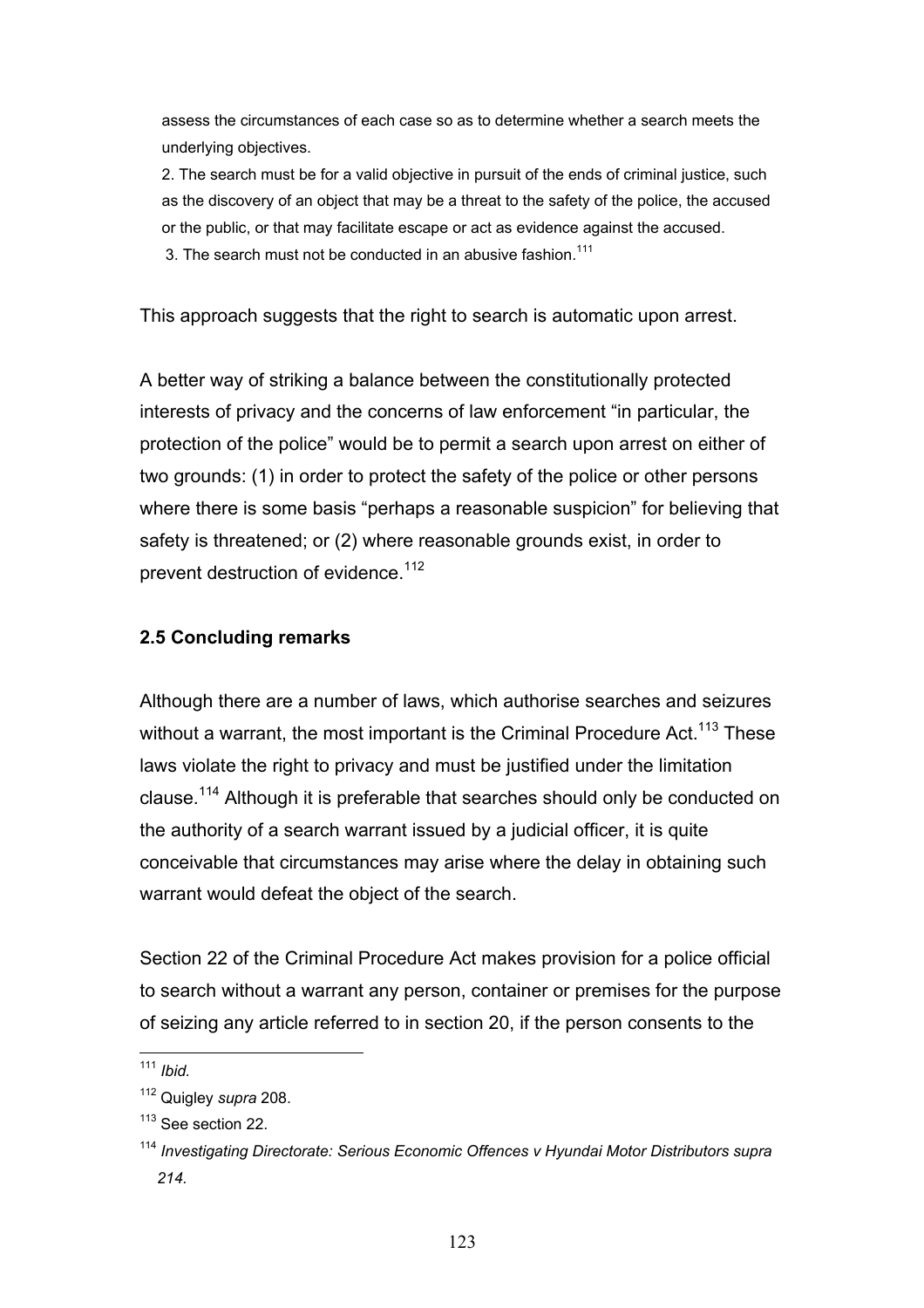assess the circumstances of each case so as to determine whether a search meets the underlying objectives.

2. The search must be for a valid objective in pursuit of the ends of criminal justice, such as the discovery of an object that may be a threat to the safety of the police, the accused or the public, or that may facilitate escape or act as evidence against the accused.

3. The search must not be conducted in an abusive fashion.[111]

This approach suggests that the right to search is automatic upon arrest.

A better way of striking a balance between the constitutionally protected interests of privacy and the concerns of law enforcement "in particular, the protection of the police" would be to permit a search upon arrest on either of two grounds: (1) in order to protect the safety of the police or other persons where there is some basis "perhaps a reasonable suspicion" for believing that safety is threatened; or (2) where reasonable grounds exist, in order to prevent destruction of evidence.[112]

### 2.5 Concluding remarks

Although there are a number of laws, which authorise searches and seizures without a warrant, the most important is the Criminal Procedure Act.[113] These laws violate the right to privacy and must be justified under the limitation clause.[114] Although it is preferable that searches should only be conducted on the authority of a search warrant issued by a judicial officer, it is quite conceivable that circumstances may arise where the delay in obtaining such warrant would defeat the object of the search.

Section 22 of the Criminal Procedure Act makes provision for a police official to search without a warrant any person, container or premises for the purpose of seizing any article referred to in section 20, if the person consents to the

---

[111] *Ibid.*

[112] Quigley *supra* 208.

[113] See section 22.

[114] *Investigating Directorate: Serious Economic Offences v Hyundai Motor Distributors supra 214*.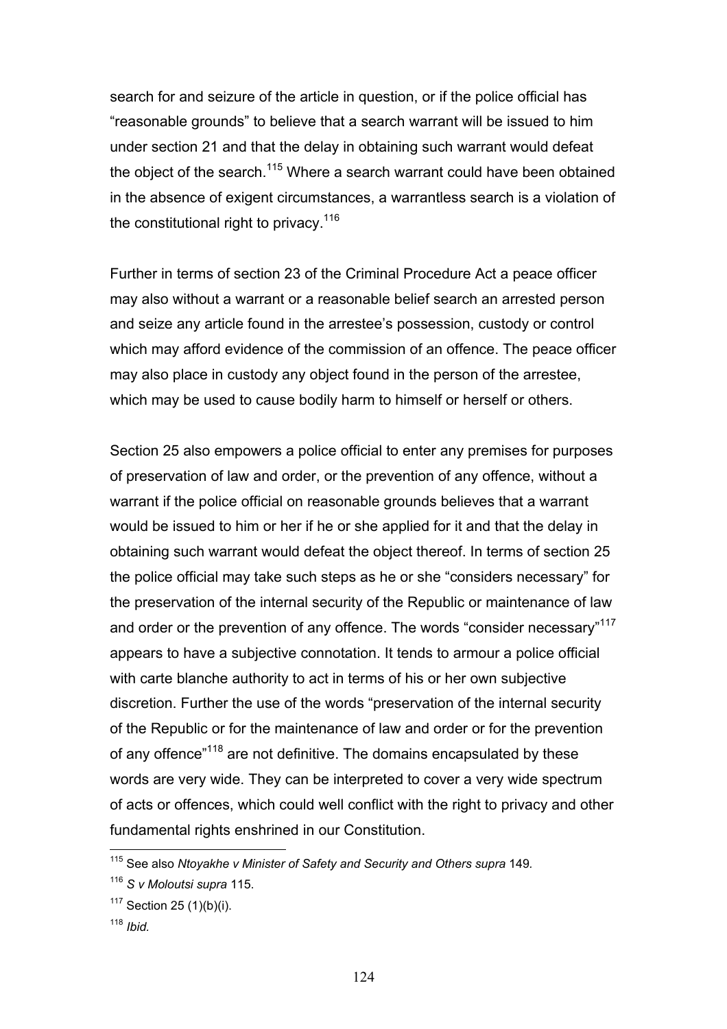search for and seizure of the article in question, or if the police official has "reasonable grounds" to believe that a search warrant will be issued to him under section 21 and that the delay in obtaining such warrant would defeat the object of the search.[115] Where a search warrant could have been obtained in the absence of exigent circumstances, a warrantless search is a violation of the constitutional right to privacy.[116]

Further in terms of section 23 of the Criminal Procedure Act a peace officer may also without a warrant or a reasonable belief search an arrested person and seize any article found in the arrestee's possession, custody or control which may afford evidence of the commission of an offence. The peace officer may also place in custody any object found in the person of the arrestee, which may be used to cause bodily harm to himself or herself or others.

Section 25 also empowers a police official to enter any premises for purposes of preservation of law and order, or the prevention of any offence, without a warrant if the police official on reasonable grounds believes that a warrant would be issued to him or her if he or she applied for it and that the delay in obtaining such warrant would defeat the object thereof. In terms of section 25 the police official may take such steps as he or she "considers necessary" for the preservation of the internal security of the Republic or maintenance of law and order or the prevention of any offence. The words "consider necessary"[117] appears to have a subjective connotation. It tends to armour a police official with carte blanche authority to act in terms of his or her own subjective discretion. Further the use of the words "preservation of the internal security of the Republic or for the maintenance of law and order or for the prevention of any offence"[118] are not definitive. The domains encapsulated by these words are very wide. They can be interpreted to cover a very wide spectrum of acts or offences, which could well conflict with the right to privacy and other fundamental rights enshrined in our Constitution.

---

[115] See also *Ntoyakhe v Minister of Safety and Security and Others supra* 149.

[116] *S v Moloutsi supra* 115.

[117] Section 25 (1)(b)(i).

[118] *Ibid.*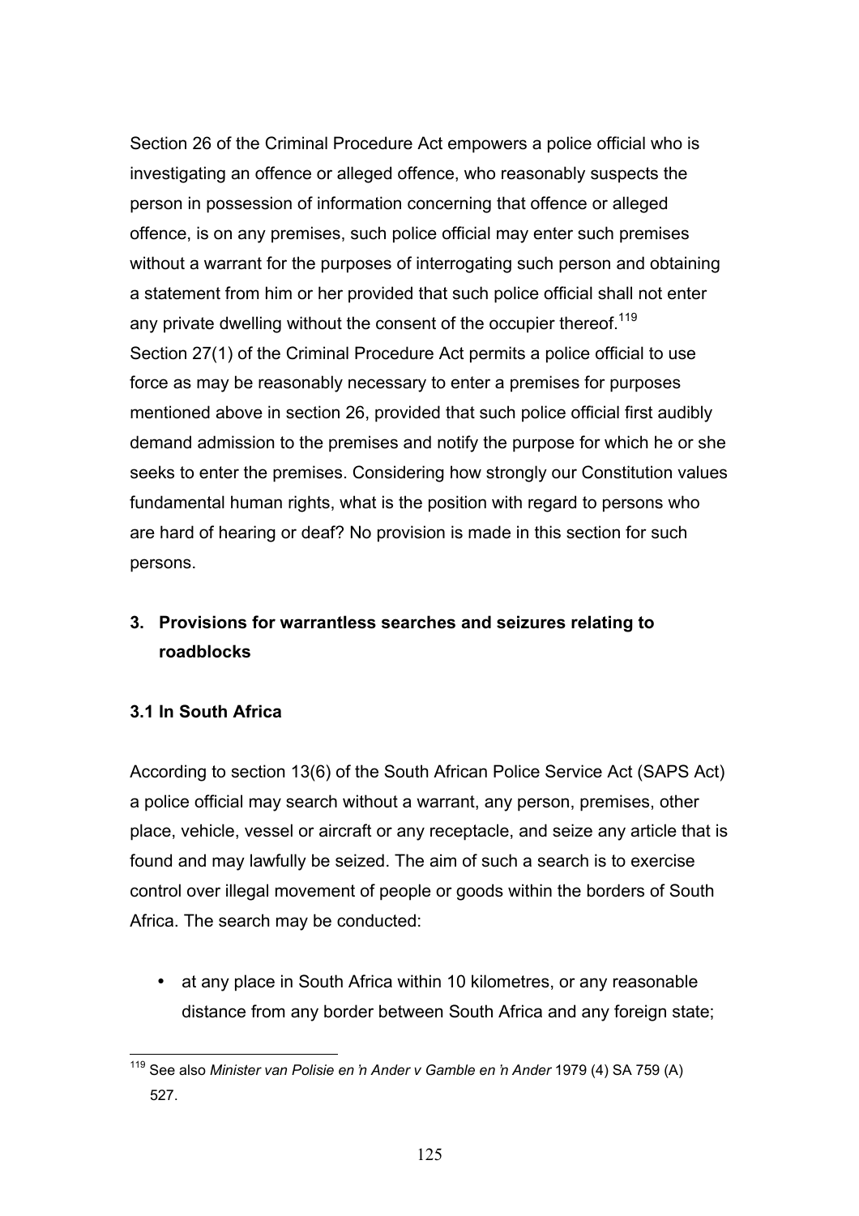Section 26 of the Criminal Procedure Act empowers a police official who is investigating an offence or alleged offence, who reasonably suspects the person in possession of information concerning that offence or alleged offence, is on any premises, such police official may enter such premises without a warrant for the purposes of interrogating such person and obtaining a statement from him or her provided that such police official shall not enter any private dwelling without the consent of the occupier thereof.[119] Section 27(1) of the Criminal Procedure Act permits a police official to use force as may be reasonably necessary to enter a premises for purposes mentioned above in section 26, provided that such police official first audibly demand admission to the premises and notify the purpose for which he or she seeks to enter the premises. Considering how strongly our Constitution values fundamental human rights, what is the position with regard to persons who are hard of hearing or deaf? No provision is made in this section for such persons.

## 3. Provisions for warrantless searches and seizures relating to roadblocks

### 3.1 In South Africa

According to section 13(6) of the South African Police Service Act (SAPS Act) a police official may search without a warrant, any person, premises, other place, vehicle, vessel or aircraft or any receptacle, and seize any article that is found and may lawfully be seized. The aim of such a search is to exercise control over illegal movement of people or goods within the borders of South Africa. The search may be conducted:

- at any place in South Africa within 10 kilometres, or any reasonable distance from any border between South Africa and any foreign state;

---

[119] See also *Minister van Polisie en 'n Ander v Gamble en 'n Ander* 1979 (4) SA 759 (A) 527.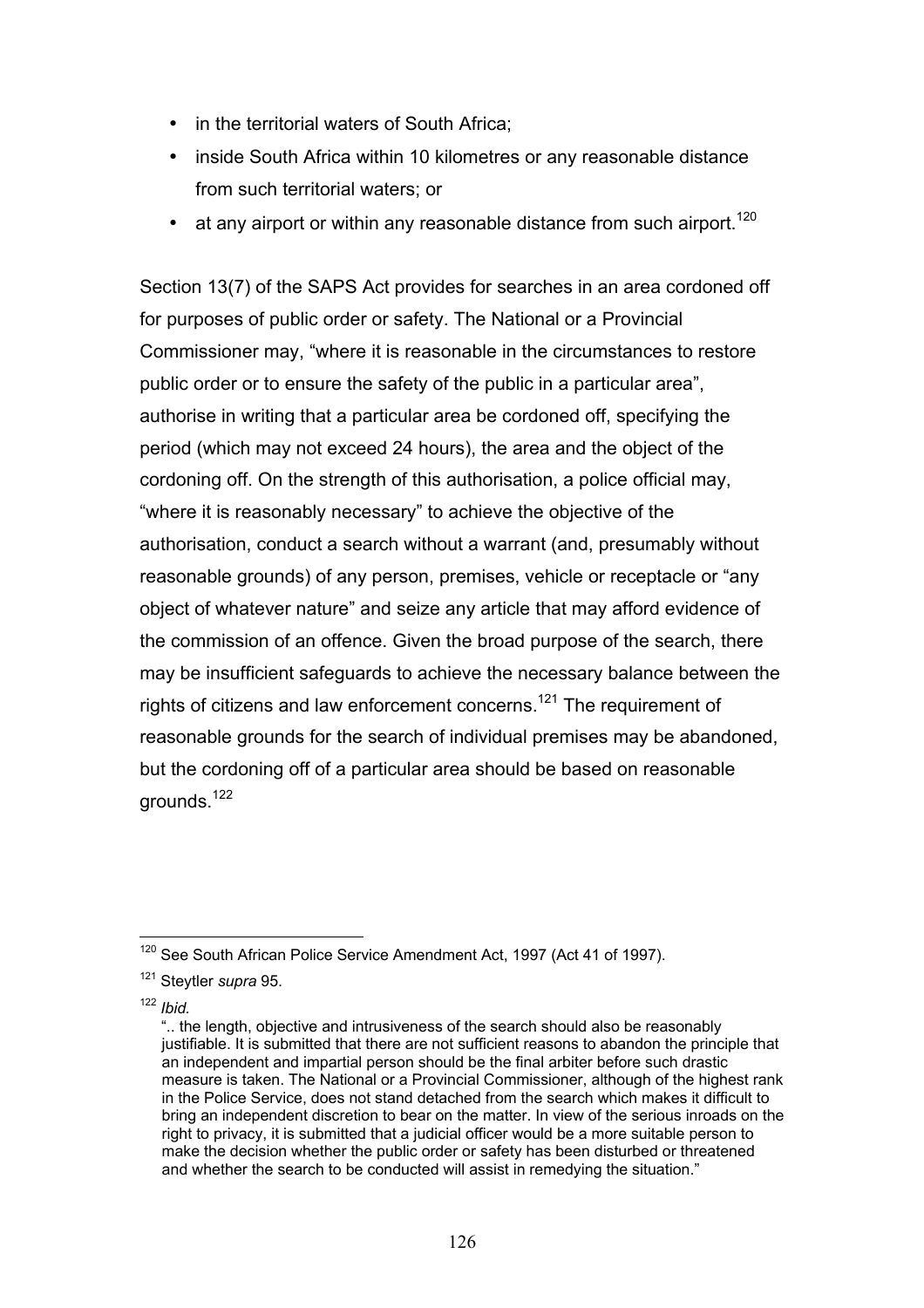- in the territorial waters of South Africa;
- inside South Africa within 10 kilometres or any reasonable distance from such territorial waters; or
- at any airport or within any reasonable distance from such airport.[120]

Section 13(7) of the SAPS Act provides for searches in an area cordoned off for purposes of public order or safety. The National or a Provincial Commissioner may, "where it is reasonable in the circumstances to restore public order or to ensure the safety of the public in a particular area", authorise in writing that a particular area be cordoned off, specifying the period (which may not exceed 24 hours), the area and the object of the cordoning off. On the strength of this authorisation, a police official may, "where it is reasonably necessary" to achieve the objective of the authorisation, conduct a search without a warrant (and, presumably without reasonable grounds) of any person, premises, vehicle or receptacle or "any object of whatever nature" and seize any article that may afford evidence of the commission of an offence. Given the broad purpose of the search, there may be insufficient safeguards to achieve the necessary balance between the rights of citizens and law enforcement concerns.[121] The requirement of reasonable grounds for the search of individual premises may be abandoned, but the cordoning off of a particular area should be based on reasonable grounds.[122]

---

[120] See South African Police Service Amendment Act, 1997 (Act 41 of 1997).

[121] Steytler *supra* 95.

[122] *Ibid.*

".. the length, objective and intrusiveness of the search should also be reasonably justifiable. It is submitted that there are not sufficient reasons to abandon the principle that an independent and impartial person should be the final arbiter before such drastic measure is taken. The National or a Provincial Commissioner, although of the highest rank in the Police Service, does not stand detached from the search which makes it difficult to bring an independent discretion to bear on the matter. In view of the serious inroads on the right to privacy, it is submitted that a judicial officer would be a more suitable person to make the decision whether the public order or safety has been disturbed or threatened and whether the search to be conducted will assist in remedying the situation."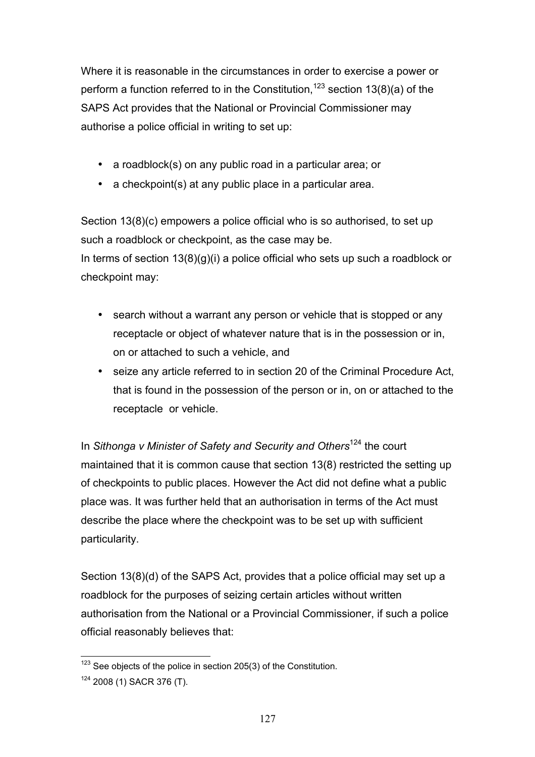Where it is reasonable in the circumstances in order to exercise a power or perform a function referred to in the Constitution,[123] section 13(8)(a) of the SAPS Act provides that the National or Provincial Commissioner may authorise a police official in writing to set up:

- a roadblock(s) on any public road in a particular area; or
- a checkpoint(s) at any public place in a particular area.

Section 13(8)(c) empowers a police official who is so authorised, to set up such a roadblock or checkpoint, as the case may be.
In terms of section 13(8)(g)(i) a police official who sets up such a roadblock or checkpoint may:

- search without a warrant any person or vehicle that is stopped or any receptacle or object of whatever nature that is in the possession or in, on or attached to such a vehicle, and
- seize any article referred to in section 20 of the Criminal Procedure Act, that is found in the possession of the person or in, on or attached to the receptacle or vehicle.

In *Sithonga v Minister of Safety and Security and Others*[124] the court maintained that it is common cause that section 13(8) restricted the setting up of checkpoints to public places. However the Act did not define what a public place was. It was further held that an authorisation in terms of the Act must describe the place where the checkpoint was to be set up with sufficient particularity.

Section 13(8)(d) of the SAPS Act, provides that a police official may set up a roadblock for the purposes of seizing certain articles without written authorisation from the National or a Provincial Commissioner, if such a police official reasonably believes that:

---

[123] See objects of the police in section 205(3) of the Constitution.

[124] 2008 (1) SACR 376 (T).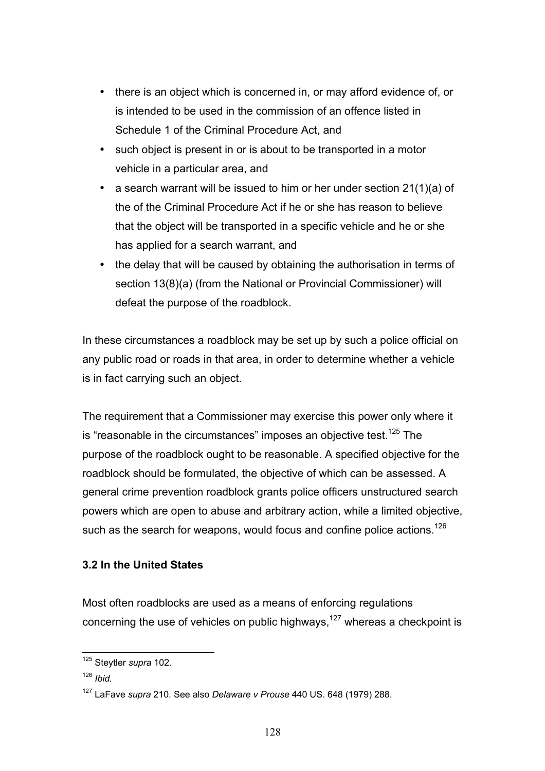- there is an object which is concerned in, or may afford evidence of, or is intended to be used in the commission of an offence listed in Schedule 1 of the Criminal Procedure Act, and
- such object is present in or is about to be transported in a motor vehicle in a particular area, and
- a search warrant will be issued to him or her under section 21(1)(a) of the of the Criminal Procedure Act if he or she has reason to believe that the object will be transported in a specific vehicle and he or she has applied for a search warrant, and
- the delay that will be caused by obtaining the authorisation in terms of section 13(8)(a) (from the National or Provincial Commissioner) will defeat the purpose of the roadblock.

In these circumstances a roadblock may be set up by such a police official on any public road or roads in that area, in order to determine whether a vehicle is in fact carrying such an object.

The requirement that a Commissioner may exercise this power only where it is "reasonable in the circumstances" imposes an objective test.[125] The purpose of the roadblock ought to be reasonable. A specified objective for the roadblock should be formulated, the objective of which can be assessed. A general crime prevention roadblock grants police officers unstructured search powers which are open to abuse and arbitrary action, while a limited objective, such as the search for weapons, would focus and confine police actions.[126]

### 3.2 In the United States

Most often roadblocks are used as a means of enforcing regulations concerning the use of vehicles on public highways,[127] whereas a checkpoint is

---

[125] Steytler *supra* 102.

[126] *Ibid.*

[127] LaFave *supra* 210. See also *Delaware v Prouse* 440 US. 648 (1979) 288.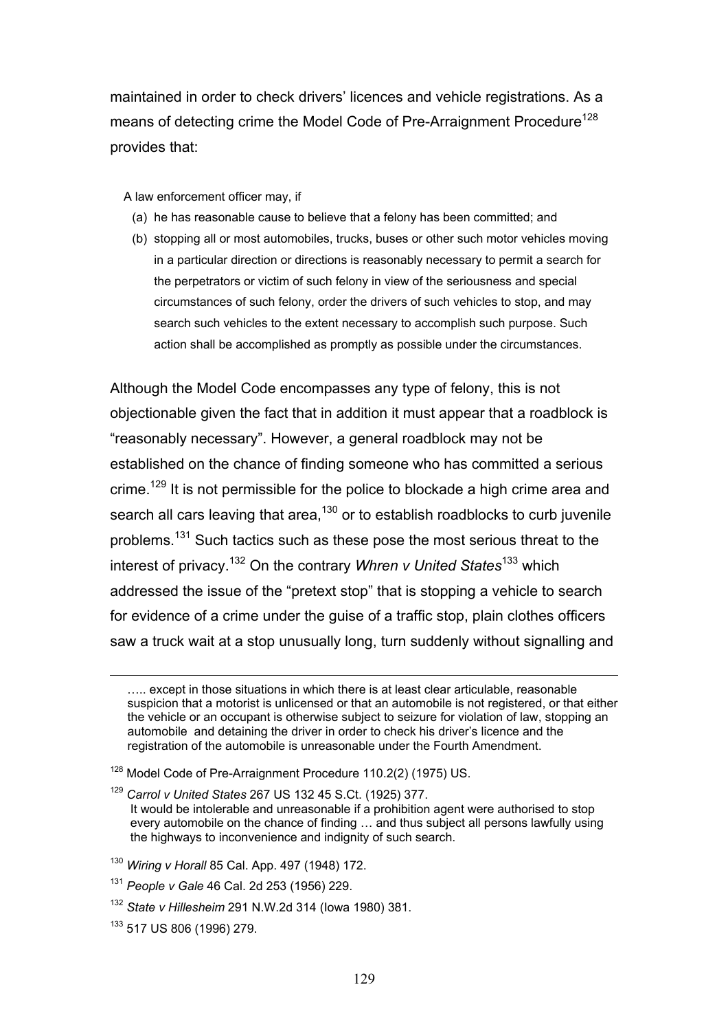maintained in order to check drivers' licences and vehicle registrations. As a means of detecting crime the Model Code of Pre-Arraignment Procedure[128] provides that:

> A law enforcement officer may, if
>
> (a) he has reasonable cause to believe that a felony has been committed; and
>
> (b) stopping all or most automobiles, trucks, buses or other such motor vehicles moving in a particular direction or directions is reasonably necessary to permit a search for the perpetrators or victim of such felony in view of the seriousness and special circumstances of such felony, order the drivers of such vehicles to stop, and may search such vehicles to the extent necessary to accomplish such purpose. Such action shall be accomplished as promptly as possible under the circumstances.

Although the Model Code encompasses any type of felony, this is not objectionable given the fact that in addition it must appear that a roadblock is "reasonably necessary". However, a general roadblock may not be established on the chance of finding someone who has committed a serious crime.[129] It is not permissible for the police to blockade a high crime area and search all cars leaving that area,[130] or to establish roadblocks to curb juvenile problems.[131] Such tactics such as these pose the most serious threat to the interest of privacy.[132] On the contrary *Whren v United States*[133] which addressed the issue of the "pretext stop" that is stopping a vehicle to search for evidence of a crime under the guise of a traffic stop, plain clothes officers saw a truck wait at a stop unusually long, turn suddenly without signalling and

---

….. except in those situations in which there is at least clear articulable, reasonable suspicion that a motorist is unlicensed or that an automobile is not registered, or that either the vehicle or an occupant is otherwise subject to seizure for violation of law, stopping an automobile and detaining the driver in order to check his driver's licence and the registration of the automobile is unreasonable under the Fourth Amendment.

[128] Model Code of Pre-Arraignment Procedure 110.2(2) (1975) US.

[129] *Carrol v United States* 267 US 132 45 S.Ct. (1925) 377.
It would be intolerable and unreasonable if a prohibition agent were authorised to stop every automobile on the chance of finding … and thus subject all persons lawfully using the highways to inconvenience and indignity of such search.

[130] *Wiring v Horall* 85 Cal. App. 497 (1948) 172.

[131] *People v Gale* 46 Cal. 2d 253 (1956) 229.

[132] *State v Hillesheim* 291 N.W.2d 314 (Iowa 1980) 381.

[133] 517 US 806 (1996) 279.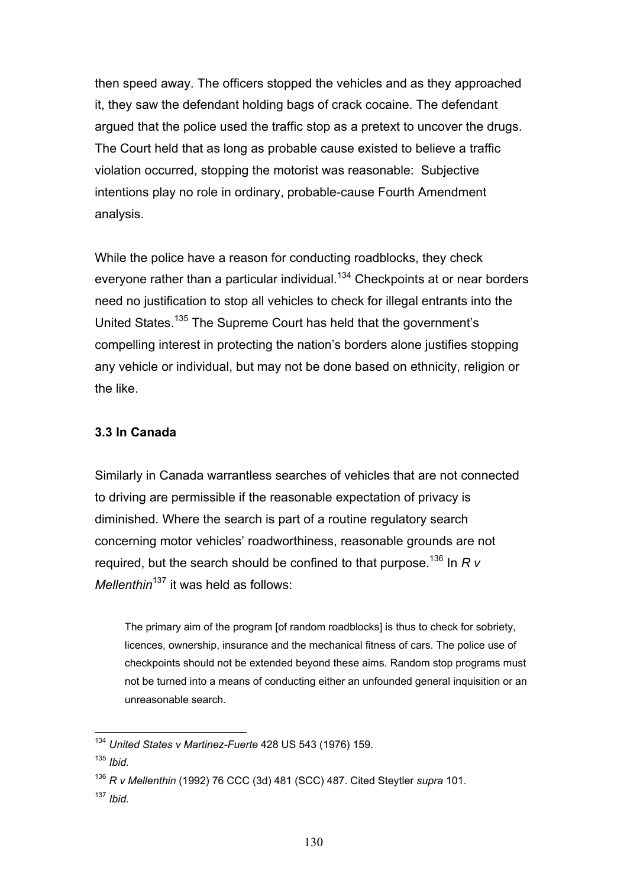then speed away. The officers stopped the vehicles and as they approached it, they saw the defendant holding bags of crack cocaine. The defendant argued that the police used the traffic stop as a pretext to uncover the drugs. The Court held that as long as probable cause existed to believe a traffic violation occurred, stopping the motorist was reasonable: Subjective intentions play no role in ordinary, probable-cause Fourth Amendment analysis.

While the police have a reason for conducting roadblocks, they check everyone rather than a particular individual.[134] Checkpoints at or near borders need no justification to stop all vehicles to check for illegal entrants into the United States.[135] The Supreme Court has held that the government's compelling interest in protecting the nation's borders alone justifies stopping any vehicle or individual, but may not be done based on ethnicity, religion or the like.

### 3.3 In Canada

Similarly in Canada warrantless searches of vehicles that are not connected to driving are permissible if the reasonable expectation of privacy is diminished. Where the search is part of a routine regulatory search concerning motor vehicles' roadworthiness, reasonable grounds are not required, but the search should be confined to that purpose.[136] In *R v Mellenthin*[137] it was held as follows:

> The primary aim of the program [of random roadblocks] is thus to check for sobriety, licences, ownership, insurance and the mechanical fitness of cars. The police use of checkpoints should not be extended beyond these aims. Random stop programs must not be turned into a means of conducting either an unfounded general inquisition or an unreasonable search.

---

[134] *United States v Martinez-Fuerte* 428 US 543 (1976) 159.

[135] *Ibid.*

[136] *R v Mellenthin* (1992) 76 CCC (3d) 481 (SCC) 487. Cited Steytler *supra* 101.

[137] *Ibid.*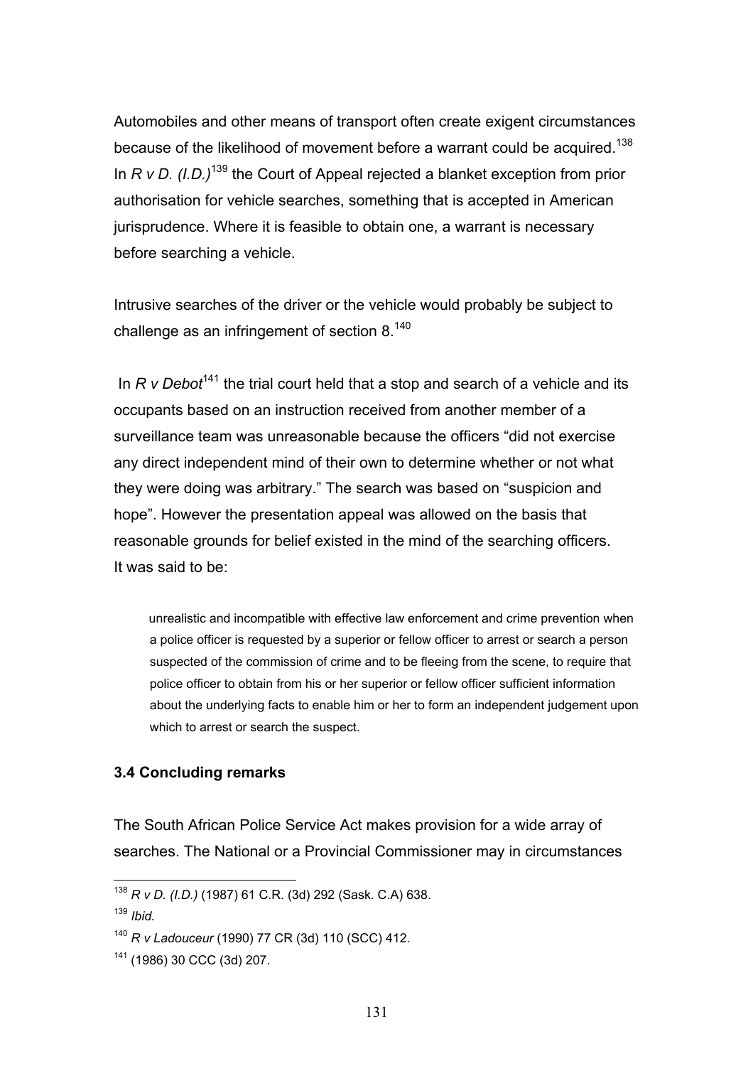Automobiles and other means of transport often create exigent circumstances because of the likelihood of movement before a warrant could be acquired.[138] In *R v D. (I.D.)*[139] the Court of Appeal rejected a blanket exception from prior authorisation for vehicle searches, something that is accepted in American jurisprudence. Where it is feasible to obtain one, a warrant is necessary before searching a vehicle.

Intrusive searches of the driver or the vehicle would probably be subject to challenge as an infringement of section 8.[140]

In *R v Debot*[141] the trial court held that a stop and search of a vehicle and its occupants based on an instruction received from another member of a surveillance team was unreasonable because the officers "did not exercise any direct independent mind of their own to determine whether or not what they were doing was arbitrary." The search was based on "suspicion and hope". However the presentation appeal was allowed on the basis that reasonable grounds for belief existed in the mind of the searching officers. It was said to be:

> unrealistic and incompatible with effective law enforcement and crime prevention when a police officer is requested by a superior or fellow officer to arrest or search a person suspected of the commission of crime and to be fleeing from the scene, to require that police officer to obtain from his or her superior or fellow officer sufficient information about the underlying facts to enable him or her to form an independent judgement upon which to arrest or search the suspect.

### 3.4 Concluding remarks

The South African Police Service Act makes provision for a wide array of searches. The National or a Provincial Commissioner may in circumstances

---

[138] *R v D. (I.D.)* (1987) 61 C.R. (3d) 292 (Sask. C.A) 638.

[139] *Ibid.*

[140] *R v Ladouceur* (1990) 77 CR (3d) 110 (SCC) 412.

[141] (1986) 30 CCC (3d) 207.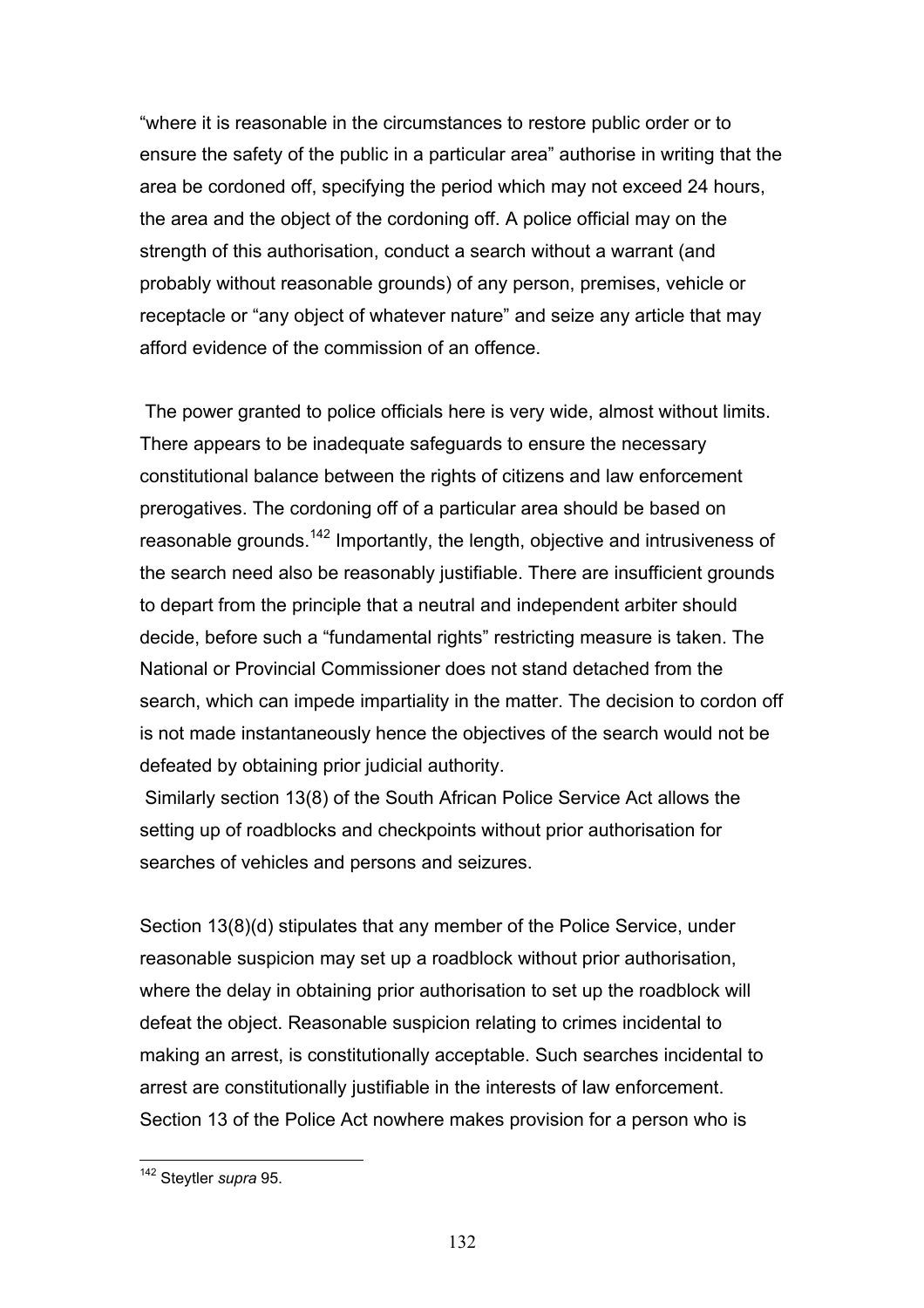"where it is reasonable in the circumstances to restore public order or to ensure the safety of the public in a particular area" authorise in writing that the area be cordoned off, specifying the period which may not exceed 24 hours, the area and the object of the cordoning off. A police official may on the strength of this authorisation, conduct a search without a warrant (and probably without reasonable grounds) of any person, premises, vehicle or receptacle or "any object of whatever nature" and seize any article that may afford evidence of the commission of an offence.

The power granted to police officials here is very wide, almost without limits. There appears to be inadequate safeguards to ensure the necessary constitutional balance between the rights of citizens and law enforcement prerogatives. The cordoning off of a particular area should be based on reasonable grounds.[142] Importantly, the length, objective and intrusiveness of the search need also be reasonably justifiable. There are insufficient grounds to depart from the principle that a neutral and independent arbiter should decide, before such a "fundamental rights" restricting measure is taken. The National or Provincial Commissioner does not stand detached from the search, which can impede impartiality in the matter. The decision to cordon off is not made instantaneously hence the objectives of the search would not be defeated by obtaining prior judicial authority.

Similarly section 13(8) of the South African Police Service Act allows the setting up of roadblocks and checkpoints without prior authorisation for searches of vehicles and persons and seizures.

Section 13(8)(d) stipulates that any member of the Police Service, under reasonable suspicion may set up a roadblock without prior authorisation, where the delay in obtaining prior authorisation to set up the roadblock will defeat the object. Reasonable suspicion relating to crimes incidental to making an arrest, is constitutionally acceptable. Such searches incidental to arrest are constitutionally justifiable in the interests of law enforcement. Section 13 of the Police Act nowhere makes provision for a person who is

---

[142] Steytler *supra* 95.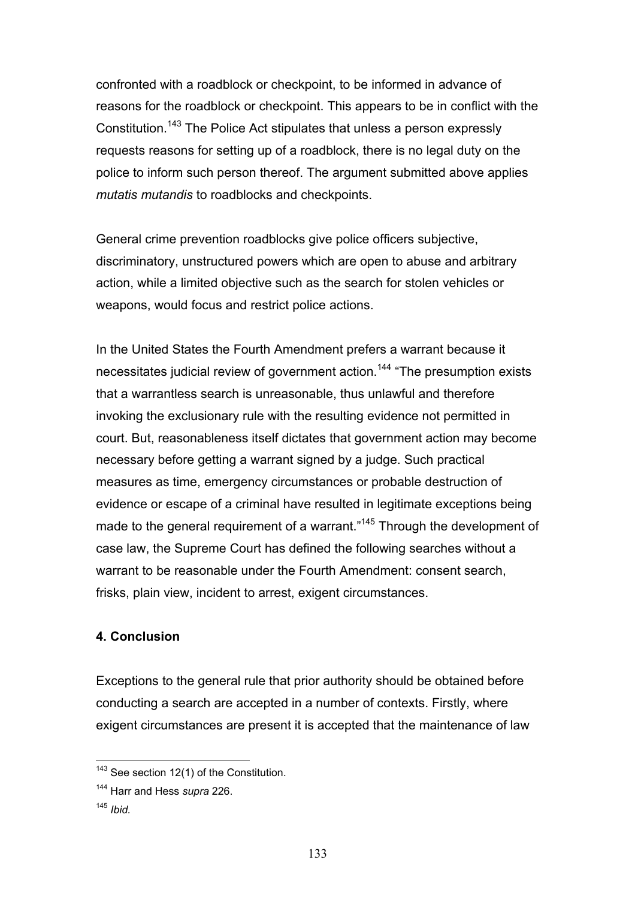confronted with a roadblock or checkpoint, to be informed in advance of reasons for the roadblock or checkpoint. This appears to be in conflict with the Constitution.[143] The Police Act stipulates that unless a person expressly requests reasons for setting up of a roadblock, there is no legal duty on the police to inform such person thereof. The argument submitted above applies *mutatis mutandis* to roadblocks and checkpoints.

General crime prevention roadblocks give police officers subjective, discriminatory, unstructured powers which are open to abuse and arbitrary action, while a limited objective such as the search for stolen vehicles or weapons, would focus and restrict police actions.

In the United States the Fourth Amendment prefers a warrant because it necessitates judicial review of government action.[144] "The presumption exists that a warrantless search is unreasonable, thus unlawful and therefore invoking the exclusionary rule with the resulting evidence not permitted in court. But, reasonableness itself dictates that government action may become necessary before getting a warrant signed by a judge. Such practical measures as time, emergency circumstances or probable destruction of evidence or escape of a criminal have resulted in legitimate exceptions being made to the general requirement of a warrant."[145] Through the development of case law, the Supreme Court has defined the following searches without a warrant to be reasonable under the Fourth Amendment: consent search, frisks, plain view, incident to arrest, exigent circumstances.

**4. Conclusion**

Exceptions to the general rule that prior authority should be obtained before conducting a search are accepted in a number of contexts. Firstly, where exigent circumstances are present it is accepted that the maintenance of law

---

[143] See section 12(1) of the Constitution.

[144] Harr and Hess *supra* 226.

[145] *Ibid.*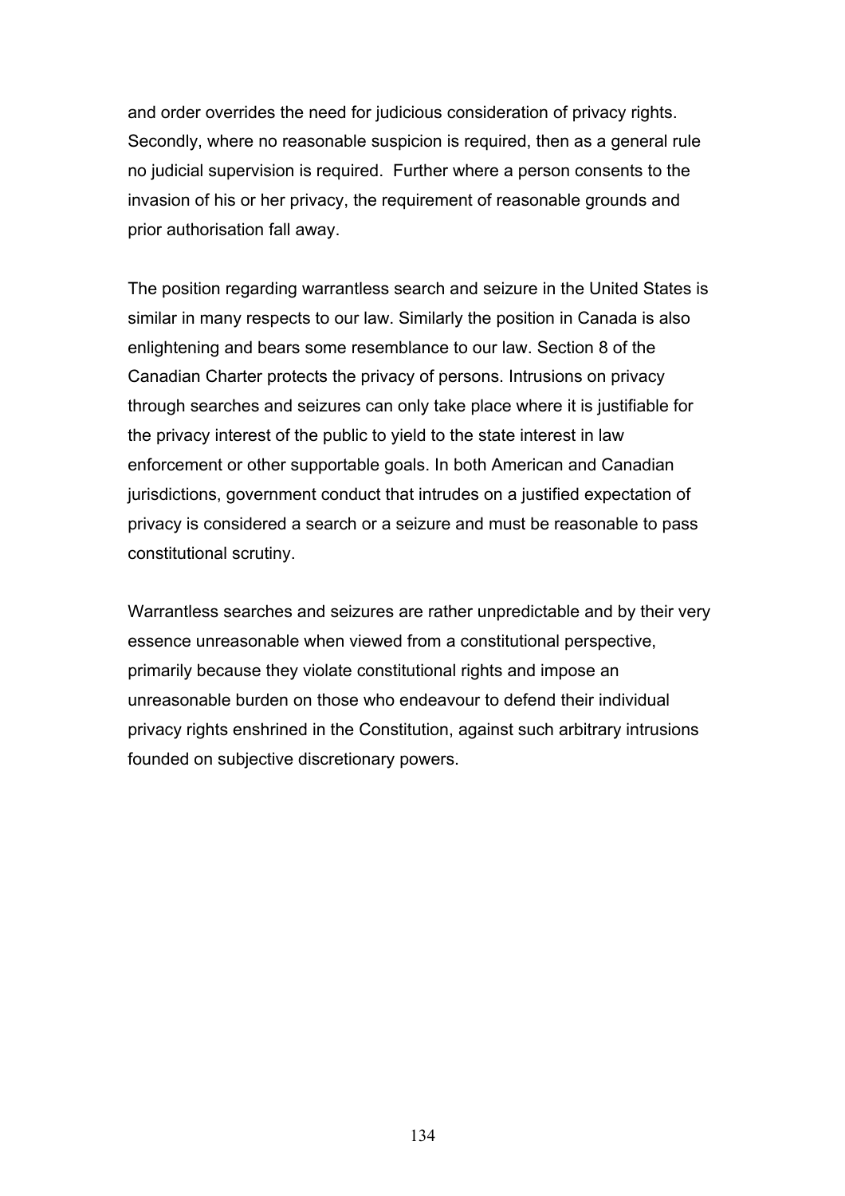and order overrides the need for judicious consideration of privacy rights. Secondly, where no reasonable suspicion is required, then as a general rule no judicial supervision is required. Further where a person consents to the invasion of his or her privacy, the requirement of reasonable grounds and prior authorisation fall away.

The position regarding warrantless search and seizure in the United States is similar in many respects to our law. Similarly the position in Canada is also enlightening and bears some resemblance to our law. Section 8 of the Canadian Charter protects the privacy of persons. Intrusions on privacy through searches and seizures can only take place where it is justifiable for the privacy interest of the public to yield to the state interest in law enforcement or other supportable goals. In both American and Canadian jurisdictions, government conduct that intrudes on a justified expectation of privacy is considered a search or a seizure and must be reasonable to pass constitutional scrutiny.

Warrantless searches and seizures are rather unpredictable and by their very essence unreasonable when viewed from a constitutional perspective, primarily because they violate constitutional rights and impose an unreasonable burden on those who endeavour to defend their individual privacy rights enshrined in the Constitution, against such arbitrary intrusions founded on subjective discretionary powers.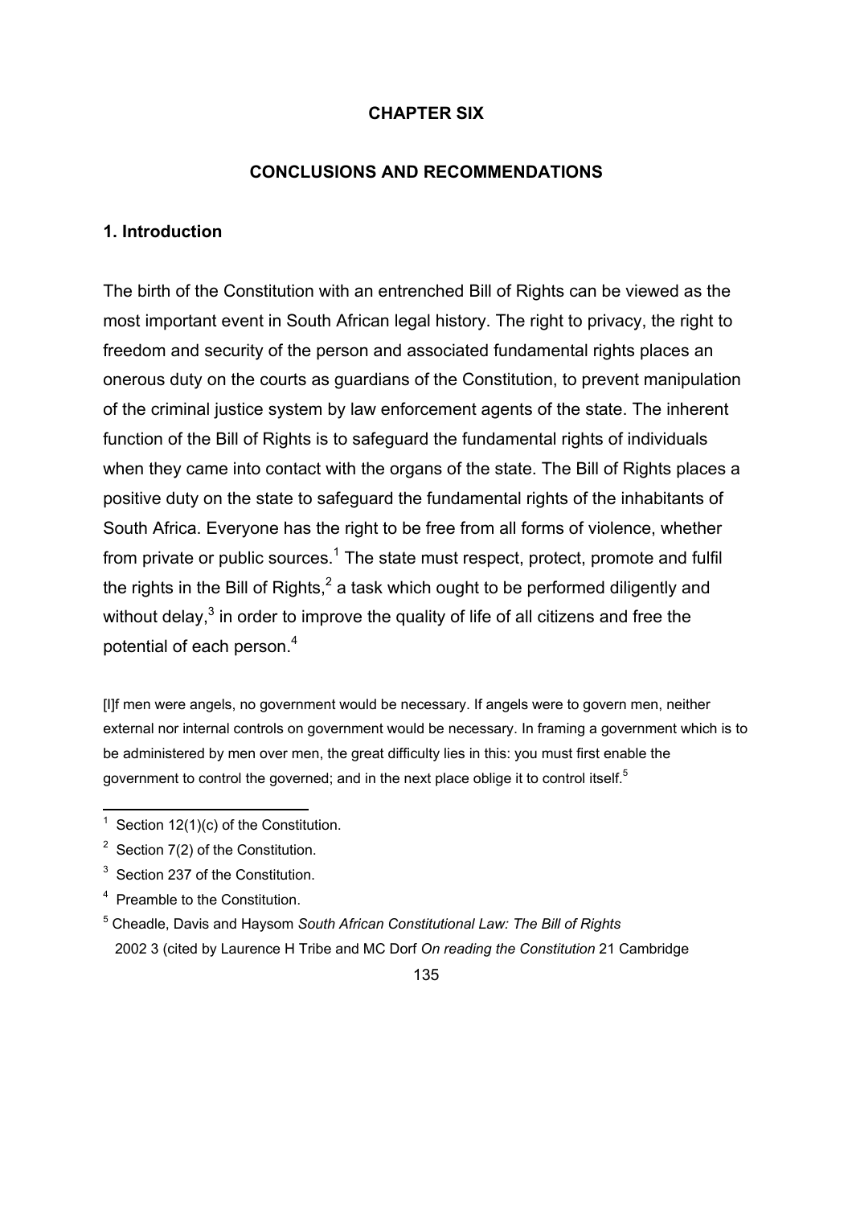## CHAPTER SIX

## CONCLUSIONS AND RECOMMENDATIONS

### 1. Introduction

The birth of the Constitution with an entrenched Bill of Rights can be viewed as the most important event in South African legal history. The right to privacy, the right to freedom and security of the person and associated fundamental rights places an onerous duty on the courts as guardians of the Constitution, to prevent manipulation of the criminal justice system by law enforcement agents of the state. The inherent function of the Bill of Rights is to safeguard the fundamental rights of individuals when they came into contact with the organs of the state. The Bill of Rights places a positive duty on the state to safeguard the fundamental rights of the inhabitants of South Africa. Everyone has the right to be free from all forms of violence, whether from private or public sources.[1] The state must respect, protect, promote and fulfil the rights in the Bill of Rights,[2] a task which ought to be performed diligently and without delay,[3] in order to improve the quality of life of all citizens and free the potential of each person.[4]

> [I]f men were angels, no government would be necessary. If angels were to govern men, neither external nor internal controls on government would be necessary. In framing a government which is to be administered by men over men, the great difficulty lies in this: you must first enable the government to control the governed; and in the next place oblige it to control itself.[5]

---

[1] Section 12(1)(c) of the Constitution.

[2] Section 7(2) of the Constitution.

[3] Section 237 of the Constitution.

[4] Preamble to the Constitution.

[5] Cheadle, Davis and Haysom *South African Constitutional Law: The Bill of Rights* 2002 3 (cited by Laurence H Tribe and MC Dorf *On reading the Constitution* 21 Cambridge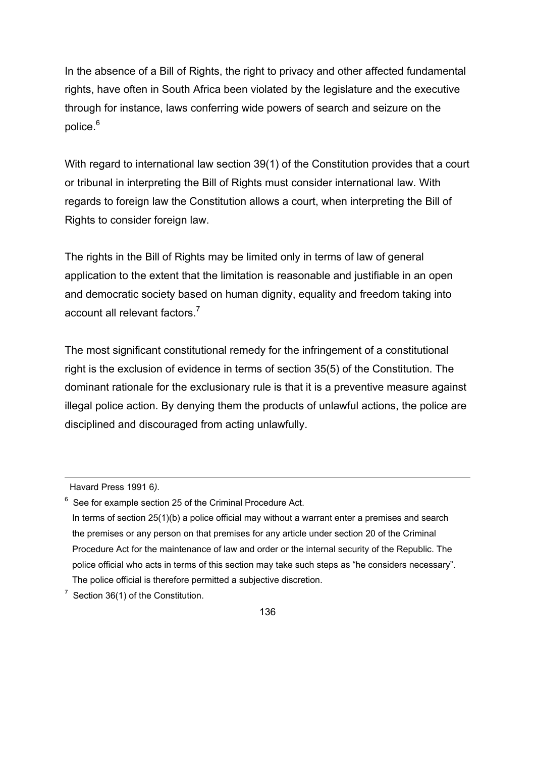In the absence of a Bill of Rights, the right to privacy and other affected fundamental rights, have often in South Africa been violated by the legislature and the executive through for instance, laws conferring wide powers of search and seizure on the police.[6]

With regard to international law section 39(1) of the Constitution provides that a court or tribunal in interpreting the Bill of Rights must consider international law. With regards to foreign law the Constitution allows a court, when interpreting the Bill of Rights to consider foreign law.

The rights in the Bill of Rights may be limited only in terms of law of general application to the extent that the limitation is reasonable and justifiable in an open and democratic society based on human dignity, equality and freedom taking into account all relevant factors.[7]

The most significant constitutional remedy for the infringement of a constitutional right is the exclusion of evidence in terms of section 35(5) of the Constitution. The dominant rationale for the exclusionary rule is that it is a preventive measure against illegal police action. By denying them the products of unlawful actions, the police are disciplined and discouraged from acting unlawfully.

---

Havard Press 1991 6*)*.

[6] See for example section 25 of the Criminal Procedure Act.
In terms of section 25(1)(b) a police official may without a warrant enter a premises and search the premises or any person on that premises for any article under section 20 of the Criminal Procedure Act for the maintenance of law and order or the internal security of the Republic. The police official who acts in terms of this section may take such steps as "he considers necessary". The police official is therefore permitted a subjective discretion.

[7] Section 36(1) of the Constitution.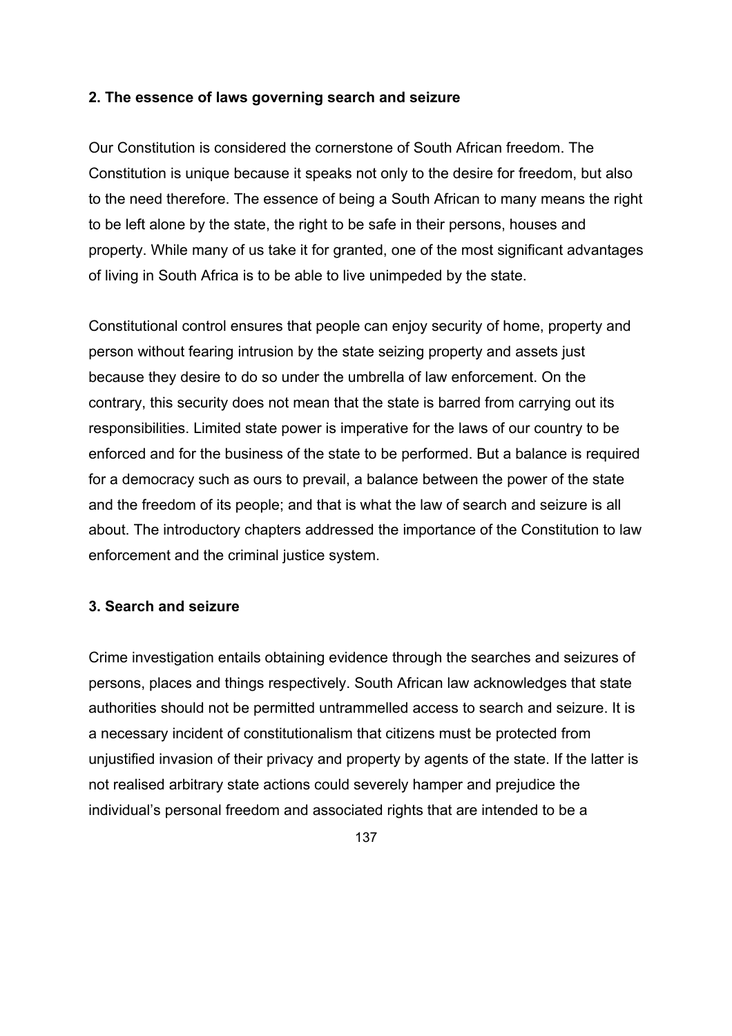## 2. The essence of laws governing search and seizure

Our Constitution is considered the cornerstone of South African freedom. The Constitution is unique because it speaks not only to the desire for freedom, but also to the need therefore. The essence of being a South African to many means the right to be left alone by the state, the right to be safe in their persons, houses and property. While many of us take it for granted, one of the most significant advantages of living in South Africa is to be able to live unimpeded by the state.

Constitutional control ensures that people can enjoy security of home, property and person without fearing intrusion by the state seizing property and assets just because they desire to do so under the umbrella of law enforcement. On the contrary, this security does not mean that the state is barred from carrying out its responsibilities. Limited state power is imperative for the laws of our country to be enforced and for the business of the state to be performed. But a balance is required for a democracy such as ours to prevail, a balance between the power of the state and the freedom of its people; and that is what the law of search and seizure is all about. The introductory chapters addressed the importance of the Constitution to law enforcement and the criminal justice system.

## 3. Search and seizure

Crime investigation entails obtaining evidence through the searches and seizures of persons, places and things respectively. South African law acknowledges that state authorities should not be permitted untrammelled access to search and seizure. It is a necessary incident of constitutionalism that citizens must be protected from unjustified invasion of their privacy and property by agents of the state. If the latter is not realised arbitrary state actions could severely hamper and prejudice the individual’s personal freedom and associated rights that are intended to be a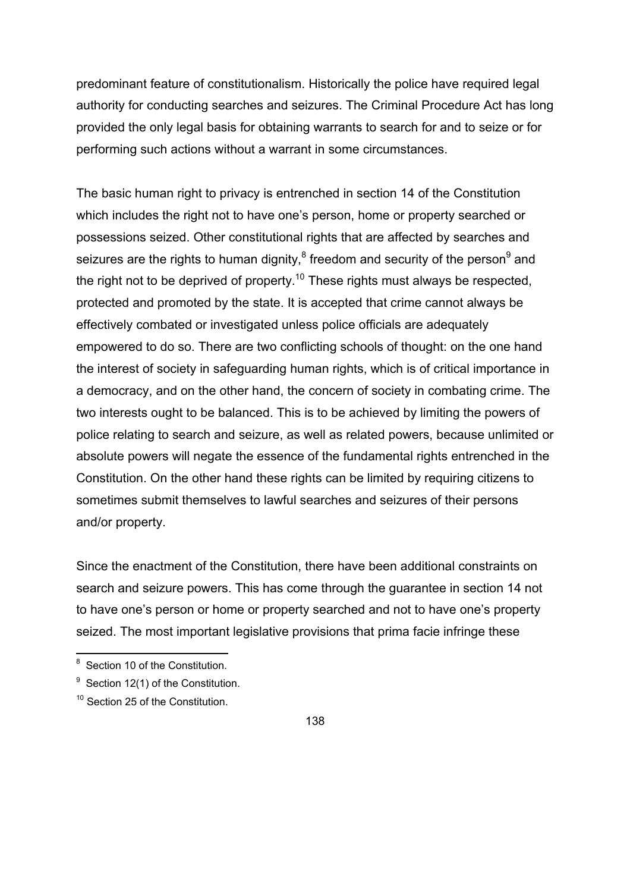predominant feature of constitutionalism. Historically the police have required legal authority for conducting searches and seizures. The Criminal Procedure Act has long provided the only legal basis for obtaining warrants to search for and to seize or for performing such actions without a warrant in some circumstances.

The basic human right to privacy is entrenched in section 14 of the Constitution which includes the right not to have one's person, home or property searched or possessions seized. Other constitutional rights that are affected by searches and seizures are the rights to human dignity,[8] freedom and security of the person[9] and the right not to be deprived of property.[10] These rights must always be respected, protected and promoted by the state. It is accepted that crime cannot always be effectively combated or investigated unless police officials are adequately empowered to do so. There are two conflicting schools of thought: on the one hand the interest of society in safeguarding human rights, which is of critical importance in a democracy, and on the other hand, the concern of society in combating crime. The two interests ought to be balanced. This is to be achieved by limiting the powers of police relating to search and seizure, as well as related powers, because unlimited or absolute powers will negate the essence of the fundamental rights entrenched in the Constitution. On the other hand these rights can be limited by requiring citizens to sometimes submit themselves to lawful searches and seizures of their persons and/or property.

Since the enactment of the Constitution, there have been additional constraints on search and seizure powers. This has come through the guarantee in section 14 not to have one's person or home or property searched and not to have one's property seized. The most important legislative provisions that prima facie infringe these

---

[8] Section 10 of the Constitution.

[9] Section 12(1) of the Constitution.

[10] Section 25 of the Constitution.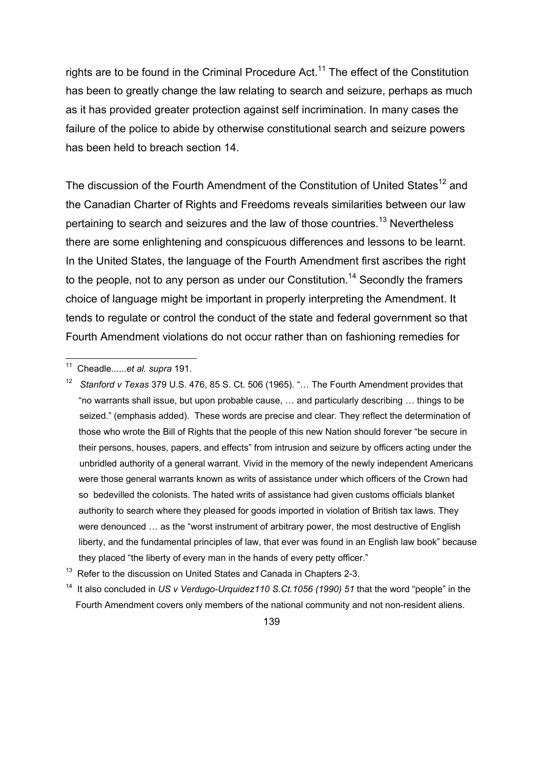rights are to be found in the Criminal Procedure Act.[11] The effect of the Constitution has been to greatly change the law relating to search and seizure, perhaps as much as it has provided greater protection against self incrimination. In many cases the failure of the police to abide by otherwise constitutional search and seizure powers has been held to breach section 14.

The discussion of the Fourth Amendment of the Constitution of United States[12] and the Canadian Charter of Rights and Freedoms reveals similarities between our law pertaining to search and seizures and the law of those countries.[13] Nevertheless there are some enlightening and conspicuous differences and lessons to be learnt. In the United States, the language of the Fourth Amendment first ascribes the right to the people, not to any person as under our Constitution.[14] Secondly the framers choice of language might be important in properly interpreting the Amendment. It tends to regulate or control the conduct of the state and federal government so that Fourth Amendment violations do not occur rather than on fashioning remedies for

---

[11] Cheadle......*et al. supra* 191.

[12] *Stanford v Texas* 379 U.S. 476, 85 S. Ct. 506 (1965). "… The Fourth Amendment provides that "no warrants shall issue, but upon probable cause, … and particularly describing … things to be seized." (emphasis added). These words are precise and clear. They reflect the determination of those who wrote the Bill of Rights that the people of this new Nation should forever "be secure in their persons, houses, papers, and effects" from intrusion and seizure by officers acting under the unbridled authority of a general warrant. Vivid in the memory of the newly independent Americans were those general warrants known as writs of assistance under which officers of the Crown had so bedevilled the colonists. The hated writs of assistance had given customs officials blanket authority to search where they pleased for goods imported in violation of British tax laws. They were denounced … as the "worst instrument of arbitrary power, the most destructive of English liberty, and the fundamental principles of law, that ever was found in an English law book" because they placed "the liberty of every man in the hands of every petty officer."

[13] Refer to the discussion on United States and Canada in Chapters 2-3.

[14] It also concluded in *US v Verdugo-Urquidez110 S.Ct.1056 (1990) 51* that the word "people" in the Fourth Amendment covers only members of the national community and not non-resident aliens.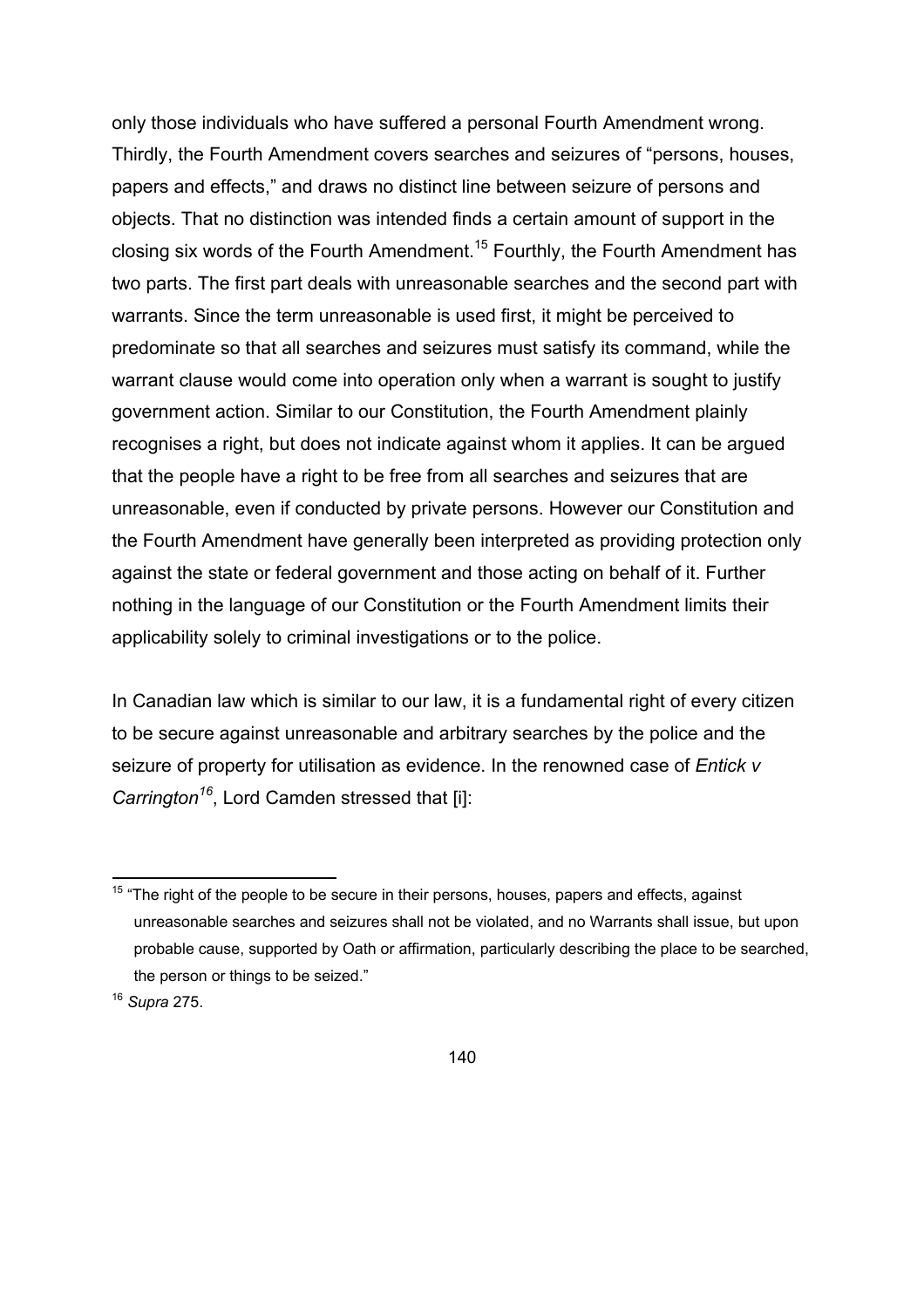only those individuals who have suffered a personal Fourth Amendment wrong. Thirdly, the Fourth Amendment covers searches and seizures of “persons, houses, papers and effects,” and draws no distinct line between seizure of persons and objects. That no distinction was intended finds a certain amount of support in the closing six words of the Fourth Amendment.[15] Fourthly, the Fourth Amendment has two parts. The first part deals with unreasonable searches and the second part with warrants. Since the term unreasonable is used first, it might be perceived to predominate so that all searches and seizures must satisfy its command, while the warrant clause would come into operation only when a warrant is sought to justify government action. Similar to our Constitution, the Fourth Amendment plainly recognises a right, but does not indicate against whom it applies. It can be argued that the people have a right to be free from all searches and seizures that are unreasonable, even if conducted by private persons. However our Constitution and the Fourth Amendment have generally been interpreted as providing protection only against the state or federal government and those acting on behalf of it. Further nothing in the language of our Constitution or the Fourth Amendment limits their applicability solely to criminal investigations or to the police.

In Canadian law which is similar to our law, it is a fundamental right of every citizen to be secure against unreasonable and arbitrary searches by the police and the seizure of property for utilisation as evidence. In the renowned case of *Entick v Carrington*[16], Lord Camden stressed that [i]:

---

[15] “The right of the people to be secure in their persons, houses, papers and effects, against unreasonable searches and seizures shall not be violated, and no Warrants shall issue, but upon probable cause, supported by Oath or affirmation, particularly describing the place to be searched, the person or things to be seized.”

[16] *Supra* 275.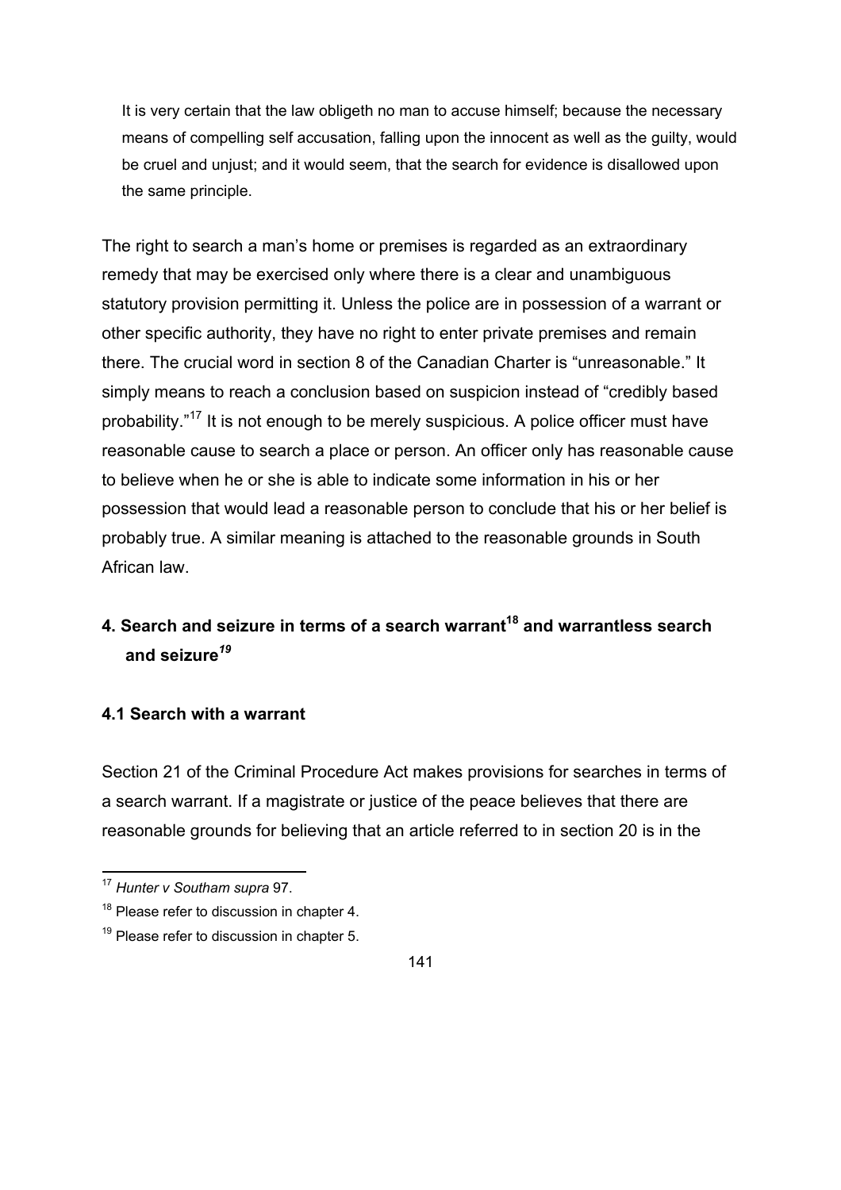> It is very certain that the law obligeth no man to accuse himself; because the necessary means of compelling self accusation, falling upon the innocent as well as the guilty, would be cruel and unjust; and it would seem, that the search for evidence is disallowed upon the same principle.

The right to search a man's home or premises is regarded as an extraordinary remedy that may be exercised only where there is a clear and unambiguous statutory provision permitting it. Unless the police are in possession of a warrant or other specific authority, they have no right to enter private premises and remain there. The crucial word in section 8 of the Canadian Charter is "unreasonable." It simply means to reach a conclusion based on suspicion instead of "credibly based probability."[17] It is not enough to be merely suspicious. A police officer must have reasonable cause to search a place or person. An officer only has reasonable cause to believe when he or she is able to indicate some information in his or her possession that would lead a reasonable person to conclude that his or her belief is probably true. A similar meaning is attached to the reasonable grounds in South African law.

## 4. Search and seizure in terms of a search warrant[18] and warrantless search and seizure[19]

### 4.1 Search with a warrant

Section 21 of the Criminal Procedure Act makes provisions for searches in terms of a search warrant. If a magistrate or justice of the peace believes that there are reasonable grounds for believing that an article referred to in section 20 is in the

---

[17] *Hunter v Southam supra* 97.

[18] Please refer to discussion in chapter 4.

[19] Please refer to discussion in chapter 5.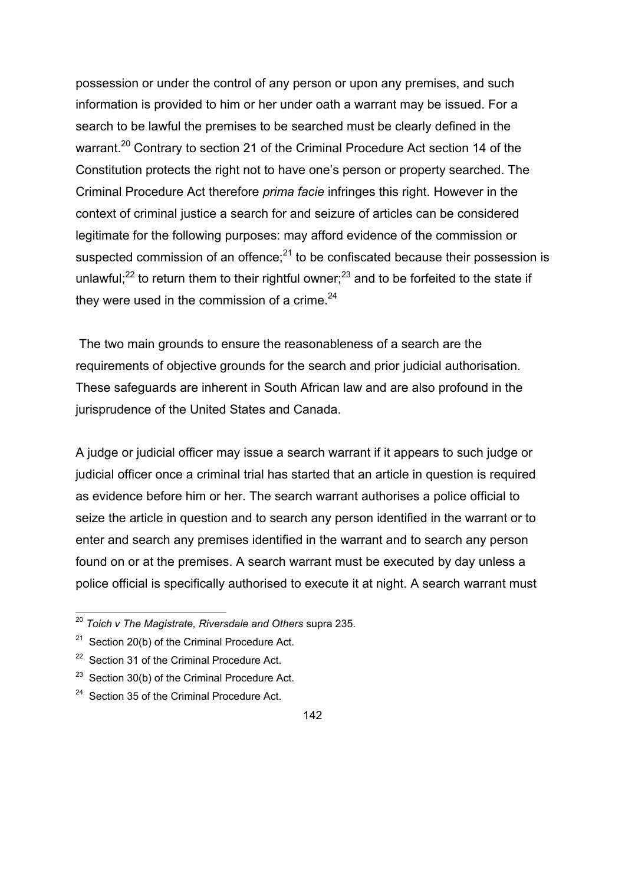possession or under the control of any person or upon any premises, and such information is provided to him or her under oath a warrant may be issued. For a search to be lawful the premises to be searched must be clearly defined in the warrant.[20] Contrary to section 21 of the Criminal Procedure Act section 14 of the Constitution protects the right not to have one's person or property searched. The Criminal Procedure Act therefore *prima facie* infringes this right. However in the context of criminal justice a search for and seizure of articles can be considered legitimate for the following purposes: may afford evidence of the commission or suspected commission of an offence;[21] to be confiscated because their possession is unlawful;[22] to return them to their rightful owner;[23] and to be forfeited to the state if they were used in the commission of a crime.[24]

The two main grounds to ensure the reasonableness of a search are the requirements of objective grounds for the search and prior judicial authorisation. These safeguards are inherent in South African law and are also profound in the jurisprudence of the United States and Canada.

A judge or judicial officer may issue a search warrant if it appears to such judge or judicial officer once a criminal trial has started that an article in question is required as evidence before him or her. The search warrant authorises a police official to seize the article in question and to search any person identified in the warrant or to enter and search any premises identified in the warrant and to search any person found on or at the premises. A search warrant must be executed by day unless a police official is specifically authorised to execute it at night. A search warrant must

---

[20] *Toich v The Magistrate, Riversdale and Others* supra 235.

[21] Section 20(b) of the Criminal Procedure Act.

[22] Section 31 of the Criminal Procedure Act.

[23] Section 30(b) of the Criminal Procedure Act.

[24] Section 35 of the Criminal Procedure Act.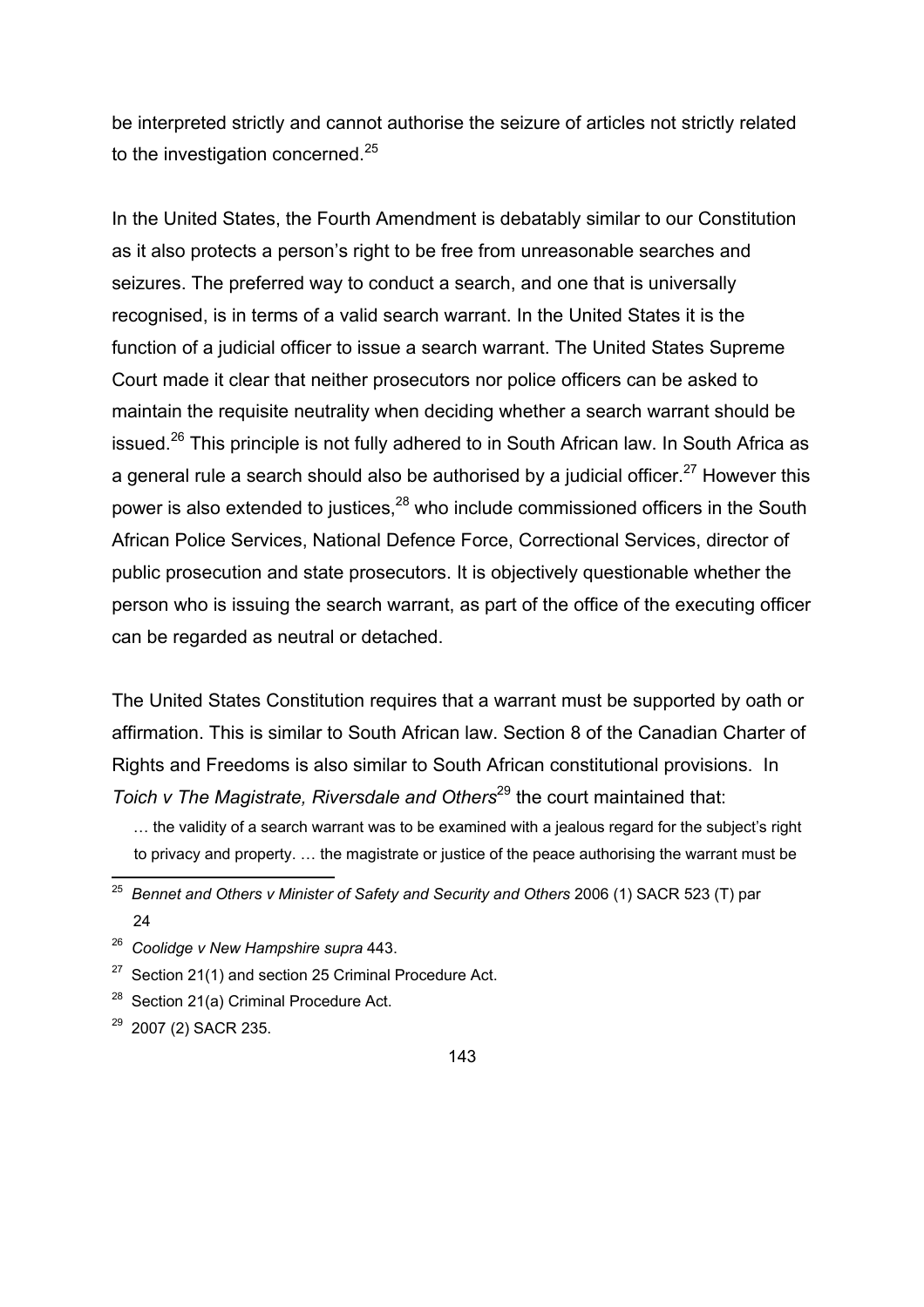be interpreted strictly and cannot authorise the seizure of articles not strictly related to the investigation concerned.[25]

In the United States, the Fourth Amendment is debatably similar to our Constitution as it also protects a person's right to be free from unreasonable searches and seizures. The preferred way to conduct a search, and one that is universally recognised, is in terms of a valid search warrant. In the United States it is the function of a judicial officer to issue a search warrant. The United States Supreme Court made it clear that neither prosecutors nor police officers can be asked to maintain the requisite neutrality when deciding whether a search warrant should be issued.[26] This principle is not fully adhered to in South African law. In South Africa as a general rule a search should also be authorised by a judicial officer.[27] However this power is also extended to justices,[28] who include commissioned officers in the South African Police Services, National Defence Force, Correctional Services, director of public prosecution and state prosecutors. It is objectively questionable whether the person who is issuing the search warrant, as part of the office of the executing officer can be regarded as neutral or detached.

The United States Constitution requires that a warrant must be supported by oath or affirmation. This is similar to South African law. Section 8 of the Canadian Charter of Rights and Freedoms is also similar to South African constitutional provisions. In *Toich v The Magistrate, Riversdale and Others*[29] the court maintained that:

> … the validity of a search warrant was to be examined with a jealous regard for the subject's right to privacy and property. … the magistrate or justice of the peace authorising the warrant must be

---

[25] *Bennet and Others v Minister of Safety and Security and Others* 2006 (1) SACR 523 (T) par 24

[26] *Coolidge v New Hampshire supra* 443.

[27] Section 21(1) and section 25 Criminal Procedure Act.

[28] Section 21(a) Criminal Procedure Act.

[29] 2007 (2) SACR 235.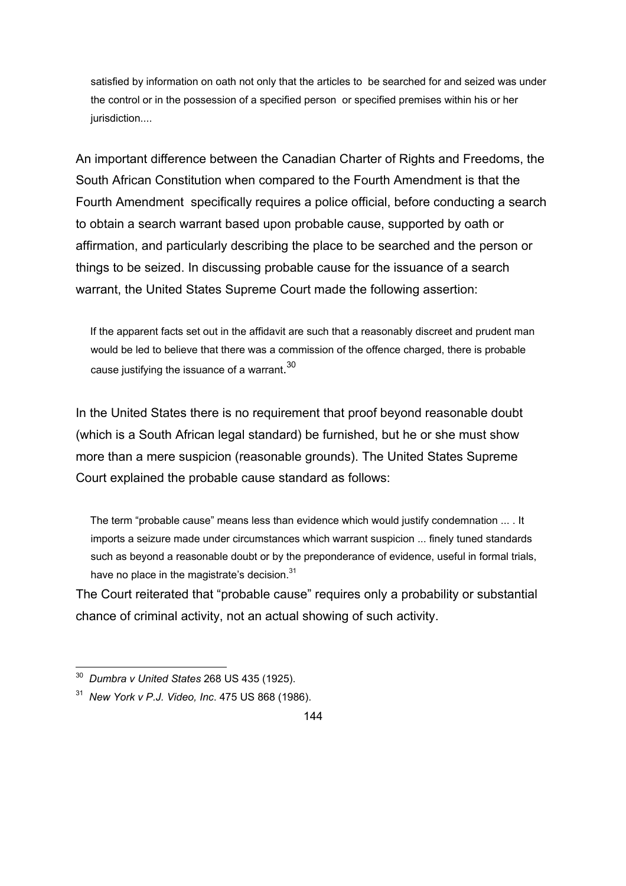> satisfied by information on oath not only that the articles to be searched for and seized was under the control or in the possession of a specified person or specified premises within his or her jurisdiction....

An important difference between the Canadian Charter of Rights and Freedoms, the South African Constitution when compared to the Fourth Amendment is that the Fourth Amendment specifically requires a police official, before conducting a search to obtain a search warrant based upon probable cause, supported by oath or affirmation, and particularly describing the place to be searched and the person or things to be seized. In discussing probable cause for the issuance of a search warrant, the United States Supreme Court made the following assertion:

> If the apparent facts set out in the affidavit are such that a reasonably discreet and prudent man would be led to believe that there was a commission of the offence charged, there is probable cause justifying the issuance of a warrant.[30]

In the United States there is no requirement that proof beyond reasonable doubt (which is a South African legal standard) be furnished, but he or she must show more than a mere suspicion (reasonable grounds). The United States Supreme Court explained the probable cause standard as follows:

> The term "probable cause" means less than evidence which would justify condemnation ... . It imports a seizure made under circumstances which warrant suspicion ... finely tuned standards such as beyond a reasonable doubt or by the preponderance of evidence, useful in formal trials, have no place in the magistrate's decision.[31]

The Court reiterated that "probable cause" requires only a probability or substantial chance of criminal activity, not an actual showing of such activity.

---

[30] *Dumbra v United States* 268 US 435 (1925).

[31] *New York v P.J. Video, Inc*. 475 US 868 (1986).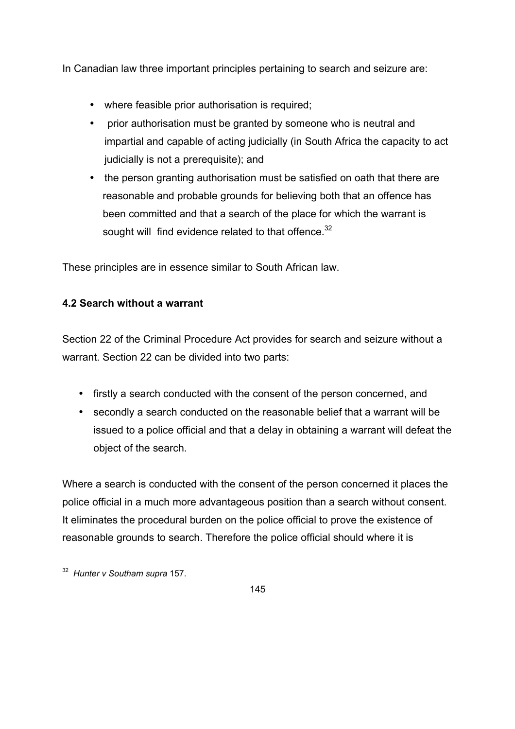In Canadian law three important principles pertaining to search and seizure are:

- where feasible prior authorisation is required;
- prior authorisation must be granted by someone who is neutral and impartial and capable of acting judicially (in South Africa the capacity to act judicially is not a prerequisite); and
- the person granting authorisation must be satisfied on oath that there are reasonable and probable grounds for believing both that an offence has been committed and that a search of the place for which the warrant is sought will find evidence related to that offence.[32]

These principles are in essence similar to South African law.

### 4.2 Search without a warrant

Section 22 of the Criminal Procedure Act provides for search and seizure without a warrant. Section 22 can be divided into two parts:

- firstly a search conducted with the consent of the person concerned, and
- secondly a search conducted on the reasonable belief that a warrant will be issued to a police official and that a delay in obtaining a warrant will defeat the object of the search.

Where a search is conducted with the consent of the person concerned it places the police official in a much more advantageous position than a search without consent. It eliminates the procedural burden on the police official to prove the existence of reasonable grounds to search. Therefore the police official should where it is

---

[32] *Hunter v Southam supra* 157.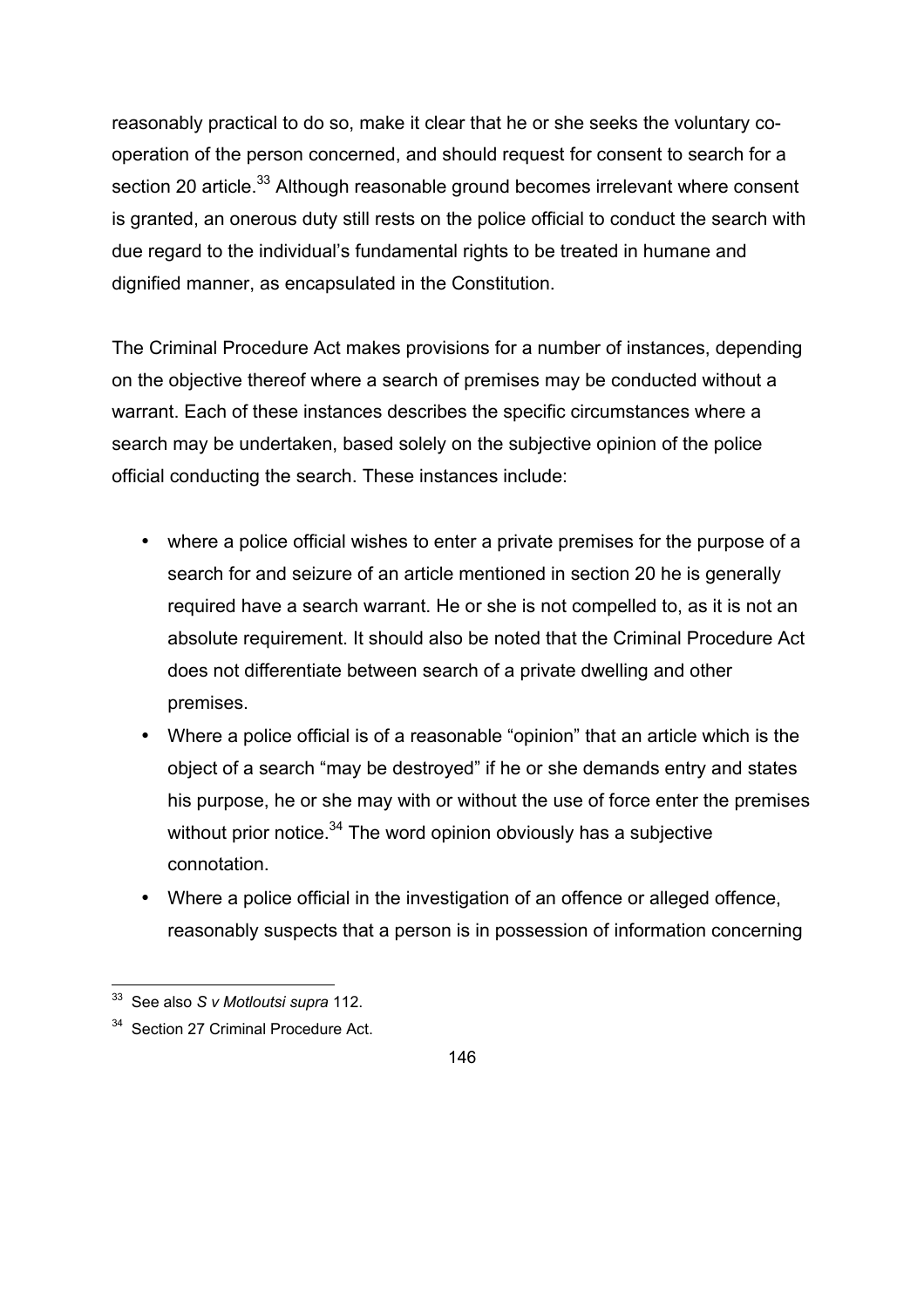reasonably practical to do so, make it clear that he or she seeks the voluntary co-operation of the person concerned, and should request for consent to search for a section 20 article.[33] Although reasonable ground becomes irrelevant where consent is granted, an onerous duty still rests on the police official to conduct the search with due regard to the individual's fundamental rights to be treated in humane and dignified manner, as encapsulated in the Constitution.

The Criminal Procedure Act makes provisions for a number of instances, depending on the objective thereof where a search of premises may be conducted without a warrant. Each of these instances describes the specific circumstances where a search may be undertaken, based solely on the subjective opinion of the police official conducting the search. These instances include:

- where a police official wishes to enter a private premises for the purpose of a search for and seizure of an article mentioned in section 20 he is generally required have a search warrant. He or she is not compelled to, as it is not an absolute requirement. It should also be noted that the Criminal Procedure Act does not differentiate between search of a private dwelling and other premises.
- Where a police official is of a reasonable "opinion" that an article which is the object of a search "may be destroyed" if he or she demands entry and states his purpose, he or she may with or without the use of force enter the premises without prior notice.[34] The word opinion obviously has a subjective connotation.
- Where a police official in the investigation of an offence or alleged offence, reasonably suspects that a person is in possession of information concerning

---

[33] See also *S v Motloutsi supra* 112.

[34] Section 27 Criminal Procedure Act.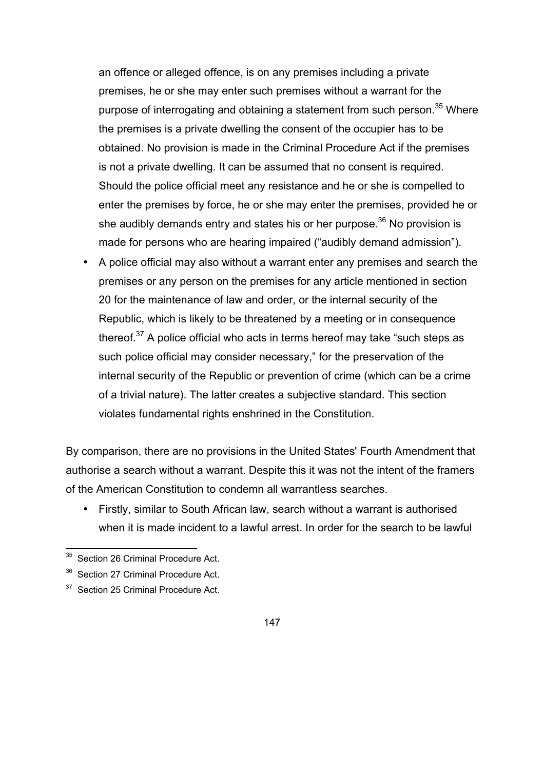an offence or alleged offence, is on any premises including a private premises, he or she may enter such premises without a warrant for the purpose of interrogating and obtaining a statement from such person.[35] Where the premises is a private dwelling the consent of the occupier has to be obtained. No provision is made in the Criminal Procedure Act if the premises is not a private dwelling. It can be assumed that no consent is required. Should the police official meet any resistance and he or she is compelled to enter the premises by force, he or she may enter the premises, provided he or she audibly demands entry and states his or her purpose.[36] No provision is made for persons who are hearing impaired ("audibly demand admission").

- A police official may also without a warrant enter any premises and search the premises or any person on the premises for any article mentioned in section 20 for the maintenance of law and order, or the internal security of the Republic, which is likely to be threatened by a meeting or in consequence thereof.[37] A police official who acts in terms hereof may take "such steps as such police official may consider necessary," for the preservation of the internal security of the Republic or prevention of crime (which can be a crime of a trivial nature). The latter creates a subjective standard. This section violates fundamental rights enshrined in the Constitution.

By comparison, there are no provisions in the United States' Fourth Amendment that authorise a search without a warrant. Despite this it was not the intent of the framers of the American Constitution to condemn all warrantless searches.

- Firstly, similar to South African law, search without a warrant is authorised when it is made incident to a lawful arrest. In order for the search to be lawful

---

[35] Section 26 Criminal Procedure Act.

[36] Section 27 Criminal Procedure Act.

[37] Section 25 Criminal Procedure Act.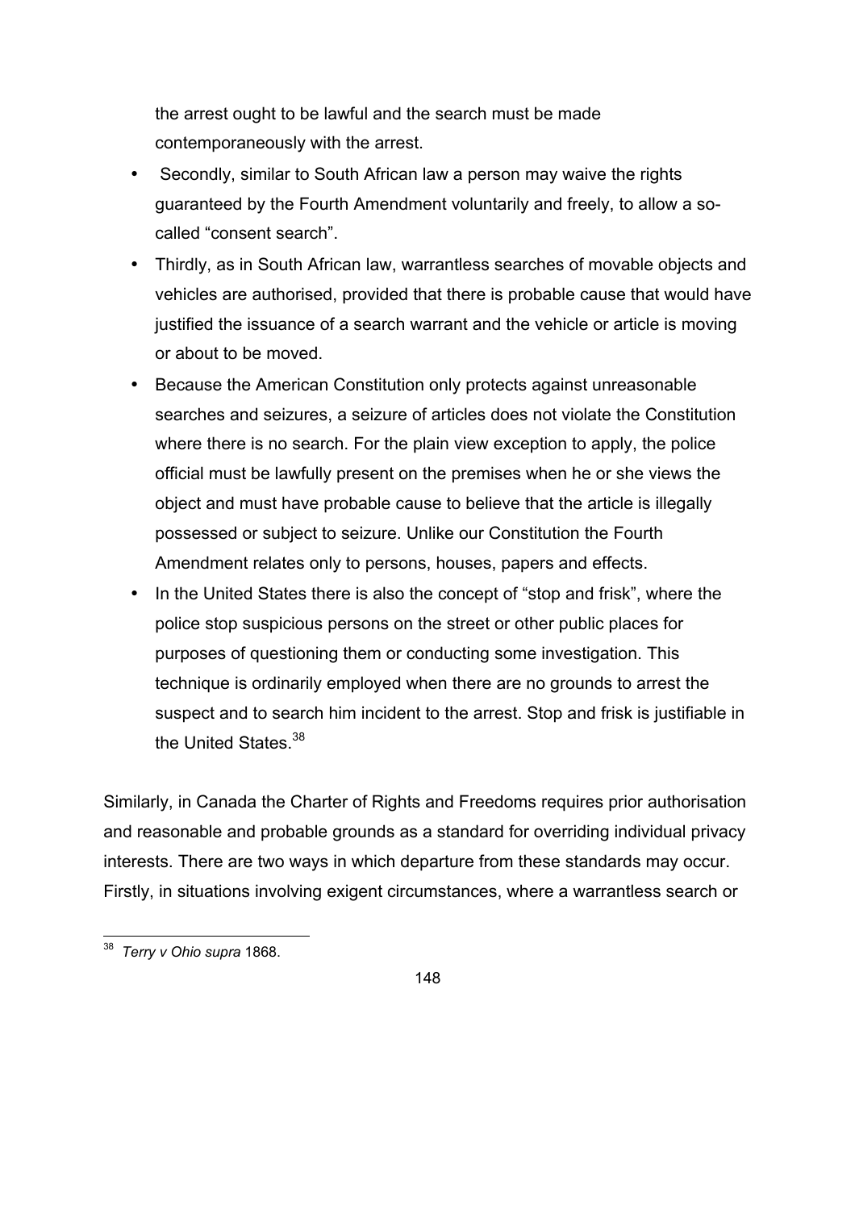the arrest ought to be lawful and the search must be made contemporaneously with the arrest.

- Secondly, similar to South African law a person may waive the rights guaranteed by the Fourth Amendment voluntarily and freely, to allow a so-called "consent search".
- Thirdly, as in South African law, warrantless searches of movable objects and vehicles are authorised, provided that there is probable cause that would have justified the issuance of a search warrant and the vehicle or article is moving or about to be moved.
- Because the American Constitution only protects against unreasonable searches and seizures, a seizure of articles does not violate the Constitution where there is no search. For the plain view exception to apply, the police official must be lawfully present on the premises when he or she views the object and must have probable cause to believe that the article is illegally possessed or subject to seizure. Unlike our Constitution the Fourth Amendment relates only to persons, houses, papers and effects.
- In the United States there is also the concept of "stop and frisk", where the police stop suspicious persons on the street or other public places for purposes of questioning them or conducting some investigation. This technique is ordinarily employed when there are no grounds to arrest the suspect and to search him incident to the arrest. Stop and frisk is justifiable in the United States.[38]

Similarly, in Canada the Charter of Rights and Freedoms requires prior authorisation and reasonable and probable grounds as a standard for overriding individual privacy interests. There are two ways in which departure from these standards may occur. Firstly, in situations involving exigent circumstances, where a warrantless search or

---

[38] *Terry v Ohio supra* 1868.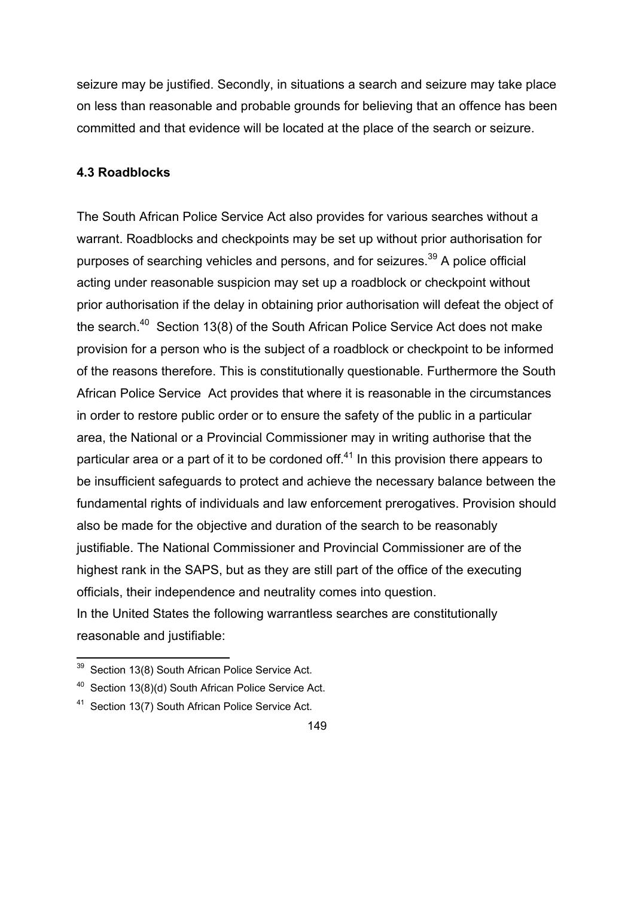seizure may be justified. Secondly, in situations a search and seizure may take place on less than reasonable and probable grounds for believing that an offence has been committed and that evidence will be located at the place of the search or seizure.

### 4.3 Roadblocks

The South African Police Service Act also provides for various searches without a warrant. Roadblocks and checkpoints may be set up without prior authorisation for purposes of searching vehicles and persons, and for seizures.[39] A police official acting under reasonable suspicion may set up a roadblock or checkpoint without prior authorisation if the delay in obtaining prior authorisation will defeat the object of the search.[40] Section 13(8) of the South African Police Service Act does not make provision for a person who is the subject of a roadblock or checkpoint to be informed of the reasons therefore. This is constitutionally questionable. Furthermore the South African Police Service Act provides that where it is reasonable in the circumstances in order to restore public order or to ensure the safety of the public in a particular area, the National or a Provincial Commissioner may in writing authorise that the particular area or a part of it to be cordoned off.[41] In this provision there appears to be insufficient safeguards to protect and achieve the necessary balance between the fundamental rights of individuals and law enforcement prerogatives. Provision should also be made for the objective and duration of the search to be reasonably justifiable. The National Commissioner and Provincial Commissioner are of the highest rank in the SAPS, but as they are still part of the office of the executing officials, their independence and neutrality comes into question.
In the United States the following warrantless searches are constitutionally reasonable and justifiable:

---

[39] Section 13(8) South African Police Service Act.

[40] Section 13(8)(d) South African Police Service Act.

[41] Section 13(7) South African Police Service Act.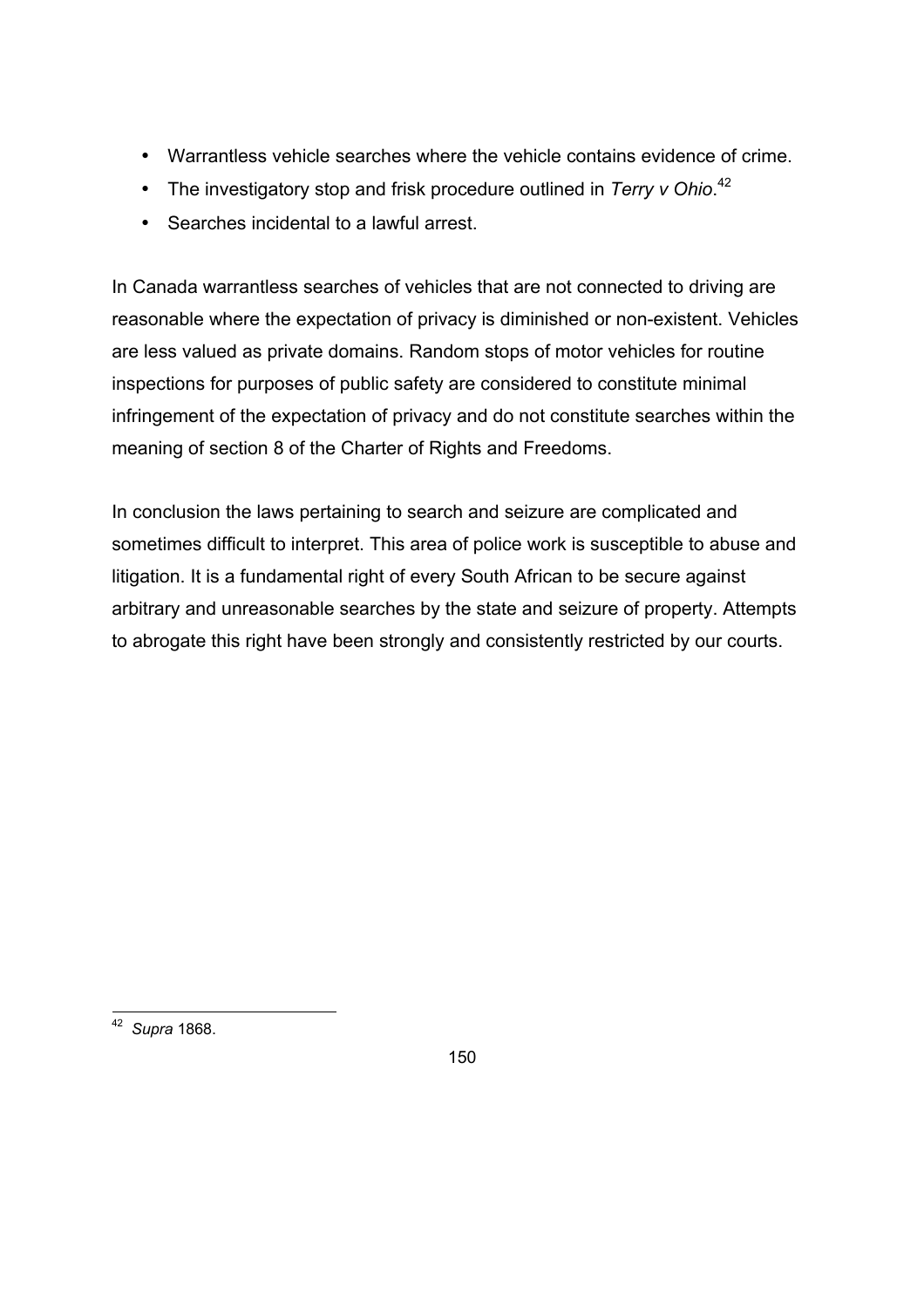- Warrantless vehicle searches where the vehicle contains evidence of crime.
- The investigatory stop and frisk procedure outlined in *Terry v Ohio*.[42]
- Searches incidental to a lawful arrest.

In Canada warrantless searches of vehicles that are not connected to driving are reasonable where the expectation of privacy is diminished or non-existent. Vehicles are less valued as private domains. Random stops of motor vehicles for routine inspections for purposes of public safety are considered to constitute minimal infringement of the expectation of privacy and do not constitute searches within the meaning of section 8 of the Charter of Rights and Freedoms.

In conclusion the laws pertaining to search and seizure are complicated and sometimes difficult to interpret. This area of police work is susceptible to abuse and litigation. It is a fundamental right of every South African to be secure against arbitrary and unreasonable searches by the state and seizure of property. Attempts to abrogate this right have been strongly and consistently restricted by our courts.

---

[42] *Supra* 1868.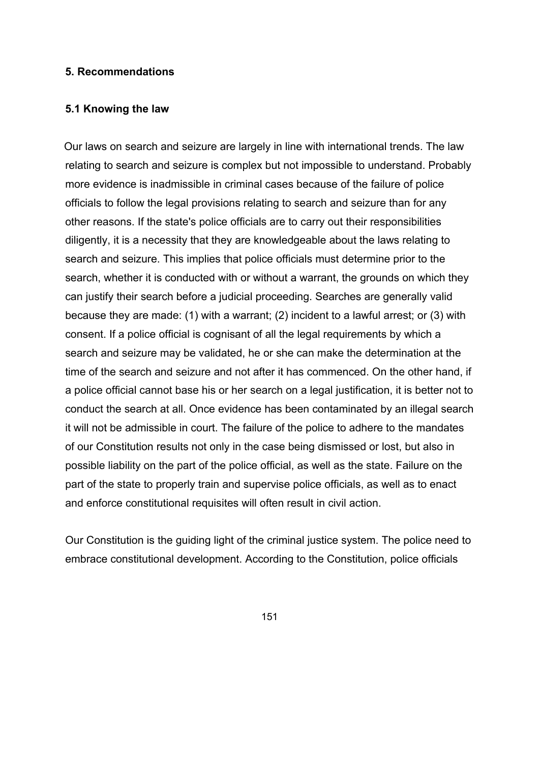## 5. Recommendations

### 5.1 Knowing the law

Our laws on search and seizure are largely in line with international trends. The law relating to search and seizure is complex but not impossible to understand. Probably more evidence is inadmissible in criminal cases because of the failure of police officials to follow the legal provisions relating to search and seizure than for any other reasons. If the state's police officials are to carry out their responsibilities diligently, it is a necessity that they are knowledgeable about the laws relating to search and seizure. This implies that police officials must determine prior to the search, whether it is conducted with or without a warrant, the grounds on which they can justify their search before a judicial proceeding. Searches are generally valid because they are made: (1) with a warrant; (2) incident to a lawful arrest; or (3) with consent. If a police official is cognisant of all the legal requirements by which a search and seizure may be validated, he or she can make the determination at the time of the search and seizure and not after it has commenced. On the other hand, if a police official cannot base his or her search on a legal justification, it is better not to conduct the search at all. Once evidence has been contaminated by an illegal search it will not be admissible in court. The failure of the police to adhere to the mandates of our Constitution results not only in the case being dismissed or lost, but also in possible liability on the part of the police official, as well as the state. Failure on the part of the state to properly train and supervise police officials, as well as to enact and enforce constitutional requisites will often result in civil action.

Our Constitution is the guiding light of the criminal justice system. The police need to embrace constitutional development. According to the Constitution, police officials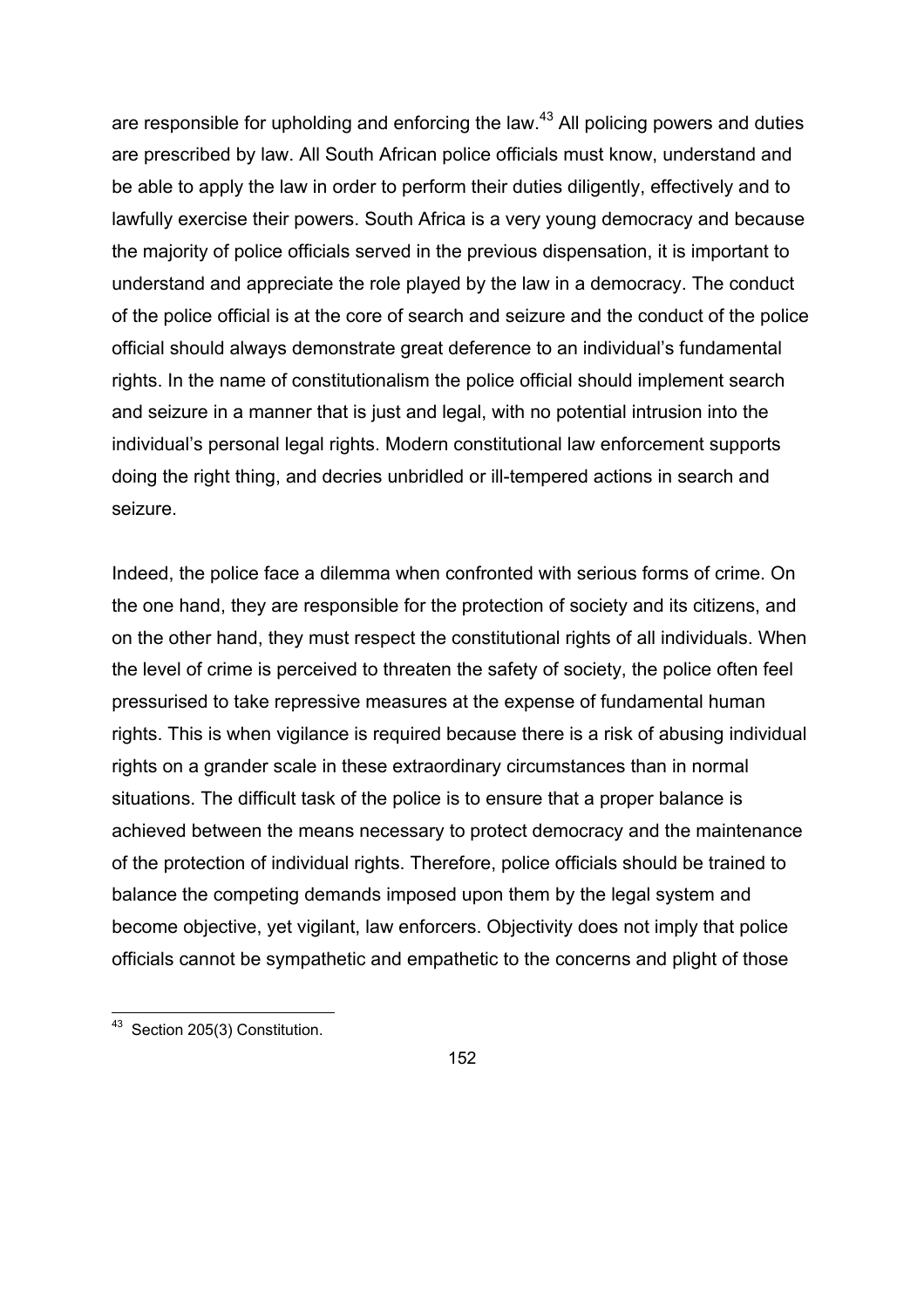are responsible for upholding and enforcing the law.[43] All policing powers and duties are prescribed by law. All South African police officials must know, understand and be able to apply the law in order to perform their duties diligently, effectively and to lawfully exercise their powers. South Africa is a very young democracy and because the majority of police officials served in the previous dispensation, it is important to understand and appreciate the role played by the law in a democracy. The conduct of the police official is at the core of search and seizure and the conduct of the police official should always demonstrate great deference to an individual's fundamental rights. In the name of constitutionalism the police official should implement search and seizure in a manner that is just and legal, with no potential intrusion into the individual's personal legal rights. Modern constitutional law enforcement supports doing the right thing, and decries unbridled or ill-tempered actions in search and seizure.

Indeed, the police face a dilemma when confronted with serious forms of crime. On the one hand, they are responsible for the protection of society and its citizens, and on the other hand, they must respect the constitutional rights of all individuals. When the level of crime is perceived to threaten the safety of society, the police often feel pressurised to take repressive measures at the expense of fundamental human rights. This is when vigilance is required because there is a risk of abusing individual rights on a grander scale in these extraordinary circumstances than in normal situations. The difficult task of the police is to ensure that a proper balance is achieved between the means necessary to protect democracy and the maintenance of the protection of individual rights. Therefore, police officials should be trained to balance the competing demands imposed upon them by the legal system and become objective, yet vigilant, law enforcers. Objectivity does not imply that police officials cannot be sympathetic and empathetic to the concerns and plight of those

---

[43] Section 205(3) Constitution.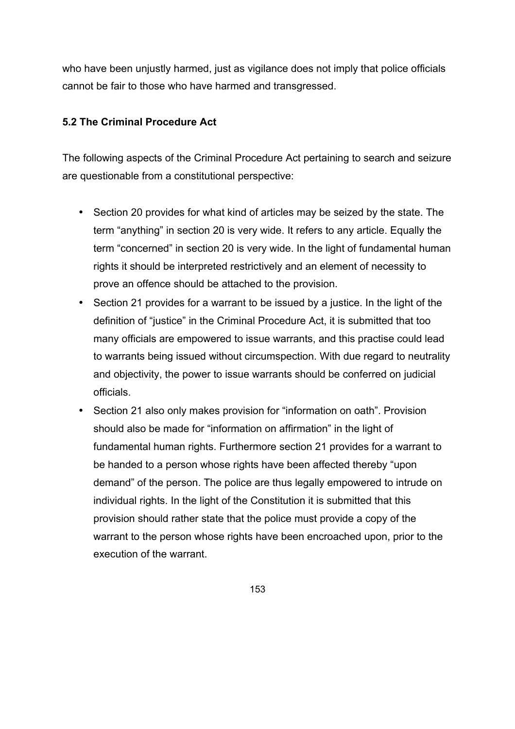who have been unjustly harmed, just as vigilance does not imply that police officials cannot be fair to those who have harmed and transgressed.

### 5.2 The Criminal Procedure Act

The following aspects of the Criminal Procedure Act pertaining to search and seizure are questionable from a constitutional perspective:

- Section 20 provides for what kind of articles may be seized by the state. The term "anything" in section 20 is very wide. It refers to any article. Equally the term "concerned" in section 20 is very wide. In the light of fundamental human rights it should be interpreted restrictively and an element of necessity to prove an offence should be attached to the provision.
- Section 21 provides for a warrant to be issued by a justice. In the light of the definition of "justice" in the Criminal Procedure Act, it is submitted that too many officials are empowered to issue warrants, and this practise could lead to warrants being issued without circumspection. With due regard to neutrality and objectivity, the power to issue warrants should be conferred on judicial officials.
- Section 21 also only makes provision for "information on oath". Provision should also be made for "information on affirmation" in the light of fundamental human rights. Furthermore section 21 provides for a warrant to be handed to a person whose rights have been affected thereby "upon demand" of the person. The police are thus legally empowered to intrude on individual rights. In the light of the Constitution it is submitted that this provision should rather state that the police must provide a copy of the warrant to the person whose rights have been encroached upon, prior to the execution of the warrant.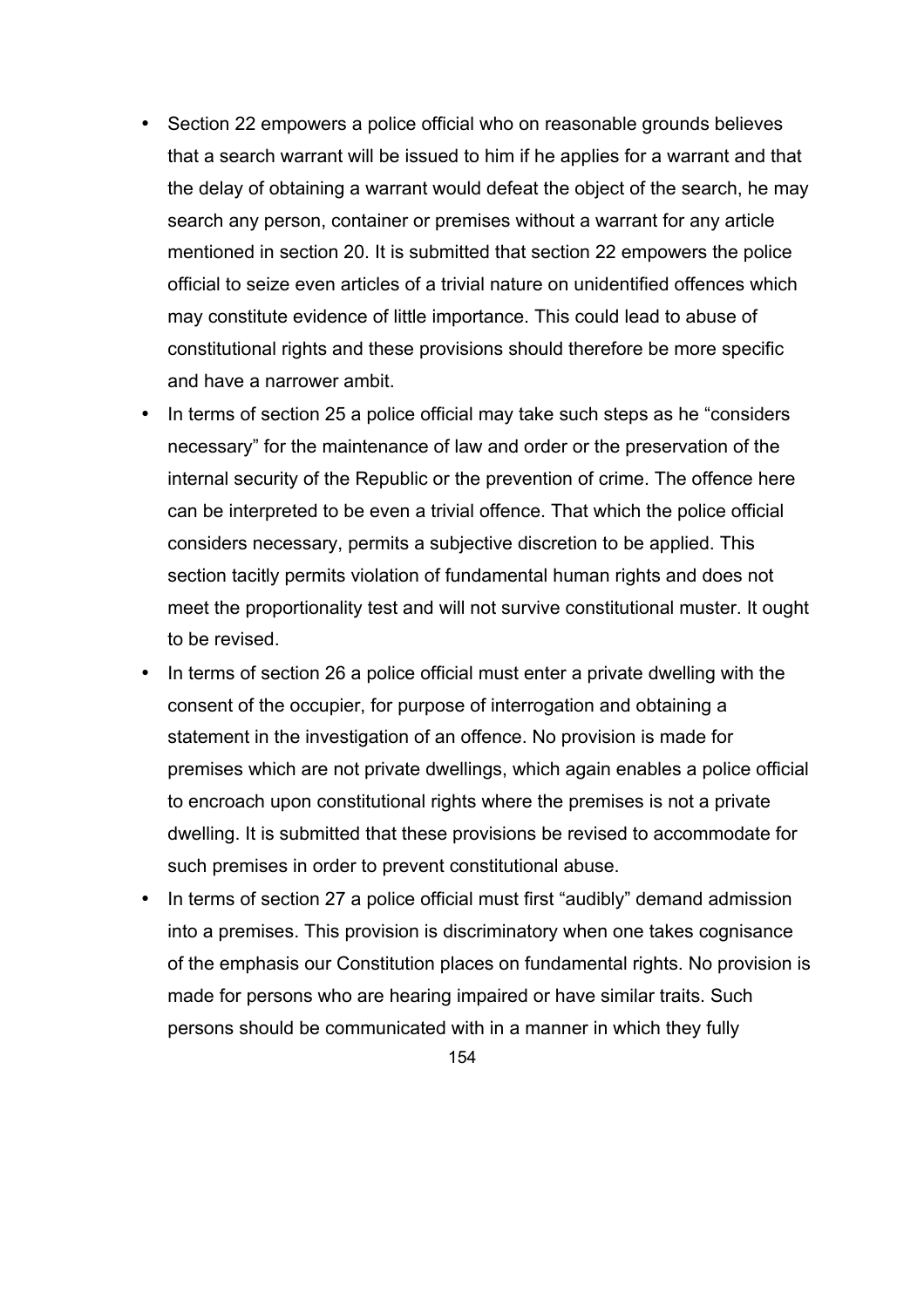- Section 22 empowers a police official who on reasonable grounds believes that a search warrant will be issued to him if he applies for a warrant and that the delay of obtaining a warrant would defeat the object of the search, he may search any person, container or premises without a warrant for any article mentioned in section 20. It is submitted that section 22 empowers the police official to seize even articles of a trivial nature on unidentified offences which may constitute evidence of little importance. This could lead to abuse of constitutional rights and these provisions should therefore be more specific and have a narrower ambit.
- In terms of section 25 a police official may take such steps as he "considers necessary" for the maintenance of law and order or the preservation of the internal security of the Republic or the prevention of crime. The offence here can be interpreted to be even a trivial offence. That which the police official considers necessary, permits a subjective discretion to be applied. This section tacitly permits violation of fundamental human rights and does not meet the proportionality test and will not survive constitutional muster. It ought to be revised.
- In terms of section 26 a police official must enter a private dwelling with the consent of the occupier, for purpose of interrogation and obtaining a statement in the investigation of an offence. No provision is made for premises which are not private dwellings, which again enables a police official to encroach upon constitutional rights where the premises is not a private dwelling. It is submitted that these provisions be revised to accommodate for such premises in order to prevent constitutional abuse.
- In terms of section 27 a police official must first "audibly" demand admission into a premises. This provision is discriminatory when one takes cognisance of the emphasis our Constitution places on fundamental rights. No provision is made for persons who are hearing impaired or have similar traits. Such persons should be communicated with in a manner in which they fully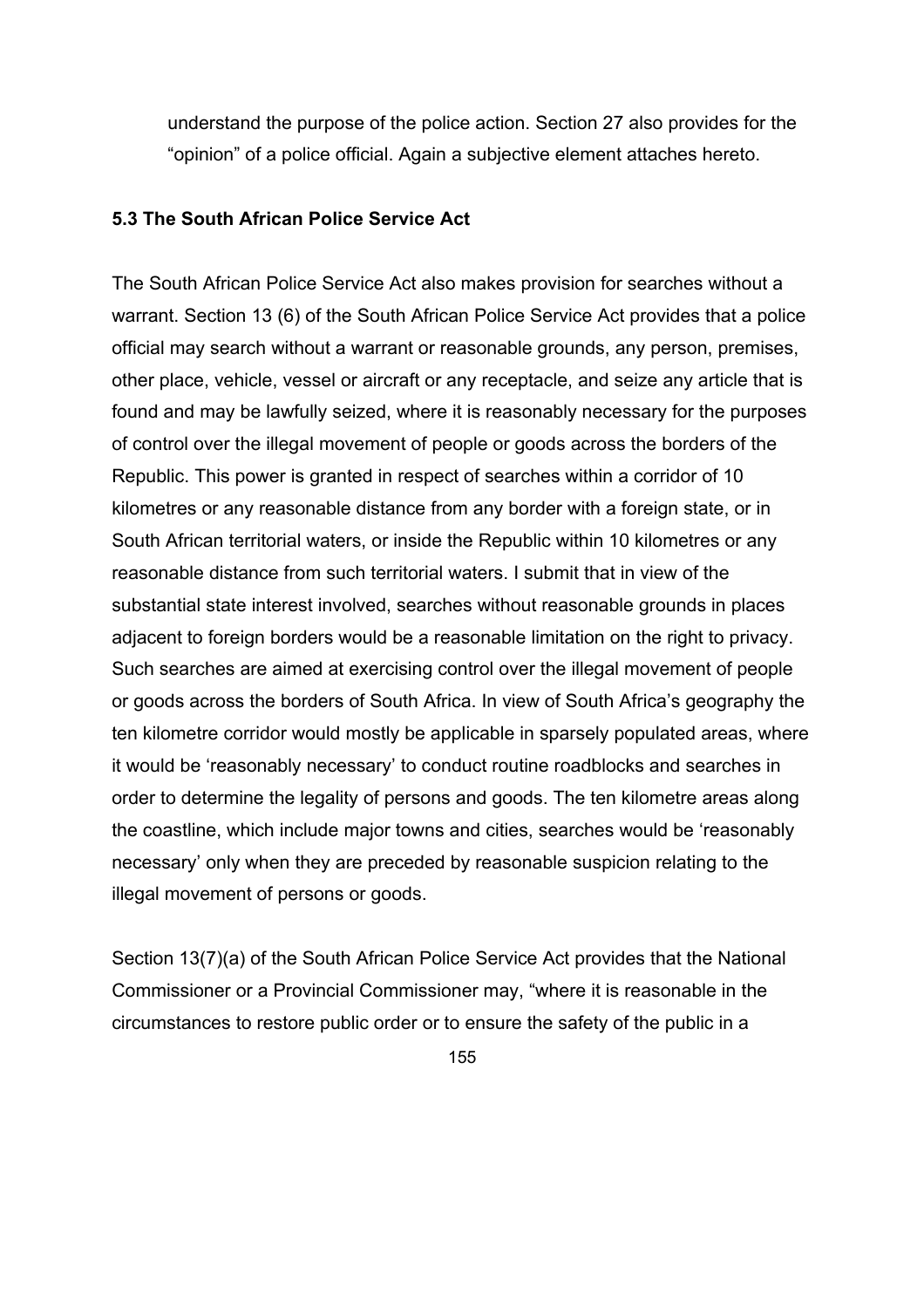understand the purpose of the police action. Section 27 also provides for the "opinion" of a police official. Again a subjective element attaches hereto.

### 5.3 The South African Police Service Act

The South African Police Service Act also makes provision for searches without a warrant. Section 13 (6) of the South African Police Service Act provides that a police official may search without a warrant or reasonable grounds, any person, premises, other place, vehicle, vessel or aircraft or any receptacle, and seize any article that is found and may be lawfully seized, where it is reasonably necessary for the purposes of control over the illegal movement of people or goods across the borders of the Republic. This power is granted in respect of searches within a corridor of 10 kilometres or any reasonable distance from any border with a foreign state, or in South African territorial waters, or inside the Republic within 10 kilometres or any reasonable distance from such territorial waters. I submit that in view of the substantial state interest involved, searches without reasonable grounds in places adjacent to foreign borders would be a reasonable limitation on the right to privacy. Such searches are aimed at exercising control over the illegal movement of people or goods across the borders of South Africa. In view of South Africa's geography the ten kilometre corridor would mostly be applicable in sparsely populated areas, where it would be 'reasonably necessary' to conduct routine roadblocks and searches in order to determine the legality of persons and goods. The ten kilometre areas along the coastline, which include major towns and cities, searches would be 'reasonably necessary' only when they are preceded by reasonable suspicion relating to the illegal movement of persons or goods.

Section 13(7)(a) of the South African Police Service Act provides that the National Commissioner or a Provincial Commissioner may, "where it is reasonable in the circumstances to restore public order or to ensure the safety of the public in a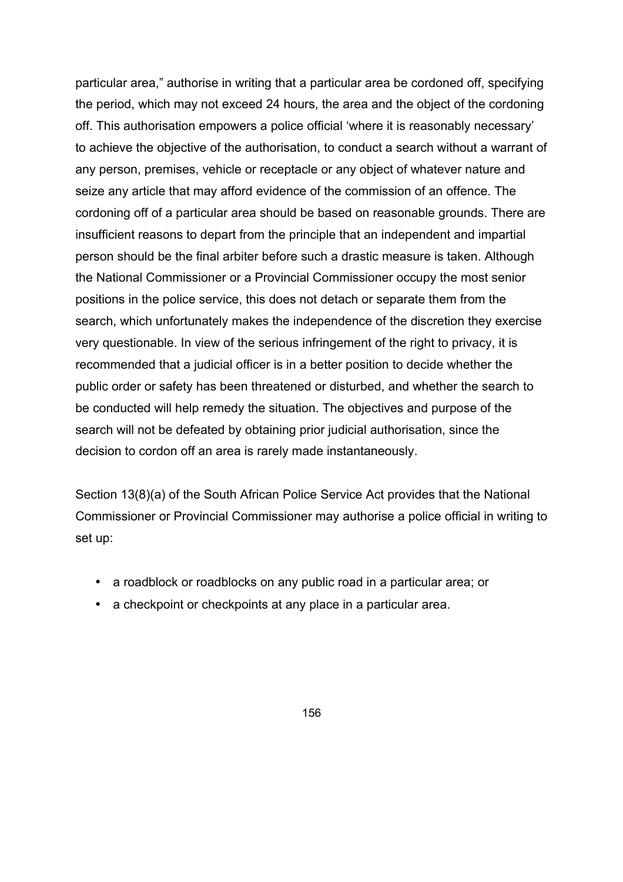particular area," authorise in writing that a particular area be cordoned off, specifying the period, which may not exceed 24 hours, the area and the object of the cordoning off. This authorisation empowers a police official 'where it is reasonably necessary' to achieve the objective of the authorisation, to conduct a search without a warrant of any person, premises, vehicle or receptacle or any object of whatever nature and seize any article that may afford evidence of the commission of an offence. The cordoning off of a particular area should be based on reasonable grounds. There are insufficient reasons to depart from the principle that an independent and impartial person should be the final arbiter before such a drastic measure is taken. Although the National Commissioner or a Provincial Commissioner occupy the most senior positions in the police service, this does not detach or separate them from the search, which unfortunately makes the independence of the discretion they exercise very questionable. In view of the serious infringement of the right to privacy, it is recommended that a judicial officer is in a better position to decide whether the public order or safety has been threatened or disturbed, and whether the search to be conducted will help remedy the situation. The objectives and purpose of the search will not be defeated by obtaining prior judicial authorisation, since the decision to cordon off an area is rarely made instantaneously.

Section 13(8)(a) of the South African Police Service Act provides that the National Commissioner or Provincial Commissioner may authorise a police official in writing to set up:

- a roadblock or roadblocks on any public road in a particular area; or
- a checkpoint or checkpoints at any place in a particular area.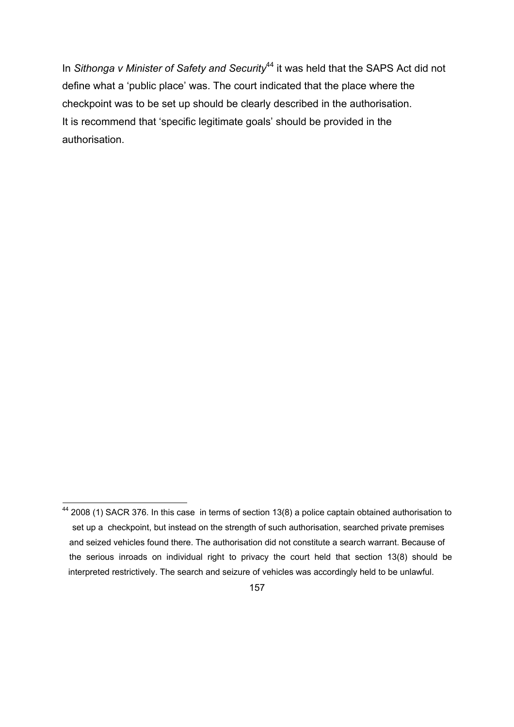In *Sithonga v Minister of Safety and Security*[44] it was held that the SAPS Act did not define what a 'public place' was. The court indicated that the place where the checkpoint was to be set up should be clearly described in the authorisation. It is recommend that 'specific legitimate goals' should be provided in the authorisation.

---

[44] 2008 (1) SACR 376. In this case in terms of section 13(8) a police captain obtained authorisation to set up a checkpoint, but instead on the strength of such authorisation, searched private premises and seized vehicles found there. The authorisation did not constitute a search warrant. Because of the serious inroads on individual right to privacy the court held that section 13(8) should be interpreted restrictively. The search and seizure of vehicles was accordingly held to be unlawful.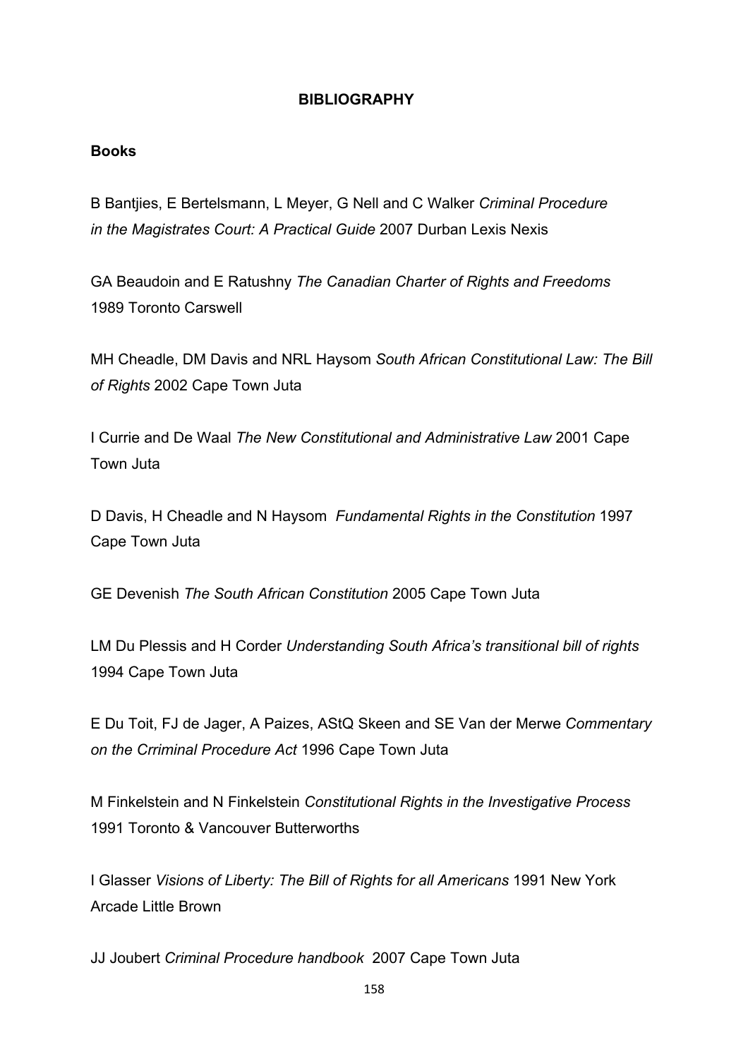## BIBLIOGRAPHY

### Books

B Bantjies, E Bertelsmann, L Meyer, G Nell and C Walker *Criminal Procedure in the Magistrates Court: A Practical Guide* 2007 Durban Lexis Nexis

GA Beaudoin and E Ratushny *The Canadian Charter of Rights and Freedoms* 1989 Toronto Carswell

MH Cheadle, DM Davis and NRL Haysom *South African Constitutional Law: The Bill of Rights* 2002 Cape Town Juta

I Currie and De Waal *The New Constitutional and Administrative Law* 2001 Cape Town Juta

D Davis, H Cheadle and N Haysom *Fundamental Rights in the Constitution* 1997 Cape Town Juta

GE Devenish *The South African Constitution* 2005 Cape Town Juta

LM Du Plessis and H Corder *Understanding South Africa's transitional bill of rights* 1994 Cape Town Juta

E Du Toit, FJ de Jager, A Paizes, AStQ Skeen and SE Van der Merwe *Commentary on the Crriminal Procedure Act* 1996 Cape Town Juta

M Finkelstein and N Finkelstein *Constitutional Rights in the Investigative Process* 1991 Toronto & Vancouver Butterworths

I Glasser *Visions of Liberty: The Bill of Rights for all Americans* 1991 New York Arcade Little Brown

JJ Joubert *Criminal Procedure handbook* 2007 Cape Town Juta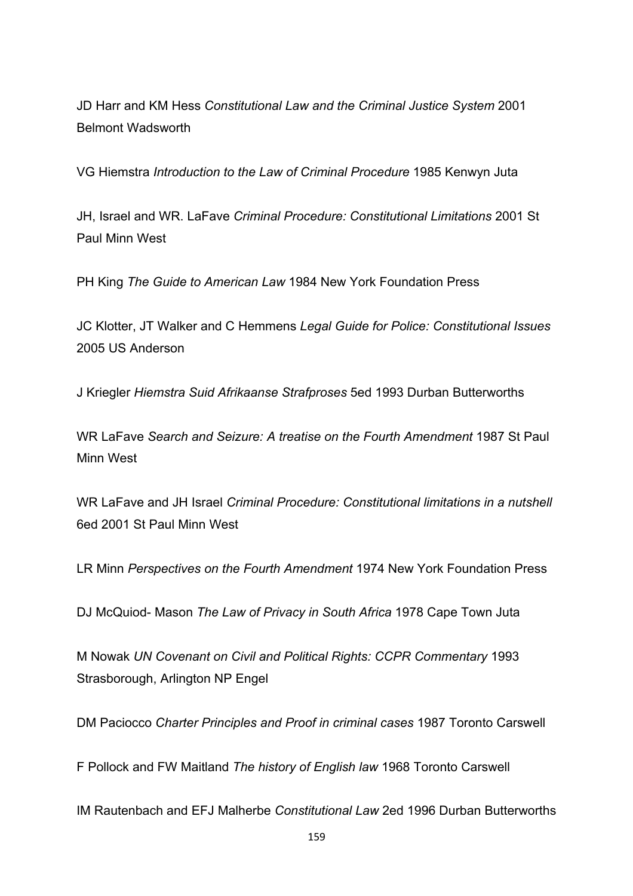JD Harr and KM Hess *Constitutional Law and the Criminal Justice System* 2001 Belmont Wadsworth

VG Hiemstra *Introduction to the Law of Criminal Procedure* 1985 Kenwyn Juta

JH, Israel and WR. LaFave *Criminal Procedure: Constitutional Limitations* 2001 St Paul Minn West

PH King *The Guide to American Law* 1984 New York Foundation Press

JC Klotter, JT Walker and C Hemmens *Legal Guide for Police: Constitutional Issues* 2005 US Anderson

J Kriegler *Hiemstra Suid Afrikaanse Strafproses* 5ed 1993 Durban Butterworths

WR LaFave *Search and Seizure: A treatise on the Fourth Amendment* 1987 St Paul Minn West

WR LaFave and JH Israel *Criminal Procedure: Constitutional limitations in a nutshell* 6ed 2001 St Paul Minn West

LR Minn *Perspectives on the Fourth Amendment* 1974 New York Foundation Press

DJ McQuiod- Mason *The Law of Privacy in South Africa* 1978 Cape Town Juta

M Nowak *UN Covenant on Civil and Political Rights: CCPR Commentary* 1993 Strasborough, Arlington NP Engel

DM Paciocco *Charter Principles and Proof in criminal cases* 1987 Toronto Carswell

F Pollock and FW Maitland *The history of English law* 1968 Toronto Carswell

IM Rautenbach and EFJ Malherbe *Constitutional Law* 2ed 1996 Durban Butterworths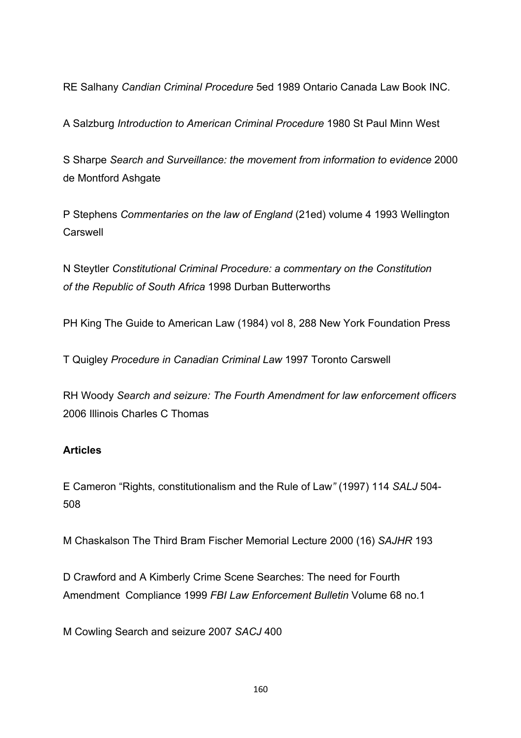RE Salhany *Candian Criminal Procedure* 5ed 1989 Ontario Canada Law Book INC.

A Salzburg *Introduction to American Criminal Procedure* 1980 St Paul Minn West

S Sharpe *Search and Surveillance: the movement from information to evidence* 2000 de Montford Ashgate

P Stephens *Commentaries on the law of England* (21ed) volume 4 1993 Wellington Carswell

N Steytler *Constitutional Criminal Procedure: a commentary on the Constitution of the Republic of South Africa* 1998 Durban Butterworths

PH King The Guide to American Law (1984) vol 8, 288 New York Foundation Press

T Quigley *Procedure in Canadian Criminal Law* 1997 Toronto Carswell

RH Woody *Search and seizure: The Fourth Amendment for law enforcement officers* 2006 Illinois Charles C Thomas

**Articles**

E Cameron "Rights, constitutionalism and the Rule of Law*"* (1997) 114 *SALJ* 504-508

M Chaskalson The Third Bram Fischer Memorial Lecture 2000 (16) *SAJHR* 193

D Crawford and A Kimberly Crime Scene Searches: The need for Fourth Amendment Compliance 1999 *FBI Law Enforcement Bulletin* Volume 68 no.1

M Cowling Search and seizure 2007 *SACJ* 400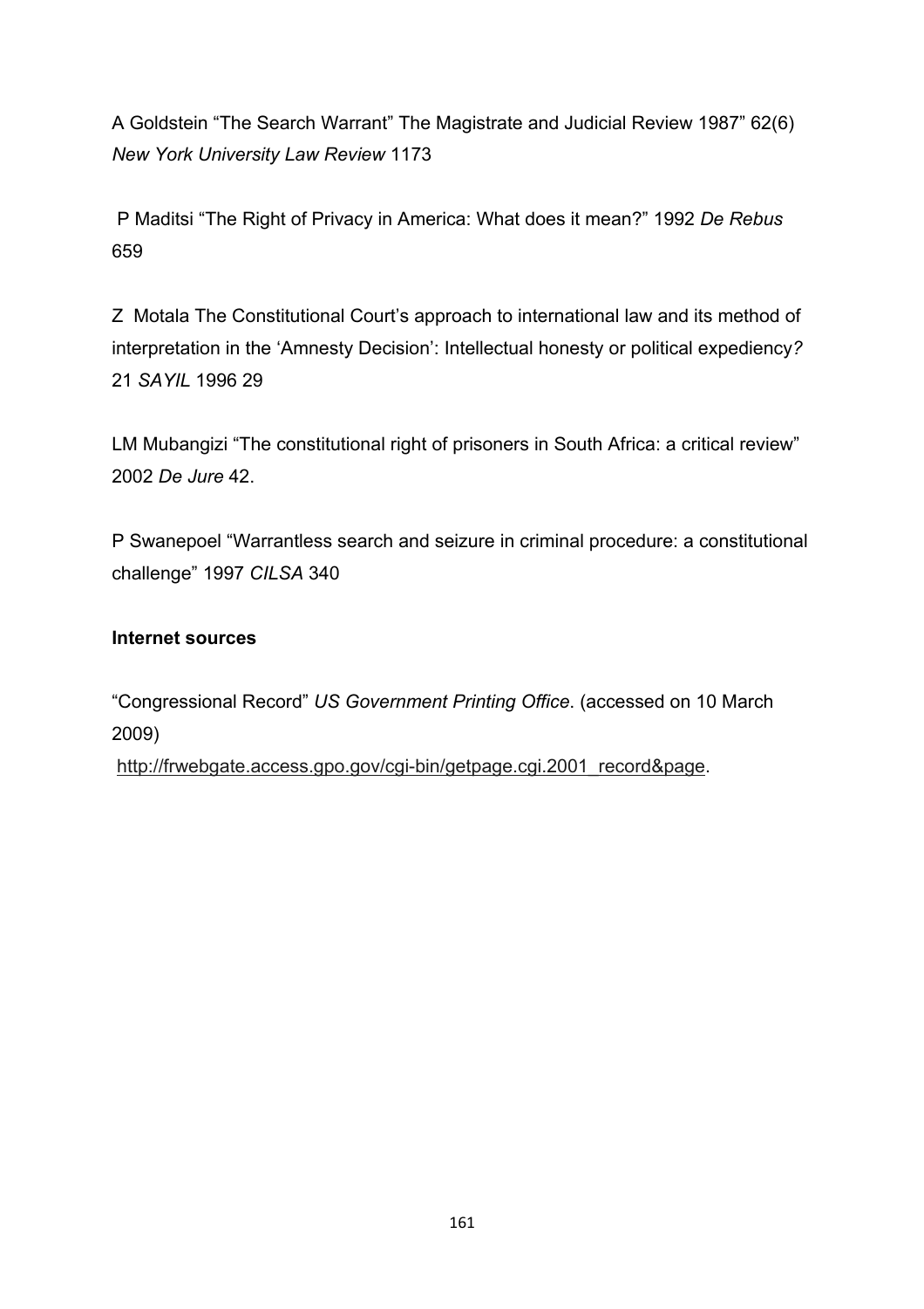A Goldstein "The Search Warrant" The Magistrate and Judicial Review 1987" 62(6) *New York University Law Review* 1173

P Maditsi "The Right of Privacy in America: What does it mean?" 1992 *De Rebus* 659

Z Motala The Constitutional Court's approach to international law and its method of interpretation in the 'Amnesty Decision': Intellectual honesty or political expediency*?* 21 *SAYIL* 1996 29

LM Mubangizi "The constitutional right of prisoners in South Africa: a critical review" 2002 *De Jure* 42.

P Swanepoel "Warrantless search and seizure in criminal procedure: a constitutional challenge" 1997 *CILSA* 340

**Internet sources**

"Congressional Record" *US Government Printing Office*. (accessed on 10 March 2009)
http://frwebgate.access.gpo.gov/cgi-bin/getpage.cgi.2001_record&page.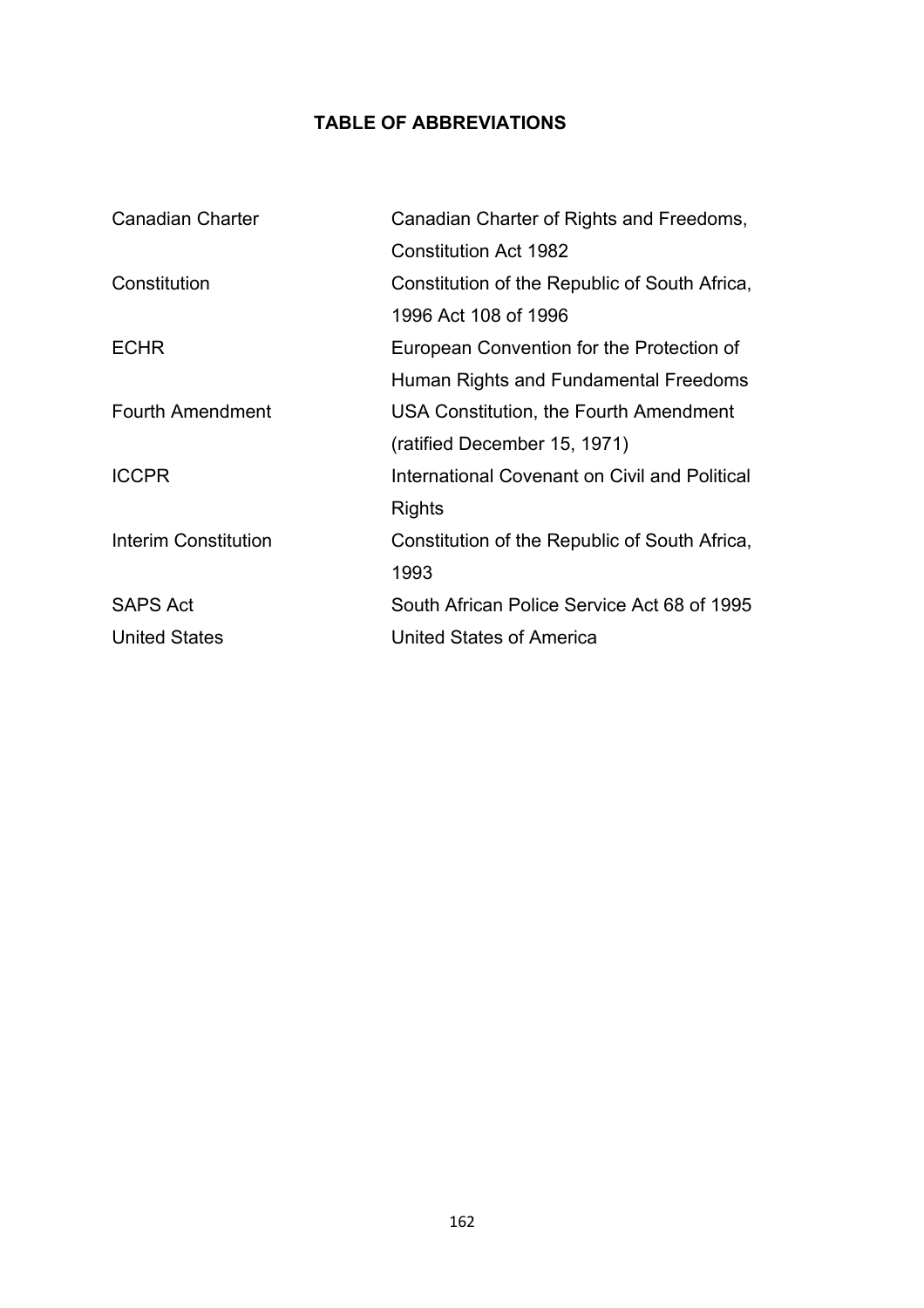## TABLE OF ABBREVIATIONS

| | |
|---|---|
| Canadian Charter | Canadian Charter of Rights and Freedoms, Constitution Act 1982 |
| Constitution | Constitution of the Republic of South Africa, 1996 Act 108 of 1996 |
| ECHR | European Convention for the Protection of Human Rights and Fundamental Freedoms |
| Fourth Amendment | USA Constitution, the Fourth Amendment (ratified December 15, 1971) |
| ICCPR | International Covenant on Civil and Political Rights |
| Interim Constitution | Constitution of the Republic of South Africa, 1993 |
| SAPS Act | South African Police Service Act 68 of 1995 |
| United States | United States of America |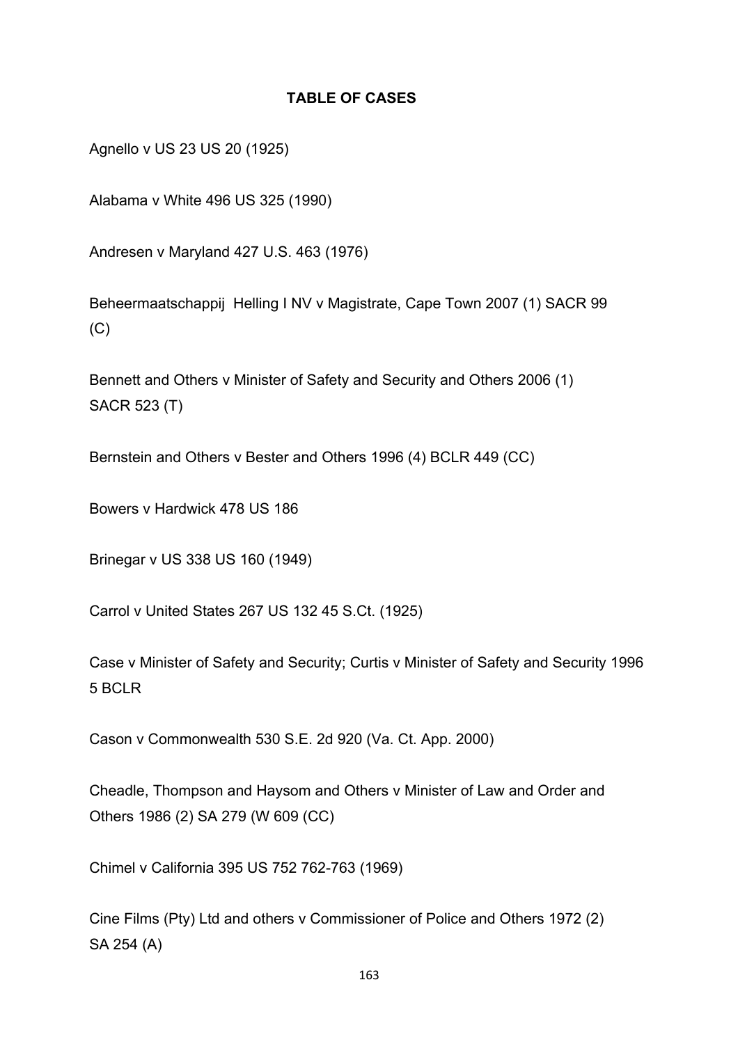## TABLE OF CASES

Agnello v US 23 US 20 (1925)

Alabama v White 496 US 325 (1990)

Andresen v Maryland 427 U.S. 463 (1976)

Beheermaatschappij Helling I NV v Magistrate, Cape Town 2007 (1) SACR 99 (C)

Bennett and Others v Minister of Safety and Security and Others 2006 (1) SACR 523 (T)

Bernstein and Others v Bester and Others 1996 (4) BCLR 449 (CC)

Bowers v Hardwick 478 US 186

Brinegar v US 338 US 160 (1949)

Carrol v United States 267 US 132 45 S.Ct. (1925)

Case v Minister of Safety and Security; Curtis v Minister of Safety and Security 1996 5 BCLR

Cason v Commonwealth 530 S.E. 2d 920 (Va. Ct. App. 2000)

Cheadle, Thompson and Haysom and Others v Minister of Law and Order and Others 1986 (2) SA 279 (W 609 (CC)

Chimel v California 395 US 752 762-763 (1969)

Cine Films (Pty) Ltd and others v Commissioner of Police and Others 1972 (2) SA 254 (A)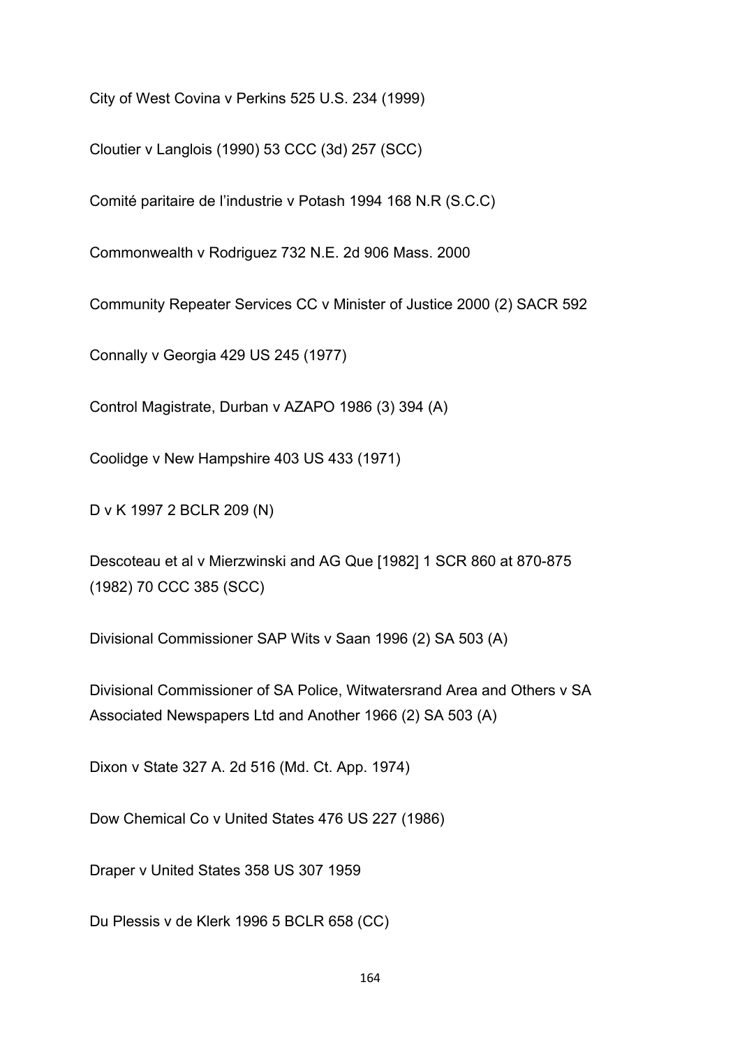City of West Covina v Perkins 525 U.S. 234 (1999)

Cloutier v Langlois (1990) 53 CCC (3d) 257 (SCC)

Comité paritaire de l'industrie v Potash 1994 168 N.R (S.C.C)

Commonwealth v Rodriguez 732 N.E. 2d 906 Mass. 2000

Community Repeater Services CC v Minister of Justice 2000 (2) SACR 592

Connally v Georgia 429 US 245 (1977)

Control Magistrate, Durban v AZAPO 1986 (3) 394 (A)

Coolidge v New Hampshire 403 US 433 (1971)

D v K 1997 2 BCLR 209 (N)

Descoteau et al v Mierzwinski and AG Que [1982] 1 SCR 860 at 870-875 (1982) 70 CCC 385 (SCC)

Divisional Commissioner SAP Wits v Saan 1996 (2) SA 503 (A)

Divisional Commissioner of SA Police, Witwatersrand Area and Others v SA Associated Newspapers Ltd and Another 1966 (2) SA 503 (A)

Dixon v State 327 A. 2d 516 (Md. Ct. App. 1974)

Dow Chemical Co v United States 476 US 227 (1986)

Draper v United States 358 US 307 1959

Du Plessis v de Klerk 1996 5 BCLR 658 (CC)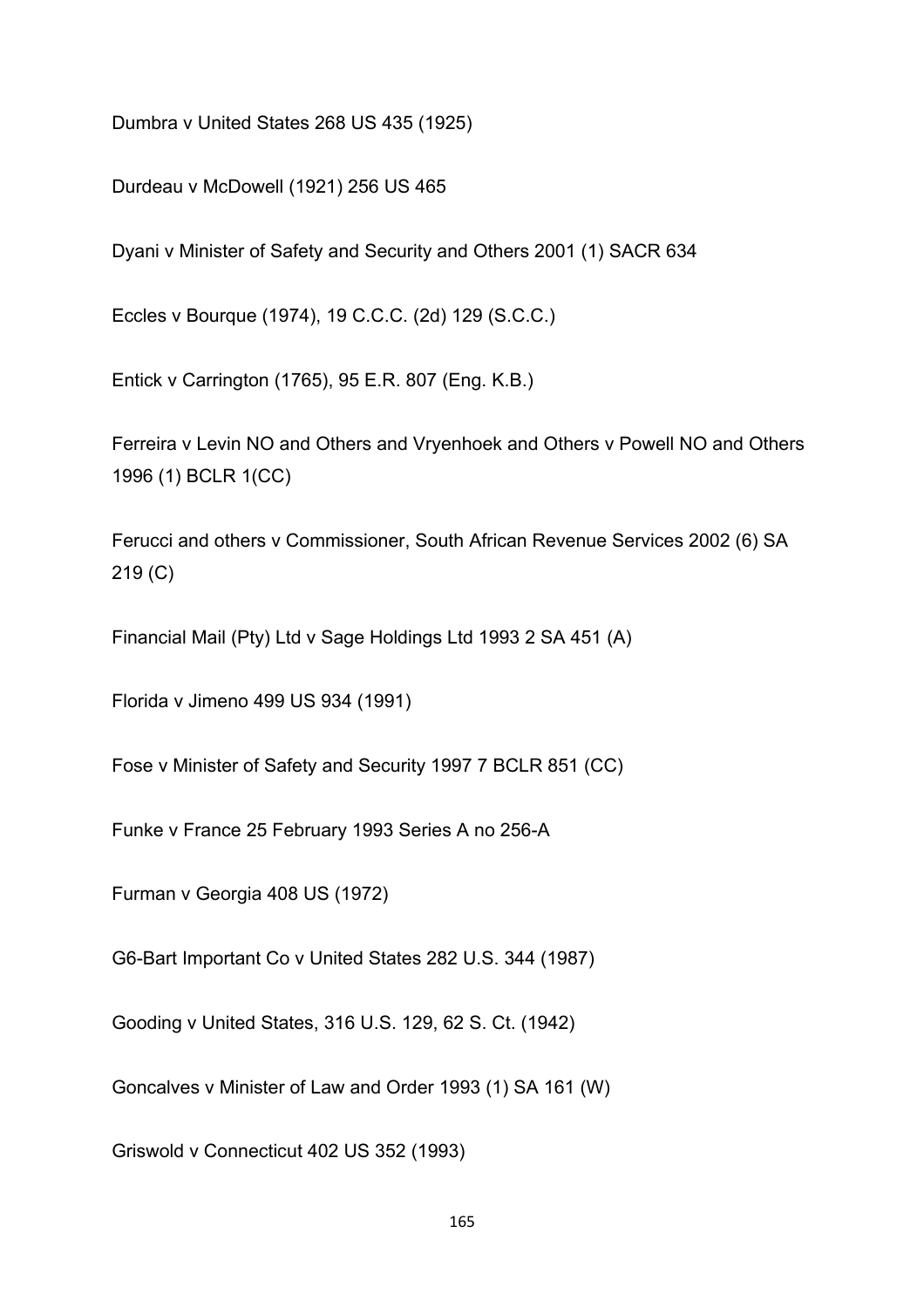Dumbra v United States 268 US 435 (1925)

Durdeau v McDowell (1921) 256 US 465

Dyani v Minister of Safety and Security and Others 2001 (1) SACR 634

Eccles v Bourque (1974), 19 C.C.C. (2d) 129 (S.C.C.)

Entick v Carrington (1765), 95 E.R. 807 (Eng. K.B.)

Ferreira v Levin NO and Others and Vryenhoek and Others v Powell NO and Others 1996 (1) BCLR 1(CC)

Ferucci and others v Commissioner, South African Revenue Services 2002 (6) SA 219 (C)

Financial Mail (Pty) Ltd v Sage Holdings Ltd 1993 2 SA 451 (A)

Florida v Jimeno 499 US 934 (1991)

Fose v Minister of Safety and Security 1997 7 BCLR 851 (CC)

Funke v France 25 February 1993 Series A no 256-A

Furman v Georgia 408 US (1972)

G6-Bart Important Co v United States 282 U.S. 344 (1987)

Gooding v United States, 316 U.S. 129, 62 S. Ct. (1942)

Goncalves v Minister of Law and Order 1993 (1) SA 161 (W)

Griswold v Connecticut 402 US 352 (1993)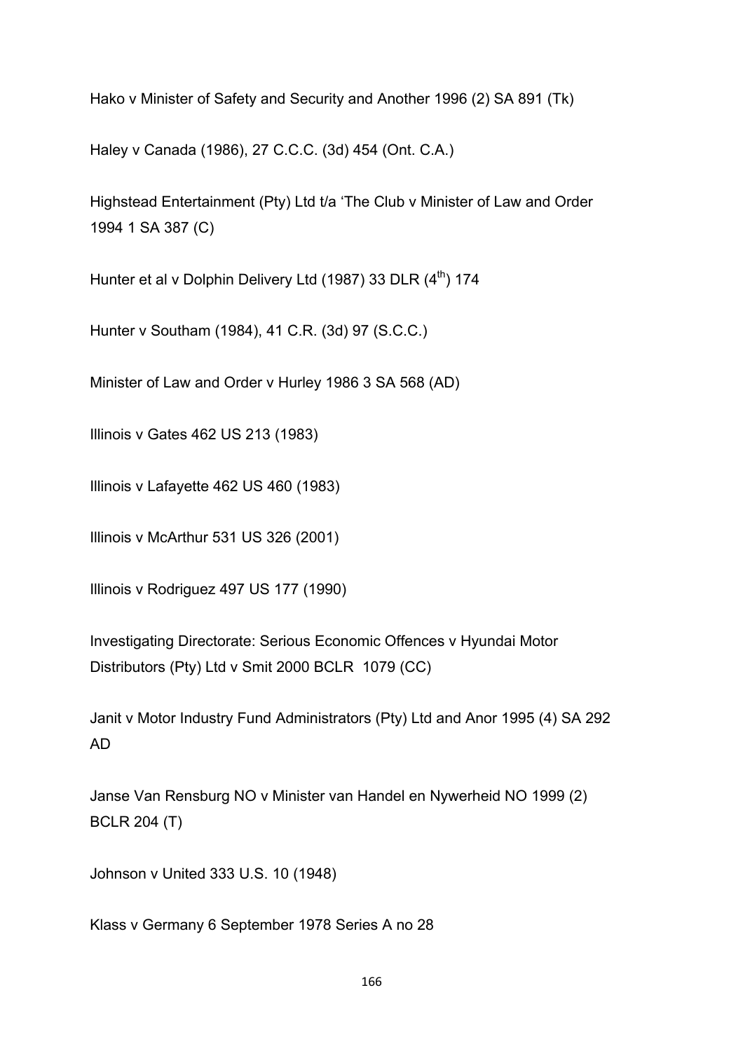Hako v Minister of Safety and Security and Another 1996 (2) SA 891 (Tk)

Haley v Canada (1986), 27 C.C.C. (3d) 454 (Ont. C.A.)

Highstead Entertainment (Pty) Ltd t/a 'The Club v Minister of Law and Order 1994 1 SA 387 (C)

Hunter et al v Dolphin Delivery Ltd (1987) 33 DLR (4th) 174

Hunter v Southam (1984), 41 C.R. (3d) 97 (S.C.C.)

Minister of Law and Order v Hurley 1986 3 SA 568 (AD)

Illinois v Gates 462 US 213 (1983)

Illinois v Lafayette 462 US 460 (1983)

Illinois v McArthur 531 US 326 (2001)

Illinois v Rodriguez 497 US 177 (1990)

Investigating Directorate: Serious Economic Offences v Hyundai Motor Distributors (Pty) Ltd v Smit 2000 BCLR 1079 (CC)

Janit v Motor Industry Fund Administrators (Pty) Ltd and Anor 1995 (4) SA 292 AD

Janse Van Rensburg NO v Minister van Handel en Nywerheid NO 1999 (2) BCLR 204 (T)

Johnson v United 333 U.S. 10 (1948)

Klass v Germany 6 September 1978 Series A no 28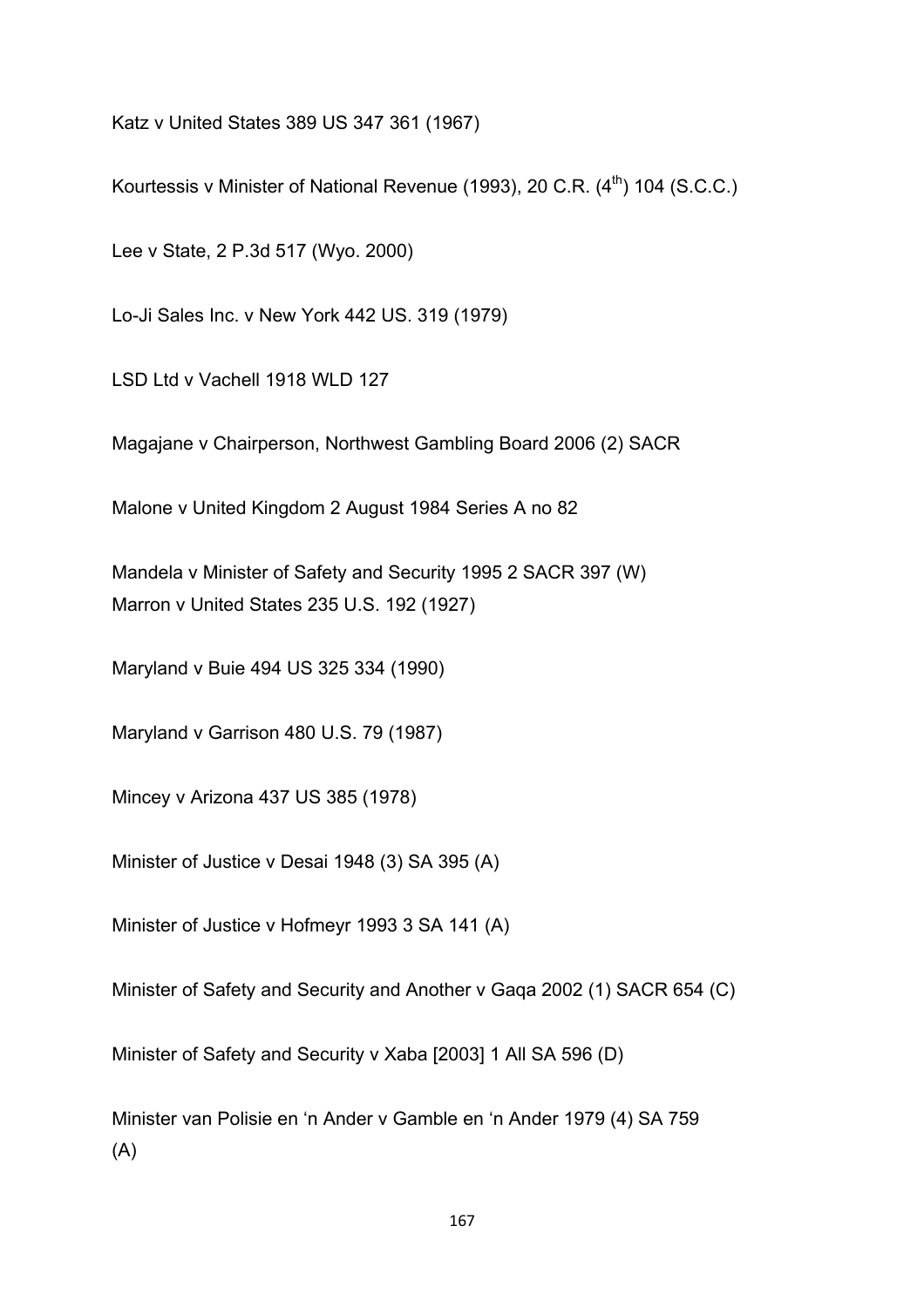Katz v United States 389 US 347 361 (1967)

Kourtessis v Minister of National Revenue (1993), 20 C.R. ($4^{th}$) 104 (S.C.C.)

Lee v State, 2 P.3d 517 (Wyo. 2000)

Lo-Ji Sales Inc. v New York 442 US. 319 (1979)

LSD Ltd v Vachell 1918 WLD 127

Magajane v Chairperson, Northwest Gambling Board 2006 (2) SACR

Malone v United Kingdom 2 August 1984 Series A no 82

Mandela v Minister of Safety and Security 1995 2 SACR 397 (W)
Marron v United States 235 U.S. 192 (1927)

Maryland v Buie 494 US 325 334 (1990)

Maryland v Garrison 480 U.S. 79 (1987)

Mincey v Arizona 437 US 385 (1978)

Minister of Justice v Desai 1948 (3) SA 395 (A)

Minister of Justice v Hofmeyr 1993 3 SA 141 (A)

Minister of Safety and Security and Another v Gaqa 2002 (1) SACR 654 (C)

Minister of Safety and Security v Xaba [2003] 1 All SA 596 (D)

Minister van Polisie en 'n Ander v Gamble en 'n Ander 1979 (4) SA 759 (A)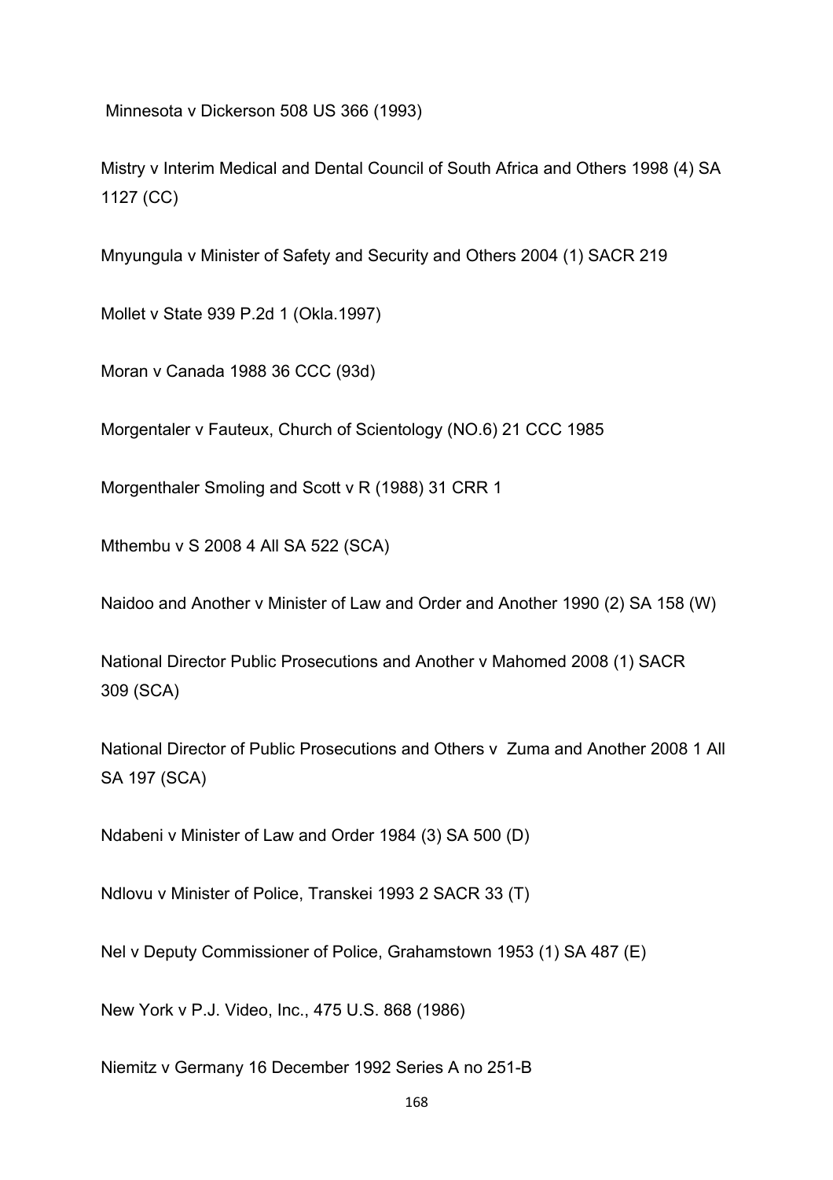Minnesota v Dickerson 508 US 366 (1993)

Mistry v Interim Medical and Dental Council of South Africa and Others 1998 (4) SA 1127 (CC)

Mnyungula v Minister of Safety and Security and Others 2004 (1) SACR 219

Mollet v State 939 P.2d 1 (Okla.1997)

Moran v Canada 1988 36 CCC (93d)

Morgentaler v Fauteux, Church of Scientology (NO.6) 21 CCC 1985

Morgenthaler Smoling and Scott v R (1988) 31 CRR 1

Mthembu v S 2008 4 All SA 522 (SCA)

Naidoo and Another v Minister of Law and Order and Another 1990 (2) SA 158 (W)

National Director Public Prosecutions and Another v Mahomed 2008 (1) SACR 309 (SCA)

National Director of Public Prosecutions and Others v Zuma and Another 2008 1 All SA 197 (SCA)

Ndabeni v Minister of Law and Order 1984 (3) SA 500 (D)

Ndlovu v Minister of Police, Transkei 1993 2 SACR 33 (T)

Nel v Deputy Commissioner of Police, Grahamstown 1953 (1) SA 487 (E)

New York v P.J. Video, Inc., 475 U.S. 868 (1986)

Niemitz v Germany 16 December 1992 Series A no 251-B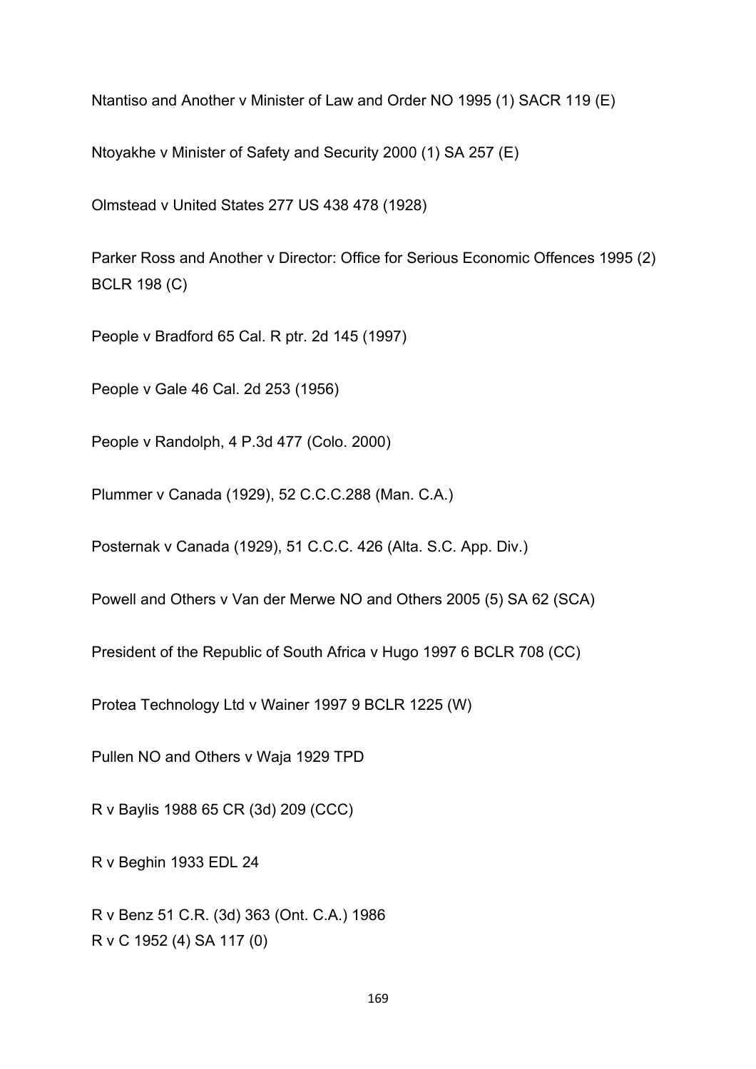Ntantiso and Another v Minister of Law and Order NO 1995 (1) SACR 119 (E)

Ntoyakhe v Minister of Safety and Security 2000 (1) SA 257 (E)

Olmstead v United States 277 US 438 478 (1928)

Parker Ross and Another v Director: Office for Serious Economic Offences 1995 (2) BCLR 198 (C)

People v Bradford 65 Cal. R ptr. 2d 145 (1997)

People v Gale 46 Cal. 2d 253 (1956)

People v Randolph, 4 P.3d 477 (Colo. 2000)

Plummer v Canada (1929), 52 C.C.C.288 (Man. C.A.)

Posternak v Canada (1929), 51 C.C.C. 426 (Alta. S.C. App. Div.)

Powell and Others v Van der Merwe NO and Others 2005 (5) SA 62 (SCA)

President of the Republic of South Africa v Hugo 1997 6 BCLR 708 (CC)

Protea Technology Ltd v Wainer 1997 9 BCLR 1225 (W)

Pullen NO and Others v Waja 1929 TPD

R v Baylis 1988 65 CR (3d) 209 (CCC)

R v Beghin 1933 EDL 24

R v Benz 51 C.R. (3d) 363 (Ont. C.A.) 1986
R v C 1952 (4) SA 117 (0)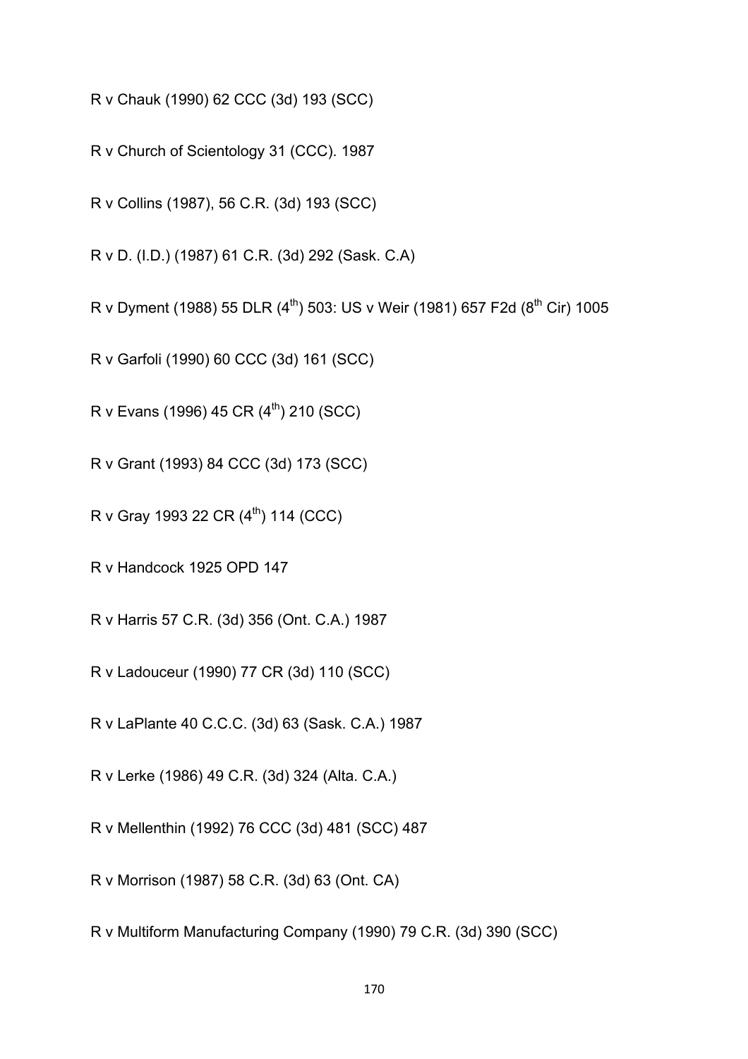R v Chauk (1990) 62 CCC (3d) 193 (SCC)

R v Church of Scientology 31 (CCC). 1987

R v Collins (1987), 56 C.R. (3d) 193 (SCC)

R v D. (I.D.) (1987) 61 C.R. (3d) 292 (Sask. C.A)

R v Dyment (1988) 55 DLR ($4^{th}$) 503: US v Weir (1981) 657 F2d ($8^{th}$ Cir) 1005

R v Garfoli (1990) 60 CCC (3d) 161 (SCC)

R v Evans (1996) 45 CR ($4^{th}$) 210 (SCC)

R v Grant (1993) 84 CCC (3d) 173 (SCC)

R v Gray 1993 22 CR ($4^{th}$) 114 (CCC)

R v Handcock 1925 OPD 147

R v Harris 57 C.R. (3d) 356 (Ont. C.A.) 1987

R v Ladouceur (1990) 77 CR (3d) 110 (SCC)

R v LaPlante 40 C.C.C. (3d) 63 (Sask. C.A.) 1987

R v Lerke (1986) 49 C.R. (3d) 324 (Alta. C.A.)

R v Mellenthin (1992) 76 CCC (3d) 481 (SCC) 487

R v Morrison (1987) 58 C.R. (3d) 63 (Ont. CA)

R v Multiform Manufacturing Company (1990) 79 C.R. (3d) 390 (SCC)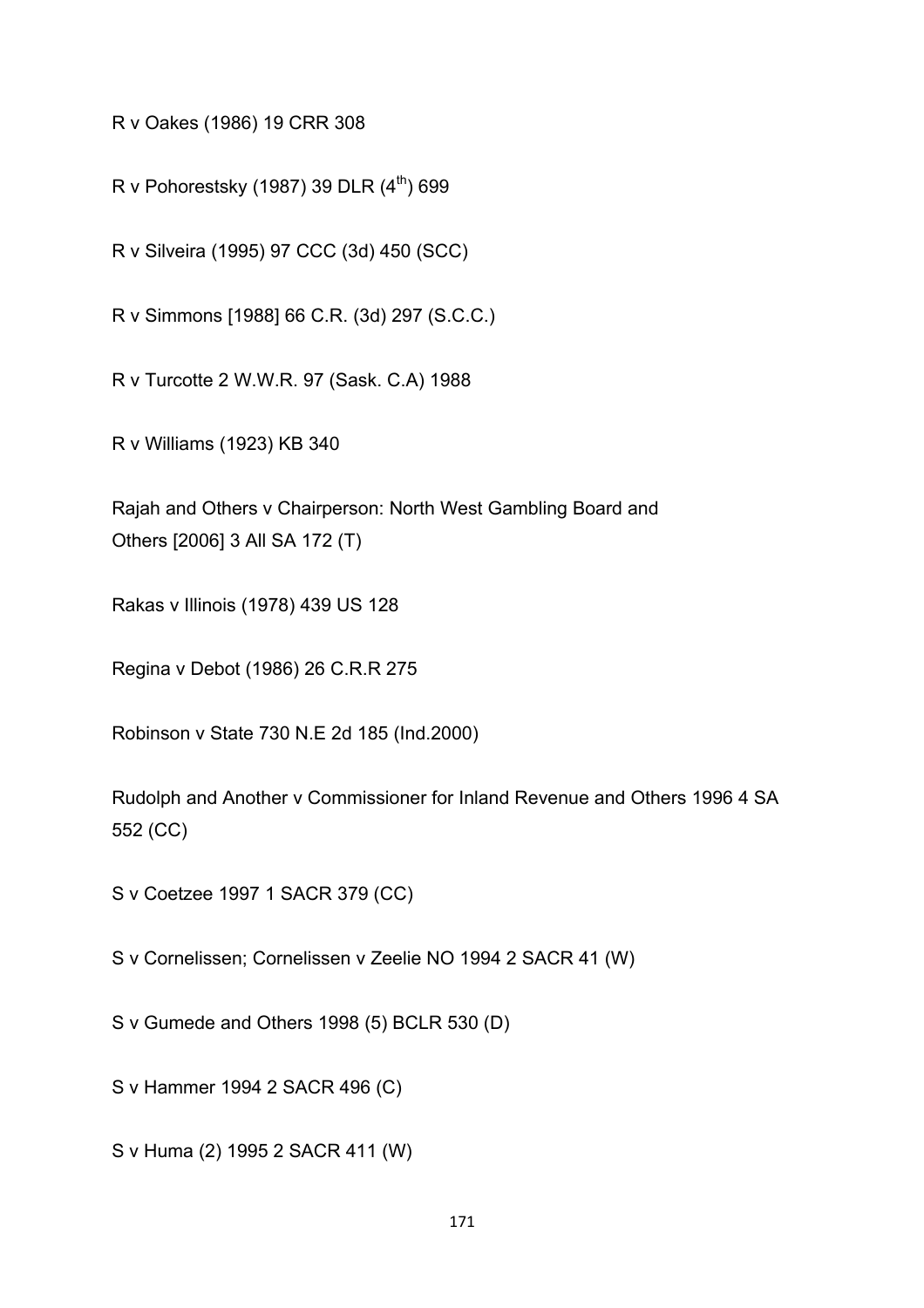R v Oakes (1986) 19 CRR 308

R v Pohorestsky (1987) 39 DLR ($4^{th}$) 699

R v Silveira (1995) 97 CCC (3d) 450 (SCC)

R v Simmons [1988] 66 C.R. (3d) 297 (S.C.C.)

R v Turcotte 2 W.W.R. 97 (Sask. C.A) 1988

R v Williams (1923) KB 340

Rajah and Others v Chairperson: North West Gambling Board and Others [2006] 3 All SA 172 (T)

Rakas v Illinois (1978) 439 US 128

Regina v Debot (1986) 26 C.R.R 275

Robinson v State 730 N.E 2d 185 (Ind.2000)

Rudolph and Another v Commissioner for Inland Revenue and Others 1996 4 SA 552 (CC)

S v Coetzee 1997 1 SACR 379 (CC)

S v Cornelissen; Cornelissen v Zeelie NO 1994 2 SACR 41 (W)

S v Gumede and Others 1998 (5) BCLR 530 (D)

S v Hammer 1994 2 SACR 496 (C)

S v Huma (2) 1995 2 SACR 411 (W)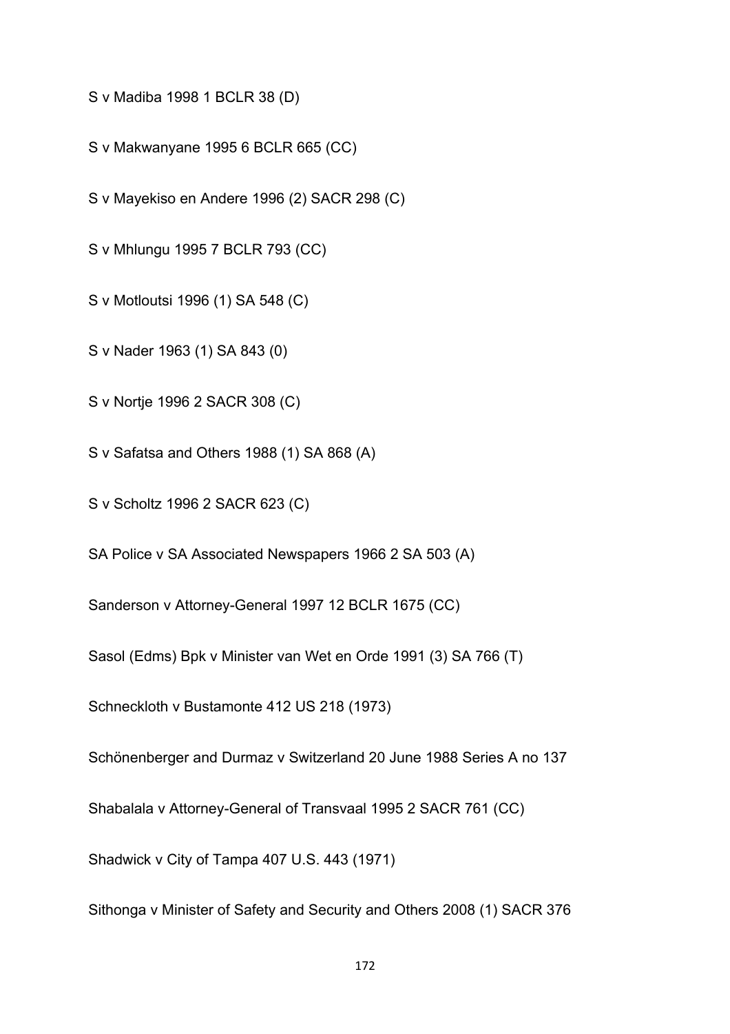S v Madiba 1998 1 BCLR 38 (D)

S v Makwanyane 1995 6 BCLR 665 (CC)

S v Mayekiso en Andere 1996 (2) SACR 298 (C)

S v Mhlungu 1995 7 BCLR 793 (CC)

S v Motloutsi 1996 (1) SA 548 (C)

S v Nader 1963 (1) SA 843 (0)

S v Nortje 1996 2 SACR 308 (C)

S v Safatsa and Others 1988 (1) SA 868 (A)

S v Scholtz 1996 2 SACR 623 (C)

SA Police v SA Associated Newspapers 1966 2 SA 503 (A)

Sanderson v Attorney-General 1997 12 BCLR 1675 (CC)

Sasol (Edms) Bpk v Minister van Wet en Orde 1991 (3) SA 766 (T)

Schneckloth v Bustamonte 412 US 218 (1973)

Schönenberger and Durmaz v Switzerland 20 June 1988 Series A no 137

Shabalala v Attorney-General of Transvaal 1995 2 SACR 761 (CC)

Shadwick v City of Tampa 407 U.S. 443 (1971)

Sithonga v Minister of Safety and Security and Others 2008 (1) SACR 376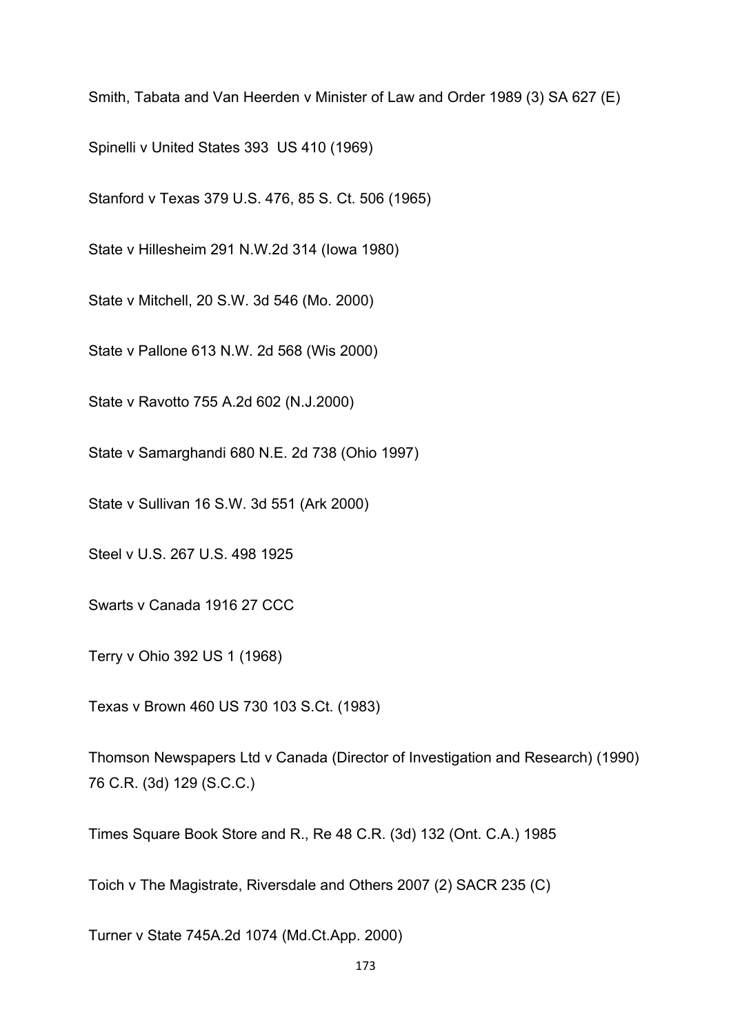Smith, Tabata and Van Heerden v Minister of Law and Order 1989 (3) SA 627 (E)

Spinelli v United States 393 US 410 (1969)

Stanford v Texas 379 U.S. 476, 85 S. Ct. 506 (1965)

State v Hillesheim 291 N.W.2d 314 (Iowa 1980)

State v Mitchell, 20 S.W. 3d 546 (Mo. 2000)

State v Pallone 613 N.W. 2d 568 (Wis 2000)

State v Ravotto 755 A.2d 602 (N.J.2000)

State v Samarghandi 680 N.E. 2d 738 (Ohio 1997)

State v Sullivan 16 S.W. 3d 551 (Ark 2000)

Steel v U.S. 267 U.S. 498 1925

Swarts v Canada 1916 27 CCC

Terry v Ohio 392 US 1 (1968)

Texas v Brown 460 US 730 103 S.Ct. (1983)

Thomson Newspapers Ltd v Canada (Director of Investigation and Research) (1990) 76 C.R. (3d) 129 (S.C.C.)

Times Square Book Store and R., Re 48 C.R. (3d) 132 (Ont. C.A.) 1985

Toich v The Magistrate, Riversdale and Others 2007 (2) SACR 235 (C)

Turner v State 745A.2d 1074 (Md.Ct.App. 2000)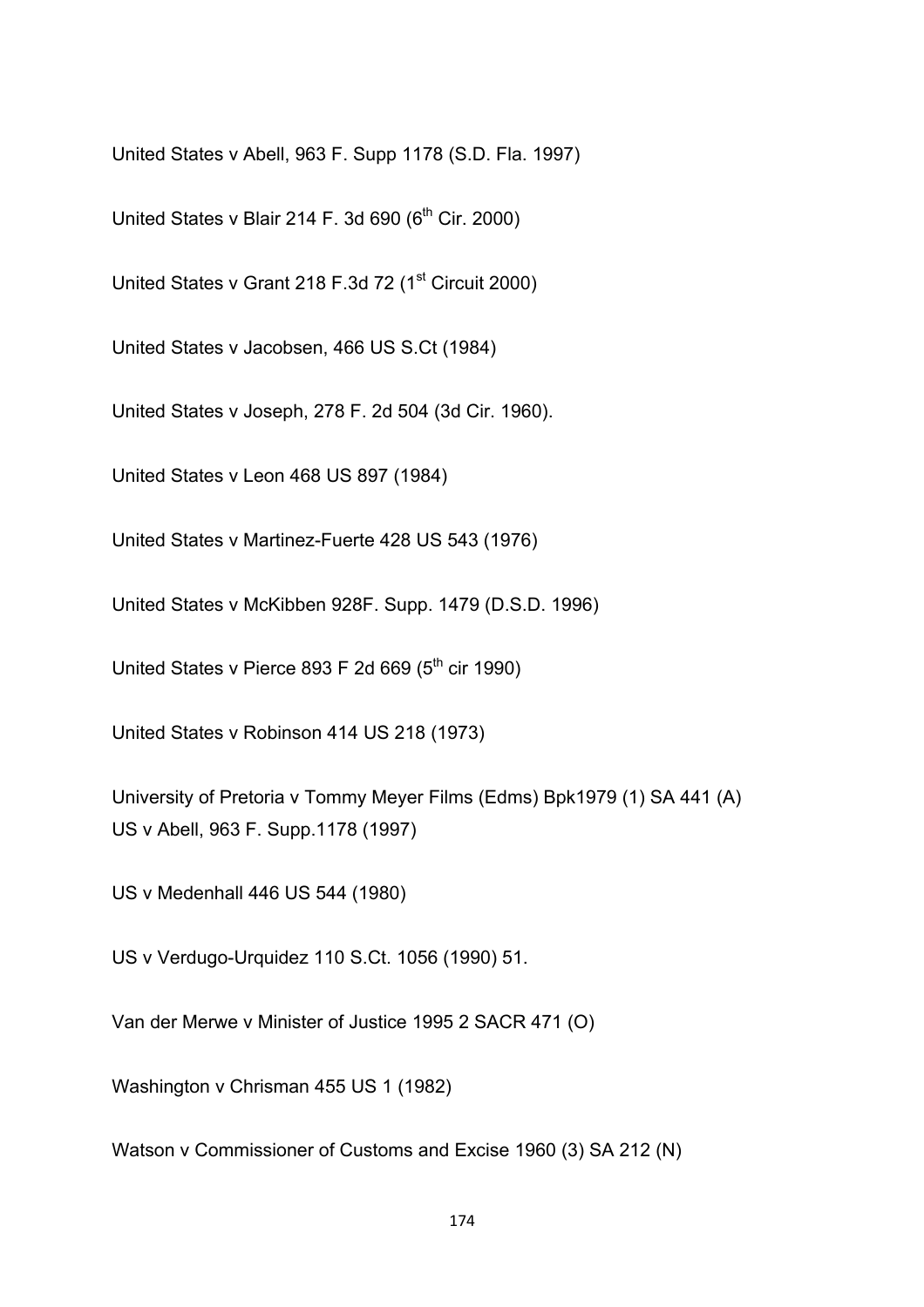United States v Abell, 963 F. Supp 1178 (S.D. Fla. 1997)

United States v Blair 214 F. 3d 690 (6th Cir. 2000)

United States v Grant 218 F.3d 72 (1st Circuit 2000)

United States v Jacobsen, 466 US S.Ct (1984)

United States v Joseph, 278 F. 2d 504 (3d Cir. 1960).

United States v Leon 468 US 897 (1984)

United States v Martinez-Fuerte 428 US 543 (1976)

United States v McKibben 928F. Supp. 1479 (D.S.D. 1996)

United States v Pierce 893 F 2d 669 (5th cir 1990)

United States v Robinson 414 US 218 (1973)

University of Pretoria v Tommy Meyer Films (Edms) Bpk1979 (1) SA 441 (A)
US v Abell, 963 F. Supp.1178 (1997)

US v Medenhall 446 US 544 (1980)

US v Verdugo-Urquidez 110 S.Ct. 1056 (1990) 51.

Van der Merwe v Minister of Justice 1995 2 SACR 471 (O)

Washington v Chrisman 455 US 1 (1982)

Watson v Commissioner of Customs and Excise 1960 (3) SA 212 (N)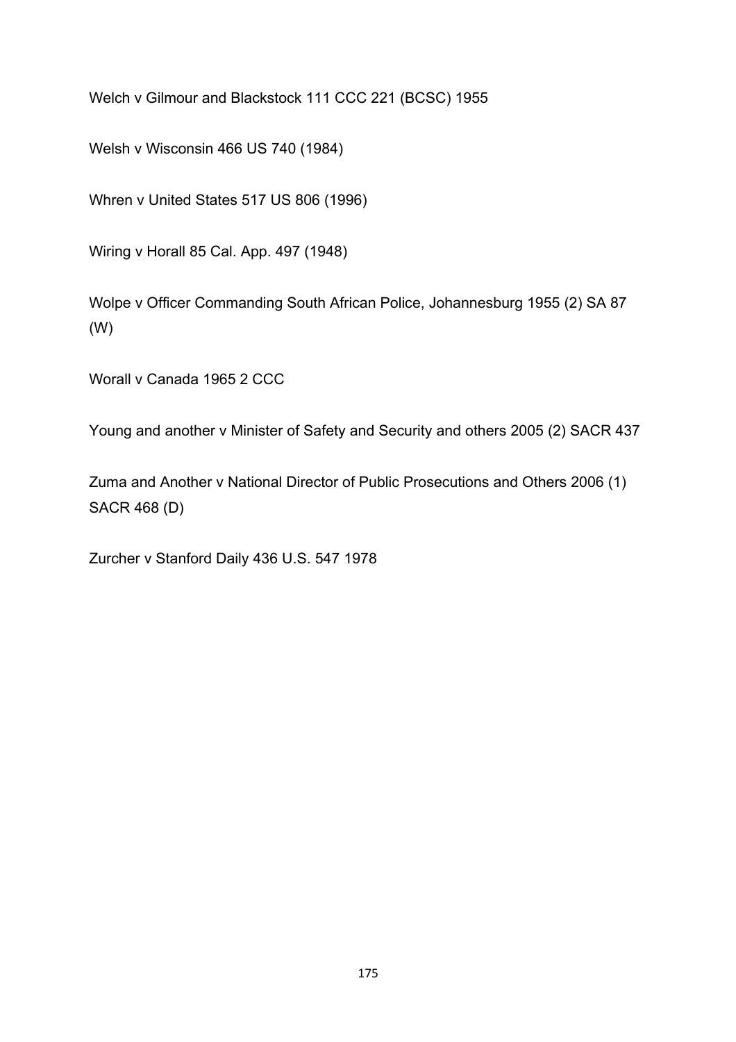Welch v Gilmour and Blackstock 111 CCC 221 (BCSC) 1955

Welsh v Wisconsin 466 US 740 (1984)

Whren v United States 517 US 806 (1996)

Wiring v Horall 85 Cal. App. 497 (1948)

Wolpe v Officer Commanding South African Police, Johannesburg 1955 (2) SA 87 (W)

Worall v Canada 1965 2 CCC

Young and another v Minister of Safety and Security and others 2005 (2) SACR 437

Zuma and Another v National Director of Public Prosecutions and Others 2006 (1) SACR 468 (D)

Zurcher v Stanford Daily 436 U.S. 547 1978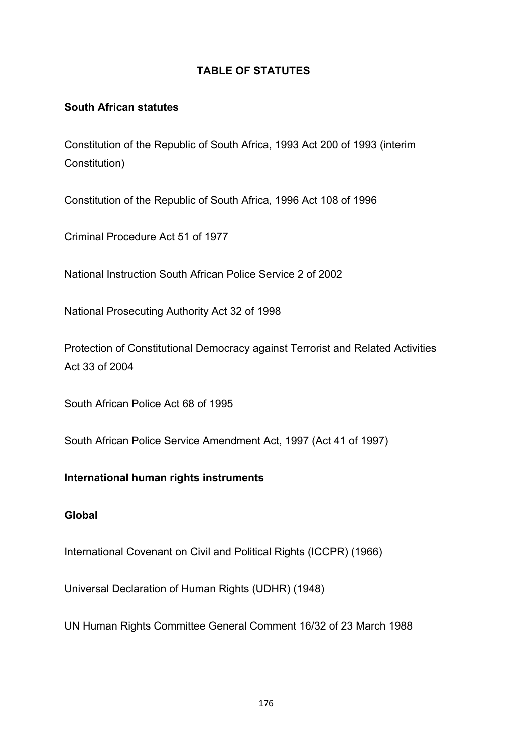# TABLE OF STATUTES

## South African statutes

Constitution of the Republic of South Africa, 1993 Act 200 of 1993 (interim Constitution)

Constitution of the Republic of South Africa, 1996 Act 108 of 1996

Criminal Procedure Act 51 of 1977

National Instruction South African Police Service 2 of 2002

National Prosecuting Authority Act 32 of 1998

Protection of Constitutional Democracy against Terrorist and Related Activities Act 33 of 2004

South African Police Act 68 of 1995

South African Police Service Amendment Act, 1997 (Act 41 of 1997)

## International human rights instruments

### Global

International Covenant on Civil and Political Rights (ICCPR) (1966)

Universal Declaration of Human Rights (UDHR) (1948)

UN Human Rights Committee General Comment 16/32 of 23 March 1988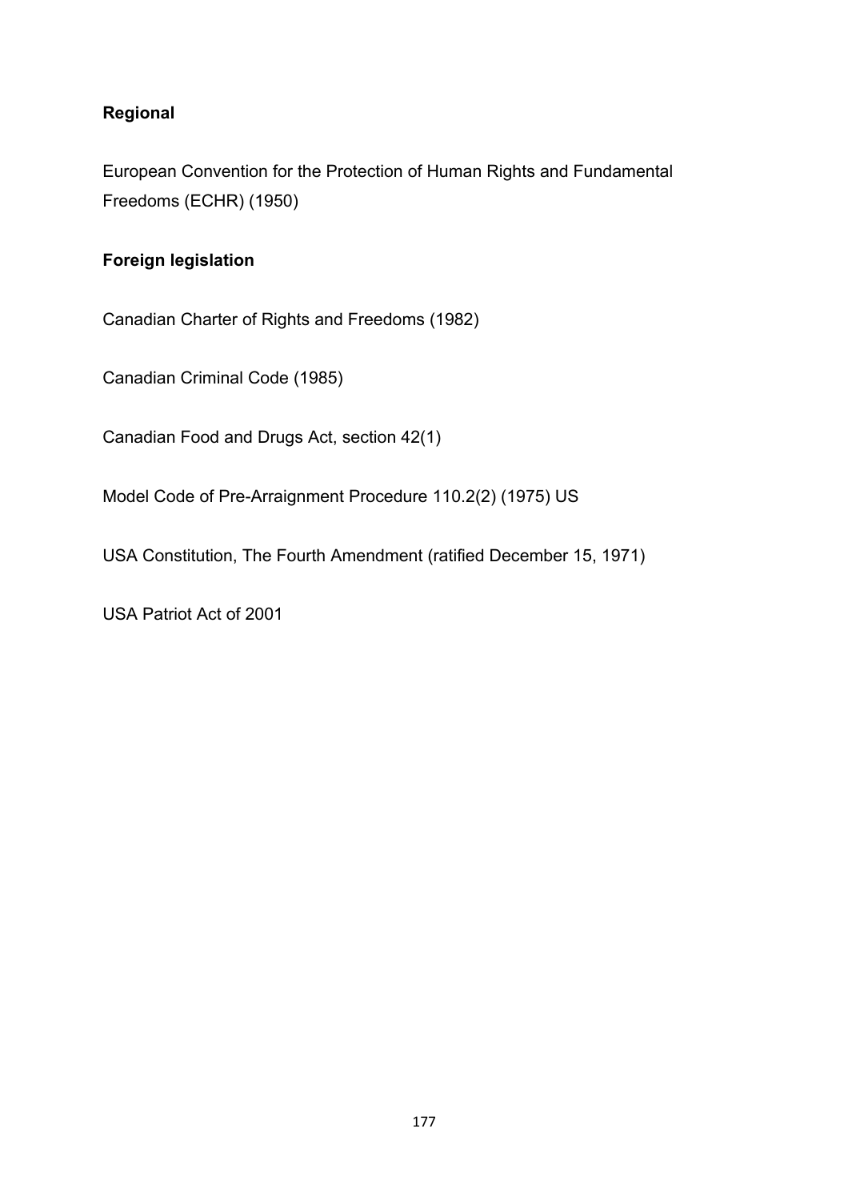## Regional

European Convention for the Protection of Human Rights and Fundamental Freedoms (ECHR) (1950)

## Foreign legislation

Canadian Charter of Rights and Freedoms (1982)

Canadian Criminal Code (1985)

Canadian Food and Drugs Act, section 42(1)

Model Code of Pre-Arraignment Procedure 110.2(2) (1975) US

USA Constitution, The Fourth Amendment (ratified December 15, 1971)

USA Patriot Act of 2001